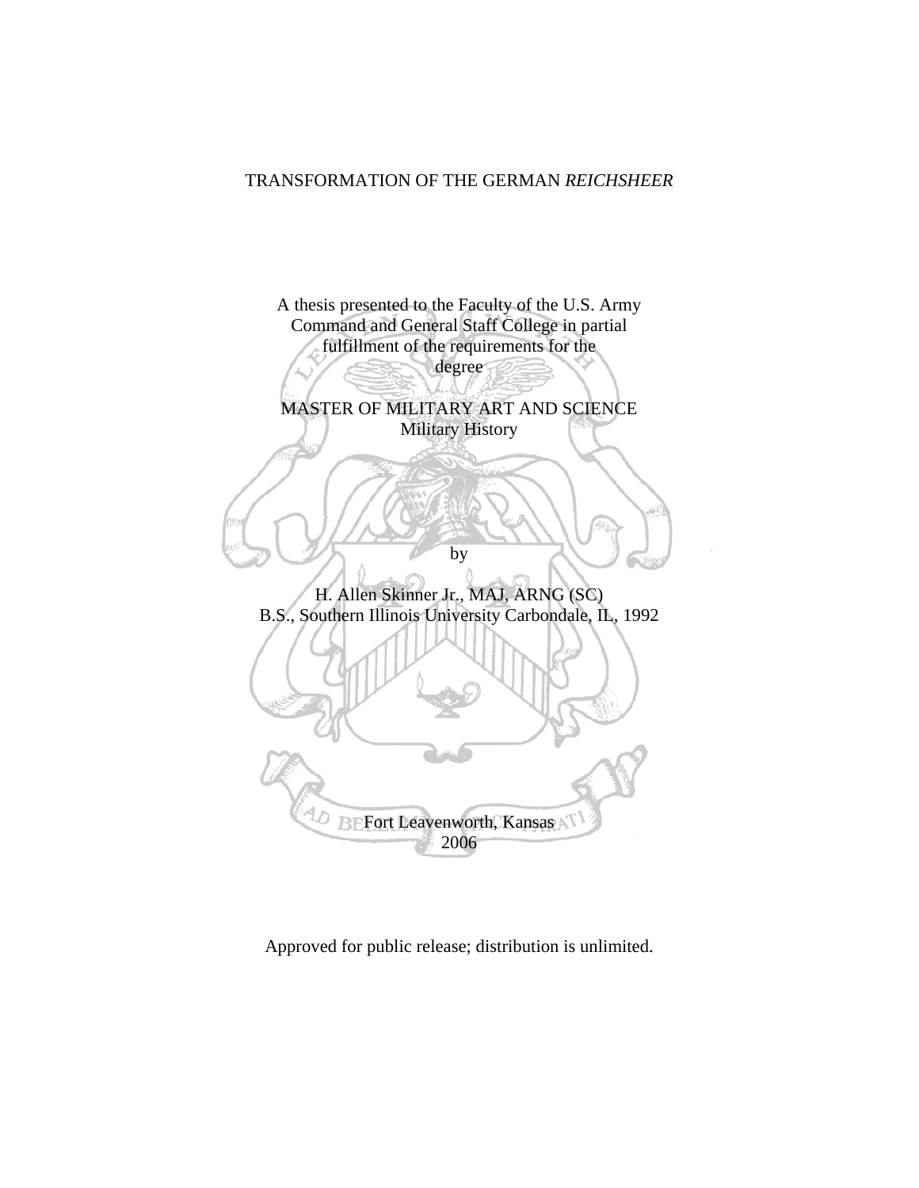# TRANSFORMATION OF THE GERMAN *REICHSHEER*

A thesis presented to the Faculty of the U.S. Army Command and General Staff College in partial fulfillment of the requirements for the degree

MASTER OF MILITARY ART AND SCIENCE
Military History

by

H. Allen Skinner Jr., MAJ, ARNG (SC)
B.S., Southern Illinois University Carbondale, IL, 1992

Fort Leavenworth, Kansas
2006

Approved for public release; distribution is unlimited.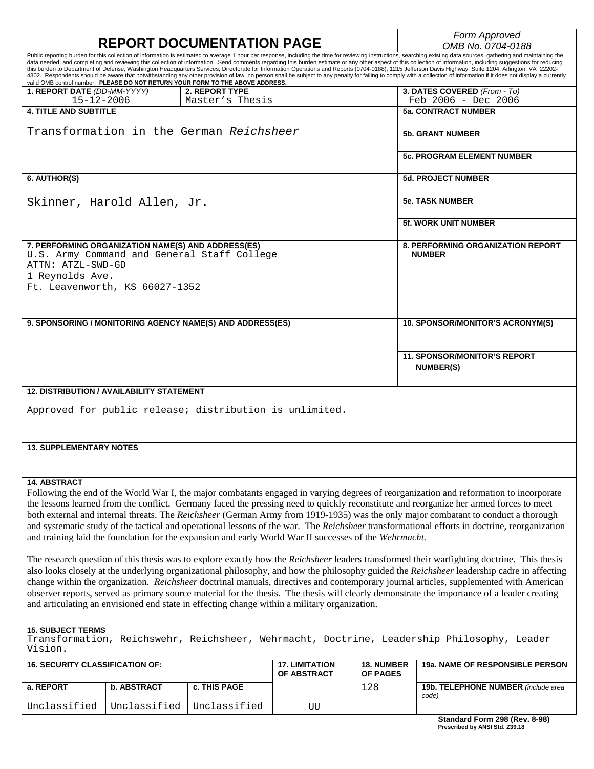# REPORT DOCUMENTATION PAGE

*Form Approved*
*OMB No. 0704-0188*

Public reporting burden for this collection of information is estimated to average 1 hour per response, including the time for reviewing instructions, searching existing data sources, gathering and maintaining the data needed, and completing and reviewing this collection of information. Send comments regarding this burden estimate or any other aspect of this collection of information, including suggestions for reducing this burden to Department of Defense, Washington Headquarters Services, Directorate for Information Operations and Reports (0704-0188), 1215 Jefferson Davis Highway, Suite 1204, Arlington, VA 22202-4302. Respondents should be aware that notwithstanding any other provision of law, no person shall be subject to any penalty for failing to comply with a collection of information if it does not display a currently valid OMB control number. **PLEASE DO NOT RETURN YOUR FORM TO THE ABOVE ADDRESS.**

| **1. REPORT DATE** *(DD-MM-YYYY)* | **2. REPORT TYPE** | **3. DATES COVERED** *(From - To)* |
|---|---|---|
| 15-12-2006 | Master's Thesis | Feb 2006 - Dec 2006 |

**4. TITLE AND SUBTITLE**

Transformation in the German *Reichsheer*

**5a. CONTRACT NUMBER**

**5b. GRANT NUMBER**

**5c. PROGRAM ELEMENT NUMBER**

**6. AUTHOR(S)**

Skinner, Harold Allen, Jr.

**5d. PROJECT NUMBER**

**5e. TASK NUMBER**

**5f. WORK UNIT NUMBER**

**7. PERFORMING ORGANIZATION NAME(S) AND ADDRESS(ES)**

U.S. Army Command and General Staff College
ATTN: ATZL-SWD-GD
1 Reynolds Ave.
Ft. Leavenworth, KS 66027-1352

**8. PERFORMING ORGANIZATION REPORT NUMBER**

**9. SPONSORING / MONITORING AGENCY NAME(S) AND ADDRESS(ES)**

**10. SPONSOR/MONITOR'S ACRONYM(S)**

**11. SPONSOR/MONITOR'S REPORT NUMBER(S)**

**12. DISTRIBUTION / AVAILABILITY STATEMENT**

Approved for public release; distribution is unlimited.

**13. SUPPLEMENTARY NOTES**

**14. ABSTRACT**

Following the end of the World War I, the major combatants engaged in varying degrees of reorganization and reformation to incorporate the lessons learned from the conflict. Germany faced the pressing need to quickly reconstitute and reorganize her armed forces to meet both external and internal threats. The *Reichsheer* (German Army from 1919-1935) was the only major combatant to conduct a thorough and systematic study of the tactical and operational lessons of the war. The *Reichsheer* transformational efforts in doctrine, reorganization and training laid the foundation for the expansion and early World War II successes of the *Wehrmacht.*

The research question of this thesis was to explore exactly how the *Reichsheer* leaders transformed their warfighting doctrine. This thesis also looks closely at the underlying organizational philosophy, and how the philosophy guided the *Reichsheer* leadership cadre in affecting change within the organization. *Reichsheer* doctrinal manuals, directives and contemporary journal articles, supplemented with American observer reports, served as primary source material for the thesis. The thesis will clearly demonstrate the importance of a leader creating and articulating an envisioned end state in effecting change within a military organization.

**15. SUBJECT TERMS**

Transformation, Reichswehr, Reichsheer, Wehrmacht, Doctrine, Leadership Philosophy, Leader Vision.

| **16. SECURITY CLASSIFICATION OF:** | | | **17. LIMITATION OF ABSTRACT** | **18. NUMBER OF PAGES** | **19a. NAME OF RESPONSIBLE PERSON** |
|---|---|---|---|---|---|
| **a. REPORT** | **b. ABSTRACT** | **c. THIS PAGE** | | 128 | **19b. TELEPHONE NUMBER** *(include area code)* |
| Unclassified | Unclassified | Unclassified | UU | | |

**Standard Form 298 (Rev. 8-98)**
**Prescribed by ANSI Std. Z39.18**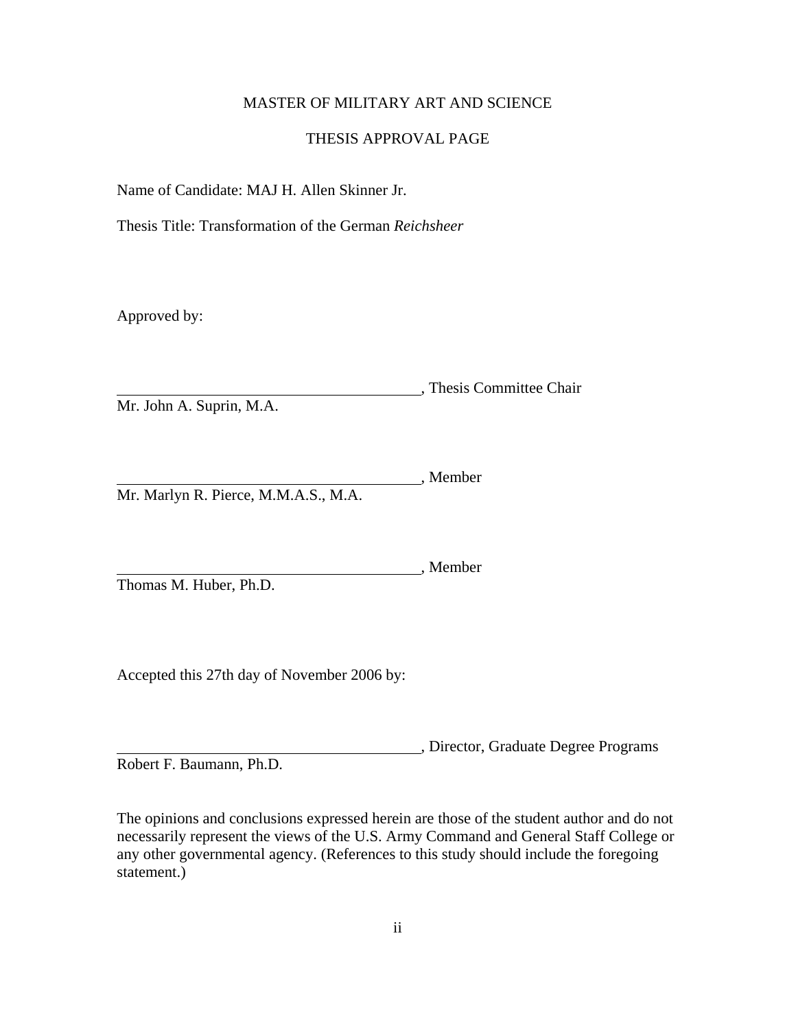MASTER OF MILITARY ART AND SCIENCE

THESIS APPROVAL PAGE

Name of Candidate: MAJ H. Allen Skinner Jr.

Thesis Title: Transformation of the German *Reichsheer*

Approved by:

\_\_\_\_\_\_\_\_\_\_\_\_\_\_\_\_\_\_\_\_\_\_\_\_\_\_\_\_\_\_\_\_\_\_\_\_\_\_\_\_, Thesis Committee Chair
Mr. John A. Suprin, M.A.

\_\_\_\_\_\_\_\_\_\_\_\_\_\_\_\_\_\_\_\_\_\_\_\_\_\_\_\_\_\_\_\_\_\_\_\_\_\_\_\_, Member
Mr. Marlyn R. Pierce, M.M.A.S., M.A.

\_\_\_\_\_\_\_\_\_\_\_\_\_\_\_\_\_\_\_\_\_\_\_\_\_\_\_\_\_\_\_\_\_\_\_\_\_\_\_\_, Member
Thomas M. Huber, Ph.D.

Accepted this 27th day of November 2006 by:

\_\_\_\_\_\_\_\_\_\_\_\_\_\_\_\_\_\_\_\_\_\_\_\_\_\_\_\_\_\_\_\_\_\_\_\_\_\_\_\_, Director, Graduate Degree Programs
Robert F. Baumann, Ph.D.

The opinions and conclusions expressed herein are those of the student author and do not necessarily represent the views of the U.S. Army Command and General Staff College or any other governmental agency. (References to this study should include the foregoing statement.)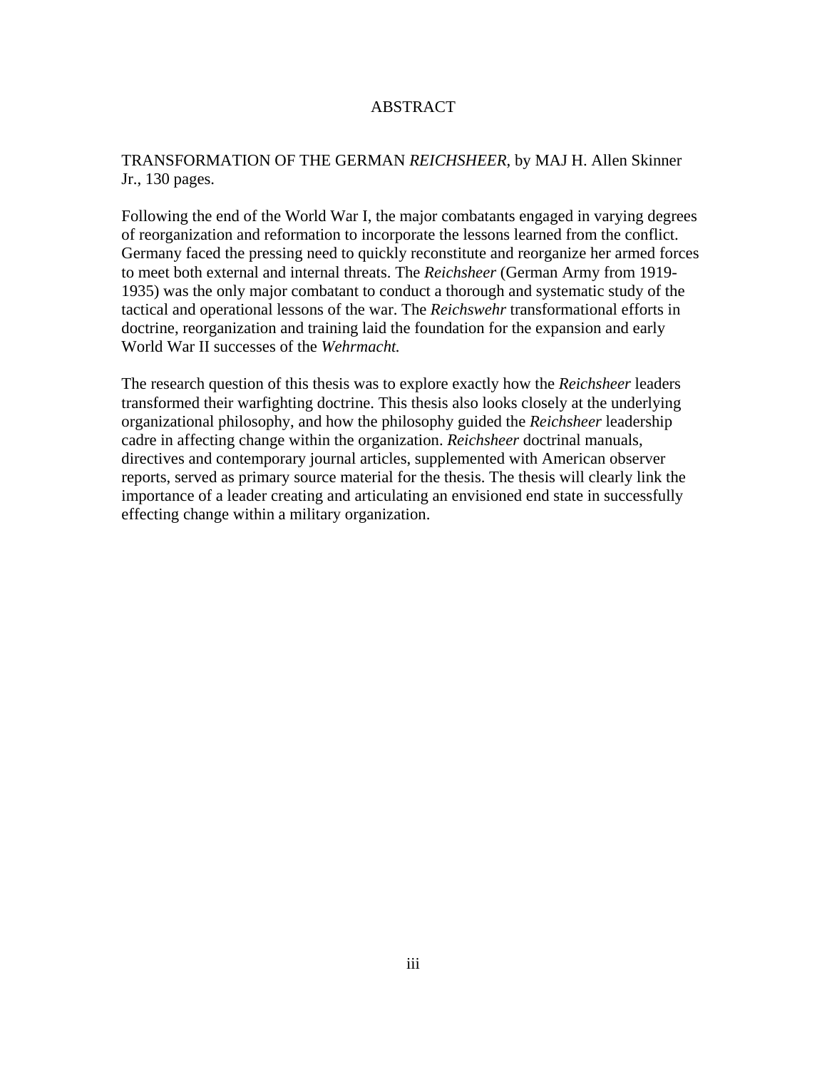# ABSTRACT

TRANSFORMATION OF THE GERMAN *REICHSHEER*, by MAJ H. Allen Skinner Jr., 130 pages.

Following the end of the World War I, the major combatants engaged in varying degrees of reorganization and reformation to incorporate the lessons learned from the conflict. Germany faced the pressing need to quickly reconstitute and reorganize her armed forces to meet both external and internal threats. The *Reichsheer* (German Army from 1919-1935) was the only major combatant to conduct a thorough and systematic study of the tactical and operational lessons of the war. The *Reichswehr* transformational efforts in doctrine, reorganization and training laid the foundation for the expansion and early World War II successes of the *Wehrmacht.*

The research question of this thesis was to explore exactly how the *Reichsheer* leaders transformed their warfighting doctrine. This thesis also looks closely at the underlying organizational philosophy, and how the philosophy guided the *Reichsheer* leadership cadre in affecting change within the organization. *Reichsheer* doctrinal manuals, directives and contemporary journal articles, supplemented with American observer reports, served as primary source material for the thesis. The thesis will clearly link the importance of a leader creating and articulating an envisioned end state in successfully effecting change within a military organization.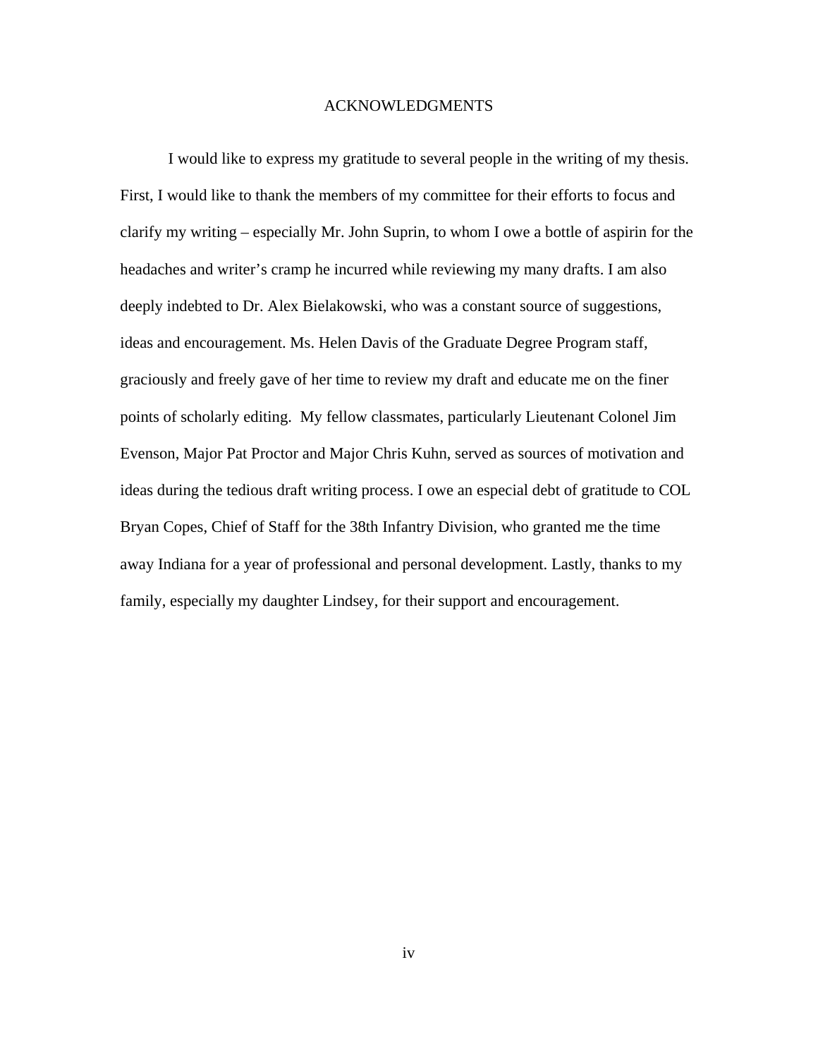# ACKNOWLEDGMENTS

I would like to express my gratitude to several people in the writing of my thesis. First, I would like to thank the members of my committee for their efforts to focus and clarify my writing – especially Mr. John Suprin, to whom I owe a bottle of aspirin for the headaches and writer's cramp he incurred while reviewing my many drafts. I am also deeply indebted to Dr. Alex Bielakowski, who was a constant source of suggestions, ideas and encouragement. Ms. Helen Davis of the Graduate Degree Program staff, graciously and freely gave of her time to review my draft and educate me on the finer points of scholarly editing. My fellow classmates, particularly Lieutenant Colonel Jim Evenson, Major Pat Proctor and Major Chris Kuhn, served as sources of motivation and ideas during the tedious draft writing process. I owe an especial debt of gratitude to COL Bryan Copes, Chief of Staff for the 38th Infantry Division, who granted me the time away Indiana for a year of professional and personal development. Lastly, thanks to my family, especially my daughter Lindsey, for their support and encouragement.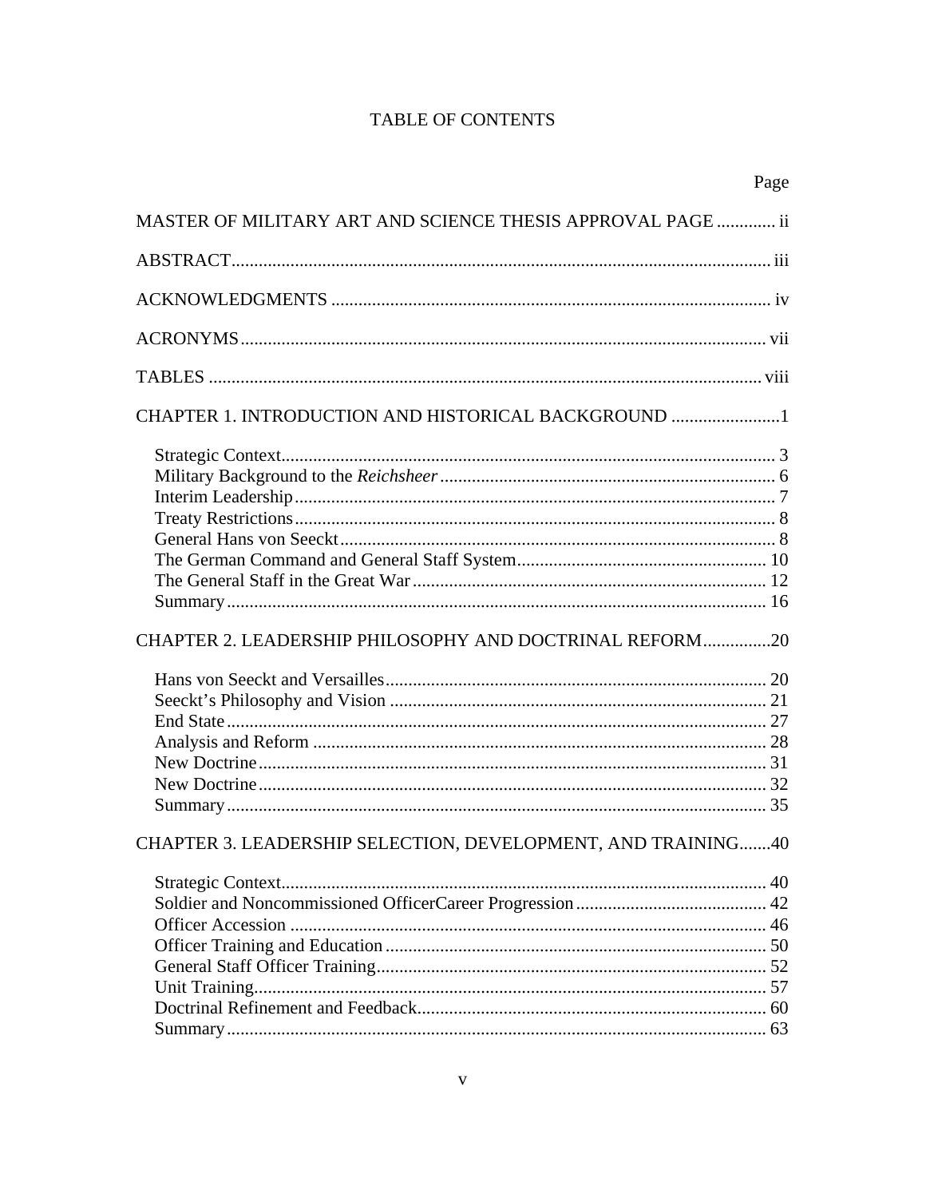# TABLE OF CONTENTS

| | Page |
|---|---|
| MASTER OF MILITARY ART AND SCIENCE THESIS APPROVAL PAGE | ii |
| ABSTRACT | iii |
| ACKNOWLEDGMENTS | iv |
| ACRONYMS | vii |
| TABLES | viii |
| CHAPTER 1. INTRODUCTION AND HISTORICAL BACKGROUND | 1 |
| Strategic Context | 3 |
| Military Background to the *Reichsheer* | 6 |
| Interim Leadership | 7 |
| Treaty Restrictions | 8 |
| General Hans von Seeckt | 8 |
| The German Command and General Staff System | 10 |
| The General Staff in the Great War | 12 |
| Summary | 16 |
| CHAPTER 2. LEADERSHIP PHILOSOPHY AND DOCTRINAL REFORM | 20 |
| Hans von Seeckt and Versailles | 20 |
| Seeckt's Philosophy and Vision | 21 |
| End State | 27 |
| Analysis and Reform | 28 |
| New Doctrine | 31 |
| New Doctrine | 32 |
| Summary | 35 |
| CHAPTER 3. LEADERSHIP SELECTION, DEVELOPMENT, AND TRAINING | 40 |
| Strategic Context | 40 |
| Soldier and Noncommissioned OfficerCareer Progression | 42 |
| Officer Accession | 46 |
| Officer Training and Education | 50 |
| General Staff Officer Training | 52 |
| Unit Training | 57 |
| Doctrinal Refinement and Feedback | 60 |
| Summary | 63 |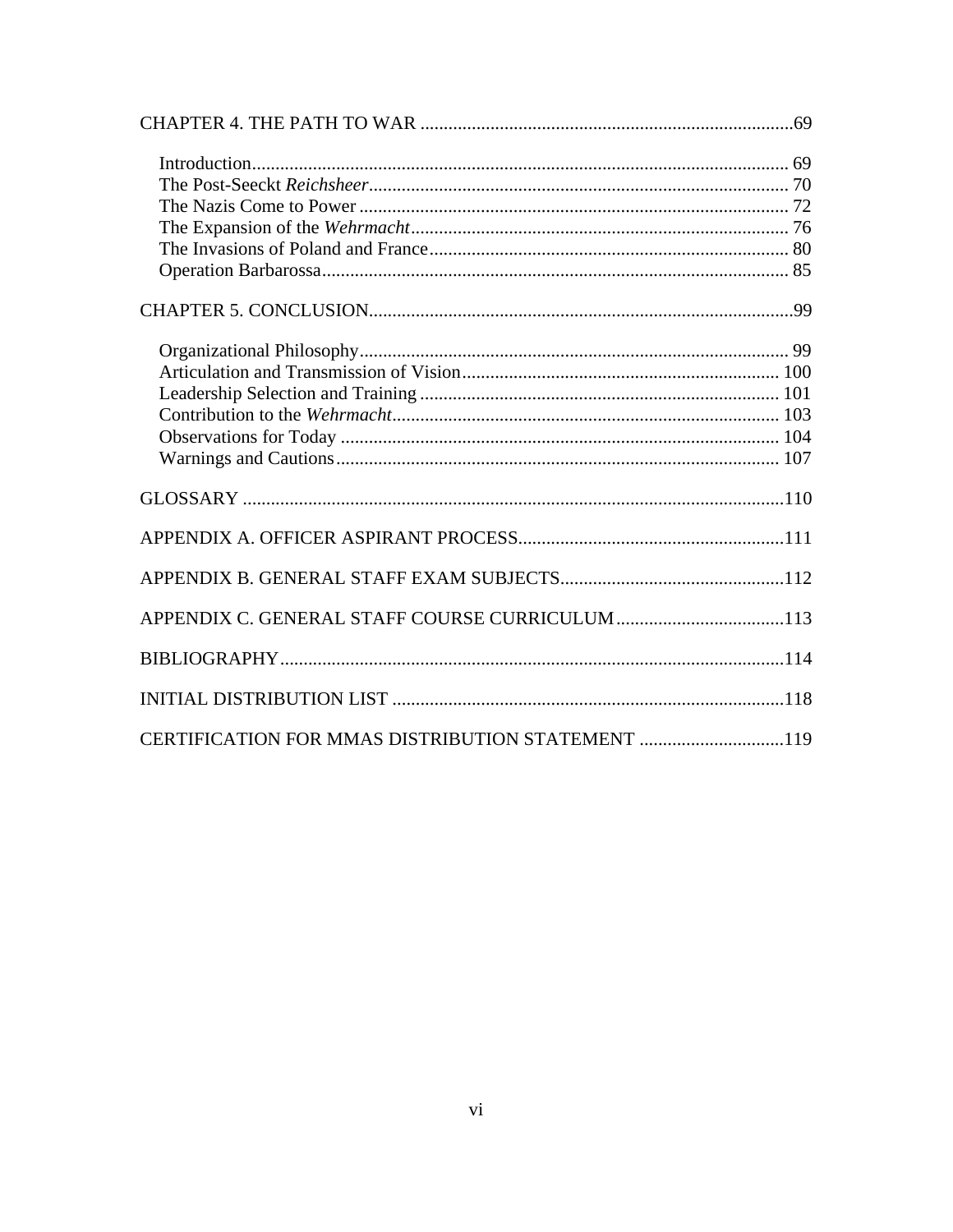CHAPTER 4. THE PATH TO WAR ....................69

Introduction .................... 69
The Post-Seeckt *Reichsheer* .................... 70
The Nazis Come to Power .................... 72
The Expansion of the *Wehrmacht* .................... 76
The Invasions of Poland and France .................... 80
Operation Barbarossa .................... 85

CHAPTER 5. CONCLUSION ....................99

Organizational Philosophy .................... 99
Articulation and Transmission of Vision .................... 100
Leadership Selection and Training .................... 101
Contribution to the *Wehrmacht* .................... 103
Observations for Today .................... 104
Warnings and Cautions .................... 107

GLOSSARY ....................110

APPENDIX A. OFFICER ASPIRANT PROCESS ....................111

APPENDIX B. GENERAL STAFF EXAM SUBJECTS ....................112

APPENDIX C. GENERAL STAFF COURSE CURRICULUM ....................113

BIBLIOGRAPHY ....................114

INITIAL DISTRIBUTION LIST ....................118

CERTIFICATION FOR MMAS DISTRIBUTION STATEMENT ....................119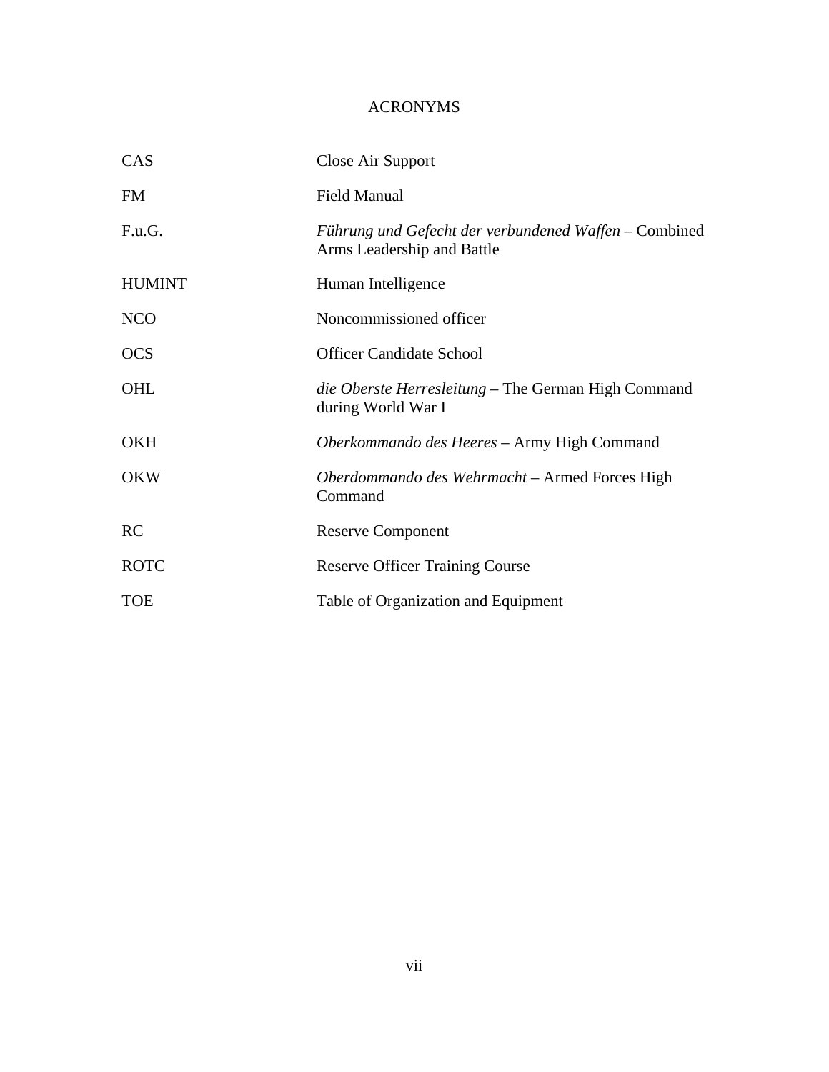# ACRONYMS

| | |
|---|---|
| CAS | Close Air Support |
| FM | Field Manual |
| F.u.G. | *Führung und Gefecht der verbundened Waffen* – Combined Arms Leadership and Battle |
| HUMINT | Human Intelligence |
| NCO | Noncommissioned officer |
| OCS | Officer Candidate School |
| OHL | *die Oberste Herresleitung* – The German High Command during World War I |
| OKH | *Oberkommando des Heeres* – Army High Command |
| OKW | *Oberdommando des Wehrmacht* – Armed Forces High Command |
| RC | Reserve Component |
| ROTC | Reserve Officer Training Course |
| TOE | Table of Organization and Equipment |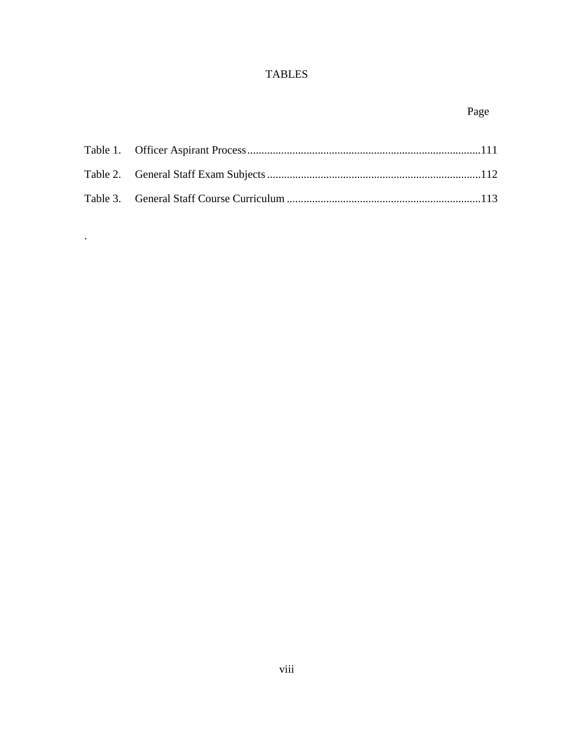# TABLES

| | | Page |
|---|---|---|
| Table 1. | Officer Aspirant Process | 111 |
| Table 2. | General Staff Exam Subjects | 112 |
| Table 3. | General Staff Course Curriculum | 113 |

.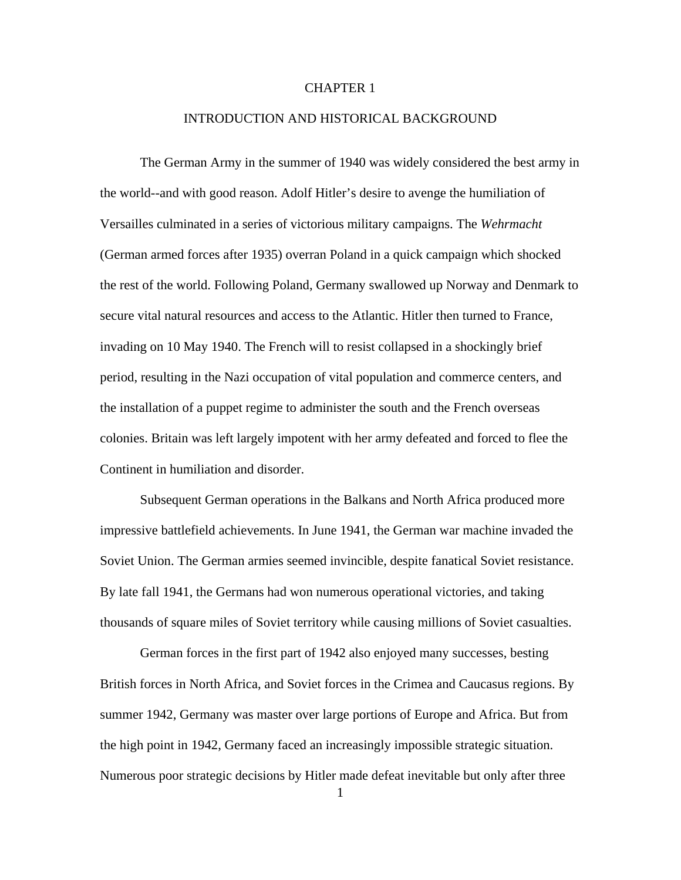# CHAPTER 1

## INTRODUCTION AND HISTORICAL BACKGROUND

The German Army in the summer of 1940 was widely considered the best army in the world--and with good reason. Adolf Hitler's desire to avenge the humiliation of Versailles culminated in a series of victorious military campaigns. The *Wehrmacht* (German armed forces after 1935) overran Poland in a quick campaign which shocked the rest of the world. Following Poland, Germany swallowed up Norway and Denmark to secure vital natural resources and access to the Atlantic. Hitler then turned to France, invading on 10 May 1940. The French will to resist collapsed in a shockingly brief period, resulting in the Nazi occupation of vital population and commerce centers, and the installation of a puppet regime to administer the south and the French overseas colonies. Britain was left largely impotent with her army defeated and forced to flee the Continent in humiliation and disorder.

Subsequent German operations in the Balkans and North Africa produced more impressive battlefield achievements. In June 1941, the German war machine invaded the Soviet Union. The German armies seemed invincible, despite fanatical Soviet resistance. By late fall 1941, the Germans had won numerous operational victories, and taking thousands of square miles of Soviet territory while causing millions of Soviet casualties.

German forces in the first part of 1942 also enjoyed many successes, besting British forces in North Africa, and Soviet forces in the Crimea and Caucasus regions. By summer 1942, Germany was master over large portions of Europe and Africa. But from the high point in 1942, Germany faced an increasingly impossible strategic situation. Numerous poor strategic decisions by Hitler made defeat inevitable but only after three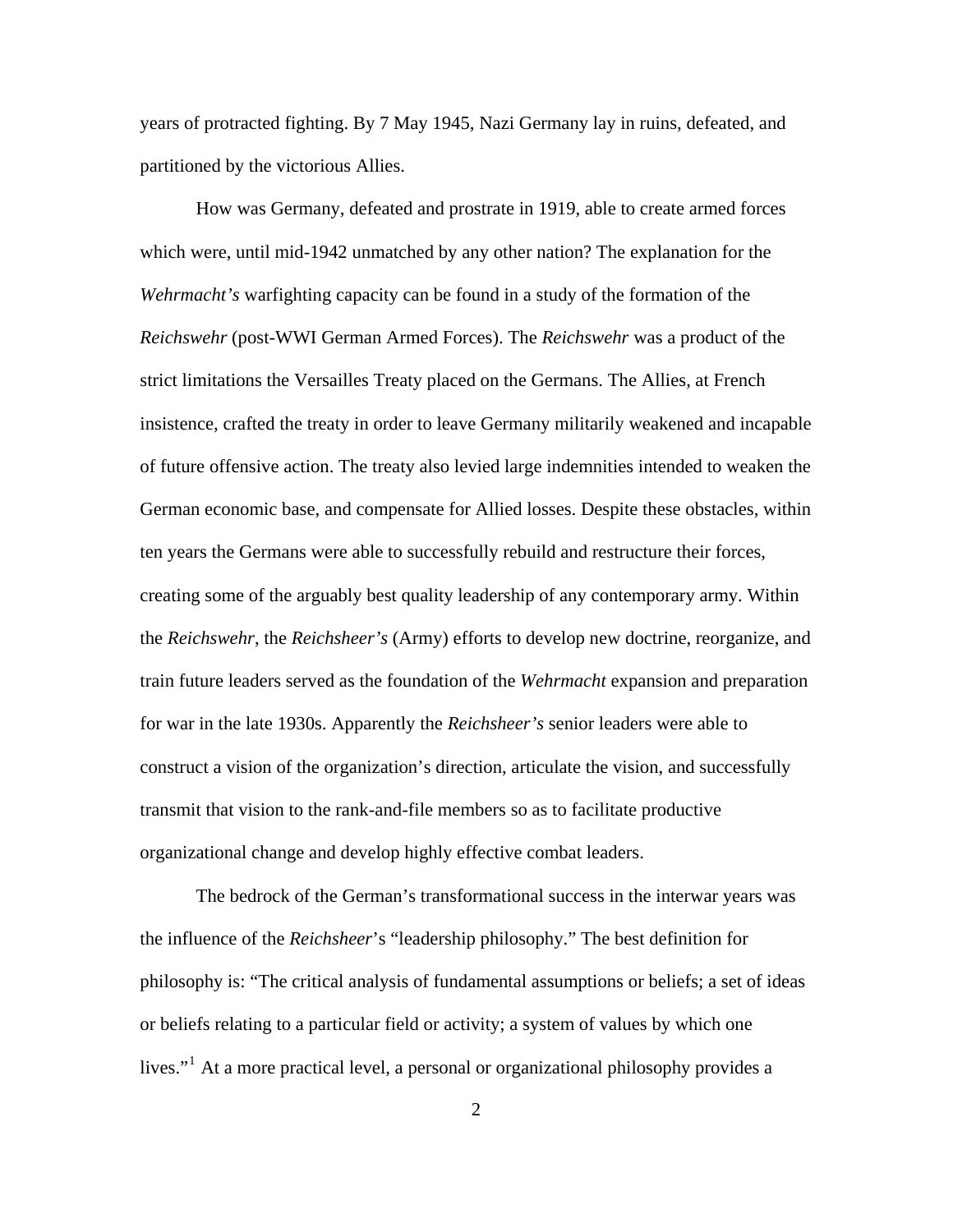years of protracted fighting. By 7 May 1945, Nazi Germany lay in ruins, defeated, and partitioned by the victorious Allies.

How was Germany, defeated and prostrate in 1919, able to create armed forces which were, until mid-1942 unmatched by any other nation? The explanation for the *Wehrmacht's* warfighting capacity can be found in a study of the formation of the *Reichswehr* (post-WWI German Armed Forces). The *Reichswehr* was a product of the strict limitations the Versailles Treaty placed on the Germans. The Allies, at French insistence, crafted the treaty in order to leave Germany militarily weakened and incapable of future offensive action. The treaty also levied large indemnities intended to weaken the German economic base, and compensate for Allied losses. Despite these obstacles, within ten years the Germans were able to successfully rebuild and restructure their forces, creating some of the arguably best quality leadership of any contemporary army. Within the *Reichswehr*, the *Reichsheer's* (Army) efforts to develop new doctrine, reorganize, and train future leaders served as the foundation of the *Wehrmacht* expansion and preparation for war in the late 1930s. Apparently the *Reichsheer's* senior leaders were able to construct a vision of the organization's direction, articulate the vision, and successfully transmit that vision to the rank-and-file members so as to facilitate productive organizational change and develop highly effective combat leaders.

The bedrock of the German's transformational success in the interwar years was the influence of the *Reichsheer*'s "leadership philosophy." The best definition for philosophy is: "The critical analysis of fundamental assumptions or beliefs; a set of ideas or beliefs relating to a particular field or activity; a system of values by which one lives."[1] At a more practical level, a personal or organizational philosophy provides a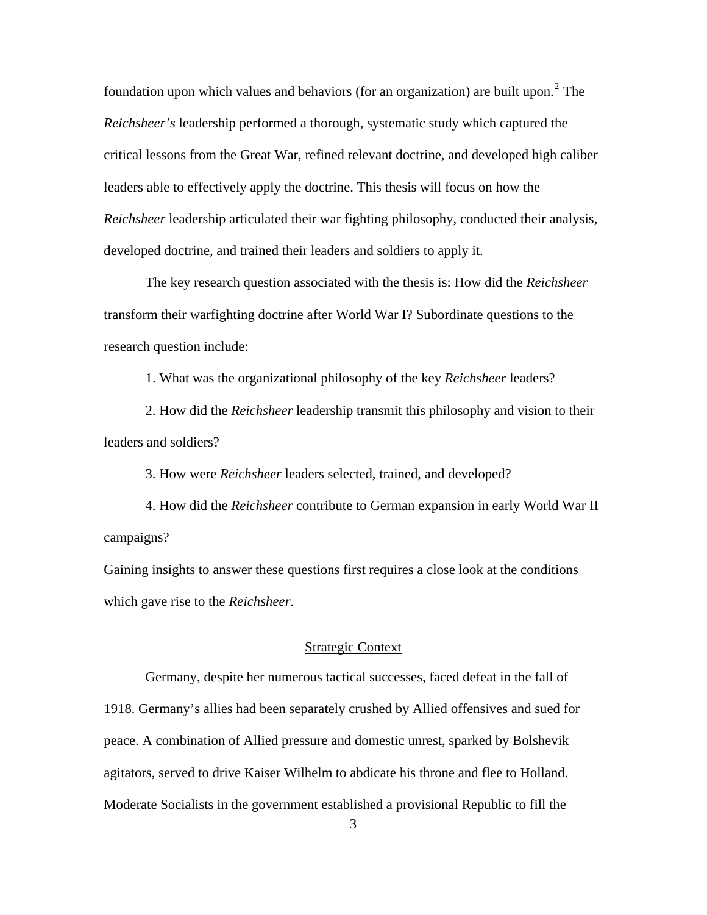foundation upon which values and behaviors (for an organization) are built upon.[2] The *Reichsheer's* leadership performed a thorough, systematic study which captured the critical lessons from the Great War, refined relevant doctrine, and developed high caliber leaders able to effectively apply the doctrine. This thesis will focus on how the *Reichsheer* leadership articulated their war fighting philosophy, conducted their analysis, developed doctrine, and trained their leaders and soldiers to apply it.

The key research question associated with the thesis is: How did the *Reichsheer* transform their warfighting doctrine after World War I? Subordinate questions to the research question include:

1. What was the organizational philosophy of the key *Reichsheer* leaders?

2. How did the *Reichsheer* leadership transmit this philosophy and vision to their leaders and soldiers?

3. How were *Reichsheer* leaders selected, trained, and developed?

4. How did the *Reichsheer* contribute to German expansion in early World War II campaigns?

Gaining insights to answer these questions first requires a close look at the conditions which gave rise to the *Reichsheer*.

## Strategic Context

Germany, despite her numerous tactical successes, faced defeat in the fall of 1918. Germany's allies had been separately crushed by Allied offensives and sued for peace. A combination of Allied pressure and domestic unrest, sparked by Bolshevik agitators, served to drive Kaiser Wilhelm to abdicate his throne and flee to Holland. Moderate Socialists in the government established a provisional Republic to fill the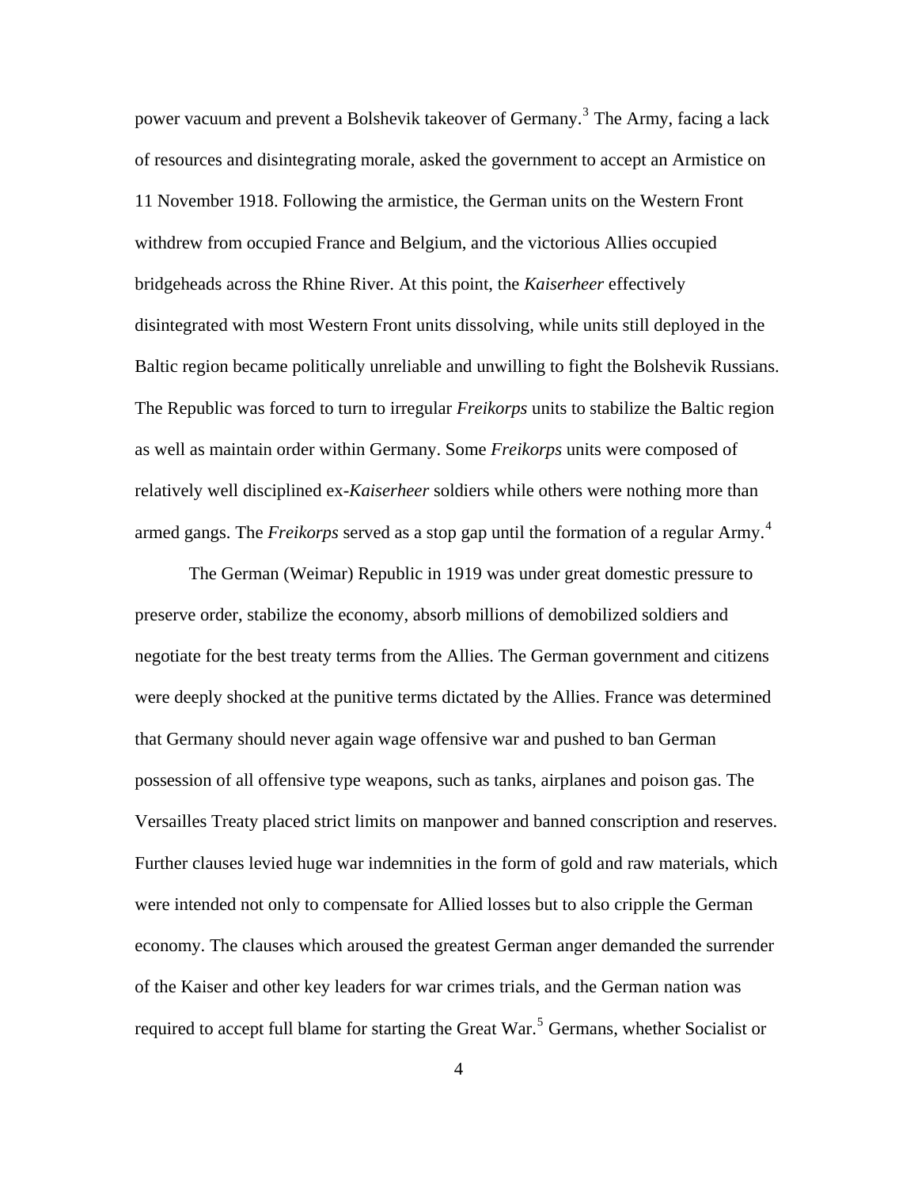power vacuum and prevent a Bolshevik takeover of Germany.[3] The Army, facing a lack of resources and disintegrating morale, asked the government to accept an Armistice on 11 November 1918. Following the armistice, the German units on the Western Front withdrew from occupied France and Belgium, and the victorious Allies occupied bridgeheads across the Rhine River. At this point, the *Kaiserheer* effectively disintegrated with most Western Front units dissolving, while units still deployed in the Baltic region became politically unreliable and unwilling to fight the Bolshevik Russians. The Republic was forced to turn to irregular *Freikorps* units to stabilize the Baltic region as well as maintain order within Germany. Some *Freikorps* units were composed of relatively well disciplined ex-*Kaiserheer* soldiers while others were nothing more than armed gangs. The *Freikorps* served as a stop gap until the formation of a regular Army.[4]

The German (Weimar) Republic in 1919 was under great domestic pressure to preserve order, stabilize the economy, absorb millions of demobilized soldiers and negotiate for the best treaty terms from the Allies. The German government and citizens were deeply shocked at the punitive terms dictated by the Allies. France was determined that Germany should never again wage offensive war and pushed to ban German possession of all offensive type weapons, such as tanks, airplanes and poison gas. The Versailles Treaty placed strict limits on manpower and banned conscription and reserves. Further clauses levied huge war indemnities in the form of gold and raw materials, which were intended not only to compensate for Allied losses but to also cripple the German economy. The clauses which aroused the greatest German anger demanded the surrender of the Kaiser and other key leaders for war crimes trials, and the German nation was required to accept full blame for starting the Great War.[5] Germans, whether Socialist or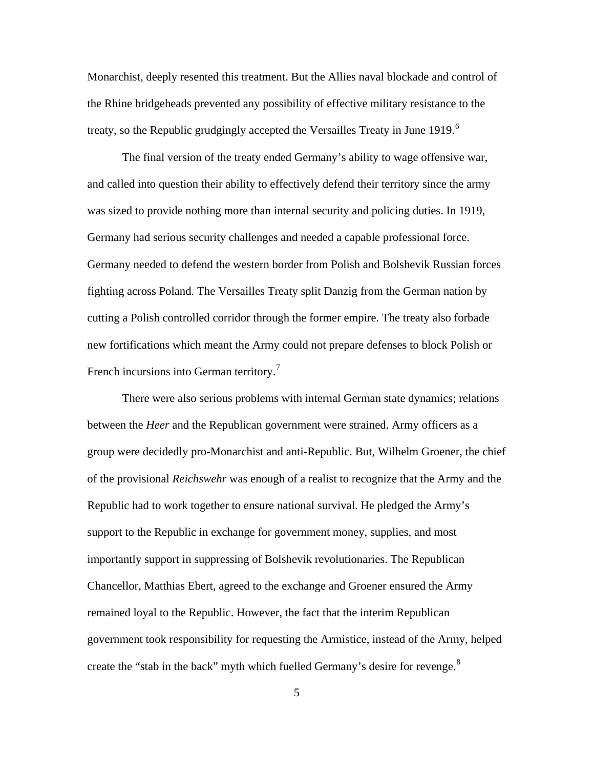Monarchist, deeply resented this treatment. But the Allies naval blockade and control of the Rhine bridgeheads prevented any possibility of effective military resistance to the treaty, so the Republic grudgingly accepted the Versailles Treaty in June 1919.[6]

The final version of the treaty ended Germany's ability to wage offensive war, and called into question their ability to effectively defend their territory since the army was sized to provide nothing more than internal security and policing duties. In 1919, Germany had serious security challenges and needed a capable professional force. Germany needed to defend the western border from Polish and Bolshevik Russian forces fighting across Poland. The Versailles Treaty split Danzig from the German nation by cutting a Polish controlled corridor through the former empire. The treaty also forbade new fortifications which meant the Army could not prepare defenses to block Polish or French incursions into German territory.[7]

There were also serious problems with internal German state dynamics; relations between the *Heer* and the Republican government were strained. Army officers as a group were decidedly pro-Monarchist and anti-Republic. But, Wilhelm Groener, the chief of the provisional *Reichswehr* was enough of a realist to recognize that the Army and the Republic had to work together to ensure national survival. He pledged the Army's support to the Republic in exchange for government money, supplies, and most importantly support in suppressing of Bolshevik revolutionaries. The Republican Chancellor, Matthias Ebert, agreed to the exchange and Groener ensured the Army remained loyal to the Republic. However, the fact that the interim Republican government took responsibility for requesting the Armistice, instead of the Army, helped create the "stab in the back" myth which fuelled Germany's desire for revenge.[8]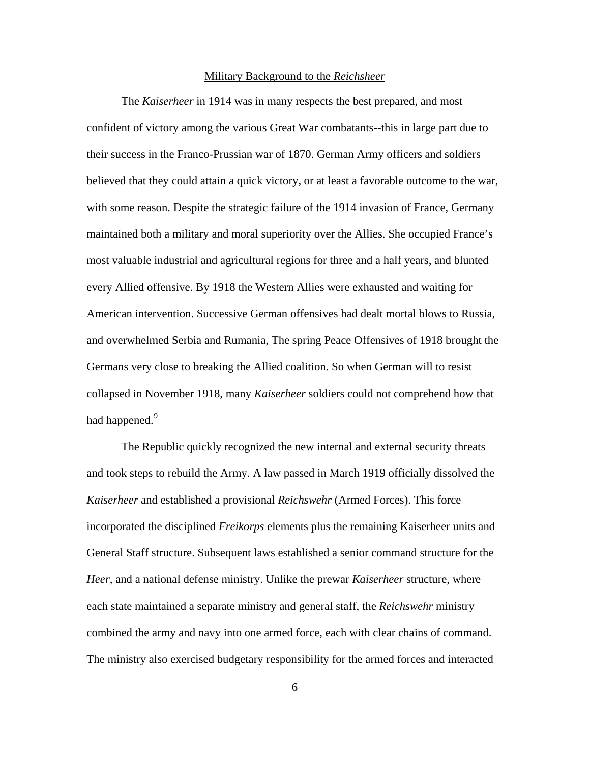## Military Background to the *Reichsheer*

The *Kaiserheer* in 1914 was in many respects the best prepared, and most confident of victory among the various Great War combatants--this in large part due to their success in the Franco-Prussian war of 1870. German Army officers and soldiers believed that they could attain a quick victory, or at least a favorable outcome to the war, with some reason. Despite the strategic failure of the 1914 invasion of France, Germany maintained both a military and moral superiority over the Allies. She occupied France's most valuable industrial and agricultural regions for three and a half years, and blunted every Allied offensive. By 1918 the Western Allies were exhausted and waiting for American intervention. Successive German offensives had dealt mortal blows to Russia, and overwhelmed Serbia and Rumania, The spring Peace Offensives of 1918 brought the Germans very close to breaking the Allied coalition. So when German will to resist collapsed in November 1918, many *Kaiserheer* soldiers could not comprehend how that had happened.[9]

The Republic quickly recognized the new internal and external security threats and took steps to rebuild the Army. A law passed in March 1919 officially dissolved the *Kaiserheer* and established a provisional *Reichswehr* (Armed Forces). This force incorporated the disciplined *Freikorps* elements plus the remaining Kaiserheer units and General Staff structure. Subsequent laws established a senior command structure for the *Heer*, and a national defense ministry. Unlike the prewar *Kaiserheer* structure, where each state maintained a separate ministry and general staff, the *Reichswehr* ministry combined the army and navy into one armed force, each with clear chains of command. The ministry also exercised budgetary responsibility for the armed forces and interacted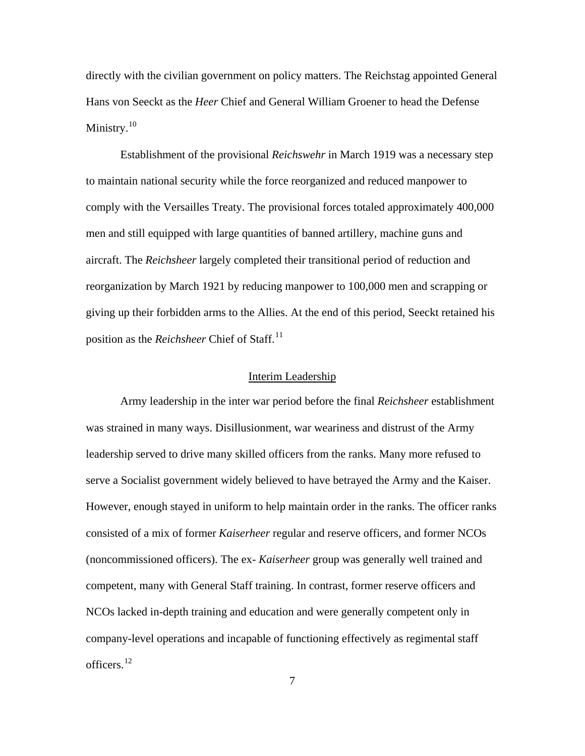directly with the civilian government on policy matters. The Reichstag appointed General Hans von Seeckt as the *Heer* Chief and General William Groener to head the Defense Ministry.[10]

Establishment of the provisional *Reichswehr* in March 1919 was a necessary step to maintain national security while the force reorganized and reduced manpower to comply with the Versailles Treaty. The provisional forces totaled approximately 400,000 men and still equipped with large quantities of banned artillery, machine guns and aircraft. The *Reichsheer* largely completed their transitional period of reduction and reorganization by March 1921 by reducing manpower to 100,000 men and scrapping or giving up their forbidden arms to the Allies. At the end of this period, Seeckt retained his position as the *Reichsheer* Chief of Staff.[11]

## Interim Leadership

Army leadership in the inter war period before the final *Reichsheer* establishment was strained in many ways. Disillusionment, war weariness and distrust of the Army leadership served to drive many skilled officers from the ranks. Many more refused to serve a Socialist government widely believed to have betrayed the Army and the Kaiser. However, enough stayed in uniform to help maintain order in the ranks. The officer ranks consisted of a mix of former *Kaiserheer* regular and reserve officers, and former NCOs (noncommissioned officers). The ex- *Kaiserheer* group was generally well trained and competent, many with General Staff training. In contrast, former reserve officers and NCOs lacked in-depth training and education and were generally competent only in company-level operations and incapable of functioning effectively as regimental staff officers.[12]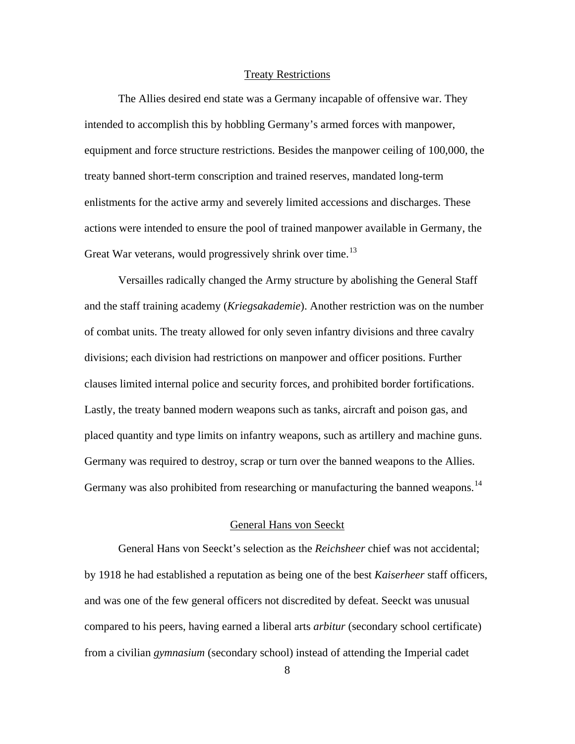## Treaty Restrictions

The Allies desired end state was a Germany incapable of offensive war. They intended to accomplish this by hobbling Germany's armed forces with manpower, equipment and force structure restrictions. Besides the manpower ceiling of 100,000, the treaty banned short-term conscription and trained reserves, mandated long-term enlistments for the active army and severely limited accessions and discharges. These actions were intended to ensure the pool of trained manpower available in Germany, the Great War veterans, would progressively shrink over time.[13]

Versailles radically changed the Army structure by abolishing the General Staff and the staff training academy (*Kriegsakademie*). Another restriction was on the number of combat units. The treaty allowed for only seven infantry divisions and three cavalry divisions; each division had restrictions on manpower and officer positions. Further clauses limited internal police and security forces, and prohibited border fortifications. Lastly, the treaty banned modern weapons such as tanks, aircraft and poison gas, and placed quantity and type limits on infantry weapons, such as artillery and machine guns. Germany was required to destroy, scrap or turn over the banned weapons to the Allies. Germany was also prohibited from researching or manufacturing the banned weapons.[14]

## General Hans von Seeckt

General Hans von Seeckt's selection as the *Reichsheer* chief was not accidental; by 1918 he had established a reputation as being one of the best *Kaiserheer* staff officers, and was one of the few general officers not discredited by defeat. Seeckt was unusual compared to his peers, having earned a liberal arts *arbitur* (secondary school certificate) from a civilian *gymnasium* (secondary school) instead of attending the Imperial cadet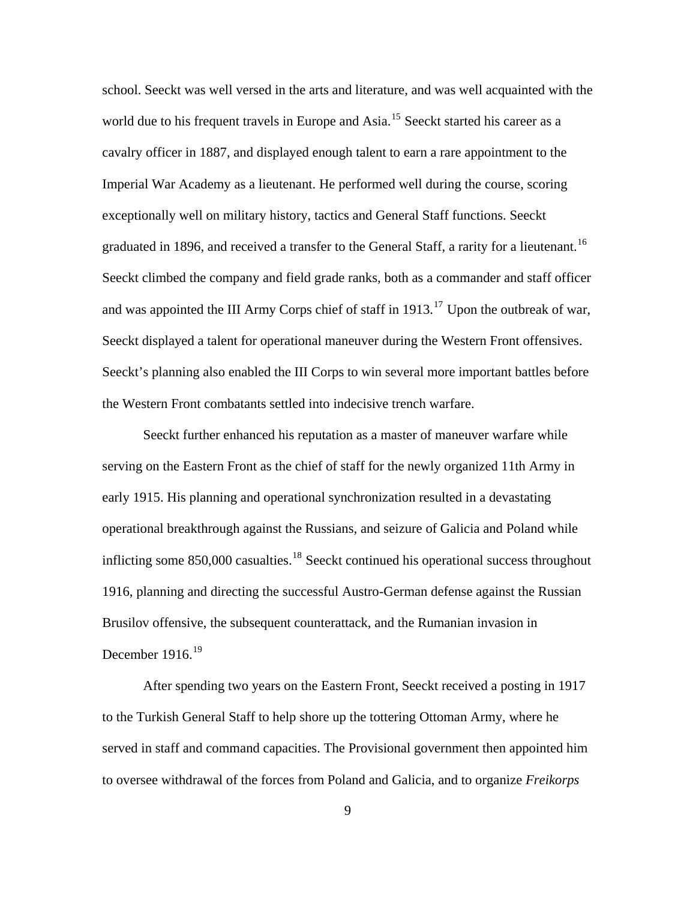school. Seeckt was well versed in the arts and literature, and was well acquainted with the world due to his frequent travels in Europe and Asia.[15] Seeckt started his career as a cavalry officer in 1887, and displayed enough talent to earn a rare appointment to the Imperial War Academy as a lieutenant. He performed well during the course, scoring exceptionally well on military history, tactics and General Staff functions. Seeckt graduated in 1896, and received a transfer to the General Staff, a rarity for a lieutenant.[16] Seeckt climbed the company and field grade ranks, both as a commander and staff officer and was appointed the III Army Corps chief of staff in 1913.[17] Upon the outbreak of war, Seeckt displayed a talent for operational maneuver during the Western Front offensives. Seeckt's planning also enabled the III Corps to win several more important battles before the Western Front combatants settled into indecisive trench warfare.

Seeckt further enhanced his reputation as a master of maneuver warfare while serving on the Eastern Front as the chief of staff for the newly organized 11th Army in early 1915. His planning and operational synchronization resulted in a devastating operational breakthrough against the Russians, and seizure of Galicia and Poland while inflicting some 850,000 casualties.[18] Seeckt continued his operational success throughout 1916, planning and directing the successful Austro-German defense against the Russian Brusilov offensive, the subsequent counterattack, and the Rumanian invasion in December 1916.[19]

After spending two years on the Eastern Front, Seeckt received a posting in 1917 to the Turkish General Staff to help shore up the tottering Ottoman Army, where he served in staff and command capacities. The Provisional government then appointed him to oversee withdrawal of the forces from Poland and Galicia, and to organize *Freikorps*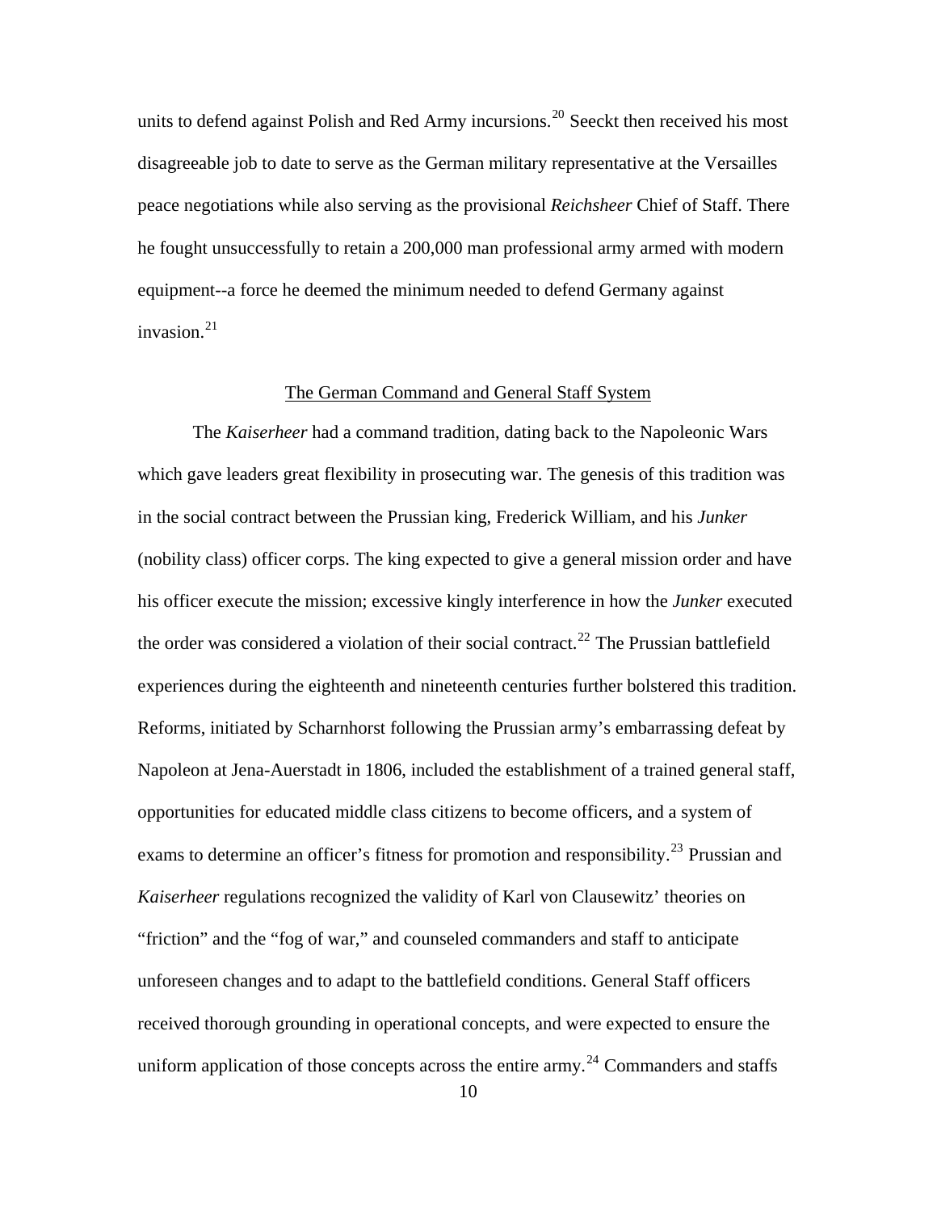units to defend against Polish and Red Army incursions.[20] Seeckt then received his most disagreeable job to date to serve as the German military representative at the Versailles peace negotiations while also serving as the provisional *Reichsheer* Chief of Staff. There he fought unsuccessfully to retain a 200,000 man professional army armed with modern equipment--a force he deemed the minimum needed to defend Germany against invasion.[21]

## The German Command and General Staff System

The *Kaiserheer* had a command tradition, dating back to the Napoleonic Wars which gave leaders great flexibility in prosecuting war. The genesis of this tradition was in the social contract between the Prussian king, Frederick William, and his *Junker* (nobility class) officer corps. The king expected to give a general mission order and have his officer execute the mission; excessive kingly interference in how the *Junker* executed the order was considered a violation of their social contract.[22] The Prussian battlefield experiences during the eighteenth and nineteenth centuries further bolstered this tradition. Reforms, initiated by Scharnhorst following the Prussian army's embarrassing defeat by Napoleon at Jena-Auerstadt in 1806, included the establishment of a trained general staff, opportunities for educated middle class citizens to become officers, and a system of exams to determine an officer's fitness for promotion and responsibility.[23] Prussian and *Kaiserheer* regulations recognized the validity of Karl von Clausewitz' theories on "friction" and the "fog of war," and counseled commanders and staff to anticipate unforeseen changes and to adapt to the battlefield conditions. General Staff officers received thorough grounding in operational concepts, and were expected to ensure the uniform application of those concepts across the entire army.[24] Commanders and staffs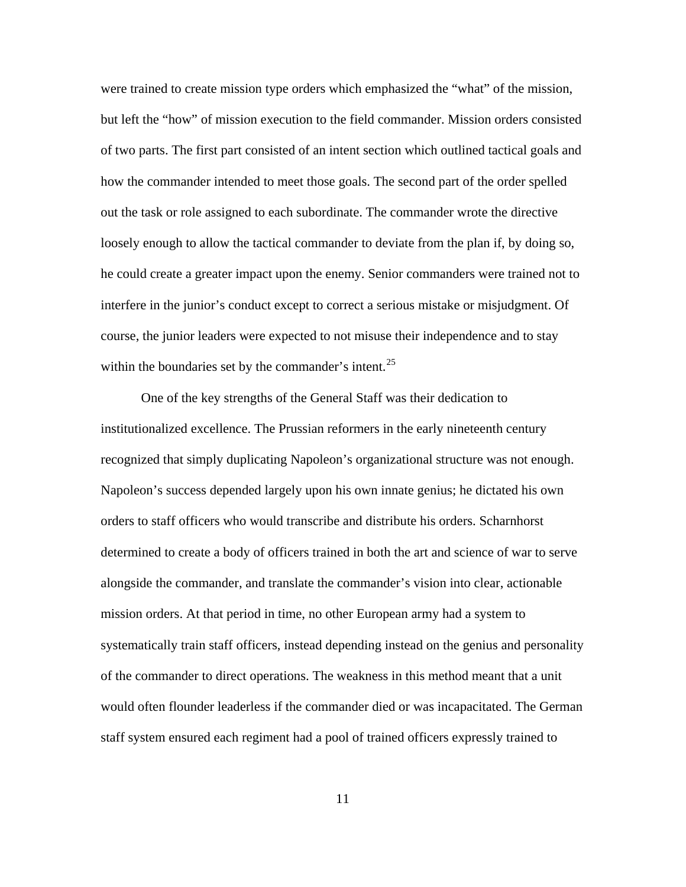were trained to create mission type orders which emphasized the "what" of the mission, but left the "how" of mission execution to the field commander. Mission orders consisted of two parts. The first part consisted of an intent section which outlined tactical goals and how the commander intended to meet those goals. The second part of the order spelled out the task or role assigned to each subordinate. The commander wrote the directive loosely enough to allow the tactical commander to deviate from the plan if, by doing so, he could create a greater impact upon the enemy. Senior commanders were trained not to interfere in the junior's conduct except to correct a serious mistake or misjudgment. Of course, the junior leaders were expected to not misuse their independence and to stay within the boundaries set by the commander's intent.[25]

One of the key strengths of the General Staff was their dedication to institutionalized excellence. The Prussian reformers in the early nineteenth century recognized that simply duplicating Napoleon's organizational structure was not enough. Napoleon's success depended largely upon his own innate genius; he dictated his own orders to staff officers who would transcribe and distribute his orders. Scharnhorst determined to create a body of officers trained in both the art and science of war to serve alongside the commander, and translate the commander's vision into clear, actionable mission orders. At that period in time, no other European army had a system to systematically train staff officers, instead depending instead on the genius and personality of the commander to direct operations. The weakness in this method meant that a unit would often flounder leaderless if the commander died or was incapacitated. The German staff system ensured each regiment had a pool of trained officers expressly trained to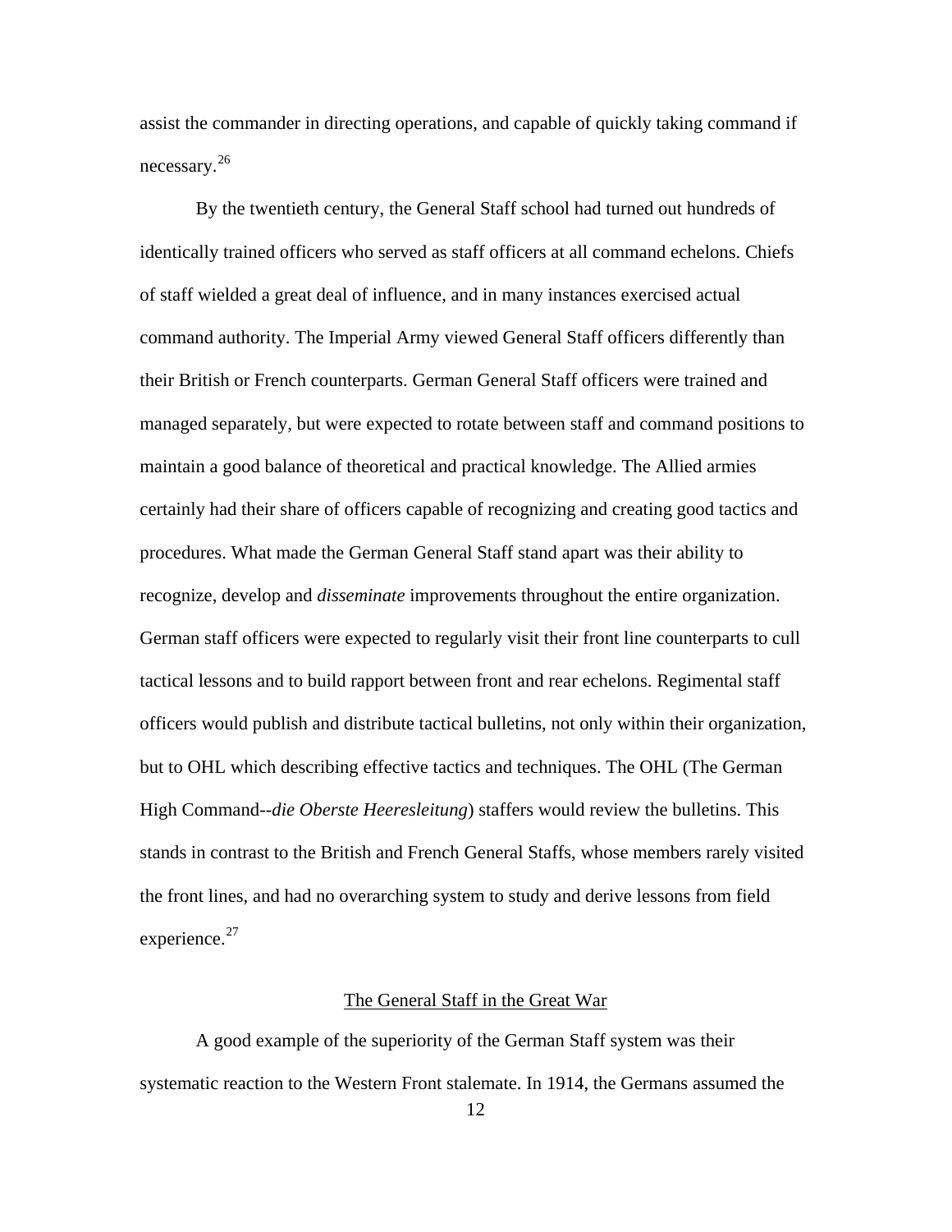assist the commander in directing operations, and capable of quickly taking command if necessary.[26]

By the twentieth century, the General Staff school had turned out hundreds of identically trained officers who served as staff officers at all command echelons. Chiefs of staff wielded a great deal of influence, and in many instances exercised actual command authority. The Imperial Army viewed General Staff officers differently than their British or French counterparts. German General Staff officers were trained and managed separately, but were expected to rotate between staff and command positions to maintain a good balance of theoretical and practical knowledge. The Allied armies certainly had their share of officers capable of recognizing and creating good tactics and procedures. What made the German General Staff stand apart was their ability to recognize, develop and *disseminate* improvements throughout the entire organization. German staff officers were expected to regularly visit their front line counterparts to cull tactical lessons and to build rapport between front and rear echelons. Regimental staff officers would publish and distribute tactical bulletins, not only within their organization, but to OHL which describing effective tactics and techniques. The OHL (The German High Command--*die Oberste Heeresleitung*) staffers would review the bulletins. This stands in contrast to the British and French General Staffs, whose members rarely visited the front lines, and had no overarching system to study and derive lessons from field experience.[27]

## The General Staff in the Great War

A good example of the superiority of the German Staff system was their systematic reaction to the Western Front stalemate. In 1914, the Germans assumed the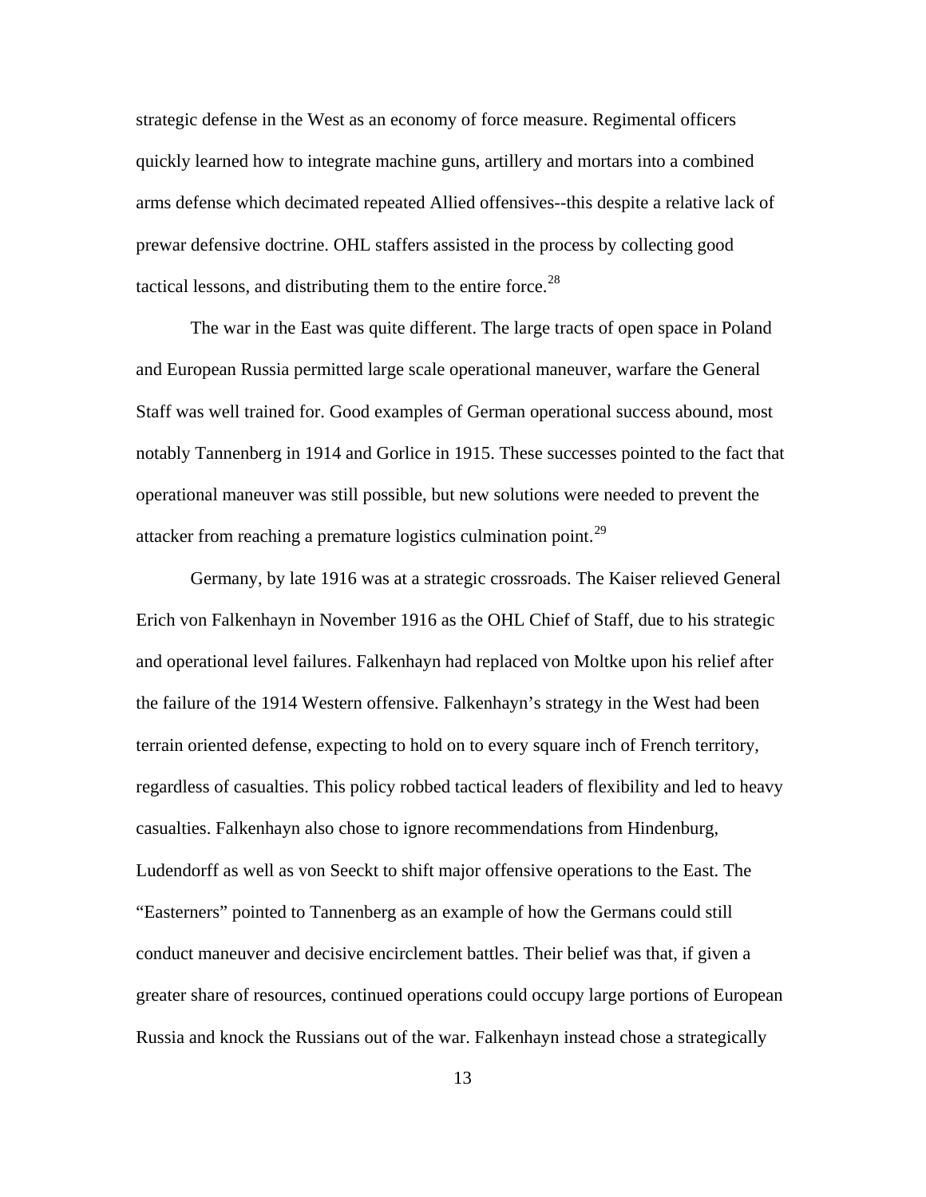strategic defense in the West as an economy of force measure. Regimental officers quickly learned how to integrate machine guns, artillery and mortars into a combined arms defense which decimated repeated Allied offensives--this despite a relative lack of prewar defensive doctrine. OHL staffers assisted in the process by collecting good tactical lessons, and distributing them to the entire force.[28]

The war in the East was quite different. The large tracts of open space in Poland and European Russia permitted large scale operational maneuver, warfare the General Staff was well trained for. Good examples of German operational success abound, most notably Tannenberg in 1914 and Gorlice in 1915. These successes pointed to the fact that operational maneuver was still possible, but new solutions were needed to prevent the attacker from reaching a premature logistics culmination point.[29]

Germany, by late 1916 was at a strategic crossroads. The Kaiser relieved General Erich von Falkenhayn in November 1916 as the OHL Chief of Staff, due to his strategic and operational level failures. Falkenhayn had replaced von Moltke upon his relief after the failure of the 1914 Western offensive. Falkenhayn's strategy in the West had been terrain oriented defense, expecting to hold on to every square inch of French territory, regardless of casualties. This policy robbed tactical leaders of flexibility and led to heavy casualties. Falkenhayn also chose to ignore recommendations from Hindenburg, Ludendorff as well as von Seeckt to shift major offensive operations to the East. The "Easterners" pointed to Tannenberg as an example of how the Germans could still conduct maneuver and decisive encirclement battles. Their belief was that, if given a greater share of resources, continued operations could occupy large portions of European Russia and knock the Russians out of the war. Falkenhayn instead chose a strategically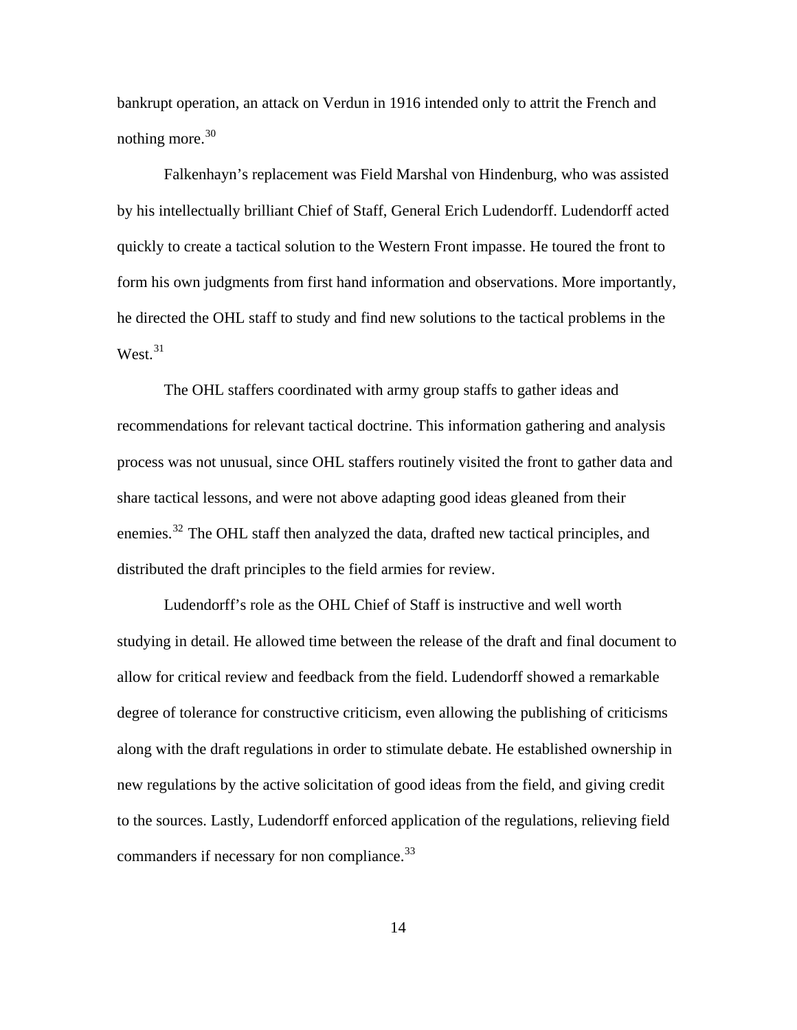bankrupt operation, an attack on Verdun in 1916 intended only to attrit the French and nothing more.[30]

Falkenhayn's replacement was Field Marshal von Hindenburg, who was assisted by his intellectually brilliant Chief of Staff, General Erich Ludendorff. Ludendorff acted quickly to create a tactical solution to the Western Front impasse. He toured the front to form his own judgments from first hand information and observations. More importantly, he directed the OHL staff to study and find new solutions to the tactical problems in the West.[31]

The OHL staffers coordinated with army group staffs to gather ideas and recommendations for relevant tactical doctrine. This information gathering and analysis process was not unusual, since OHL staffers routinely visited the front to gather data and share tactical lessons, and were not above adapting good ideas gleaned from their enemies.[32] The OHL staff then analyzed the data, drafted new tactical principles, and distributed the draft principles to the field armies for review.

Ludendorff's role as the OHL Chief of Staff is instructive and well worth studying in detail. He allowed time between the release of the draft and final document to allow for critical review and feedback from the field. Ludendorff showed a remarkable degree of tolerance for constructive criticism, even allowing the publishing of criticisms along with the draft regulations in order to stimulate debate. He established ownership in new regulations by the active solicitation of good ideas from the field, and giving credit to the sources. Lastly, Ludendorff enforced application of the regulations, relieving field commanders if necessary for non compliance.[33]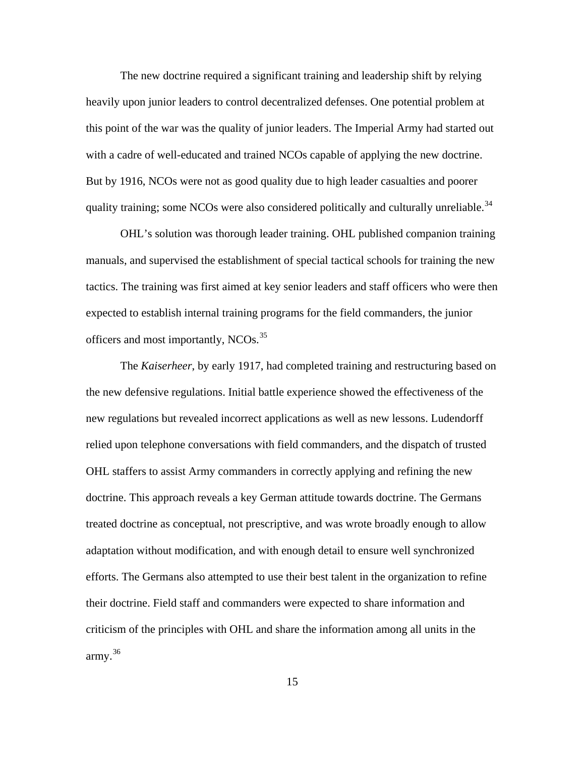The new doctrine required a significant training and leadership shift by relying heavily upon junior leaders to control decentralized defenses. One potential problem at this point of the war was the quality of junior leaders. The Imperial Army had started out with a cadre of well-educated and trained NCOs capable of applying the new doctrine. But by 1916, NCOs were not as good quality due to high leader casualties and poorer quality training; some NCOs were also considered politically and culturally unreliable.[34]

OHL's solution was thorough leader training. OHL published companion training manuals, and supervised the establishment of special tactical schools for training the new tactics. The training was first aimed at key senior leaders and staff officers who were then expected to establish internal training programs for the field commanders, the junior officers and most importantly, NCOs.[35]

The *Kaiserheer*, by early 1917, had completed training and restructuring based on the new defensive regulations. Initial battle experience showed the effectiveness of the new regulations but revealed incorrect applications as well as new lessons. Ludendorff relied upon telephone conversations with field commanders, and the dispatch of trusted OHL staffers to assist Army commanders in correctly applying and refining the new doctrine. This approach reveals a key German attitude towards doctrine. The Germans treated doctrine as conceptual, not prescriptive, and was wrote broadly enough to allow adaptation without modification, and with enough detail to ensure well synchronized efforts. The Germans also attempted to use their best talent in the organization to refine their doctrine. Field staff and commanders were expected to share information and criticism of the principles with OHL and share the information among all units in the army.[36]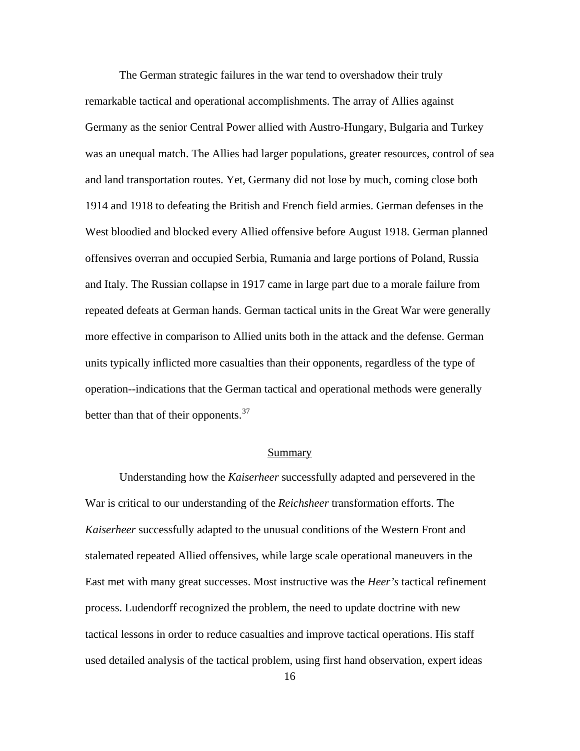The German strategic failures in the war tend to overshadow their truly remarkable tactical and operational accomplishments. The array of Allies against Germany as the senior Central Power allied with Austro-Hungary, Bulgaria and Turkey was an unequal match. The Allies had larger populations, greater resources, control of sea and land transportation routes. Yet, Germany did not lose by much, coming close both 1914 and 1918 to defeating the British and French field armies. German defenses in the West bloodied and blocked every Allied offensive before August 1918. German planned offensives overran and occupied Serbia, Rumania and large portions of Poland, Russia and Italy. The Russian collapse in 1917 came in large part due to a morale failure from repeated defeats at German hands. German tactical units in the Great War were generally more effective in comparison to Allied units both in the attack and the defense. German units typically inflicted more casualties than their opponents, regardless of the type of operation--indications that the German tactical and operational methods were generally better than that of their opponents.[37]

## Summary

Understanding how the *Kaiserheer* successfully adapted and persevered in the War is critical to our understanding of the *Reichsheer* transformation efforts. The *Kaiserheer* successfully adapted to the unusual conditions of the Western Front and stalemated repeated Allied offensives, while large scale operational maneuvers in the East met with many great successes. Most instructive was the *Heer's* tactical refinement process. Ludendorff recognized the problem, the need to update doctrine with new tactical lessons in order to reduce casualties and improve tactical operations. His staff used detailed analysis of the tactical problem, using first hand observation, expert ideas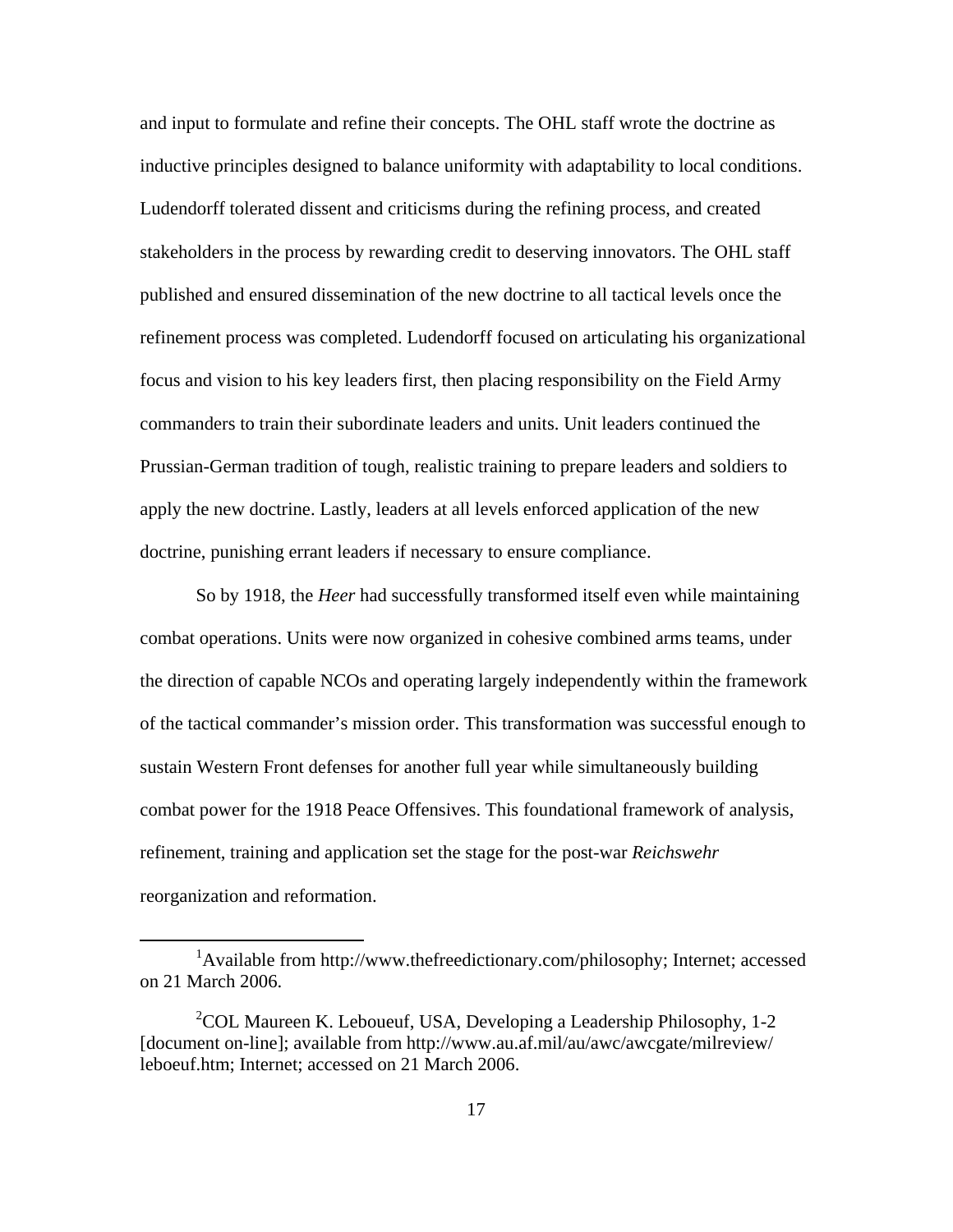and input to formulate and refine their concepts. The OHL staff wrote the doctrine as inductive principles designed to balance uniformity with adaptability to local conditions. Ludendorff tolerated dissent and criticisms during the refining process, and created stakeholders in the process by rewarding credit to deserving innovators. The OHL staff published and ensured dissemination of the new doctrine to all tactical levels once the refinement process was completed. Ludendorff focused on articulating his organizational focus and vision to his key leaders first, then placing responsibility on the Field Army commanders to train their subordinate leaders and units. Unit leaders continued the Prussian-German tradition of tough, realistic training to prepare leaders and soldiers to apply the new doctrine. Lastly, leaders at all levels enforced application of the new doctrine, punishing errant leaders if necessary to ensure compliance.

So by 1918, the *Heer* had successfully transformed itself even while maintaining combat operations. Units were now organized in cohesive combined arms teams, under the direction of capable NCOs and operating largely independently within the framework of the tactical commander's mission order. This transformation was successful enough to sustain Western Front defenses for another full year while simultaneously building combat power for the 1918 Peace Offensives. This foundational framework of analysis, refinement, training and application set the stage for the post-war *Reichswehr* reorganization and reformation.

---

[1] Available from http://www.thefreedictionary.com/philosophy; Internet; accessed on 21 March 2006.

[2] COL Maureen K. Leboueuf, USA, Developing a Leadership Philosophy, 1-2 [document on-line]; available from http://www.au.af.mil/au/awc/awcgate/milreview/leboeuf.htm; Internet; accessed on 21 March 2006.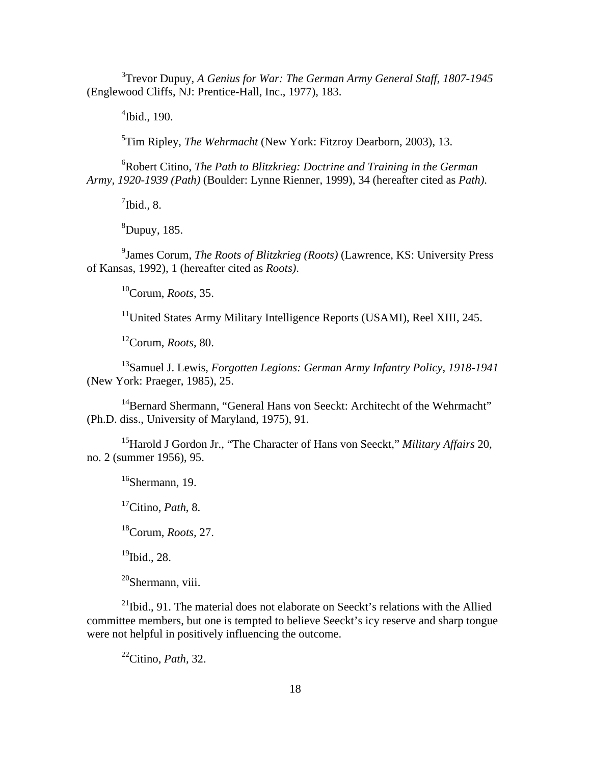[3]Trevor Dupuy, *A Genius for War: The German Army General Staff, 1807-1945* (Englewood Cliffs, NJ: Prentice-Hall, Inc., 1977), 183.

[4]Ibid., 190.

[5]Tim Ripley, *The Wehrmacht* (New York: Fitzroy Dearborn, 2003), 13.

[6]Robert Citino, *The Path to Blitzkrieg: Doctrine and Training in the German Army, 1920-1939 (Path)* (Boulder: Lynne Rienner, 1999), 34 (hereafter cited as *Path)*.

[7]Ibid., 8.

[8]Dupuy, 185.

[9]James Corum, *The Roots of Blitzkrieg (Roots)* (Lawrence, KS: University Press of Kansas, 1992), 1 (hereafter cited as *Roots)*.

[10]Corum, *Roots*, 35.

[11]United States Army Military Intelligence Reports (USAMI), Reel XIII, 245.

[12]Corum, *Roots*, 80.

[13]Samuel J. Lewis, *Forgotten Legions: German Army Infantry Policy, 1918-1941* (New York: Praeger, 1985), 25.

[14]Bernard Shermann, "General Hans von Seeckt: Architecht of the Wehrmacht" (Ph.D. diss., University of Maryland, 1975), 91.

[15]Harold J Gordon Jr., "The Character of Hans von Seeckt," *Military Affairs* 20, no. 2 (summer 1956), 95.

[16]Shermann, 19.

[17]Citino, *Path*, 8.

[18]Corum, *Roots*, 27.

[19]Ibid., 28.

[20]Shermann, viii.

[21]Ibid., 91. The material does not elaborate on Seeckt's relations with the Allied committee members, but one is tempted to believe Seeckt's icy reserve and sharp tongue were not helpful in positively influencing the outcome.

[22]Citino, *Path*, 32.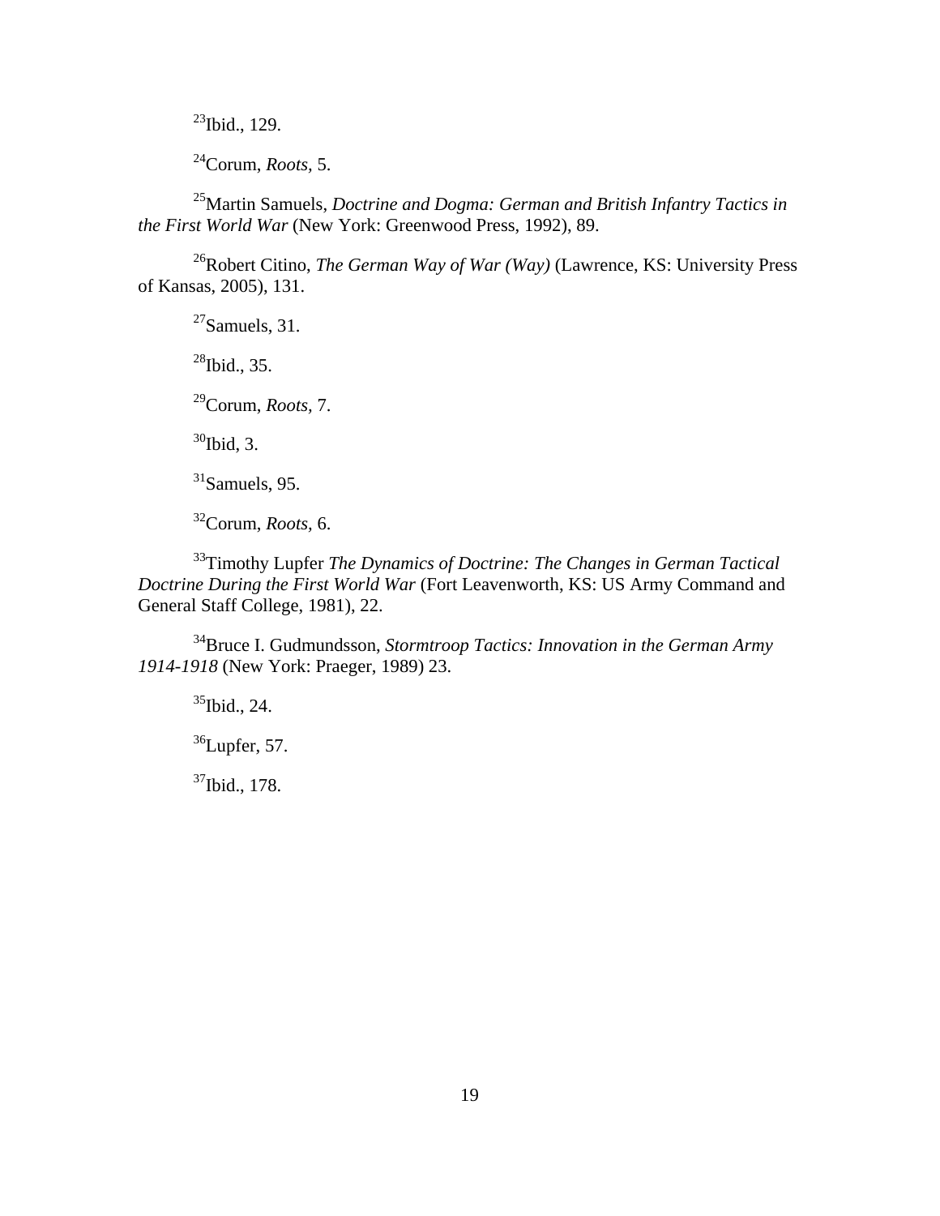[23]Ibid., 129.

[24]Corum, *Roots*, 5.

[25]Martin Samuels, *Doctrine and Dogma: German and British Infantry Tactics in the First World War* (New York: Greenwood Press, 1992), 89.

[26]Robert Citino, *The German Way of War (Way)* (Lawrence, KS: University Press of Kansas, 2005), 131.

[27]Samuels, 31.

[28]Ibid., 35.

[29]Corum, *Roots*, 7.

[30]Ibid, 3.

[31]Samuels, 95.

[32]Corum, *Roots*, 6.

[33]Timothy Lupfer *The Dynamics of Doctrine: The Changes in German Tactical Doctrine During the First World War* (Fort Leavenworth, KS: US Army Command and General Staff College, 1981), 22.

[34]Bruce I. Gudmundsson, *Stormtroop Tactics: Innovation in the German Army 1914-1918* (New York: Praeger, 1989) 23.

[35]Ibid., 24.

[36]Lupfer, 57.

[37]Ibid., 178.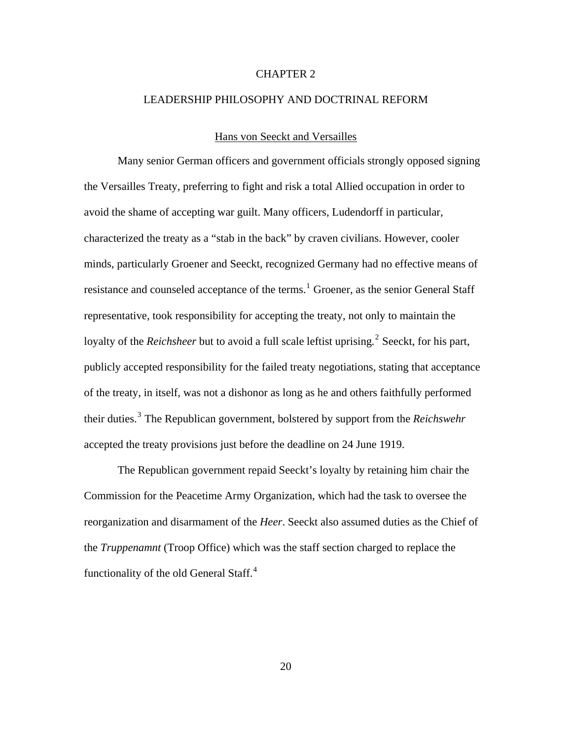# CHAPTER 2

# LEADERSHIP PHILOSOPHY AND DOCTRINAL REFORM

## Hans von Seeckt and Versailles

Many senior German officers and government officials strongly opposed signing the Versailles Treaty, preferring to fight and risk a total Allied occupation in order to avoid the shame of accepting war guilt. Many officers, Ludendorff in particular, characterized the treaty as a "stab in the back" by craven civilians. However, cooler minds, particularly Groener and Seeckt, recognized Germany had no effective means of resistance and counseled acceptance of the terms.[1] Groener, as the senior General Staff representative, took responsibility for accepting the treaty, not only to maintain the loyalty of the *Reichsheer* but to avoid a full scale leftist uprising.[2] Seeckt, for his part, publicly accepted responsibility for the failed treaty negotiations, stating that acceptance of the treaty, in itself, was not a dishonor as long as he and others faithfully performed their duties.[3] The Republican government, bolstered by support from the *Reichswehr* accepted the treaty provisions just before the deadline on 24 June 1919.

The Republican government repaid Seeckt's loyalty by retaining him chair the Commission for the Peacetime Army Organization, which had the task to oversee the reorganization and disarmament of the *Heer*. Seeckt also assumed duties as the Chief of the *Truppenamnt* (Troop Office) which was the staff section charged to replace the functionality of the old General Staff.[4]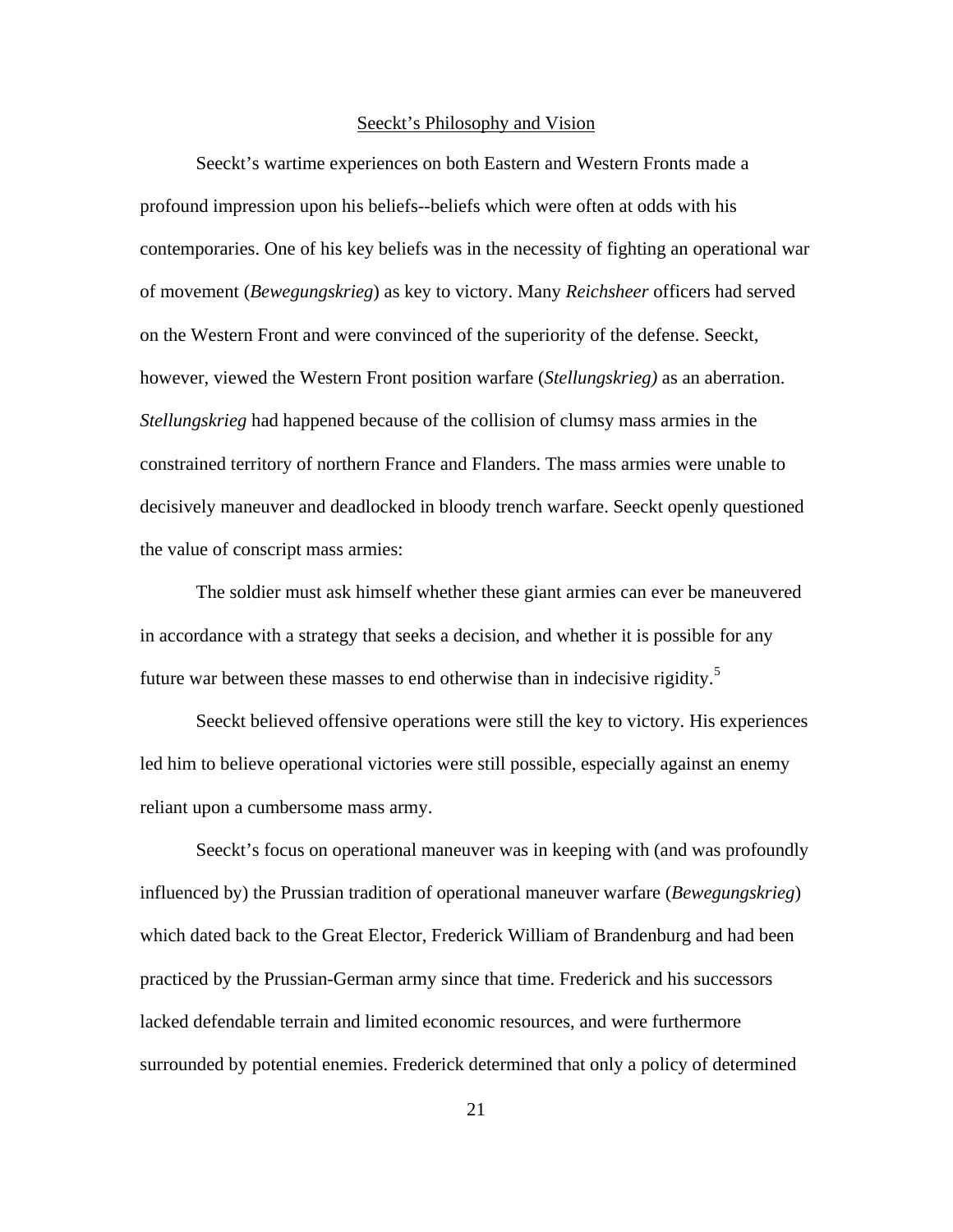## Seeckt's Philosophy and Vision

Seeckt's wartime experiences on both Eastern and Western Fronts made a profound impression upon his beliefs--beliefs which were often at odds with his contemporaries. One of his key beliefs was in the necessity of fighting an operational war of movement (*Bewegungskrieg*) as key to victory. Many *Reichsheer* officers had served on the Western Front and were convinced of the superiority of the defense. Seeckt, however, viewed the Western Front position warfare (*Stellungskrieg)* as an aberration. *Stellungskrieg* had happened because of the collision of clumsy mass armies in the constrained territory of northern France and Flanders. The mass armies were unable to decisively maneuver and deadlocked in bloody trench warfare. Seeckt openly questioned the value of conscript mass armies:

The soldier must ask himself whether these giant armies can ever be maneuvered in accordance with a strategy that seeks a decision, and whether it is possible for any future war between these masses to end otherwise than in indecisive rigidity.[5]

Seeckt believed offensive operations were still the key to victory. His experiences led him to believe operational victories were still possible, especially against an enemy reliant upon a cumbersome mass army.

Seeckt's focus on operational maneuver was in keeping with (and was profoundly influenced by) the Prussian tradition of operational maneuver warfare (*Bewegungskrieg*) which dated back to the Great Elector, Frederick William of Brandenburg and had been practiced by the Prussian-German army since that time. Frederick and his successors lacked defendable terrain and limited economic resources, and were furthermore surrounded by potential enemies. Frederick determined that only a policy of determined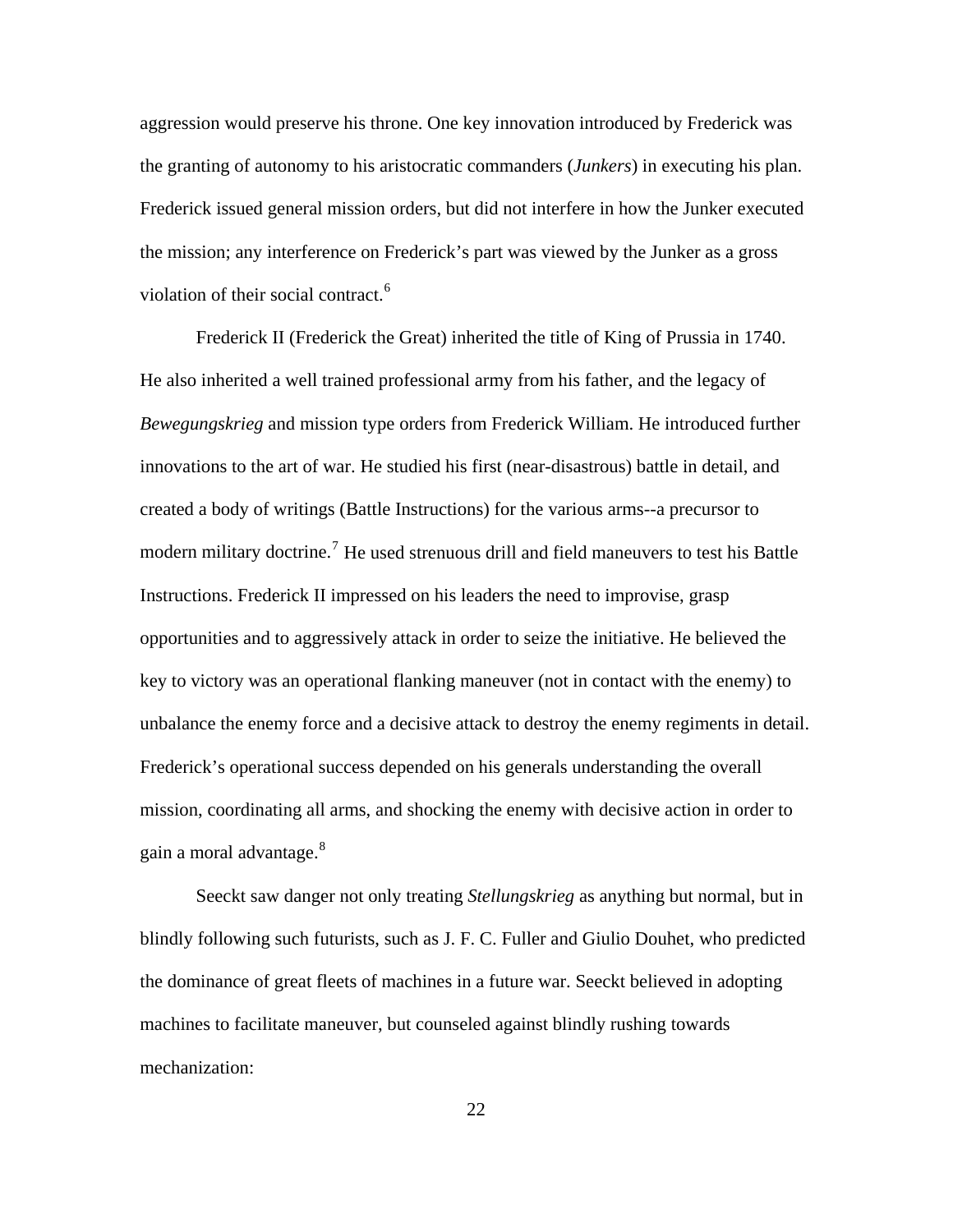aggression would preserve his throne. One key innovation introduced by Frederick was the granting of autonomy to his aristocratic commanders (*Junkers*) in executing his plan. Frederick issued general mission orders, but did not interfere in how the Junker executed the mission; any interference on Frederick's part was viewed by the Junker as a gross violation of their social contract.[6]

Frederick II (Frederick the Great) inherited the title of King of Prussia in 1740. He also inherited a well trained professional army from his father, and the legacy of *Bewegungskrieg* and mission type orders from Frederick William. He introduced further innovations to the art of war. He studied his first (near-disastrous) battle in detail, and created a body of writings (Battle Instructions) for the various arms--a precursor to modern military doctrine.[7] He used strenuous drill and field maneuvers to test his Battle Instructions. Frederick II impressed on his leaders the need to improvise, grasp opportunities and to aggressively attack in order to seize the initiative. He believed the key to victory was an operational flanking maneuver (not in contact with the enemy) to unbalance the enemy force and a decisive attack to destroy the enemy regiments in detail. Frederick's operational success depended on his generals understanding the overall mission, coordinating all arms, and shocking the enemy with decisive action in order to gain a moral advantage.[8]

Seeckt saw danger not only treating *Stellungskrieg* as anything but normal, but in blindly following such futurists, such as J. F. C. Fuller and Giulio Douhet, who predicted the dominance of great fleets of machines in a future war. Seeckt believed in adopting machines to facilitate maneuver, but counseled against blindly rushing towards mechanization: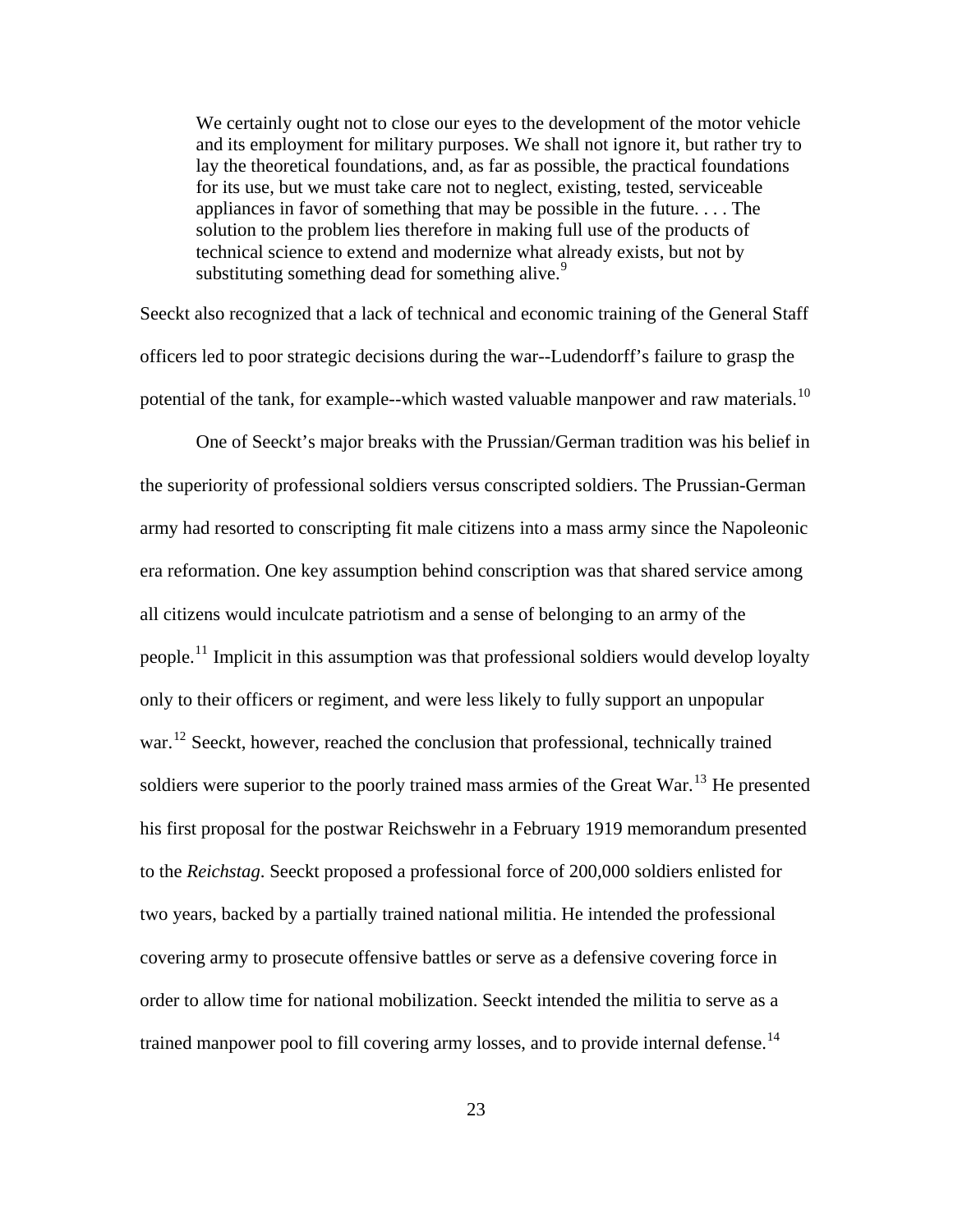> We certainly ought not to close our eyes to the development of the motor vehicle and its employment for military purposes. We shall not ignore it, but rather try to lay the theoretical foundations, and, as far as possible, the practical foundations for its use, but we must take care not to neglect, existing, tested, serviceable appliances in favor of something that may be possible in the future. . . . The solution to the problem lies therefore in making full use of the products of technical science to extend and modernize what already exists, but not by substituting something dead for something alive.[9]

Seeckt also recognized that a lack of technical and economic training of the General Staff officers led to poor strategic decisions during the war--Ludendorff's failure to grasp the potential of the tank, for example--which wasted valuable manpower and raw materials.[10]

One of Seeckt's major breaks with the Prussian/German tradition was his belief in the superiority of professional soldiers versus conscripted soldiers. The Prussian-German army had resorted to conscripting fit male citizens into a mass army since the Napoleonic era reformation. One key assumption behind conscription was that shared service among all citizens would inculcate patriotism and a sense of belonging to an army of the people.[11] Implicit in this assumption was that professional soldiers would develop loyalty only to their officers or regiment, and were less likely to fully support an unpopular war.[12] Seeckt, however, reached the conclusion that professional, technically trained soldiers were superior to the poorly trained mass armies of the Great War.[13] He presented his first proposal for the postwar Reichswehr in a February 1919 memorandum presented to the *Reichstag*. Seeckt proposed a professional force of 200,000 soldiers enlisted for two years, backed by a partially trained national militia. He intended the professional covering army to prosecute offensive battles or serve as a defensive covering force in order to allow time for national mobilization. Seeckt intended the militia to serve as a trained manpower pool to fill covering army losses, and to provide internal defense.[14]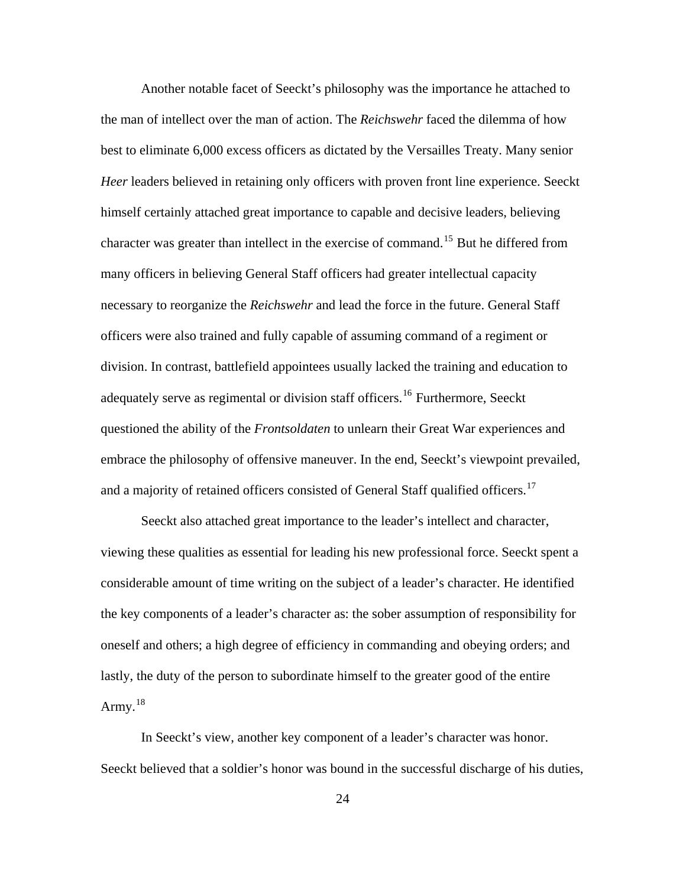Another notable facet of Seeckt's philosophy was the importance he attached to the man of intellect over the man of action. The *Reichswehr* faced the dilemma of how best to eliminate 6,000 excess officers as dictated by the Versailles Treaty. Many senior *Heer* leaders believed in retaining only officers with proven front line experience. Seeckt himself certainly attached great importance to capable and decisive leaders, believing character was greater than intellect in the exercise of command.[15] But he differed from many officers in believing General Staff officers had greater intellectual capacity necessary to reorganize the *Reichswehr* and lead the force in the future. General Staff officers were also trained and fully capable of assuming command of a regiment or division. In contrast, battlefield appointees usually lacked the training and education to adequately serve as regimental or division staff officers.[16] Furthermore, Seeckt questioned the ability of the *Frontsoldaten* to unlearn their Great War experiences and embrace the philosophy of offensive maneuver. In the end, Seeckt's viewpoint prevailed, and a majority of retained officers consisted of General Staff qualified officers.[17]

Seeckt also attached great importance to the leader's intellect and character, viewing these qualities as essential for leading his new professional force. Seeckt spent a considerable amount of time writing on the subject of a leader's character. He identified the key components of a leader's character as: the sober assumption of responsibility for oneself and others; a high degree of efficiency in commanding and obeying orders; and lastly, the duty of the person to subordinate himself to the greater good of the entire Army.[18]

In Seeckt's view, another key component of a leader's character was honor. Seeckt believed that a soldier's honor was bound in the successful discharge of his duties,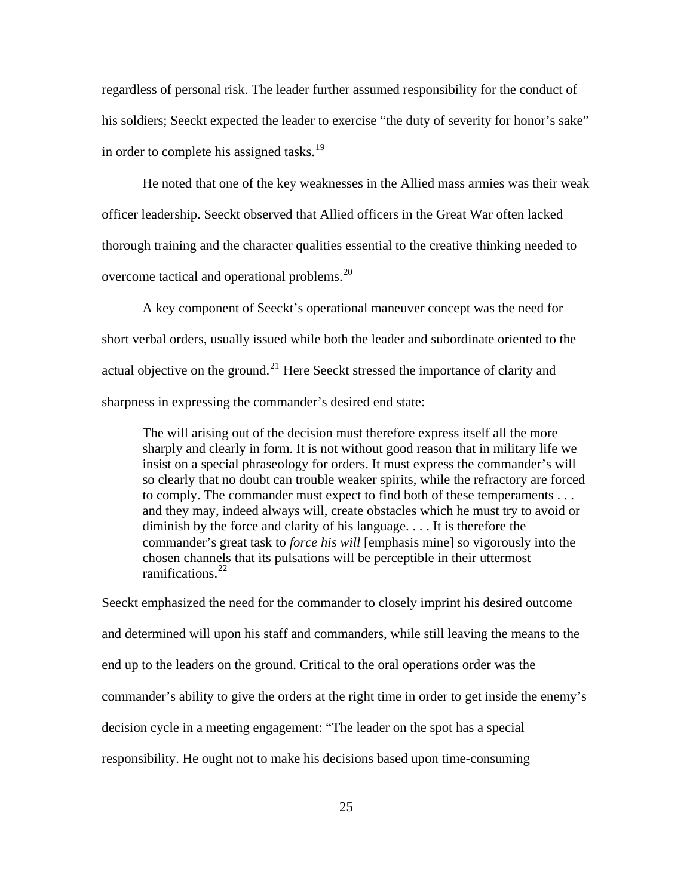regardless of personal risk. The leader further assumed responsibility for the conduct of his soldiers; Seeckt expected the leader to exercise "the duty of severity for honor's sake" in order to complete his assigned tasks.[19]

He noted that one of the key weaknesses in the Allied mass armies was their weak officer leadership. Seeckt observed that Allied officers in the Great War often lacked thorough training and the character qualities essential to the creative thinking needed to overcome tactical and operational problems.[20]

A key component of Seeckt's operational maneuver concept was the need for short verbal orders, usually issued while both the leader and subordinate oriented to the actual objective on the ground.[21] Here Seeckt stressed the importance of clarity and sharpness in expressing the commander's desired end state:

> The will arising out of the decision must therefore express itself all the more sharply and clearly in form. It is not without good reason that in military life we insist on a special phraseology for orders. It must express the commander's will so clearly that no doubt can trouble weaker spirits, while the refractory are forced to comply. The commander must expect to find both of these temperaments . . . and they may, indeed always will, create obstacles which he must try to avoid or diminish by the force and clarity of his language. . . . It is therefore the commander's great task to *force his will* [emphasis mine] so vigorously into the chosen channels that its pulsations will be perceptible in their uttermost ramifications.[22]

Seeckt emphasized the need for the commander to closely imprint his desired outcome and determined will upon his staff and commanders, while still leaving the means to the end up to the leaders on the ground. Critical to the oral operations order was the commander's ability to give the orders at the right time in order to get inside the enemy's decision cycle in a meeting engagement: "The leader on the spot has a special responsibility. He ought not to make his decisions based upon time-consuming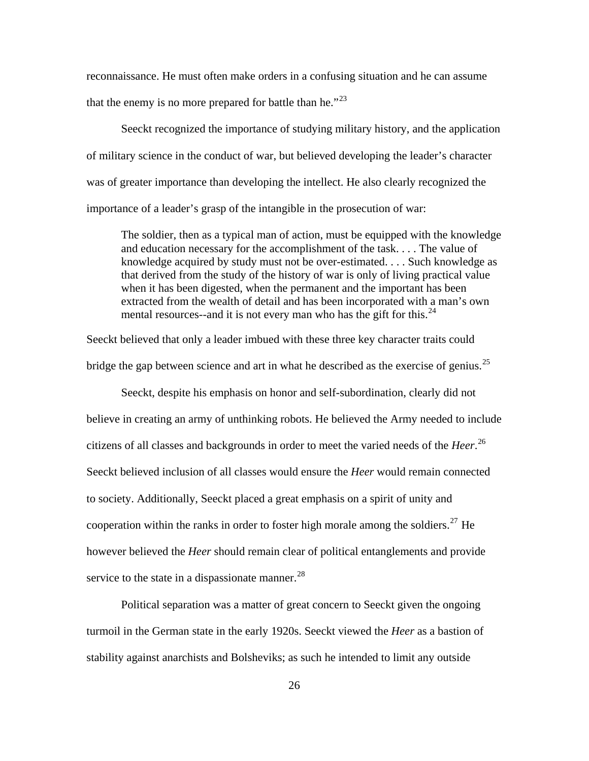reconnaissance. He must often make orders in a confusing situation and he can assume that the enemy is no more prepared for battle than he."[23]

Seeckt recognized the importance of studying military history, and the application of military science in the conduct of war, but believed developing the leader's character was of greater importance than developing the intellect. He also clearly recognized the importance of a leader's grasp of the intangible in the prosecution of war:

> The soldier, then as a typical man of action, must be equipped with the knowledge and education necessary for the accomplishment of the task. . . . The value of knowledge acquired by study must not be over-estimated. . . . Such knowledge as that derived from the study of the history of war is only of living practical value when it has been digested, when the permanent and the important has been extracted from the wealth of detail and has been incorporated with a man's own mental resources--and it is not every man who has the gift for this.[24]

Seeckt believed that only a leader imbued with these three key character traits could bridge the gap between science and art in what he described as the exercise of genius.[25]

Seeckt, despite his emphasis on honor and self-subordination, clearly did not believe in creating an army of unthinking robots. He believed the Army needed to include citizens of all classes and backgrounds in order to meet the varied needs of the *Heer*.[26] Seeckt believed inclusion of all classes would ensure the *Heer* would remain connected to society. Additionally, Seeckt placed a great emphasis on a spirit of unity and cooperation within the ranks in order to foster high morale among the soldiers.[27] He however believed the *Heer* should remain clear of political entanglements and provide service to the state in a dispassionate manner.[28]

Political separation was a matter of great concern to Seeckt given the ongoing turmoil in the German state in the early 1920s. Seeckt viewed the *Heer* as a bastion of stability against anarchists and Bolsheviks; as such he intended to limit any outside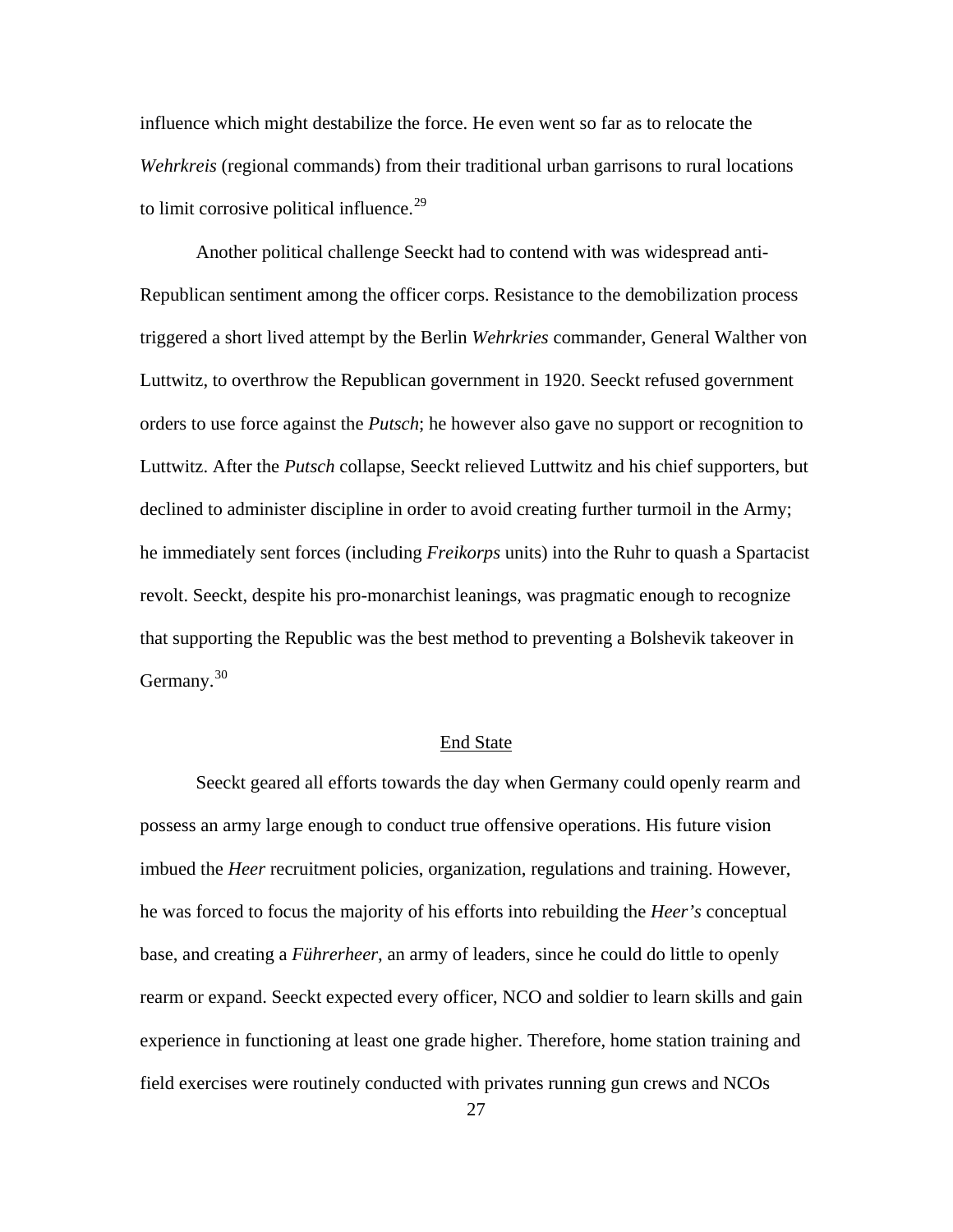influence which might destabilize the force. He even went so far as to relocate the *Wehrkreis* (regional commands) from their traditional urban garrisons to rural locations to limit corrosive political influence.[29]

Another political challenge Seeckt had to contend with was widespread anti-Republican sentiment among the officer corps. Resistance to the demobilization process triggered a short lived attempt by the Berlin *Wehrkries* commander, General Walther von Luttwitz, to overthrow the Republican government in 1920. Seeckt refused government orders to use force against the *Putsch*; he however also gave no support or recognition to Luttwitz. After the *Putsch* collapse, Seeckt relieved Luttwitz and his chief supporters, but declined to administer discipline in order to avoid creating further turmoil in the Army; he immediately sent forces (including *Freikorps* units) into the Ruhr to quash a Spartacist revolt. Seeckt, despite his pro-monarchist leanings, was pragmatic enough to recognize that supporting the Republic was the best method to preventing a Bolshevik takeover in Germany.[30]

## End State

Seeckt geared all efforts towards the day when Germany could openly rearm and possess an army large enough to conduct true offensive operations. His future vision imbued the *Heer* recruitment policies, organization, regulations and training. However, he was forced to focus the majority of his efforts into rebuilding the *Heer's* conceptual base, and creating a *Führerheer*, an army of leaders, since he could do little to openly rearm or expand. Seeckt expected every officer, NCO and soldier to learn skills and gain experience in functioning at least one grade higher. Therefore, home station training and field exercises were routinely conducted with privates running gun crews and NCOs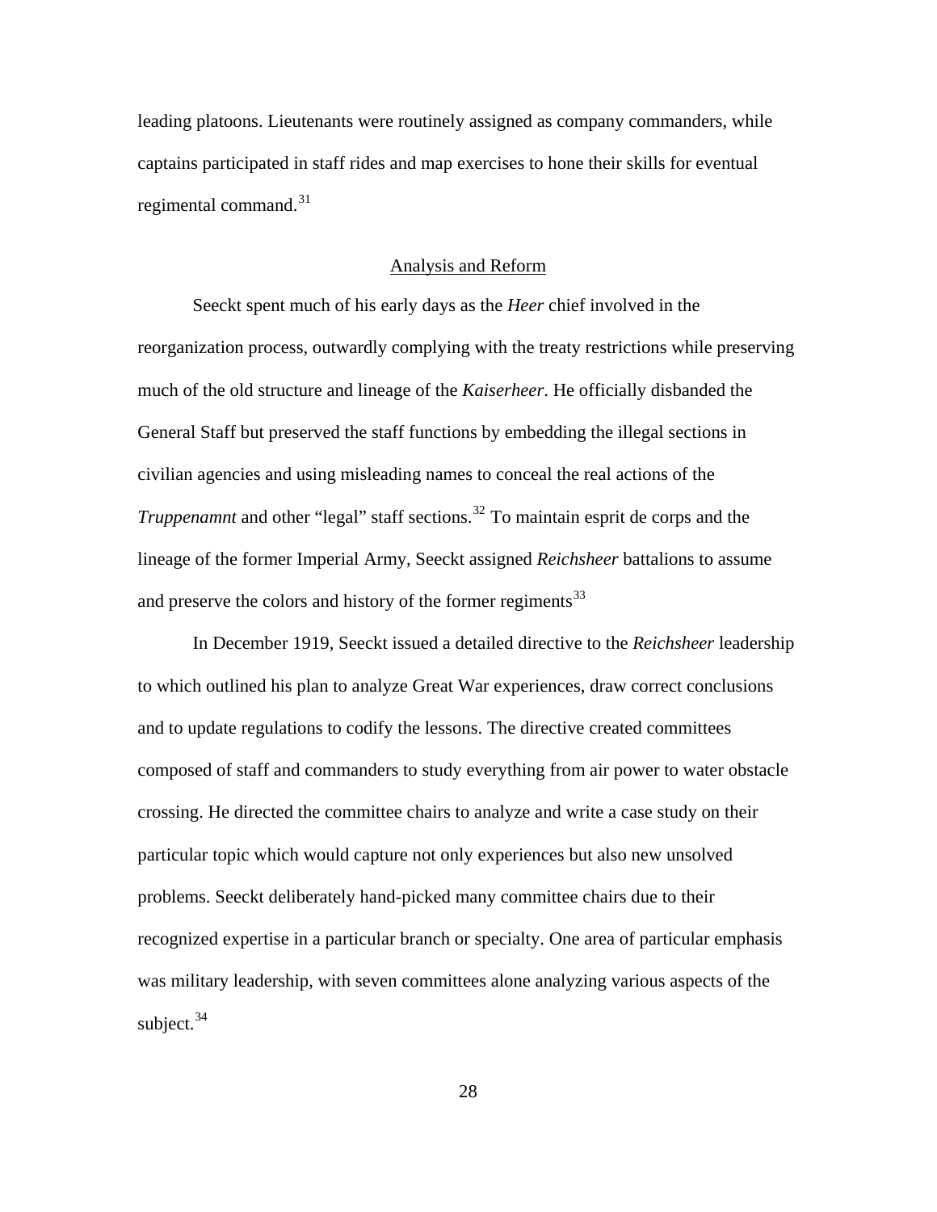leading platoons. Lieutenants were routinely assigned as company commanders, while captains participated in staff rides and map exercises to hone their skills for eventual regimental command.[31]

## Analysis and Reform

Seeckt spent much of his early days as the *Heer* chief involved in the reorganization process, outwardly complying with the treaty restrictions while preserving much of the old structure and lineage of the *Kaiserheer*. He officially disbanded the General Staff but preserved the staff functions by embedding the illegal sections in civilian agencies and using misleading names to conceal the real actions of the *Truppenamnt* and other "legal" staff sections.[32] To maintain esprit de corps and the lineage of the former Imperial Army, Seeckt assigned *Reichsheer* battalions to assume and preserve the colors and history of the former regiments[33]

In December 1919, Seeckt issued a detailed directive to the *Reichsheer* leadership to which outlined his plan to analyze Great War experiences, draw correct conclusions and to update regulations to codify the lessons. The directive created committees composed of staff and commanders to study everything from air power to water obstacle crossing. He directed the committee chairs to analyze and write a case study on their particular topic which would capture not only experiences but also new unsolved problems. Seeckt deliberately hand-picked many committee chairs due to their recognized expertise in a particular branch or specialty. One area of particular emphasis was military leadership, with seven committees alone analyzing various aspects of the subject.[34]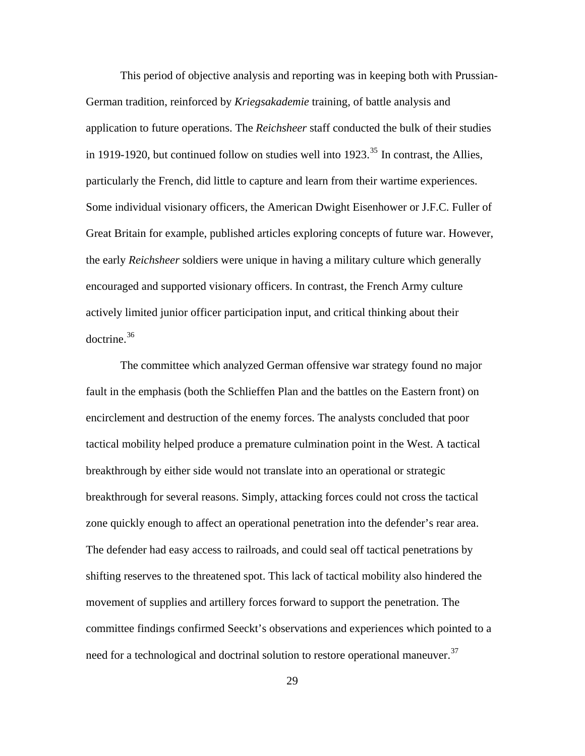This period of objective analysis and reporting was in keeping both with Prussian-German tradition, reinforced by *Kriegsakademie* training, of battle analysis and application to future operations. The *Reichsheer* staff conducted the bulk of their studies in 1919-1920, but continued follow on studies well into 1923.[35] In contrast, the Allies, particularly the French, did little to capture and learn from their wartime experiences. Some individual visionary officers, the American Dwight Eisenhower or J.F.C. Fuller of Great Britain for example, published articles exploring concepts of future war. However, the early *Reichsheer* soldiers were unique in having a military culture which generally encouraged and supported visionary officers. In contrast, the French Army culture actively limited junior officer participation input, and critical thinking about their doctrine.[36]

The committee which analyzed German offensive war strategy found no major fault in the emphasis (both the Schlieffen Plan and the battles on the Eastern front) on encirclement and destruction of the enemy forces. The analysts concluded that poor tactical mobility helped produce a premature culmination point in the West. A tactical breakthrough by either side would not translate into an operational or strategic breakthrough for several reasons. Simply, attacking forces could not cross the tactical zone quickly enough to affect an operational penetration into the defender's rear area. The defender had easy access to railroads, and could seal off tactical penetrations by shifting reserves to the threatened spot. This lack of tactical mobility also hindered the movement of supplies and artillery forces forward to support the penetration. The committee findings confirmed Seeckt's observations and experiences which pointed to a need for a technological and doctrinal solution to restore operational maneuver.[37]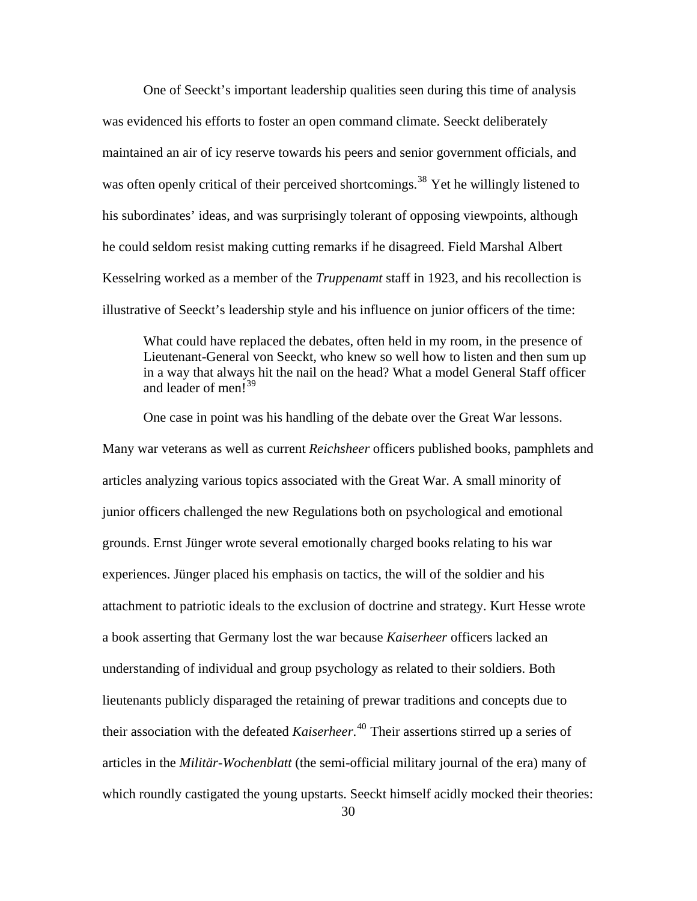One of Seeckt's important leadership qualities seen during this time of analysis was evidenced his efforts to foster an open command climate. Seeckt deliberately maintained an air of icy reserve towards his peers and senior government officials, and was often openly critical of their perceived shortcomings.[38] Yet he willingly listened to his subordinates' ideas, and was surprisingly tolerant of opposing viewpoints, although he could seldom resist making cutting remarks if he disagreed. Field Marshal Albert Kesselring worked as a member of the *Truppenamt* staff in 1923, and his recollection is illustrative of Seeckt's leadership style and his influence on junior officers of the time:

> What could have replaced the debates, often held in my room, in the presence of Lieutenant-General von Seeckt, who knew so well how to listen and then sum up in a way that always hit the nail on the head? What a model General Staff officer and leader of men![39]

One case in point was his handling of the debate over the Great War lessons. Many war veterans as well as current *Reichsheer* officers published books, pamphlets and articles analyzing various topics associated with the Great War. A small minority of junior officers challenged the new Regulations both on psychological and emotional grounds. Ernst Jünger wrote several emotionally charged books relating to his war experiences. Jünger placed his emphasis on tactics, the will of the soldier and his attachment to patriotic ideals to the exclusion of doctrine and strategy. Kurt Hesse wrote a book asserting that Germany lost the war because *Kaiserheer* officers lacked an understanding of individual and group psychology as related to their soldiers. Both lieutenants publicly disparaged the retaining of prewar traditions and concepts due to their association with the defeated *Kaiserheer*.[40] Their assertions stirred up a series of articles in the *Militär-Wochenblatt* (the semi-official military journal of the era) many of which roundly castigated the young upstarts. Seeckt himself acidly mocked their theories: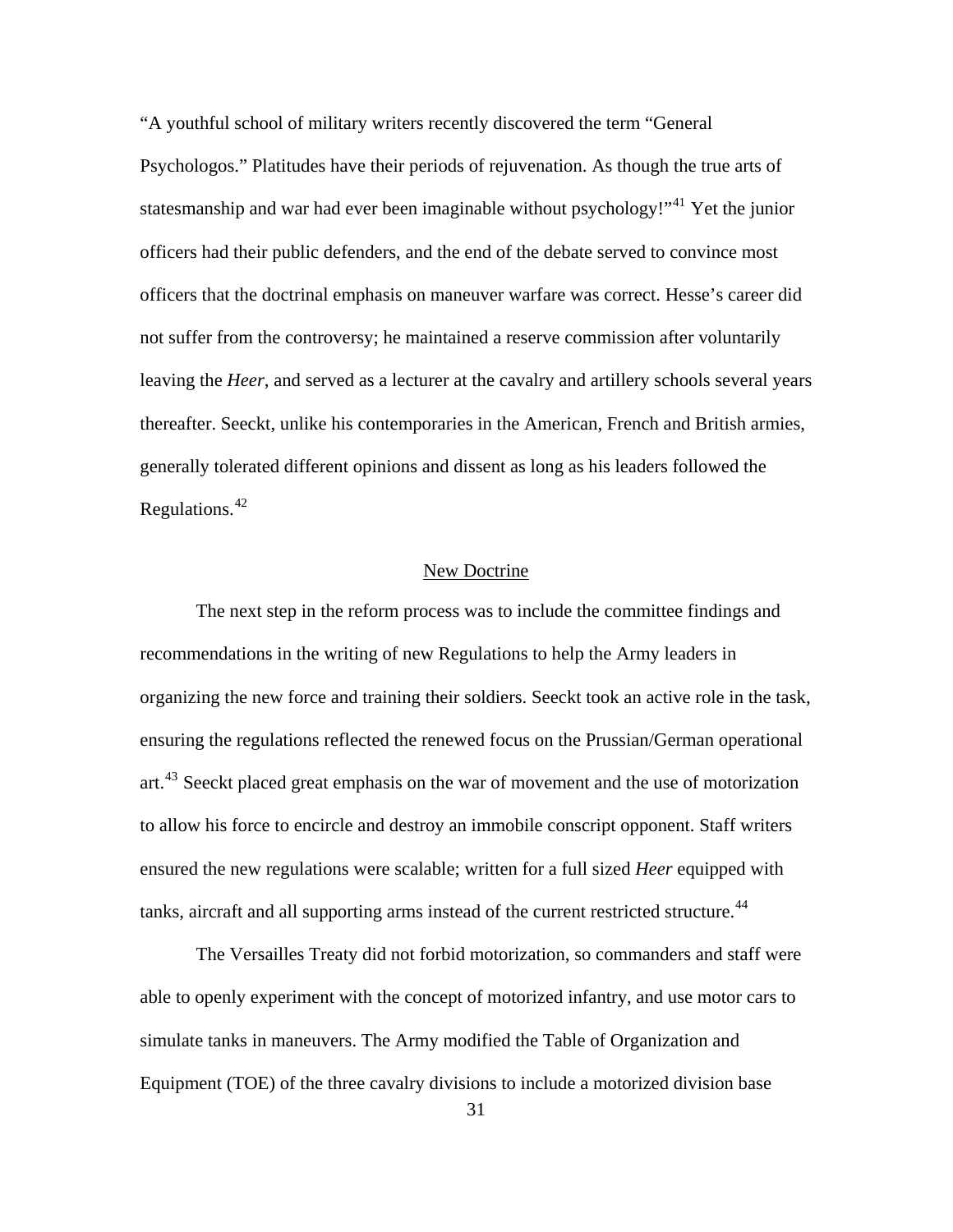"A youthful school of military writers recently discovered the term "General Psychologos." Platitudes have their periods of rejuvenation. As though the true arts of statesmanship and war had ever been imaginable without psychology!"[41] Yet the junior officers had their public defenders, and the end of the debate served to convince most officers that the doctrinal emphasis on maneuver warfare was correct. Hesse's career did not suffer from the controversy; he maintained a reserve commission after voluntarily leaving the *Heer*, and served as a lecturer at the cavalry and artillery schools several years thereafter. Seeckt, unlike his contemporaries in the American, French and British armies, generally tolerated different opinions and dissent as long as his leaders followed the Regulations.[42]

## New Doctrine

The next step in the reform process was to include the committee findings and recommendations in the writing of new Regulations to help the Army leaders in organizing the new force and training their soldiers. Seeckt took an active role in the task, ensuring the regulations reflected the renewed focus on the Prussian/German operational art.[43] Seeckt placed great emphasis on the war of movement and the use of motorization to allow his force to encircle and destroy an immobile conscript opponent. Staff writers ensured the new regulations were scalable; written for a full sized *Heer* equipped with tanks, aircraft and all supporting arms instead of the current restricted structure.[44]

The Versailles Treaty did not forbid motorization, so commanders and staff were able to openly experiment with the concept of motorized infantry, and use motor cars to simulate tanks in maneuvers. The Army modified the Table of Organization and Equipment (TOE) of the three cavalry divisions to include a motorized division base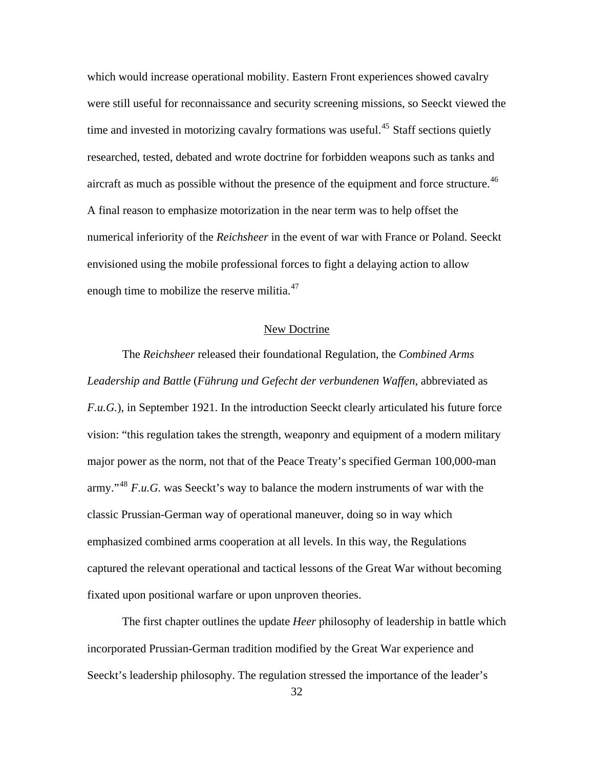which would increase operational mobility. Eastern Front experiences showed cavalry were still useful for reconnaissance and security screening missions, so Seeckt viewed the time and invested in motorizing cavalry formations was useful.[45] Staff sections quietly researched, tested, debated and wrote doctrine for forbidden weapons such as tanks and aircraft as much as possible without the presence of the equipment and force structure.[46] A final reason to emphasize motorization in the near term was to help offset the numerical inferiority of the *Reichsheer* in the event of war with France or Poland. Seeckt envisioned using the mobile professional forces to fight a delaying action to allow enough time to mobilize the reserve militia.[47]

## New Doctrine

The *Reichsheer* released their foundational Regulation, the *Combined Arms Leadership and Battle* (*Führung und Gefecht der verbundenen Waffen*, abbreviated as *F.u.G.*), in September 1921. In the introduction Seeckt clearly articulated his future force vision: "this regulation takes the strength, weaponry and equipment of a modern military major power as the norm, not that of the Peace Treaty's specified German 100,000-man army."[48] *F.u.G.* was Seeckt's way to balance the modern instruments of war with the classic Prussian-German way of operational maneuver, doing so in way which emphasized combined arms cooperation at all levels. In this way, the Regulations captured the relevant operational and tactical lessons of the Great War without becoming fixated upon positional warfare or upon unproven theories.

The first chapter outlines the update *Heer* philosophy of leadership in battle which incorporated Prussian-German tradition modified by the Great War experience and Seeckt's leadership philosophy. The regulation stressed the importance of the leader's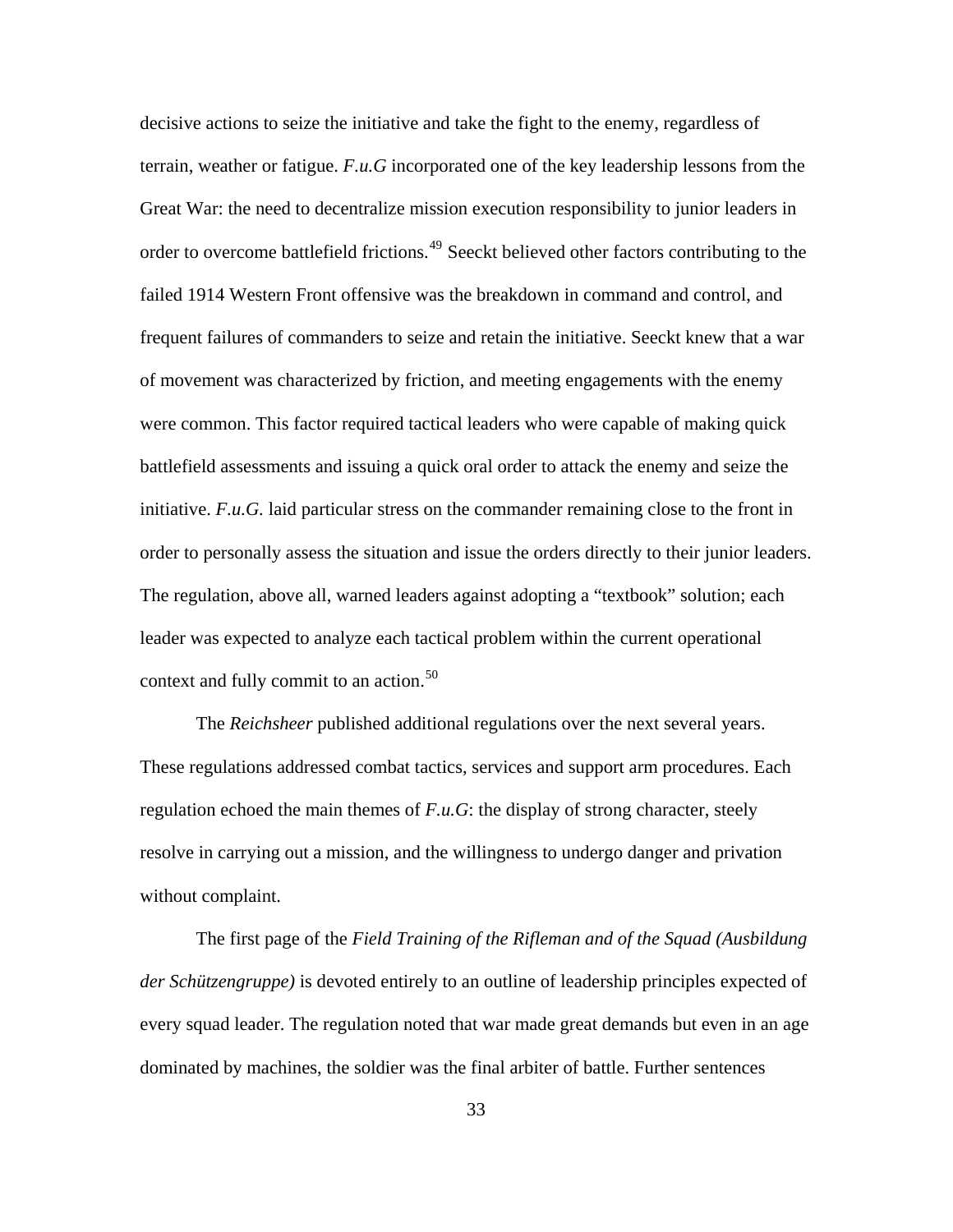decisive actions to seize the initiative and take the fight to the enemy, regardless of terrain, weather or fatigue. *F.u.G* incorporated one of the key leadership lessons from the Great War: the need to decentralize mission execution responsibility to junior leaders in order to overcome battlefield frictions.[49] Seeckt believed other factors contributing to the failed 1914 Western Front offensive was the breakdown in command and control, and frequent failures of commanders to seize and retain the initiative. Seeckt knew that a war of movement was characterized by friction, and meeting engagements with the enemy were common. This factor required tactical leaders who were capable of making quick battlefield assessments and issuing a quick oral order to attack the enemy and seize the initiative. *F.u.G.* laid particular stress on the commander remaining close to the front in order to personally assess the situation and issue the orders directly to their junior leaders. The regulation, above all, warned leaders against adopting a "textbook" solution; each leader was expected to analyze each tactical problem within the current operational context and fully commit to an action.[50]

The *Reichsheer* published additional regulations over the next several years. These regulations addressed combat tactics, services and support arm procedures. Each regulation echoed the main themes of *F.u.G*: the display of strong character, steely resolve in carrying out a mission, and the willingness to undergo danger and privation without complaint.

The first page of the *Field Training of the Rifleman and of the Squad (Ausbildung der Schützengruppe)* is devoted entirely to an outline of leadership principles expected of every squad leader. The regulation noted that war made great demands but even in an age dominated by machines, the soldier was the final arbiter of battle. Further sentences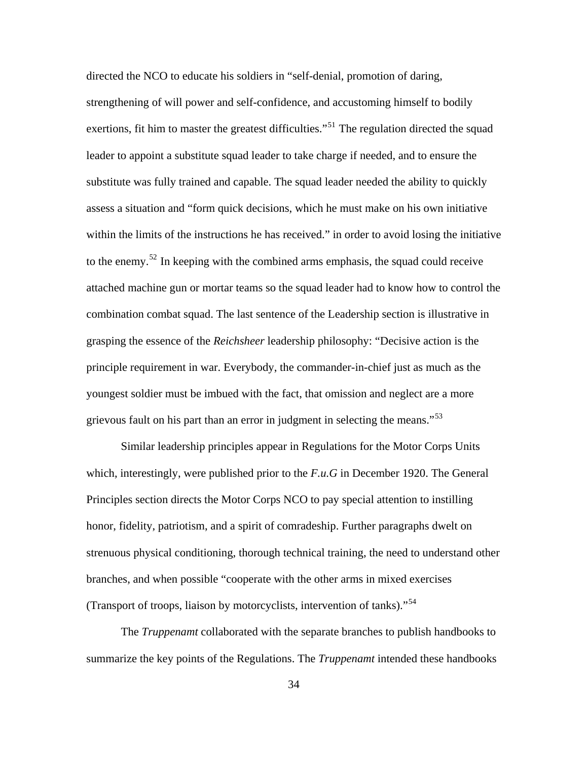directed the NCO to educate his soldiers in "self-denial, promotion of daring, strengthening of will power and self-confidence, and accustoming himself to bodily exertions, fit him to master the greatest difficulties."[51] The regulation directed the squad leader to appoint a substitute squad leader to take charge if needed, and to ensure the substitute was fully trained and capable. The squad leader needed the ability to quickly assess a situation and "form quick decisions, which he must make on his own initiative within the limits of the instructions he has received." in order to avoid losing the initiative to the enemy.[52] In keeping with the combined arms emphasis, the squad could receive attached machine gun or mortar teams so the squad leader had to know how to control the combination combat squad. The last sentence of the Leadership section is illustrative in grasping the essence of the *Reichsheer* leadership philosophy: "Decisive action is the principle requirement in war. Everybody, the commander-in-chief just as much as the youngest soldier must be imbued with the fact, that omission and neglect are a more grievous fault on his part than an error in judgment in selecting the means."[53]

Similar leadership principles appear in Regulations for the Motor Corps Units which, interestingly, were published prior to the *F.u.G* in December 1920. The General Principles section directs the Motor Corps NCO to pay special attention to instilling honor, fidelity, patriotism, and a spirit of comradeship. Further paragraphs dwelt on strenuous physical conditioning, thorough technical training, the need to understand other branches, and when possible "cooperate with the other arms in mixed exercises (Transport of troops, liaison by motorcyclists, intervention of tanks)."[54]

The *Truppenamt* collaborated with the separate branches to publish handbooks to summarize the key points of the Regulations. The *Truppenamt* intended these handbooks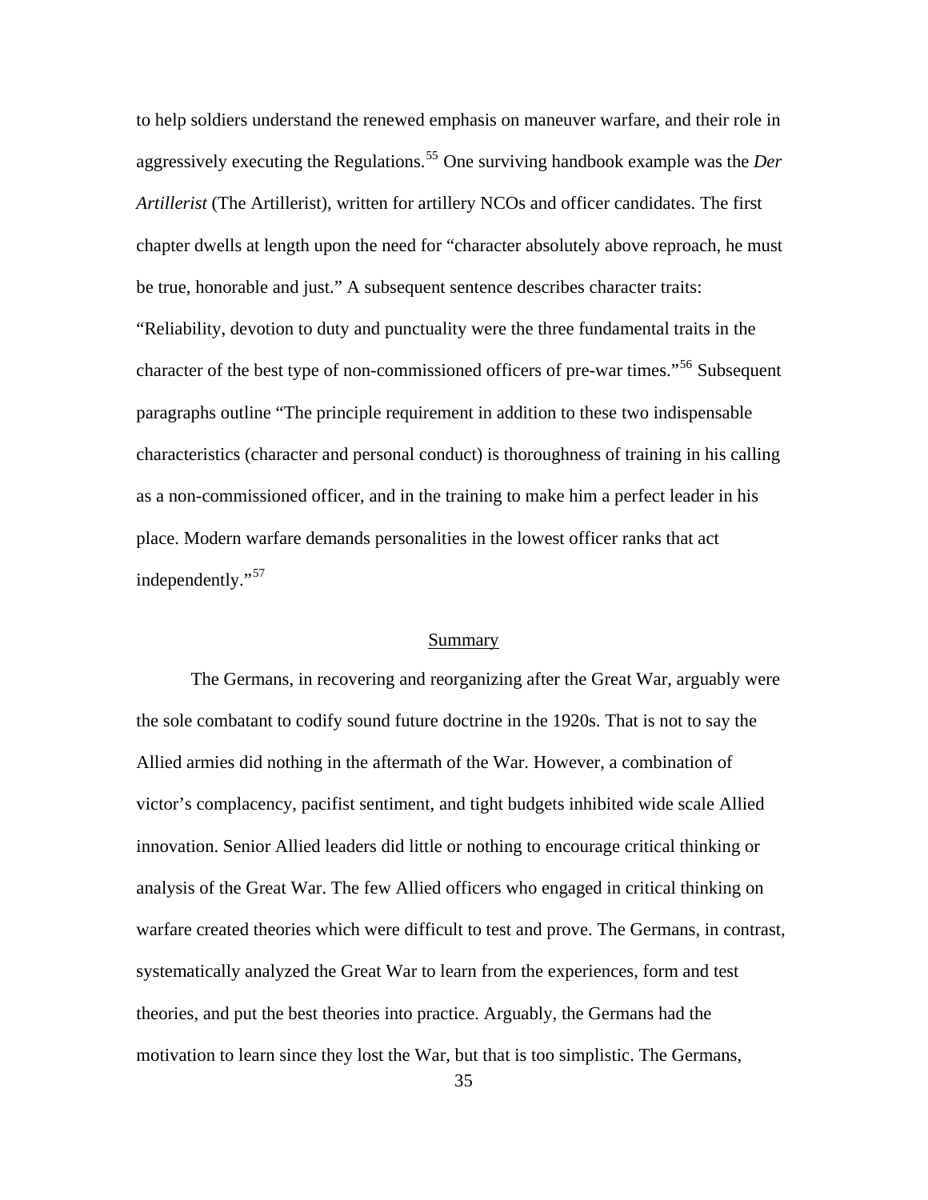to help soldiers understand the renewed emphasis on maneuver warfare, and their role in aggressively executing the Regulations.[55] One surviving handbook example was the *Der Artillerist* (The Artillerist), written for artillery NCOs and officer candidates. The first chapter dwells at length upon the need for "character absolutely above reproach, he must be true, honorable and just." A subsequent sentence describes character traits: "Reliability, devotion to duty and punctuality were the three fundamental traits in the character of the best type of non-commissioned officers of pre-war times."[56] Subsequent paragraphs outline "The principle requirement in addition to these two indispensable characteristics (character and personal conduct) is thoroughness of training in his calling as a non-commissioned officer, and in the training to make him a perfect leader in his place. Modern warfare demands personalities in the lowest officer ranks that act independently."[57]

## Summary

The Germans, in recovering and reorganizing after the Great War, arguably were the sole combatant to codify sound future doctrine in the 1920s. That is not to say the Allied armies did nothing in the aftermath of the War. However, a combination of victor's complacency, pacifist sentiment, and tight budgets inhibited wide scale Allied innovation. Senior Allied leaders did little or nothing to encourage critical thinking or analysis of the Great War. The few Allied officers who engaged in critical thinking on warfare created theories which were difficult to test and prove. The Germans, in contrast, systematically analyzed the Great War to learn from the experiences, form and test theories, and put the best theories into practice. Arguably, the Germans had the motivation to learn since they lost the War, but that is too simplistic. The Germans,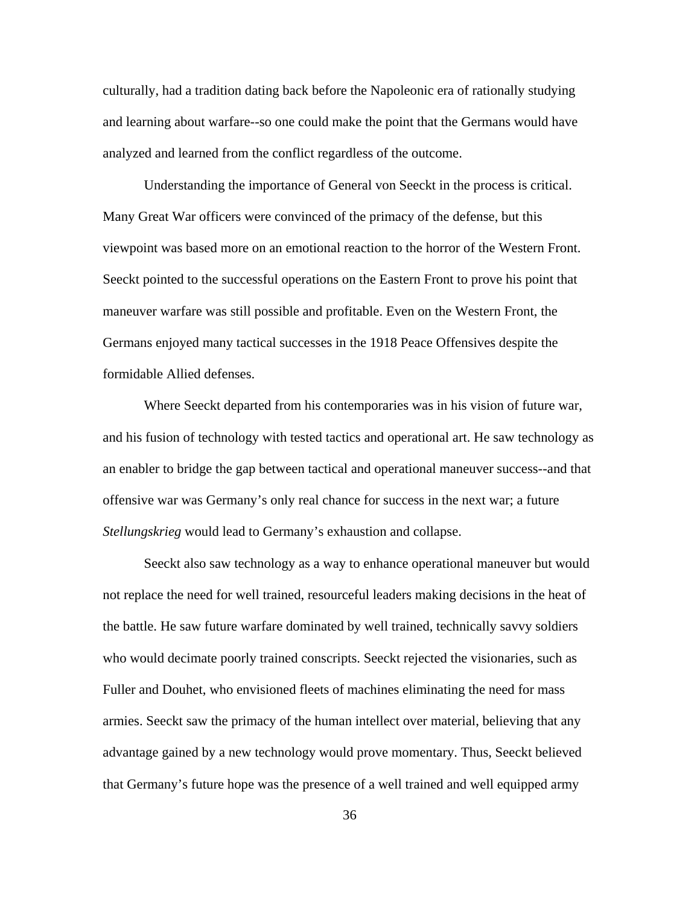culturally, had a tradition dating back before the Napoleonic era of rationally studying and learning about warfare--so one could make the point that the Germans would have analyzed and learned from the conflict regardless of the outcome.

Understanding the importance of General von Seeckt in the process is critical. Many Great War officers were convinced of the primacy of the defense, but this viewpoint was based more on an emotional reaction to the horror of the Western Front. Seeckt pointed to the successful operations on the Eastern Front to prove his point that maneuver warfare was still possible and profitable. Even on the Western Front, the Germans enjoyed many tactical successes in the 1918 Peace Offensives despite the formidable Allied defenses.

Where Seeckt departed from his contemporaries was in his vision of future war, and his fusion of technology with tested tactics and operational art. He saw technology as an enabler to bridge the gap between tactical and operational maneuver success--and that offensive war was Germany's only real chance for success in the next war; a future *Stellungskrieg* would lead to Germany's exhaustion and collapse.

Seeckt also saw technology as a way to enhance operational maneuver but would not replace the need for well trained, resourceful leaders making decisions in the heat of the battle. He saw future warfare dominated by well trained, technically savvy soldiers who would decimate poorly trained conscripts. Seeckt rejected the visionaries, such as Fuller and Douhet, who envisioned fleets of machines eliminating the need for mass armies. Seeckt saw the primacy of the human intellect over material, believing that any advantage gained by a new technology would prove momentary. Thus, Seeckt believed that Germany's future hope was the presence of a well trained and well equipped army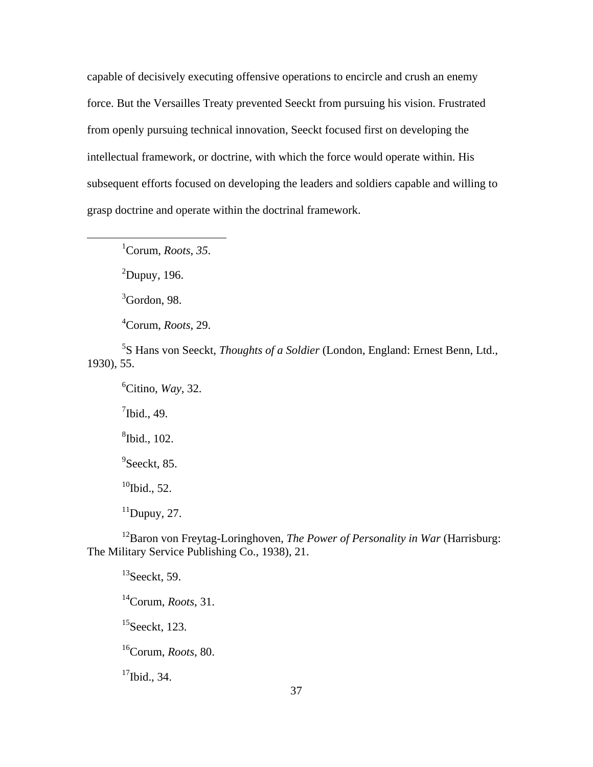capable of decisively executing offensive operations to encircle and crush an enemy force. But the Versailles Treaty prevented Seeckt from pursuing his vision. Frustrated from openly pursuing technical innovation, Seeckt focused first on developing the intellectual framework, or doctrine, with which the force would operate within. His subsequent efforts focused on developing the leaders and soldiers capable and willing to grasp doctrine and operate within the doctrinal framework.

---

[1]Corum, *Roots*, *35*.

[2]Dupuy, 196.

[3]Gordon, 98.

[4]Corum, *Roots*, 29.

[5]S Hans von Seeckt, *Thoughts of a Soldier* (London, England: Ernest Benn, Ltd., 1930), 55.

[6]Citino, *Way*, 32.

[7]Ibid., 49.

[8]Ibid., 102.

[9]Seeckt, 85.

[10]Ibid., 52.

[11]Dupuy, 27.

[12]Baron von Freytag-Loringhoven, *The Power of Personality in War* (Harrisburg: The Military Service Publishing Co., 1938), 21.

[13]Seeckt, 59.

[14]Corum, *Roots*, 31.

[15]Seeckt, 123.

[16]Corum, *Roots*, 80.

[17]Ibid., 34.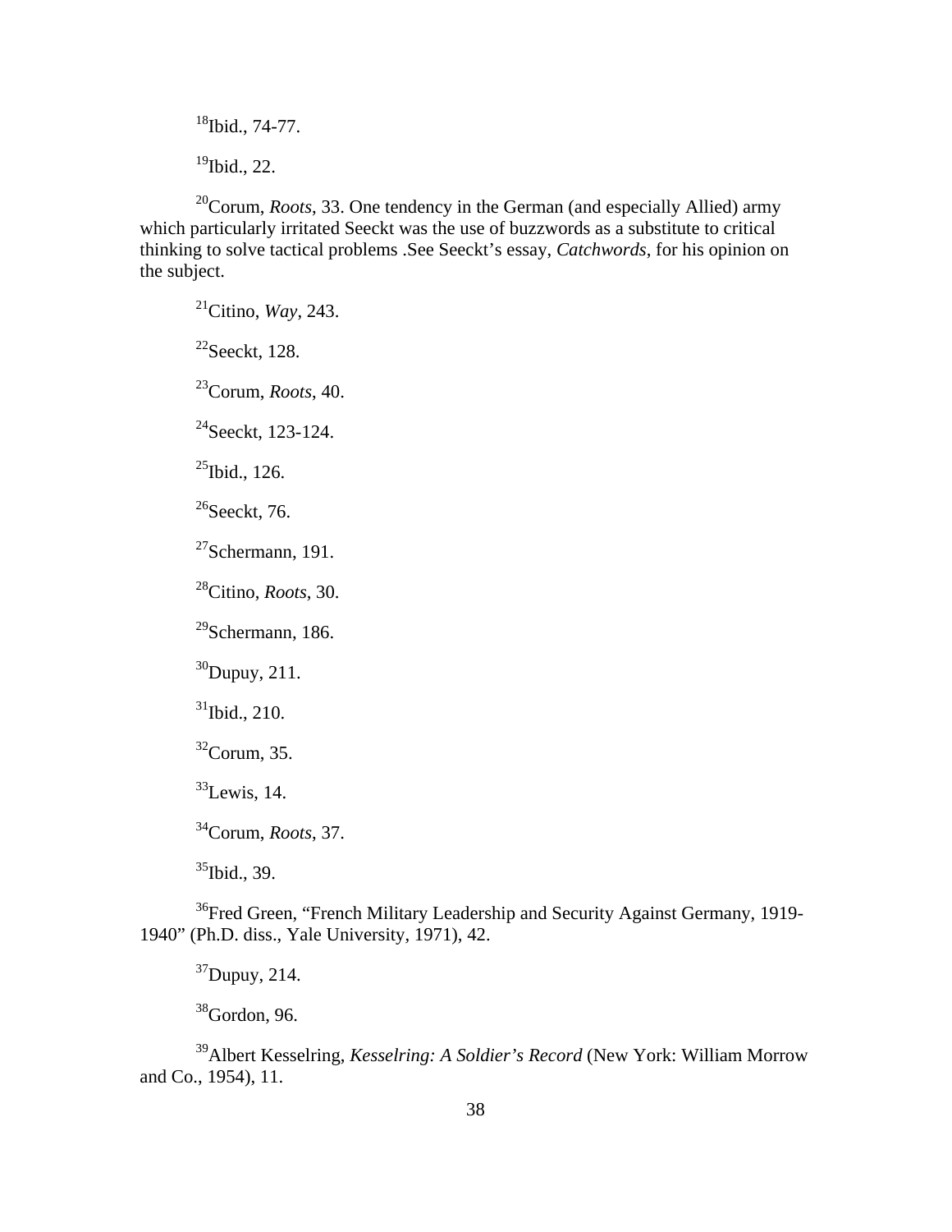[18]Ibid., 74-77.

[19]Ibid., 22.

[20]Corum, *Roots*, 33. One tendency in the German (and especially Allied) army which particularly irritated Seeckt was the use of buzzwords as a substitute to critical thinking to solve tactical problems .See Seeckt's essay, *Catchwords*, for his opinion on the subject.

[21]Citino, *Way*, 243.

[22]Seeckt, 128.

[23]Corum, *Roots*, 40.

[24]Seeckt, 123-124.

[25]Ibid., 126.

[26]Seeckt, 76.

[27]Schermann, 191.

[28]Citino, *Roots*, 30.

[29]Schermann, 186.

[30]Dupuy, 211.

[31]Ibid., 210.

[32]Corum, 35.

[33]Lewis, 14.

[34]Corum, *Roots*, 37.

[35]Ibid., 39.

[36]Fred Green, "French Military Leadership and Security Against Germany, 1919-1940" (Ph.D. diss., Yale University, 1971), 42.

[37]Dupuy, 214.

[38]Gordon, 96.

[39]Albert Kesselring, *Kesselring: A Soldier's Record* (New York: William Morrow and Co., 1954), 11.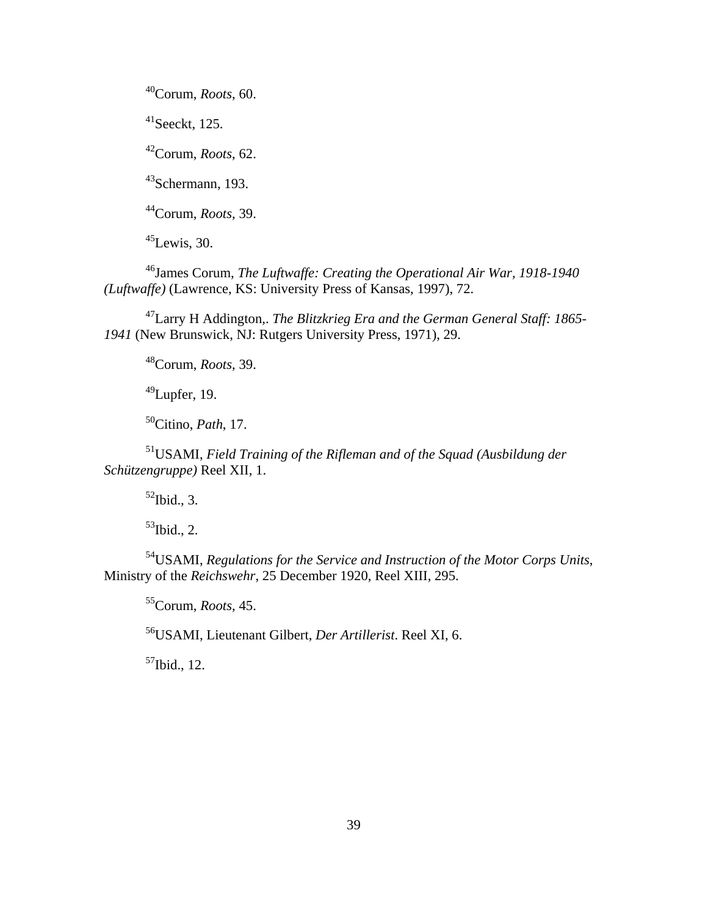[40]Corum, *Roots*, 60.

[41]Seeckt, 125.

[42]Corum, *Roots*, 62.

[43]Schermann, 193.

[44]Corum, *Roots*, 39.

[45]Lewis, 30.

[46]James Corum, *The Luftwaffe: Creating the Operational Air War, 1918-1940 (Luftwaffe)* (Lawrence, KS: University Press of Kansas, 1997), 72.

[47]Larry H Addington,. *The Blitzkrieg Era and the German General Staff: 1865-1941* (New Brunswick, NJ: Rutgers University Press, 1971), 29.

[48]Corum, *Roots*, 39.

[49]Lupfer, 19.

[50]Citino, *Path*, 17.

[51]USAMI, *Field Training of the Rifleman and of the Squad (Ausbildung der Schützengruppe)* Reel XII, 1.

[52]Ibid., 3.

[53]Ibid., 2.

[54]USAMI, *Regulations for the Service and Instruction of the Motor Corps Units*, Ministry of the *Reichswehr*, 25 December 1920, Reel XIII, 295.

[55]Corum, *Roots*, 45.

[56]USAMI, Lieutenant Gilbert, *Der Artillerist*. Reel XI, 6.

[57]Ibid., 12.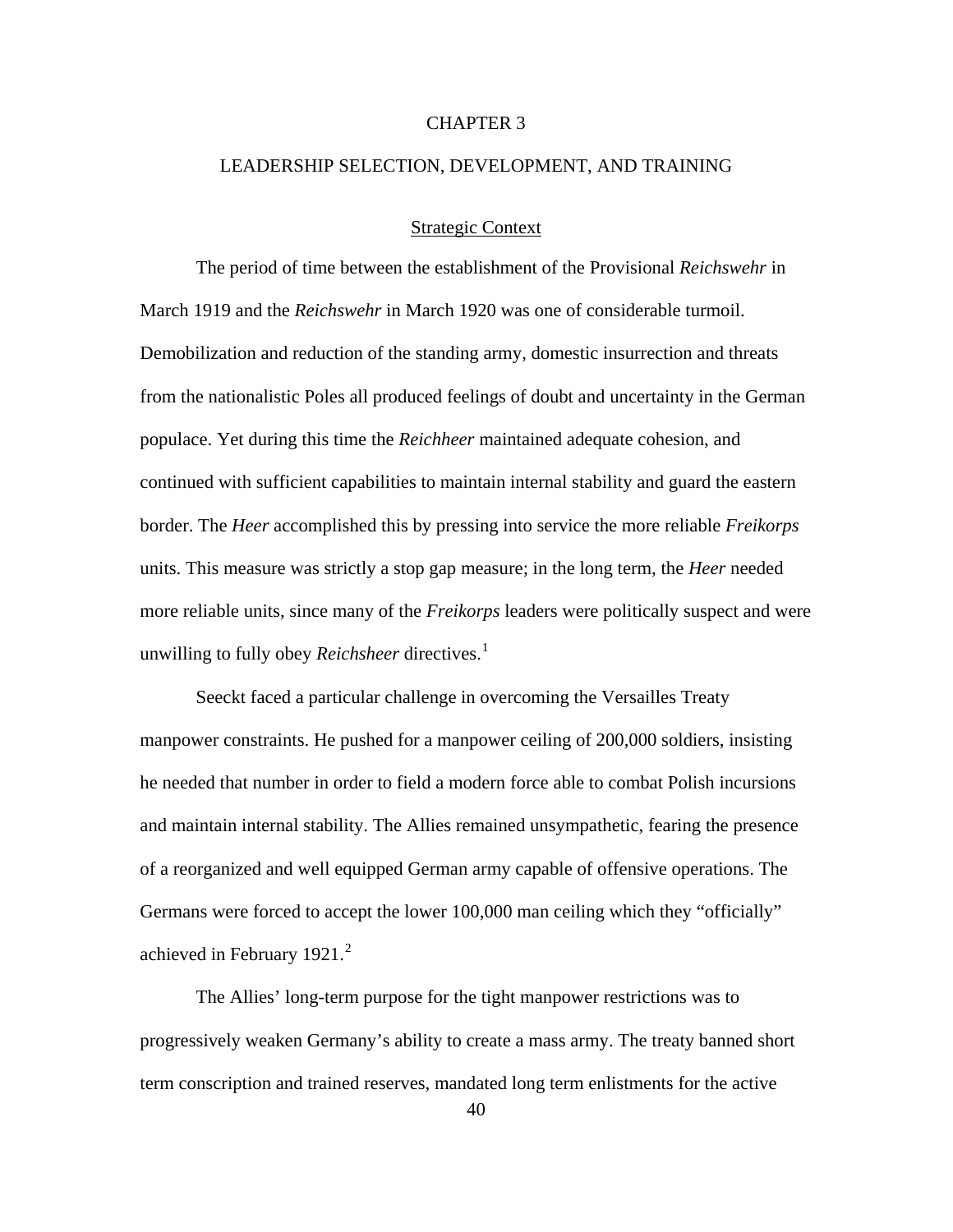# CHAPTER 3

# LEADERSHIP SELECTION, DEVELOPMENT, AND TRAINING

## Strategic Context

The period of time between the establishment of the Provisional *Reichswehr* in March 1919 and the *Reichswehr* in March 1920 was one of considerable turmoil. Demobilization and reduction of the standing army, domestic insurrection and threats from the nationalistic Poles all produced feelings of doubt and uncertainty in the German populace. Yet during this time the *Reichheer* maintained adequate cohesion, and continued with sufficient capabilities to maintain internal stability and guard the eastern border. The *Heer* accomplished this by pressing into service the more reliable *Freikorps* units. This measure was strictly a stop gap measure; in the long term, the *Heer* needed more reliable units, since many of the *Freikorps* leaders were politically suspect and were unwilling to fully obey *Reichsheer* directives.[1]

Seeckt faced a particular challenge in overcoming the Versailles Treaty manpower constraints. He pushed for a manpower ceiling of 200,000 soldiers, insisting he needed that number in order to field a modern force able to combat Polish incursions and maintain internal stability. The Allies remained unsympathetic, fearing the presence of a reorganized and well equipped German army capable of offensive operations. The Germans were forced to accept the lower 100,000 man ceiling which they "officially" achieved in February 1921.[2]

The Allies' long-term purpose for the tight manpower restrictions was to progressively weaken Germany's ability to create a mass army. The treaty banned short term conscription and trained reserves, mandated long term enlistments for the active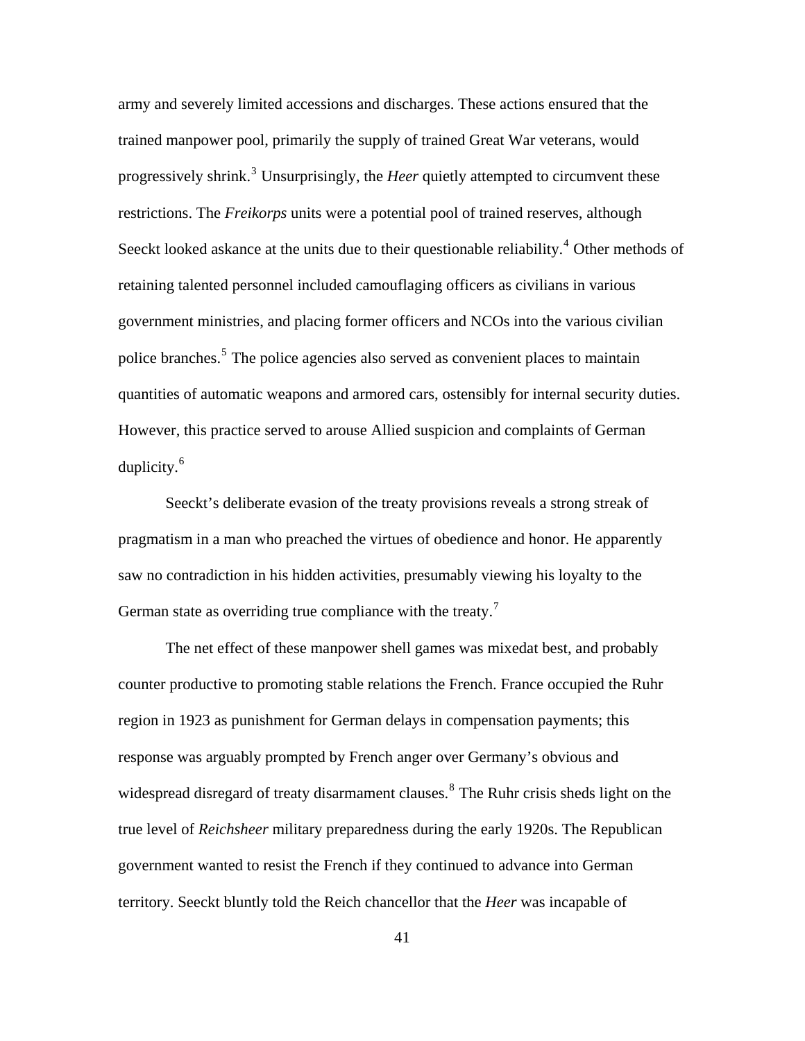army and severely limited accessions and discharges. These actions ensured that the trained manpower pool, primarily the supply of trained Great War veterans, would progressively shrink.[3] Unsurprisingly, the *Heer* quietly attempted to circumvent these restrictions. The *Freikorps* units were a potential pool of trained reserves, although Seeckt looked askance at the units due to their questionable reliability.[4] Other methods of retaining talented personnel included camouflaging officers as civilians in various government ministries, and placing former officers and NCOs into the various civilian police branches.[5] The police agencies also served as convenient places to maintain quantities of automatic weapons and armored cars, ostensibly for internal security duties. However, this practice served to arouse Allied suspicion and complaints of German duplicity.[6]

Seeckt's deliberate evasion of the treaty provisions reveals a strong streak of pragmatism in a man who preached the virtues of obedience and honor. He apparently saw no contradiction in his hidden activities, presumably viewing his loyalty to the German state as overriding true compliance with the treaty.[7]

The net effect of these manpower shell games was mixedat best, and probably counter productive to promoting stable relations the French. France occupied the Ruhr region in 1923 as punishment for German delays in compensation payments; this response was arguably prompted by French anger over Germany's obvious and widespread disregard of treaty disarmament clauses.[8] The Ruhr crisis sheds light on the true level of *Reichsheer* military preparedness during the early 1920s. The Republican government wanted to resist the French if they continued to advance into German territory. Seeckt bluntly told the Reich chancellor that the *Heer* was incapable of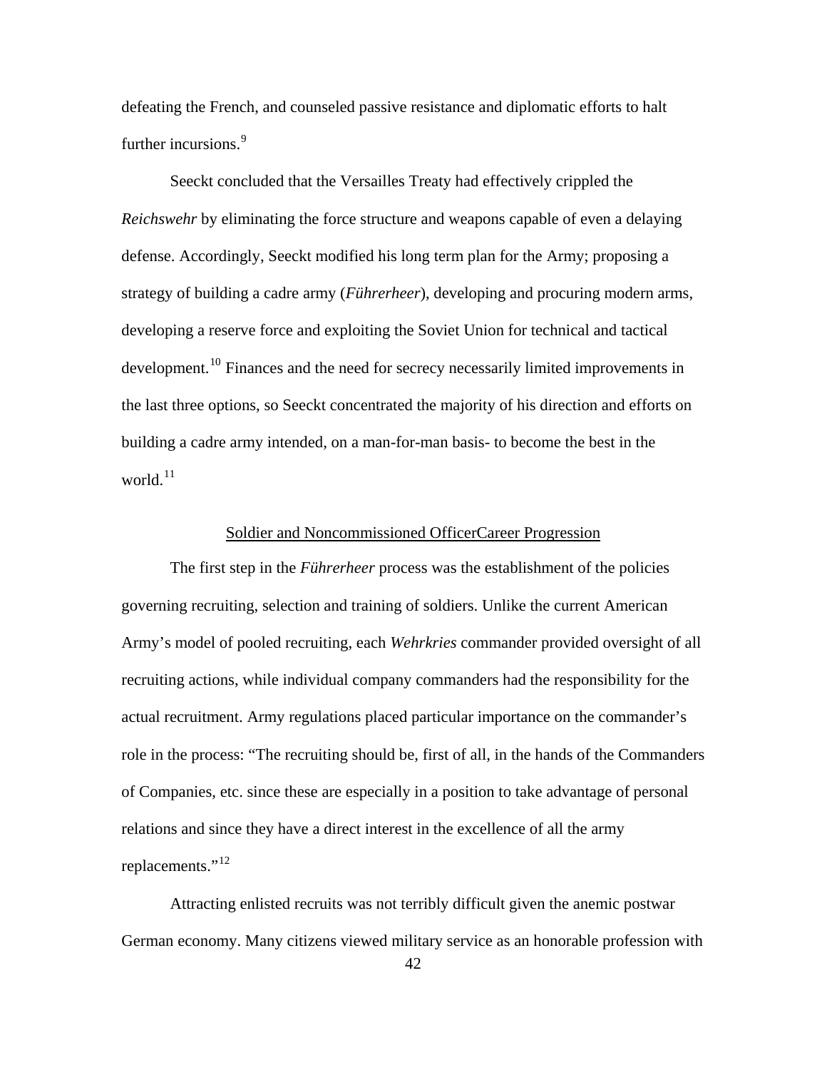defeating the French, and counseled passive resistance and diplomatic efforts to halt further incursions.[9]

Seeckt concluded that the Versailles Treaty had effectively crippled the *Reichswehr* by eliminating the force structure and weapons capable of even a delaying defense. Accordingly, Seeckt modified his long term plan for the Army; proposing a strategy of building a cadre army (*Führerheer*), developing and procuring modern arms, developing a reserve force and exploiting the Soviet Union for technical and tactical development.[10] Finances and the need for secrecy necessarily limited improvements in the last three options, so Seeckt concentrated the majority of his direction and efforts on building a cadre army intended, on a man-for-man basis- to become the best in the world.[11]

## Soldier and Noncommissioned OfficerCareer Progression

The first step in the *Führerheer* process was the establishment of the policies governing recruiting, selection and training of soldiers. Unlike the current American Army's model of pooled recruiting, each *Wehrkries* commander provided oversight of all recruiting actions, while individual company commanders had the responsibility for the actual recruitment. Army regulations placed particular importance on the commander's role in the process: "The recruiting should be, first of all, in the hands of the Commanders of Companies, etc. since these are especially in a position to take advantage of personal relations and since they have a direct interest in the excellence of all the army replacements."[12]

Attracting enlisted recruits was not terribly difficult given the anemic postwar German economy. Many citizens viewed military service as an honorable profession with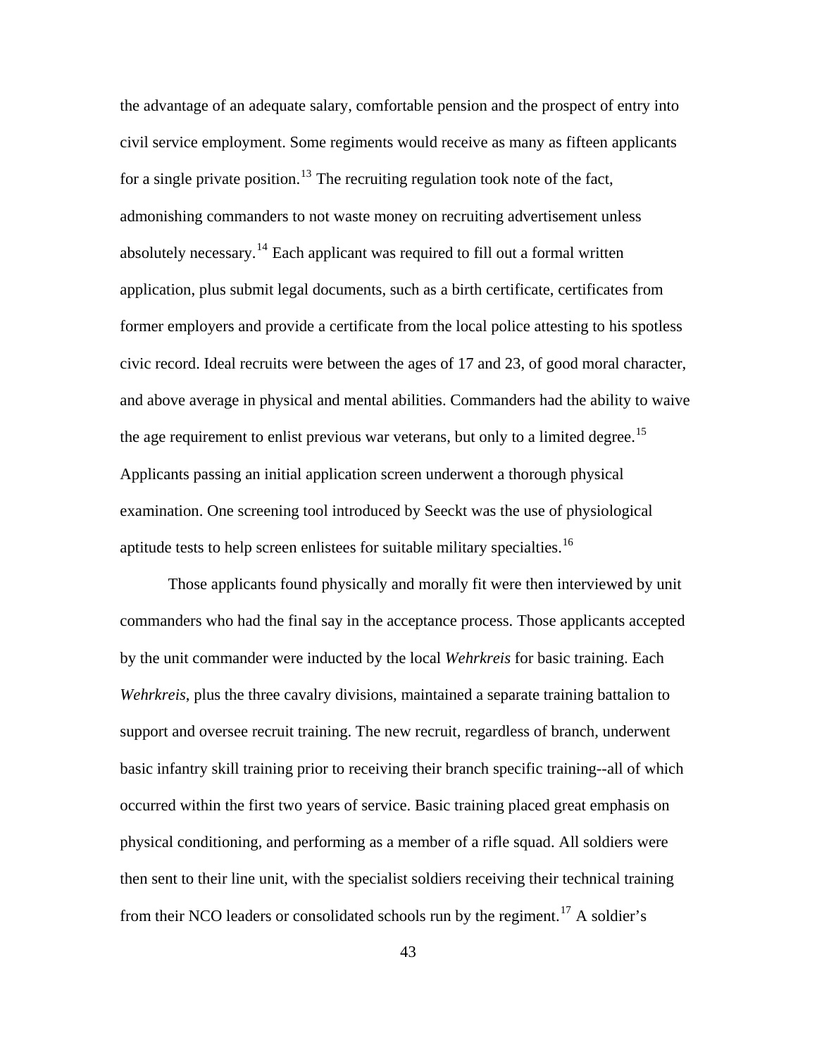the advantage of an adequate salary, comfortable pension and the prospect of entry into civil service employment. Some regiments would receive as many as fifteen applicants for a single private position.[13] The recruiting regulation took note of the fact, admonishing commanders to not waste money on recruiting advertisement unless absolutely necessary.[14] Each applicant was required to fill out a formal written application, plus submit legal documents, such as a birth certificate, certificates from former employers and provide a certificate from the local police attesting to his spotless civic record. Ideal recruits were between the ages of 17 and 23, of good moral character, and above average in physical and mental abilities. Commanders had the ability to waive the age requirement to enlist previous war veterans, but only to a limited degree.[15] Applicants passing an initial application screen underwent a thorough physical examination. One screening tool introduced by Seeckt was the use of physiological aptitude tests to help screen enlistees for suitable military specialties.[16]

Those applicants found physically and morally fit were then interviewed by unit commanders who had the final say in the acceptance process. Those applicants accepted by the unit commander were inducted by the local *Wehrkreis* for basic training. Each *Wehrkreis*, plus the three cavalry divisions, maintained a separate training battalion to support and oversee recruit training. The new recruit, regardless of branch, underwent basic infantry skill training prior to receiving their branch specific training--all of which occurred within the first two years of service. Basic training placed great emphasis on physical conditioning, and performing as a member of a rifle squad. All soldiers were then sent to their line unit, with the specialist soldiers receiving their technical training from their NCO leaders or consolidated schools run by the regiment.[17] A soldier's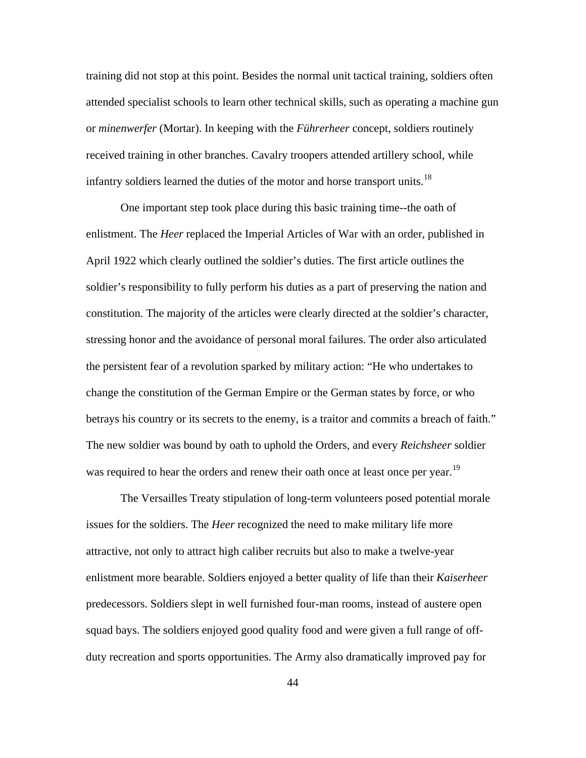training did not stop at this point. Besides the normal unit tactical training, soldiers often attended specialist schools to learn other technical skills, such as operating a machine gun or *minenwerfer* (Mortar). In keeping with the *Führerheer* concept, soldiers routinely received training in other branches. Cavalry troopers attended artillery school, while infantry soldiers learned the duties of the motor and horse transport units.[18]

One important step took place during this basic training time--the oath of enlistment. The *Heer* replaced the Imperial Articles of War with an order, published in April 1922 which clearly outlined the soldier's duties. The first article outlines the soldier's responsibility to fully perform his duties as a part of preserving the nation and constitution. The majority of the articles were clearly directed at the soldier's character, stressing honor and the avoidance of personal moral failures. The order also articulated the persistent fear of a revolution sparked by military action: "He who undertakes to change the constitution of the German Empire or the German states by force, or who betrays his country or its secrets to the enemy, is a traitor and commits a breach of faith." The new soldier was bound by oath to uphold the Orders, and every *Reichsheer* soldier was required to hear the orders and renew their oath once at least once per year.[19]

The Versailles Treaty stipulation of long-term volunteers posed potential morale issues for the soldiers. The *Heer* recognized the need to make military life more attractive, not only to attract high caliber recruits but also to make a twelve-year enlistment more bearable. Soldiers enjoyed a better quality of life than their *Kaiserheer* predecessors. Soldiers slept in well furnished four-man rooms, instead of austere open squad bays. The soldiers enjoyed good quality food and were given a full range of off-duty recreation and sports opportunities. The Army also dramatically improved pay for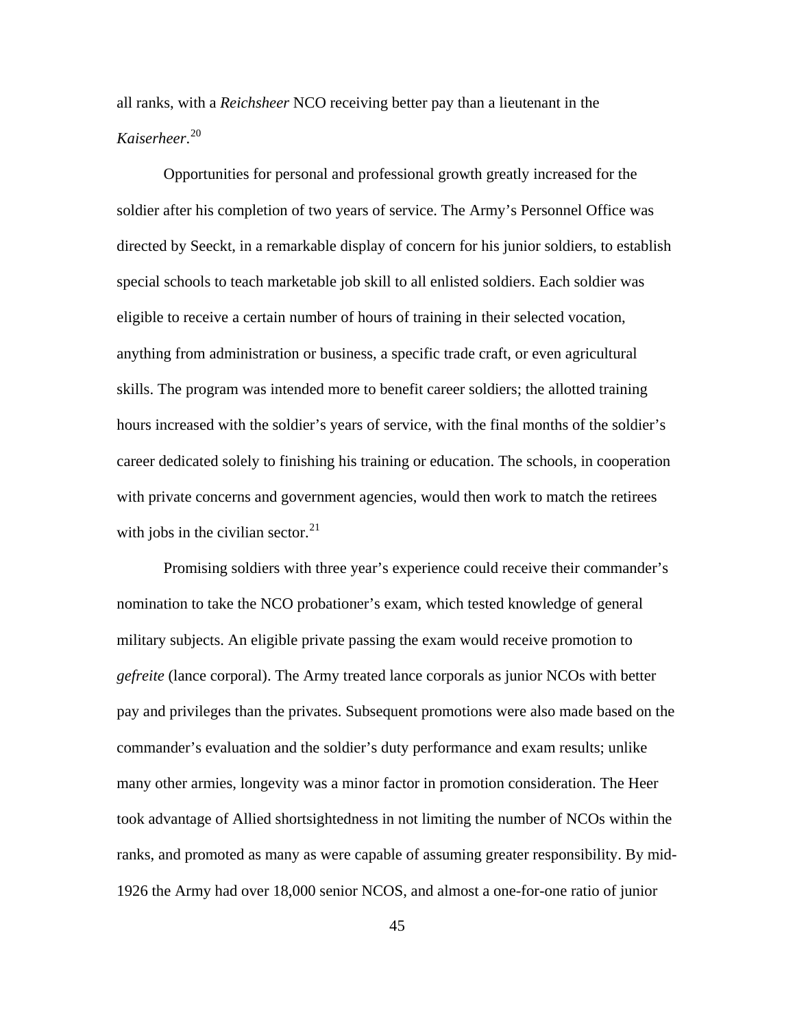all ranks, with a *Reichsheer* NCO receiving better pay than a lieutenant in the *Kaiserheer*.[20]

Opportunities for personal and professional growth greatly increased for the soldier after his completion of two years of service. The Army's Personnel Office was directed by Seeckt, in a remarkable display of concern for his junior soldiers, to establish special schools to teach marketable job skill to all enlisted soldiers. Each soldier was eligible to receive a certain number of hours of training in their selected vocation, anything from administration or business, a specific trade craft, or even agricultural skills. The program was intended more to benefit career soldiers; the allotted training hours increased with the soldier's years of service, with the final months of the soldier's career dedicated solely to finishing his training or education. The schools, in cooperation with private concerns and government agencies, would then work to match the retirees with jobs in the civilian sector.[21]

Promising soldiers with three year's experience could receive their commander's nomination to take the NCO probationer's exam, which tested knowledge of general military subjects. An eligible private passing the exam would receive promotion to *gefreite* (lance corporal). The Army treated lance corporals as junior NCOs with better pay and privileges than the privates. Subsequent promotions were also made based on the commander's evaluation and the soldier's duty performance and exam results; unlike many other armies, longevity was a minor factor in promotion consideration. The Heer took advantage of Allied shortsightedness in not limiting the number of NCOs within the ranks, and promoted as many as were capable of assuming greater responsibility. By mid-1926 the Army had over 18,000 senior NCOS, and almost a one-for-one ratio of junior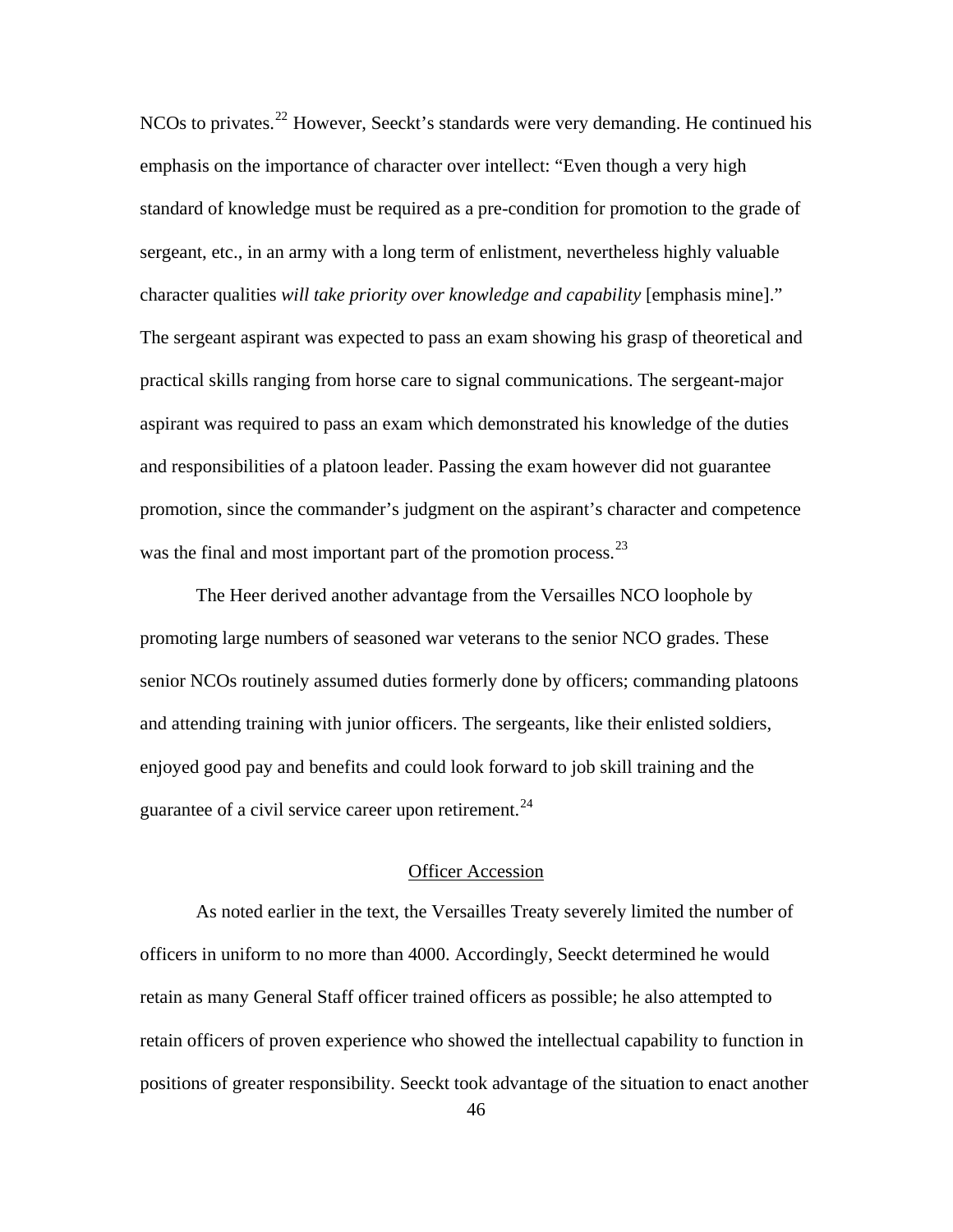NCOs to privates.[22] However, Seeckt's standards were very demanding. He continued his emphasis on the importance of character over intellect: "Even though a very high standard of knowledge must be required as a pre-condition for promotion to the grade of sergeant, etc., in an army with a long term of enlistment, nevertheless highly valuable character qualities *will take priority over knowledge and capability* [emphasis mine]." The sergeant aspirant was expected to pass an exam showing his grasp of theoretical and practical skills ranging from horse care to signal communications. The sergeant-major aspirant was required to pass an exam which demonstrated his knowledge of the duties and responsibilities of a platoon leader. Passing the exam however did not guarantee promotion, since the commander's judgment on the aspirant's character and competence was the final and most important part of the promotion process.[23]

The Heer derived another advantage from the Versailles NCO loophole by promoting large numbers of seasoned war veterans to the senior NCO grades. These senior NCOs routinely assumed duties formerly done by officers; commanding platoons and attending training with junior officers. The sergeants, like their enlisted soldiers, enjoyed good pay and benefits and could look forward to job skill training and the guarantee of a civil service career upon retirement.[24]

## Officer Accession

As noted earlier in the text, the Versailles Treaty severely limited the number of officers in uniform to no more than 4000. Accordingly, Seeckt determined he would retain as many General Staff officer trained officers as possible; he also attempted to retain officers of proven experience who showed the intellectual capability to function in positions of greater responsibility. Seeckt took advantage of the situation to enact another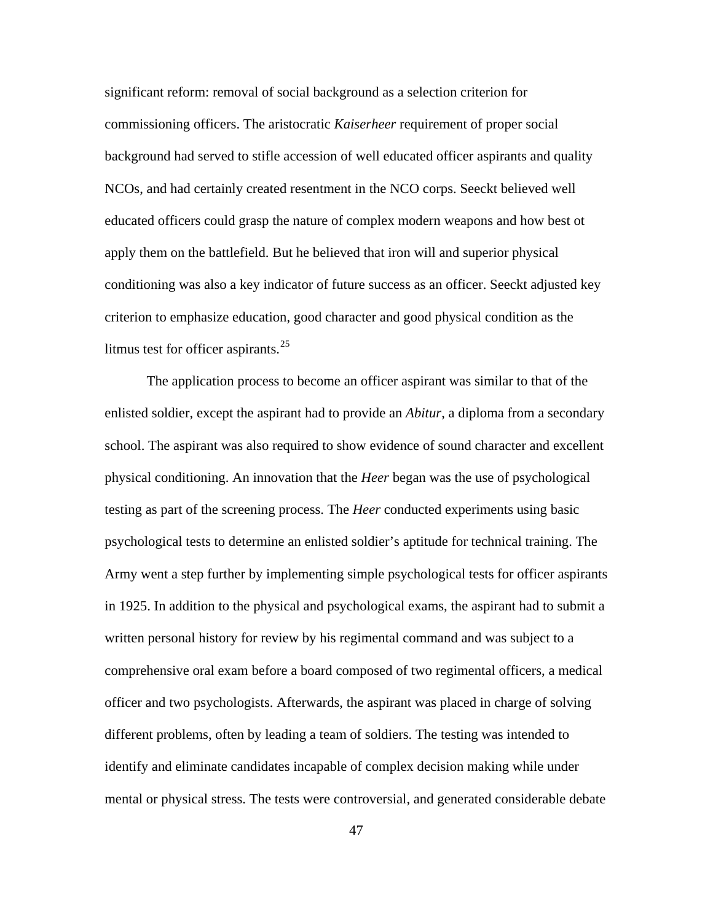significant reform: removal of social background as a selection criterion for commissioning officers. The aristocratic *Kaiserheer* requirement of proper social background had served to stifle accession of well educated officer aspirants and quality NCOs, and had certainly created resentment in the NCO corps. Seeckt believed well educated officers could grasp the nature of complex modern weapons and how best ot apply them on the battlefield. But he believed that iron will and superior physical conditioning was also a key indicator of future success as an officer. Seeckt adjusted key criterion to emphasize education, good character and good physical condition as the litmus test for officer aspirants.[25]

The application process to become an officer aspirant was similar to that of the enlisted soldier, except the aspirant had to provide an *Abitur*, a diploma from a secondary school. The aspirant was also required to show evidence of sound character and excellent physical conditioning. An innovation that the *Heer* began was the use of psychological testing as part of the screening process. The *Heer* conducted experiments using basic psychological tests to determine an enlisted soldier's aptitude for technical training. The Army went a step further by implementing simple psychological tests for officer aspirants in 1925. In addition to the physical and psychological exams, the aspirant had to submit a written personal history for review by his regimental command and was subject to a comprehensive oral exam before a board composed of two regimental officers, a medical officer and two psychologists. Afterwards, the aspirant was placed in charge of solving different problems, often by leading a team of soldiers. The testing was intended to identify and eliminate candidates incapable of complex decision making while under mental or physical stress. The tests were controversial, and generated considerable debate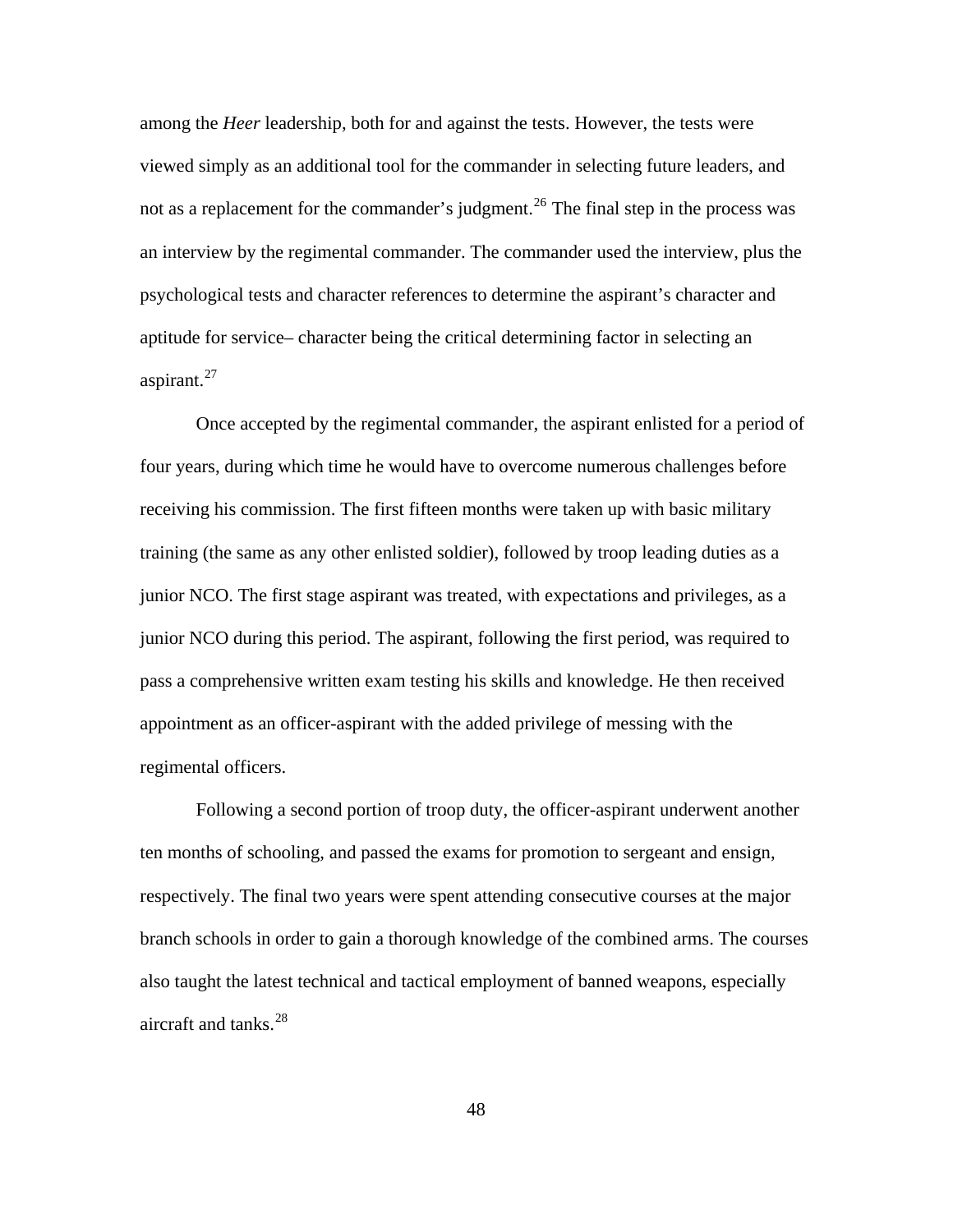among the *Heer* leadership, both for and against the tests. However, the tests were viewed simply as an additional tool for the commander in selecting future leaders, and not as a replacement for the commander's judgment.[26] The final step in the process was an interview by the regimental commander. The commander used the interview, plus the psychological tests and character references to determine the aspirant's character and aptitude for service– character being the critical determining factor in selecting an aspirant.[27]

Once accepted by the regimental commander, the aspirant enlisted for a period of four years, during which time he would have to overcome numerous challenges before receiving his commission. The first fifteen months were taken up with basic military training (the same as any other enlisted soldier), followed by troop leading duties as a junior NCO. The first stage aspirant was treated, with expectations and privileges, as a junior NCO during this period. The aspirant, following the first period, was required to pass a comprehensive written exam testing his skills and knowledge. He then received appointment as an officer-aspirant with the added privilege of messing with the regimental officers.

Following a second portion of troop duty, the officer-aspirant underwent another ten months of schooling, and passed the exams for promotion to sergeant and ensign, respectively. The final two years were spent attending consecutive courses at the major branch schools in order to gain a thorough knowledge of the combined arms. The courses also taught the latest technical and tactical employment of banned weapons, especially aircraft and tanks.[28]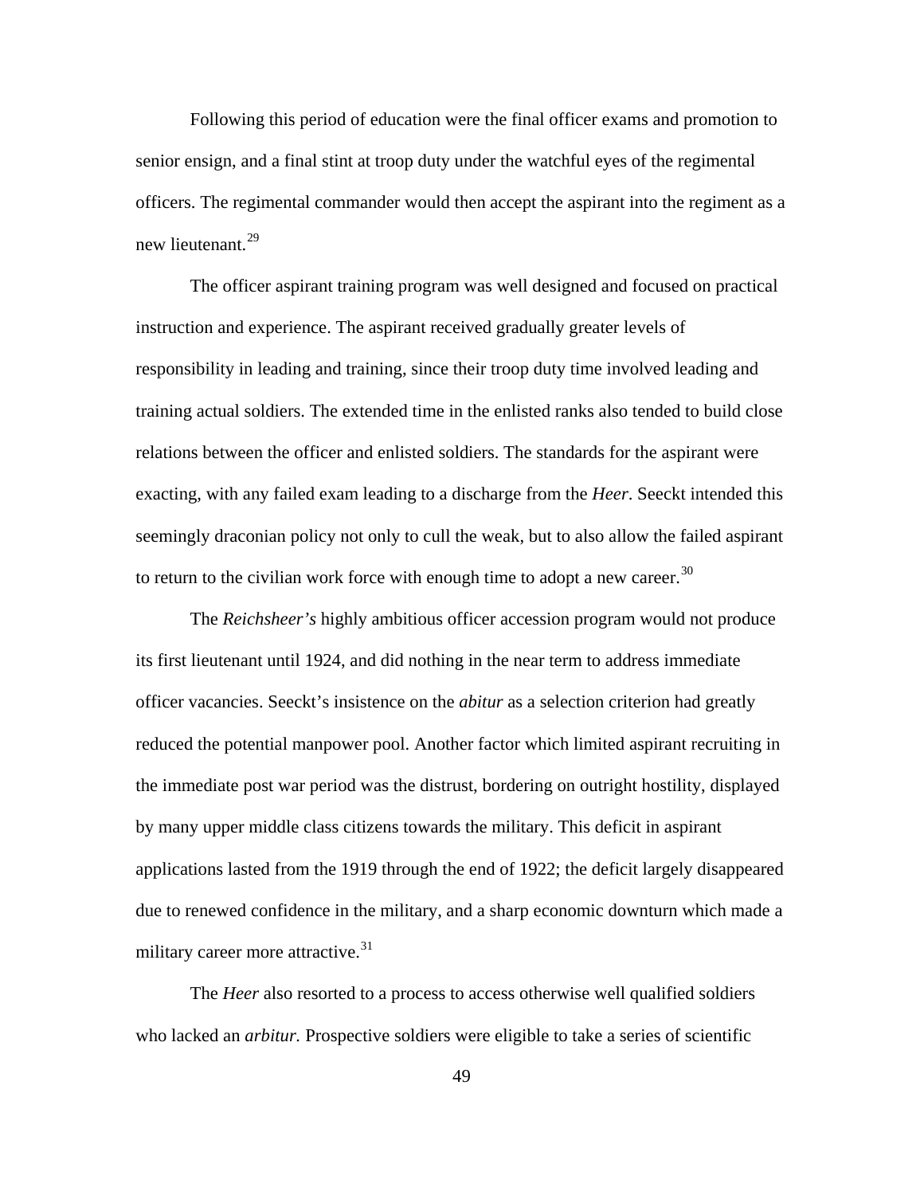Following this period of education were the final officer exams and promotion to senior ensign, and a final stint at troop duty under the watchful eyes of the regimental officers. The regimental commander would then accept the aspirant into the regiment as a new lieutenant.[29]

The officer aspirant training program was well designed and focused on practical instruction and experience. The aspirant received gradually greater levels of responsibility in leading and training, since their troop duty time involved leading and training actual soldiers. The extended time in the enlisted ranks also tended to build close relations between the officer and enlisted soldiers. The standards for the aspirant were exacting, with any failed exam leading to a discharge from the *Heer*. Seeckt intended this seemingly draconian policy not only to cull the weak, but to also allow the failed aspirant to return to the civilian work force with enough time to adopt a new career.[30]

The *Reichsheer's* highly ambitious officer accession program would not produce its first lieutenant until 1924, and did nothing in the near term to address immediate officer vacancies. Seeckt's insistence on the *abitur* as a selection criterion had greatly reduced the potential manpower pool. Another factor which limited aspirant recruiting in the immediate post war period was the distrust, bordering on outright hostility, displayed by many upper middle class citizens towards the military. This deficit in aspirant applications lasted from the 1919 through the end of 1922; the deficit largely disappeared due to renewed confidence in the military, and a sharp economic downturn which made a military career more attractive.[31]

The *Heer* also resorted to a process to access otherwise well qualified soldiers who lacked an *arbitur.* Prospective soldiers were eligible to take a series of scientific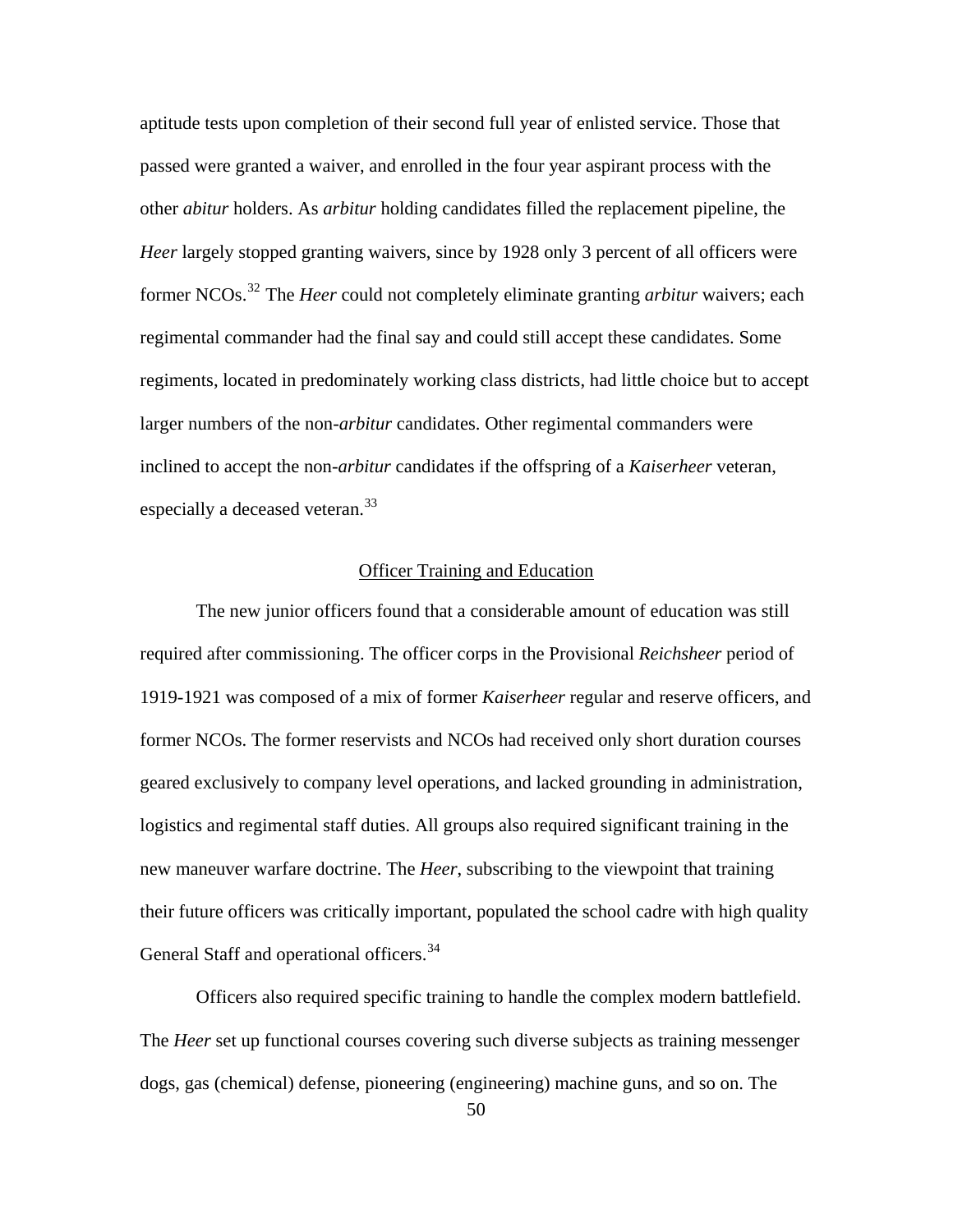aptitude tests upon completion of their second full year of enlisted service. Those that passed were granted a waiver, and enrolled in the four year aspirant process with the other *abitur* holders. As *arbitur* holding candidates filled the replacement pipeline, the *Heer* largely stopped granting waivers, since by 1928 only 3 percent of all officers were former NCOs.[32] The *Heer* could not completely eliminate granting *arbitur* waivers; each regimental commander had the final say and could still accept these candidates. Some regiments, located in predominately working class districts, had little choice but to accept larger numbers of the non-*arbitur* candidates. Other regimental commanders were inclined to accept the non-*arbitur* candidates if the offspring of a *Kaiserheer* veteran, especially a deceased veteran.[33]

## Officer Training and Education

The new junior officers found that a considerable amount of education was still required after commissioning. The officer corps in the Provisional *Reichsheer* period of 1919-1921 was composed of a mix of former *Kaiserheer* regular and reserve officers, and former NCOs. The former reservists and NCOs had received only short duration courses geared exclusively to company level operations, and lacked grounding in administration, logistics and regimental staff duties. All groups also required significant training in the new maneuver warfare doctrine. The *Heer*, subscribing to the viewpoint that training their future officers was critically important, populated the school cadre with high quality General Staff and operational officers.[34]

Officers also required specific training to handle the complex modern battlefield. The *Heer* set up functional courses covering such diverse subjects as training messenger dogs, gas (chemical) defense, pioneering (engineering) machine guns, and so on. The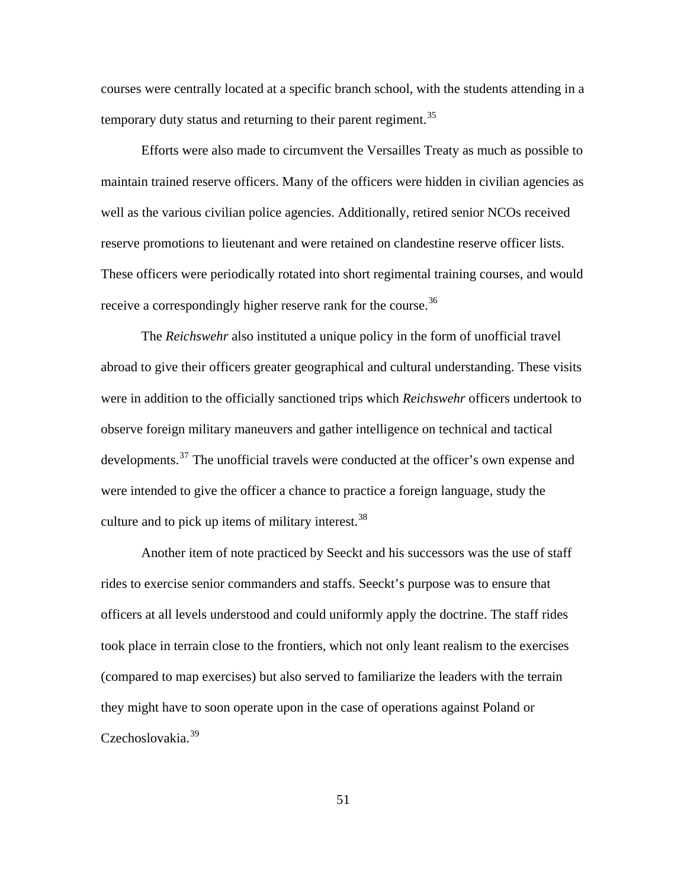courses were centrally located at a specific branch school, with the students attending in a temporary duty status and returning to their parent regiment.[35]

Efforts were also made to circumvent the Versailles Treaty as much as possible to maintain trained reserve officers. Many of the officers were hidden in civilian agencies as well as the various civilian police agencies. Additionally, retired senior NCOs received reserve promotions to lieutenant and were retained on clandestine reserve officer lists. These officers were periodically rotated into short regimental training courses, and would receive a correspondingly higher reserve rank for the course.[36]

The *Reichswehr* also instituted a unique policy in the form of unofficial travel abroad to give their officers greater geographical and cultural understanding. These visits were in addition to the officially sanctioned trips which *Reichswehr* officers undertook to observe foreign military maneuvers and gather intelligence on technical and tactical developments.[37] The unofficial travels were conducted at the officer's own expense and were intended to give the officer a chance to practice a foreign language, study the culture and to pick up items of military interest.[38]

Another item of note practiced by Seeckt and his successors was the use of staff rides to exercise senior commanders and staffs. Seeckt's purpose was to ensure that officers at all levels understood and could uniformly apply the doctrine. The staff rides took place in terrain close to the frontiers, which not only leant realism to the exercises (compared to map exercises) but also served to familiarize the leaders with the terrain they might have to soon operate upon in the case of operations against Poland or Czechoslovakia.[39]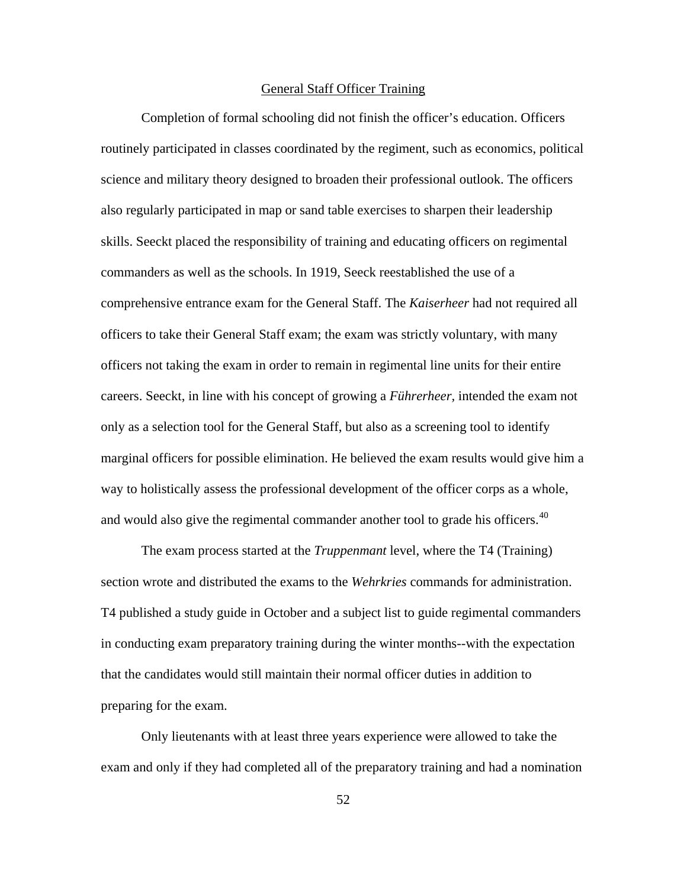## General Staff Officer Training

Completion of formal schooling did not finish the officer's education. Officers routinely participated in classes coordinated by the regiment, such as economics, political science and military theory designed to broaden their professional outlook. The officers also regularly participated in map or sand table exercises to sharpen their leadership skills. Seeckt placed the responsibility of training and educating officers on regimental commanders as well as the schools. In 1919, Seeck reestablished the use of a comprehensive entrance exam for the General Staff. The *Kaiserheer* had not required all officers to take their General Staff exam; the exam was strictly voluntary, with many officers not taking the exam in order to remain in regimental line units for their entire careers. Seeckt, in line with his concept of growing a *Führerheer,* intended the exam not only as a selection tool for the General Staff, but also as a screening tool to identify marginal officers for possible elimination. He believed the exam results would give him a way to holistically assess the professional development of the officer corps as a whole, and would also give the regimental commander another tool to grade his officers.[40]

The exam process started at the *Truppenmant* level, where the T4 (Training) section wrote and distributed the exams to the *Wehrkries* commands for administration. T4 published a study guide in October and a subject list to guide regimental commanders in conducting exam preparatory training during the winter months--with the expectation that the candidates would still maintain their normal officer duties in addition to preparing for the exam.

Only lieutenants with at least three years experience were allowed to take the exam and only if they had completed all of the preparatory training and had a nomination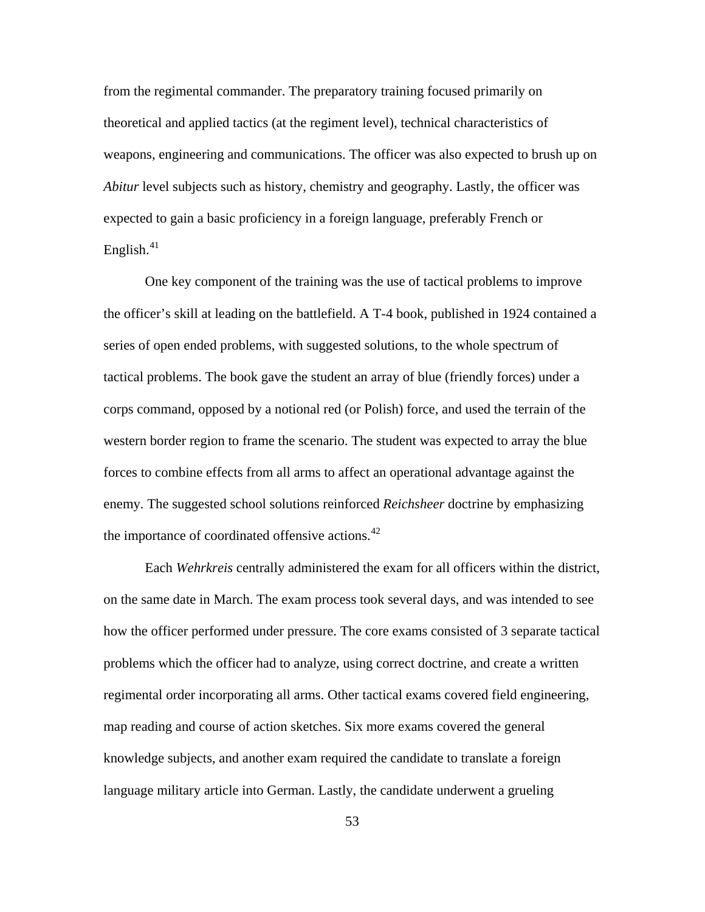from the regimental commander. The preparatory training focused primarily on theoretical and applied tactics (at the regiment level), technical characteristics of weapons, engineering and communications. The officer was also expected to brush up on *Abitur* level subjects such as history, chemistry and geography. Lastly, the officer was expected to gain a basic proficiency in a foreign language, preferably French or English.[41]

One key component of the training was the use of tactical problems to improve the officer's skill at leading on the battlefield. A T-4 book, published in 1924 contained a series of open ended problems, with suggested solutions, to the whole spectrum of tactical problems. The book gave the student an array of blue (friendly forces) under a corps command, opposed by a notional red (or Polish) force, and used the terrain of the western border region to frame the scenario. The student was expected to array the blue forces to combine effects from all arms to affect an operational advantage against the enemy. The suggested school solutions reinforced *Reichsheer* doctrine by emphasizing the importance of coordinated offensive actions.[42]

Each *Wehrkreis* centrally administered the exam for all officers within the district, on the same date in March. The exam process took several days, and was intended to see how the officer performed under pressure. The core exams consisted of 3 separate tactical problems which the officer had to analyze, using correct doctrine, and create a written regimental order incorporating all arms. Other tactical exams covered field engineering, map reading and course of action sketches. Six more exams covered the general knowledge subjects, and another exam required the candidate to translate a foreign language military article into German. Lastly, the candidate underwent a grueling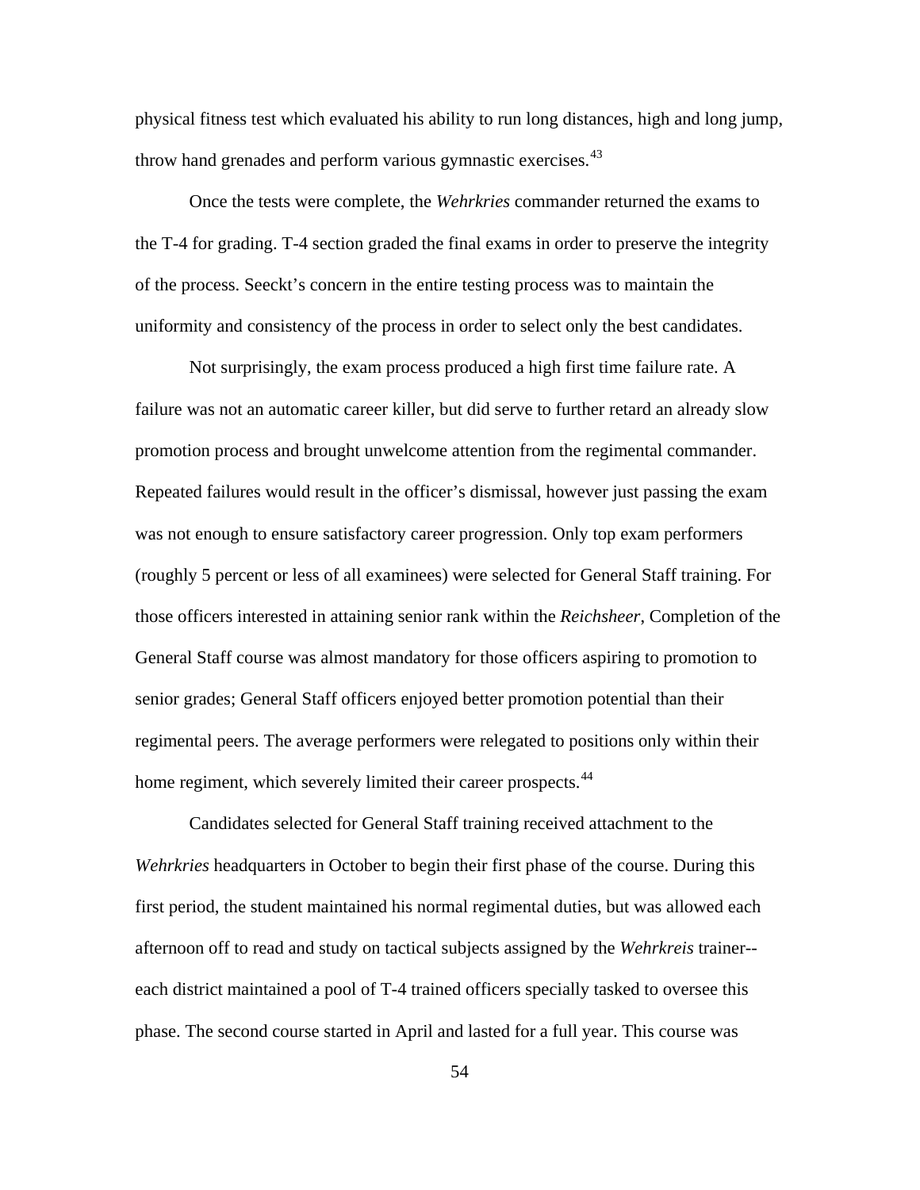physical fitness test which evaluated his ability to run long distances, high and long jump, throw hand grenades and perform various gymnastic exercises.[43]

Once the tests were complete, the *Wehrkries* commander returned the exams to the T-4 for grading. T-4 section graded the final exams in order to preserve the integrity of the process. Seeckt's concern in the entire testing process was to maintain the uniformity and consistency of the process in order to select only the best candidates.

Not surprisingly, the exam process produced a high first time failure rate. A failure was not an automatic career killer, but did serve to further retard an already slow promotion process and brought unwelcome attention from the regimental commander. Repeated failures would result in the officer's dismissal, however just passing the exam was not enough to ensure satisfactory career progression. Only top exam performers (roughly 5 percent or less of all examinees) were selected for General Staff training. For those officers interested in attaining senior rank within the *Reichsheer*, Completion of the General Staff course was almost mandatory for those officers aspiring to promotion to senior grades; General Staff officers enjoyed better promotion potential than their regimental peers. The average performers were relegated to positions only within their home regiment, which severely limited their career prospects.[44]

Candidates selected for General Staff training received attachment to the *Wehrkries* headquarters in October to begin their first phase of the course. During this first period, the student maintained his normal regimental duties, but was allowed each afternoon off to read and study on tactical subjects assigned by the *Wehrkreis* trainer--each district maintained a pool of T-4 trained officers specially tasked to oversee this phase. The second course started in April and lasted for a full year. This course was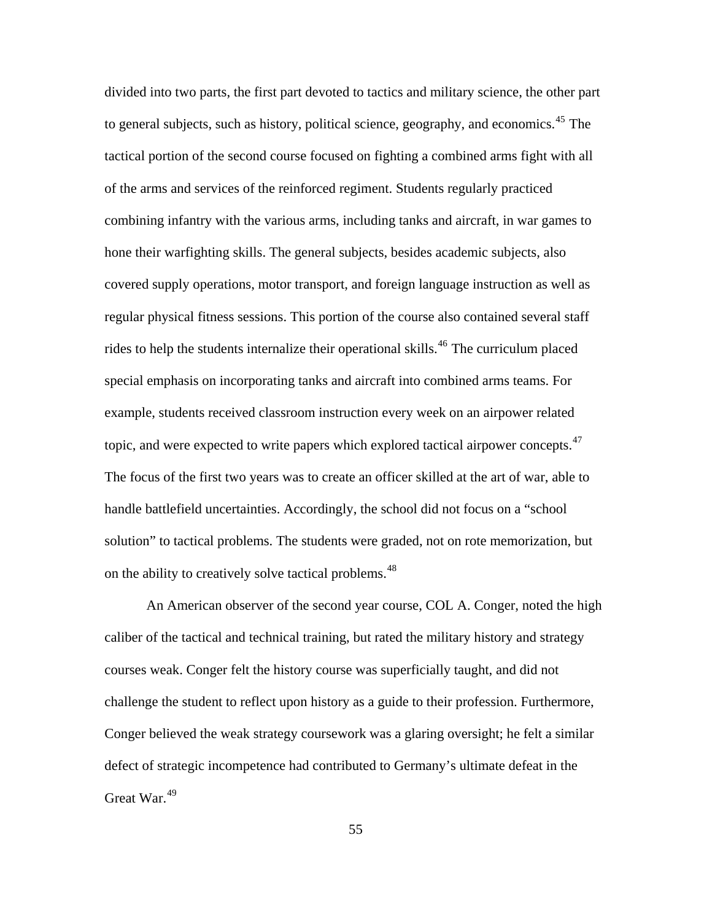divided into two parts, the first part devoted to tactics and military science, the other part to general subjects, such as history, political science, geography, and economics.[45] The tactical portion of the second course focused on fighting a combined arms fight with all of the arms and services of the reinforced regiment. Students regularly practiced combining infantry with the various arms, including tanks and aircraft, in war games to hone their warfighting skills. The general subjects, besides academic subjects, also covered supply operations, motor transport, and foreign language instruction as well as regular physical fitness sessions. This portion of the course also contained several staff rides to help the students internalize their operational skills.[46] The curriculum placed special emphasis on incorporating tanks and aircraft into combined arms teams. For example, students received classroom instruction every week on an airpower related topic, and were expected to write papers which explored tactical airpower concepts.[47] The focus of the first two years was to create an officer skilled at the art of war, able to handle battlefield uncertainties. Accordingly, the school did not focus on a "school solution" to tactical problems. The students were graded, not on rote memorization, but on the ability to creatively solve tactical problems.[48]

An American observer of the second year course, COL A. Conger, noted the high caliber of the tactical and technical training, but rated the military history and strategy courses weak. Conger felt the history course was superficially taught, and did not challenge the student to reflect upon history as a guide to their profession. Furthermore, Conger believed the weak strategy coursework was a glaring oversight; he felt a similar defect of strategic incompetence had contributed to Germany's ultimate defeat in the Great War.[49]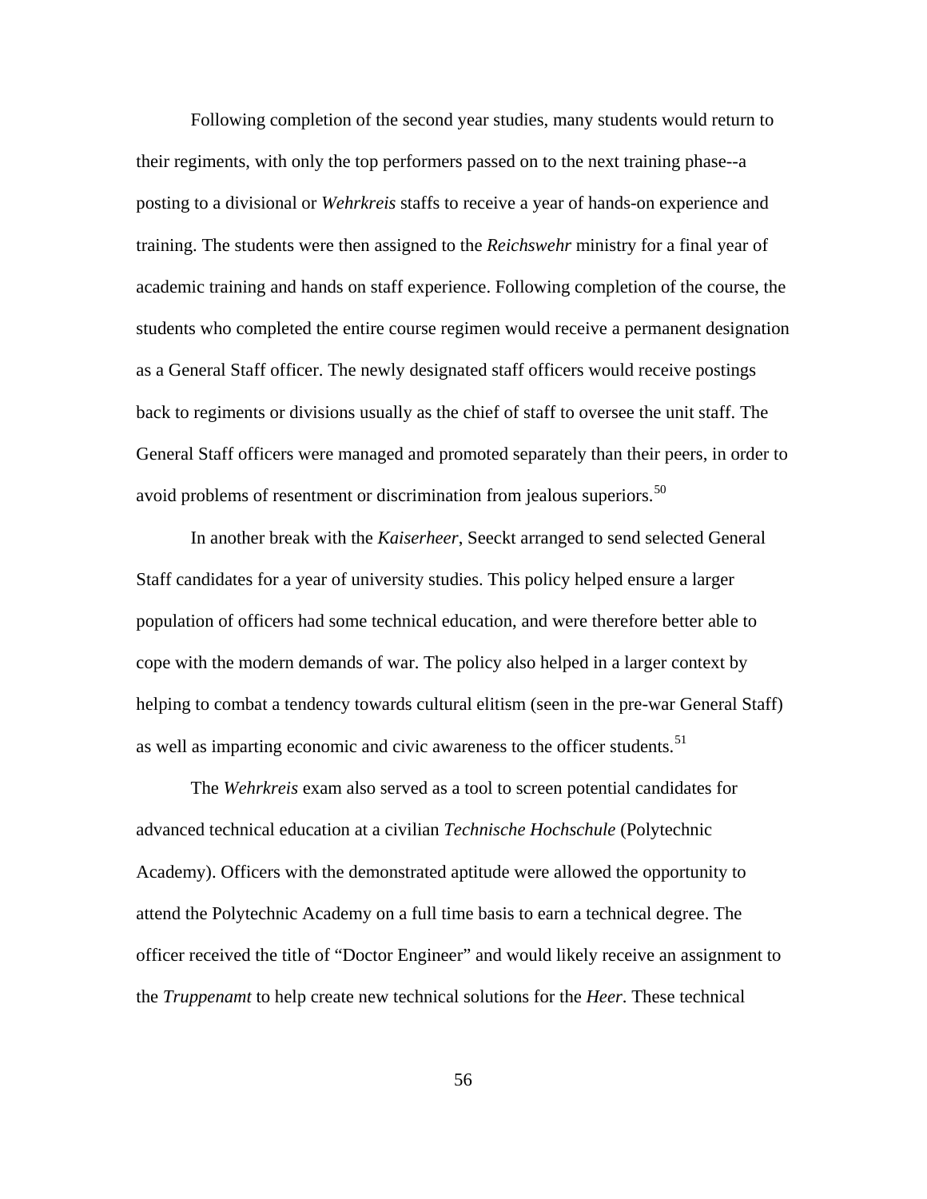Following completion of the second year studies, many students would return to their regiments, with only the top performers passed on to the next training phase--a posting to a divisional or *Wehrkreis* staffs to receive a year of hands-on experience and training. The students were then assigned to the *Reichswehr* ministry for a final year of academic training and hands on staff experience. Following completion of the course, the students who completed the entire course regimen would receive a permanent designation as a General Staff officer. The newly designated staff officers would receive postings back to regiments or divisions usually as the chief of staff to oversee the unit staff. The General Staff officers were managed and promoted separately than their peers, in order to avoid problems of resentment or discrimination from jealous superiors.[50]

In another break with the *Kaiserheer*, Seeckt arranged to send selected General Staff candidates for a year of university studies. This policy helped ensure a larger population of officers had some technical education, and were therefore better able to cope with the modern demands of war. The policy also helped in a larger context by helping to combat a tendency towards cultural elitism (seen in the pre-war General Staff) as well as imparting economic and civic awareness to the officer students.[51]

The *Wehrkreis* exam also served as a tool to screen potential candidates for advanced technical education at a civilian *Technische Hochschule* (Polytechnic Academy). Officers with the demonstrated aptitude were allowed the opportunity to attend the Polytechnic Academy on a full time basis to earn a technical degree. The officer received the title of "Doctor Engineer" and would likely receive an assignment to the *Truppenamt* to help create new technical solutions for the *Heer*. These technical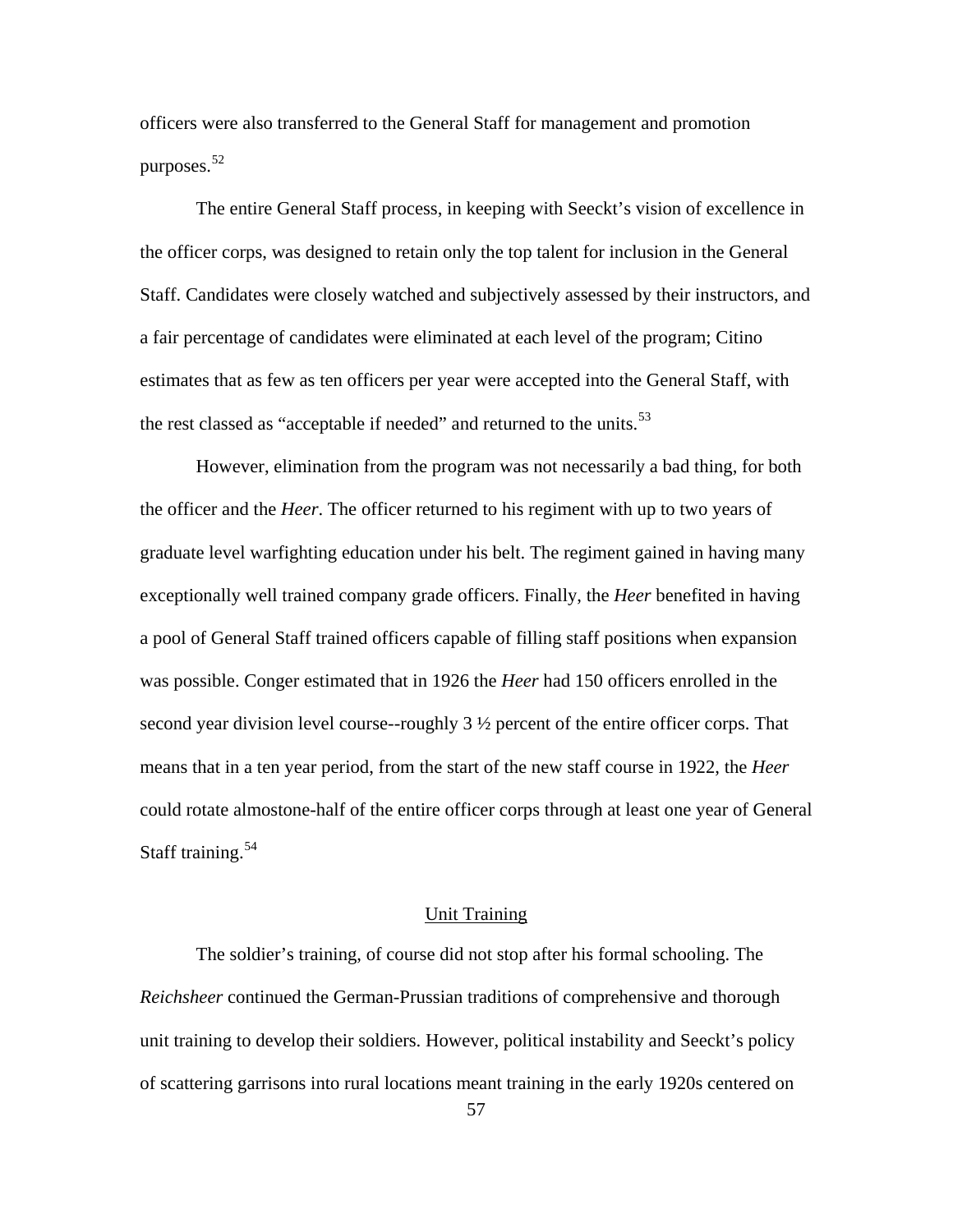officers were also transferred to the General Staff for management and promotion purposes.[52]

The entire General Staff process, in keeping with Seeckt's vision of excellence in the officer corps, was designed to retain only the top talent for inclusion in the General Staff. Candidates were closely watched and subjectively assessed by their instructors, and a fair percentage of candidates were eliminated at each level of the program; Citino estimates that as few as ten officers per year were accepted into the General Staff, with the rest classed as "acceptable if needed" and returned to the units.[53]

However, elimination from the program was not necessarily a bad thing, for both the officer and the *Heer*. The officer returned to his regiment with up to two years of graduate level warfighting education under his belt. The regiment gained in having many exceptionally well trained company grade officers. Finally, the *Heer* benefited in having a pool of General Staff trained officers capable of filling staff positions when expansion was possible. Conger estimated that in 1926 the *Heer* had 150 officers enrolled in the second year division level course--roughly 3 ½ percent of the entire officer corps. That means that in a ten year period, from the start of the new staff course in 1922, the *Heer* could rotate almostone-half of the entire officer corps through at least one year of General Staff training.[54]

## Unit Training

The soldier's training, of course did not stop after his formal schooling. The *Reichsheer* continued the German-Prussian traditions of comprehensive and thorough unit training to develop their soldiers. However, political instability and Seeckt's policy of scattering garrisons into rural locations meant training in the early 1920s centered on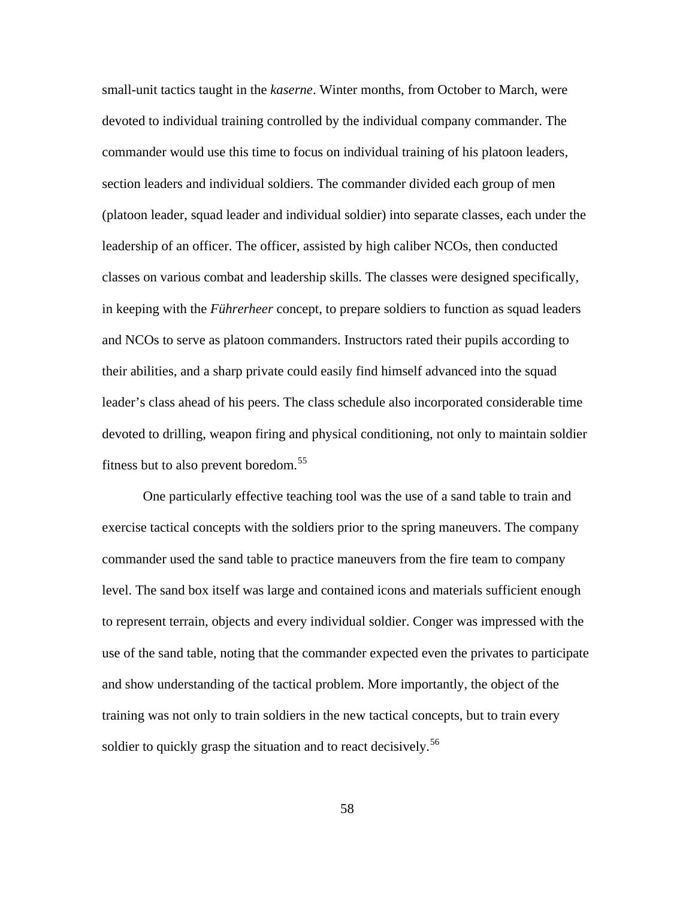small-unit tactics taught in the *kaserne*. Winter months, from October to March, were devoted to individual training controlled by the individual company commander. The commander would use this time to focus on individual training of his platoon leaders, section leaders and individual soldiers. The commander divided each group of men (platoon leader, squad leader and individual soldier) into separate classes, each under the leadership of an officer. The officer, assisted by high caliber NCOs, then conducted classes on various combat and leadership skills. The classes were designed specifically, in keeping with the *Führerheer* concept, to prepare soldiers to function as squad leaders and NCOs to serve as platoon commanders. Instructors rated their pupils according to their abilities, and a sharp private could easily find himself advanced into the squad leader's class ahead of his peers. The class schedule also incorporated considerable time devoted to drilling, weapon firing and physical conditioning, not only to maintain soldier fitness but to also prevent boredom.[55]

One particularly effective teaching tool was the use of a sand table to train and exercise tactical concepts with the soldiers prior to the spring maneuvers. The company commander used the sand table to practice maneuvers from the fire team to company level. The sand box itself was large and contained icons and materials sufficient enough to represent terrain, objects and every individual soldier. Conger was impressed with the use of the sand table, noting that the commander expected even the privates to participate and show understanding of the tactical problem. More importantly, the object of the training was not only to train soldiers in the new tactical concepts, but to train every soldier to quickly grasp the situation and to react decisively.[56]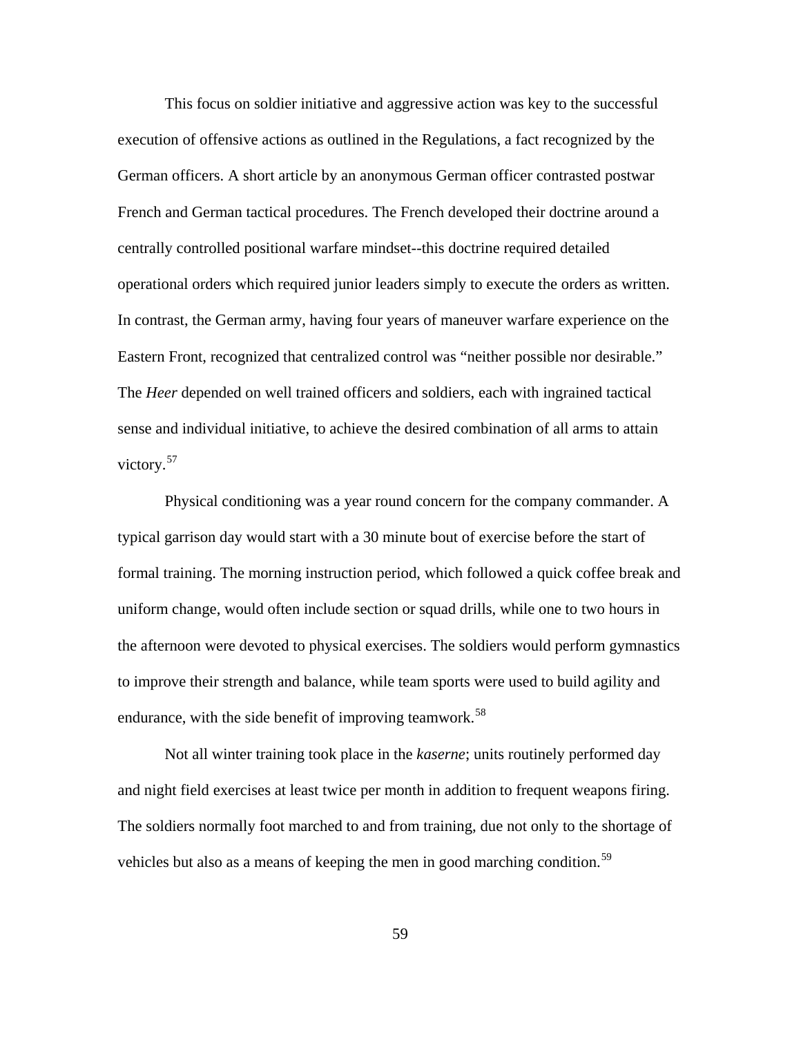This focus on soldier initiative and aggressive action was key to the successful execution of offensive actions as outlined in the Regulations, a fact recognized by the German officers. A short article by an anonymous German officer contrasted postwar French and German tactical procedures. The French developed their doctrine around a centrally controlled positional warfare mindset--this doctrine required detailed operational orders which required junior leaders simply to execute the orders as written. In contrast, the German army, having four years of maneuver warfare experience on the Eastern Front, recognized that centralized control was "neither possible nor desirable." The *Heer* depended on well trained officers and soldiers, each with ingrained tactical sense and individual initiative, to achieve the desired combination of all arms to attain victory.[57]

Physical conditioning was a year round concern for the company commander. A typical garrison day would start with a 30 minute bout of exercise before the start of formal training. The morning instruction period, which followed a quick coffee break and uniform change, would often include section or squad drills, while one to two hours in the afternoon were devoted to physical exercises. The soldiers would perform gymnastics to improve their strength and balance, while team sports were used to build agility and endurance, with the side benefit of improving teamwork.[58]

Not all winter training took place in the *kaserne*; units routinely performed day and night field exercises at least twice per month in addition to frequent weapons firing. The soldiers normally foot marched to and from training, due not only to the shortage of vehicles but also as a means of keeping the men in good marching condition.[59]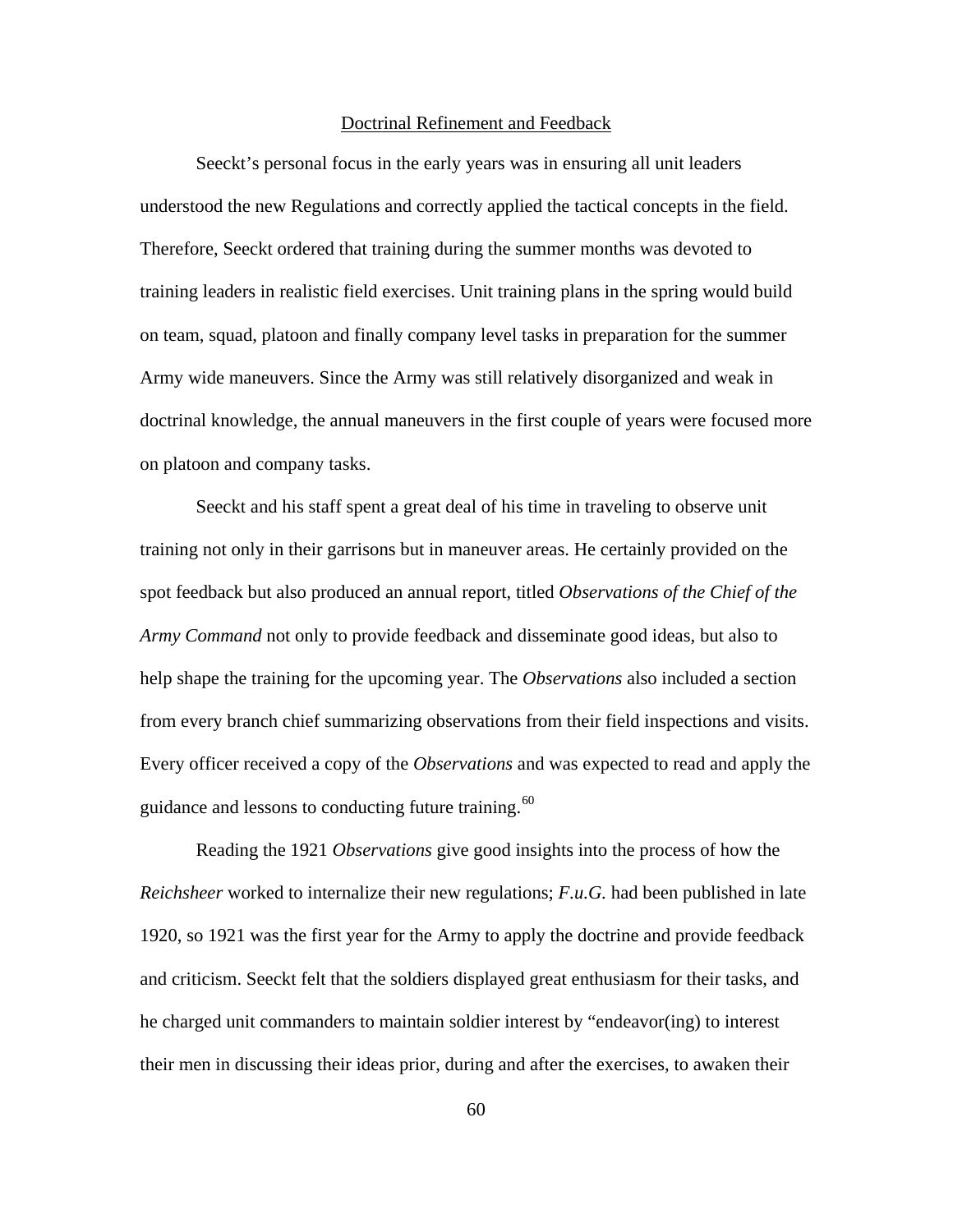## Doctrinal Refinement and Feedback

Seeckt's personal focus in the early years was in ensuring all unit leaders understood the new Regulations and correctly applied the tactical concepts in the field. Therefore, Seeckt ordered that training during the summer months was devoted to training leaders in realistic field exercises. Unit training plans in the spring would build on team, squad, platoon and finally company level tasks in preparation for the summer Army wide maneuvers. Since the Army was still relatively disorganized and weak in doctrinal knowledge, the annual maneuvers in the first couple of years were focused more on platoon and company tasks.

Seeckt and his staff spent a great deal of his time in traveling to observe unit training not only in their garrisons but in maneuver areas. He certainly provided on the spot feedback but also produced an annual report, titled *Observations of the Chief of the Army Command* not only to provide feedback and disseminate good ideas, but also to help shape the training for the upcoming year. The *Observations* also included a section from every branch chief summarizing observations from their field inspections and visits. Every officer received a copy of the *Observations* and was expected to read and apply the guidance and lessons to conducting future training.[60]

Reading the 1921 *Observations* give good insights into the process of how the *Reichsheer* worked to internalize their new regulations; *F.u.G.* had been published in late 1920, so 1921 was the first year for the Army to apply the doctrine and provide feedback and criticism. Seeckt felt that the soldiers displayed great enthusiasm for their tasks, and he charged unit commanders to maintain soldier interest by "endeavor(ing) to interest their men in discussing their ideas prior, during and after the exercises, to awaken their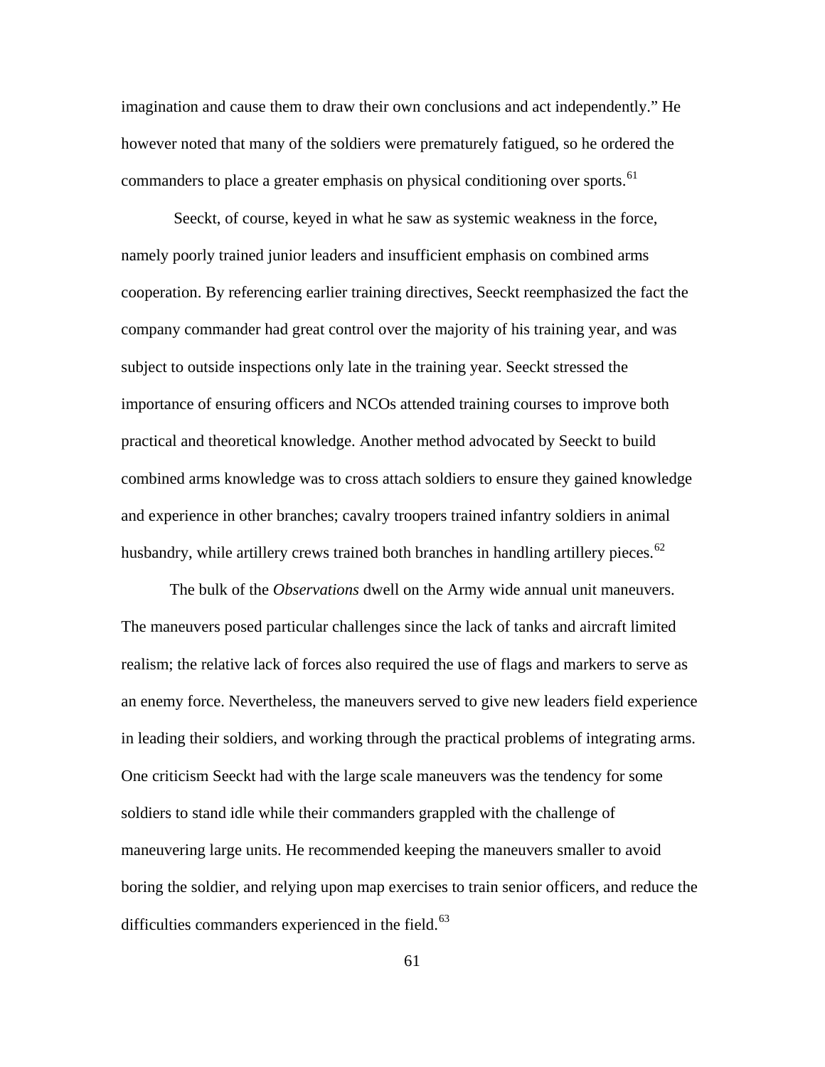imagination and cause them to draw their own conclusions and act independently." He however noted that many of the soldiers were prematurely fatigued, so he ordered the commanders to place a greater emphasis on physical conditioning over sports.[61]

Seeckt, of course, keyed in what he saw as systemic weakness in the force, namely poorly trained junior leaders and insufficient emphasis on combined arms cooperation. By referencing earlier training directives, Seeckt reemphasized the fact the company commander had great control over the majority of his training year, and was subject to outside inspections only late in the training year. Seeckt stressed the importance of ensuring officers and NCOs attended training courses to improve both practical and theoretical knowledge. Another method advocated by Seeckt to build combined arms knowledge was to cross attach soldiers to ensure they gained knowledge and experience in other branches; cavalry troopers trained infantry soldiers in animal husbandry, while artillery crews trained both branches in handling artillery pieces.[62]

The bulk of the *Observations* dwell on the Army wide annual unit maneuvers. The maneuvers posed particular challenges since the lack of tanks and aircraft limited realism; the relative lack of forces also required the use of flags and markers to serve as an enemy force. Nevertheless, the maneuvers served to give new leaders field experience in leading their soldiers, and working through the practical problems of integrating arms. One criticism Seeckt had with the large scale maneuvers was the tendency for some soldiers to stand idle while their commanders grappled with the challenge of maneuvering large units. He recommended keeping the maneuvers smaller to avoid boring the soldier, and relying upon map exercises to train senior officers, and reduce the difficulties commanders experienced in the field.[63]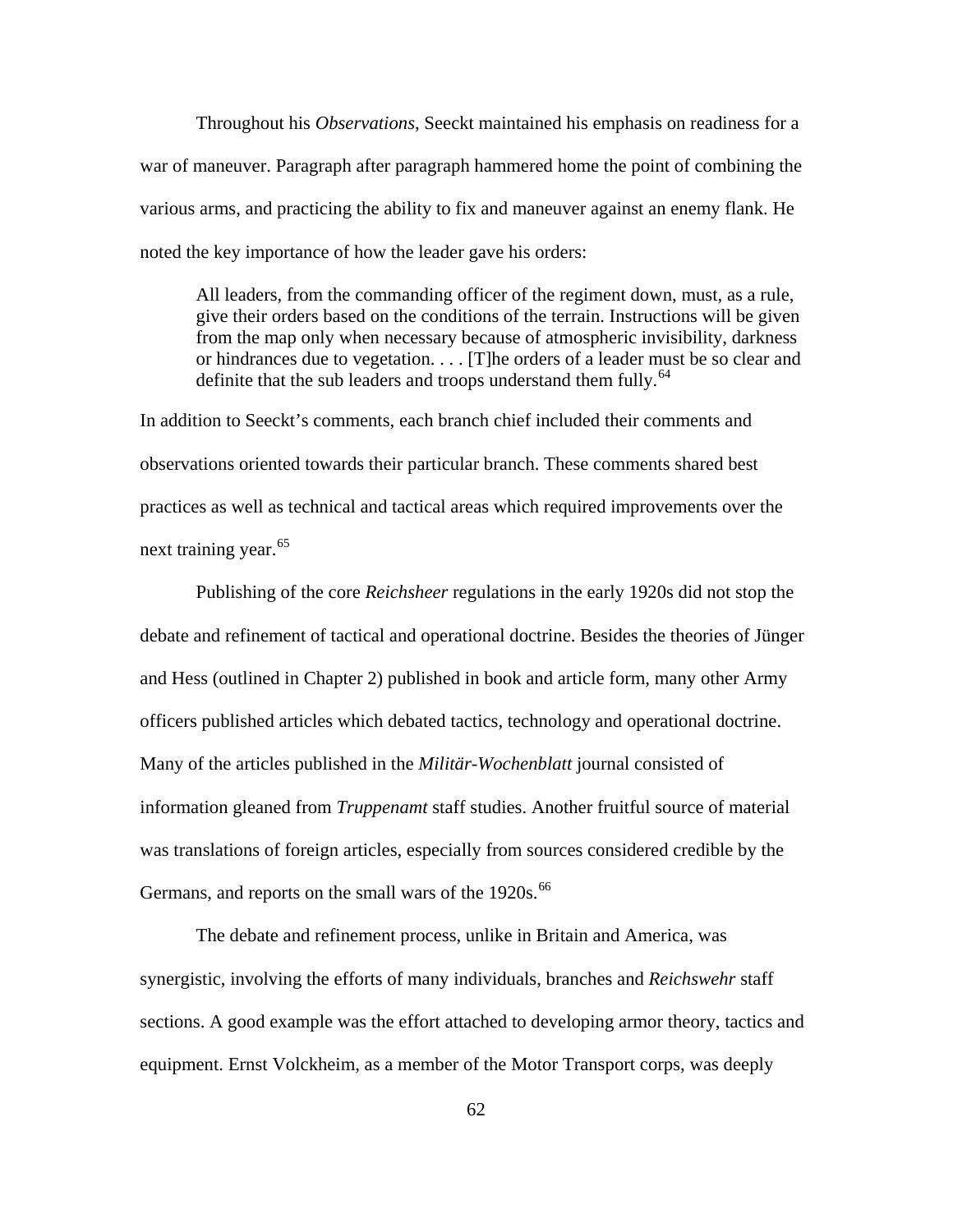Throughout his *Observations*, Seeckt maintained his emphasis on readiness for a war of maneuver. Paragraph after paragraph hammered home the point of combining the various arms, and practicing the ability to fix and maneuver against an enemy flank. He noted the key importance of how the leader gave his orders:

> All leaders, from the commanding officer of the regiment down, must, as a rule, give their orders based on the conditions of the terrain. Instructions will be given from the map only when necessary because of atmospheric invisibility, darkness or hindrances due to vegetation. . . . [T]he orders of a leader must be so clear and definite that the sub leaders and troops understand them fully.[64]

In addition to Seeckt's comments, each branch chief included their comments and observations oriented towards their particular branch. These comments shared best practices as well as technical and tactical areas which required improvements over the next training year.[65]

Publishing of the core *Reichsheer* regulations in the early 1920s did not stop the debate and refinement of tactical and operational doctrine. Besides the theories of Jünger and Hess (outlined in Chapter 2) published in book and article form, many other Army officers published articles which debated tactics, technology and operational doctrine. Many of the articles published in the *Militär-Wochenblatt* journal consisted of information gleaned from *Truppenamt* staff studies. Another fruitful source of material was translations of foreign articles, especially from sources considered credible by the Germans, and reports on the small wars of the 1920s.[66]

The debate and refinement process, unlike in Britain and America, was synergistic, involving the efforts of many individuals, branches and *Reichswehr* staff sections. A good example was the effort attached to developing armor theory, tactics and equipment. Ernst Volckheim, as a member of the Motor Transport corps, was deeply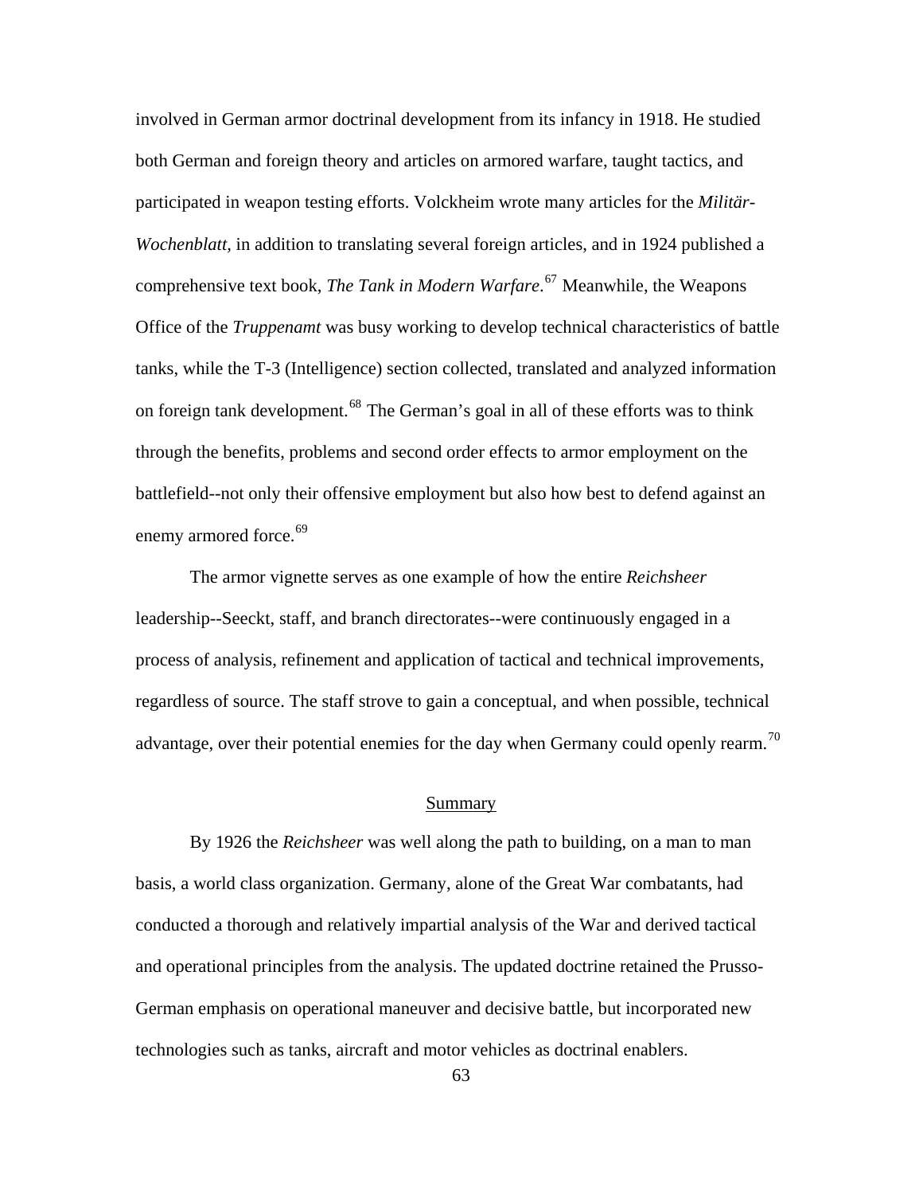involved in German armor doctrinal development from its infancy in 1918. He studied both German and foreign theory and articles on armored warfare, taught tactics, and participated in weapon testing efforts. Volckheim wrote many articles for the *Militär-Wochenblatt*, in addition to translating several foreign articles, and in 1924 published a comprehensive text book, *The Tank in Modern Warfare*.[67] Meanwhile, the Weapons Office of the *Truppenamt* was busy working to develop technical characteristics of battle tanks, while the T-3 (Intelligence) section collected, translated and analyzed information on foreign tank development.[68] The German's goal in all of these efforts was to think through the benefits, problems and second order effects to armor employment on the battlefield--not only their offensive employment but also how best to defend against an enemy armored force.[69]

The armor vignette serves as one example of how the entire *Reichsheer* leadership--Seeckt, staff, and branch directorates--were continuously engaged in a process of analysis, refinement and application of tactical and technical improvements, regardless of source. The staff strove to gain a conceptual, and when possible, technical advantage, over their potential enemies for the day when Germany could openly rearm.[70]

## Summary

By 1926 the *Reichsheer* was well along the path to building, on a man to man basis, a world class organization. Germany, alone of the Great War combatants, had conducted a thorough and relatively impartial analysis of the War and derived tactical and operational principles from the analysis. The updated doctrine retained the Prusso-German emphasis on operational maneuver and decisive battle, but incorporated new technologies such as tanks, aircraft and motor vehicles as doctrinal enablers.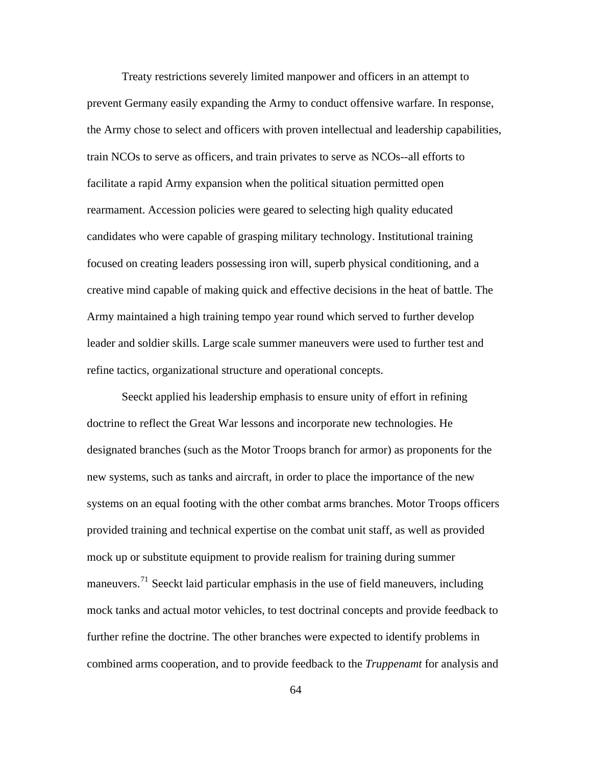Treaty restrictions severely limited manpower and officers in an attempt to prevent Germany easily expanding the Army to conduct offensive warfare. In response, the Army chose to select and officers with proven intellectual and leadership capabilities, train NCOs to serve as officers, and train privates to serve as NCOs--all efforts to facilitate a rapid Army expansion when the political situation permitted open rearmament. Accession policies were geared to selecting high quality educated candidates who were capable of grasping military technology. Institutional training focused on creating leaders possessing iron will, superb physical conditioning, and a creative mind capable of making quick and effective decisions in the heat of battle. The Army maintained a high training tempo year round which served to further develop leader and soldier skills. Large scale summer maneuvers were used to further test and refine tactics, organizational structure and operational concepts.

Seeckt applied his leadership emphasis to ensure unity of effort in refining doctrine to reflect the Great War lessons and incorporate new technologies. He designated branches (such as the Motor Troops branch for armor) as proponents for the new systems, such as tanks and aircraft, in order to place the importance of the new systems on an equal footing with the other combat arms branches. Motor Troops officers provided training and technical expertise on the combat unit staff, as well as provided mock up or substitute equipment to provide realism for training during summer maneuvers.[71] Seeckt laid particular emphasis in the use of field maneuvers, including mock tanks and actual motor vehicles, to test doctrinal concepts and provide feedback to further refine the doctrine. The other branches were expected to identify problems in combined arms cooperation, and to provide feedback to the *Truppenamt* for analysis and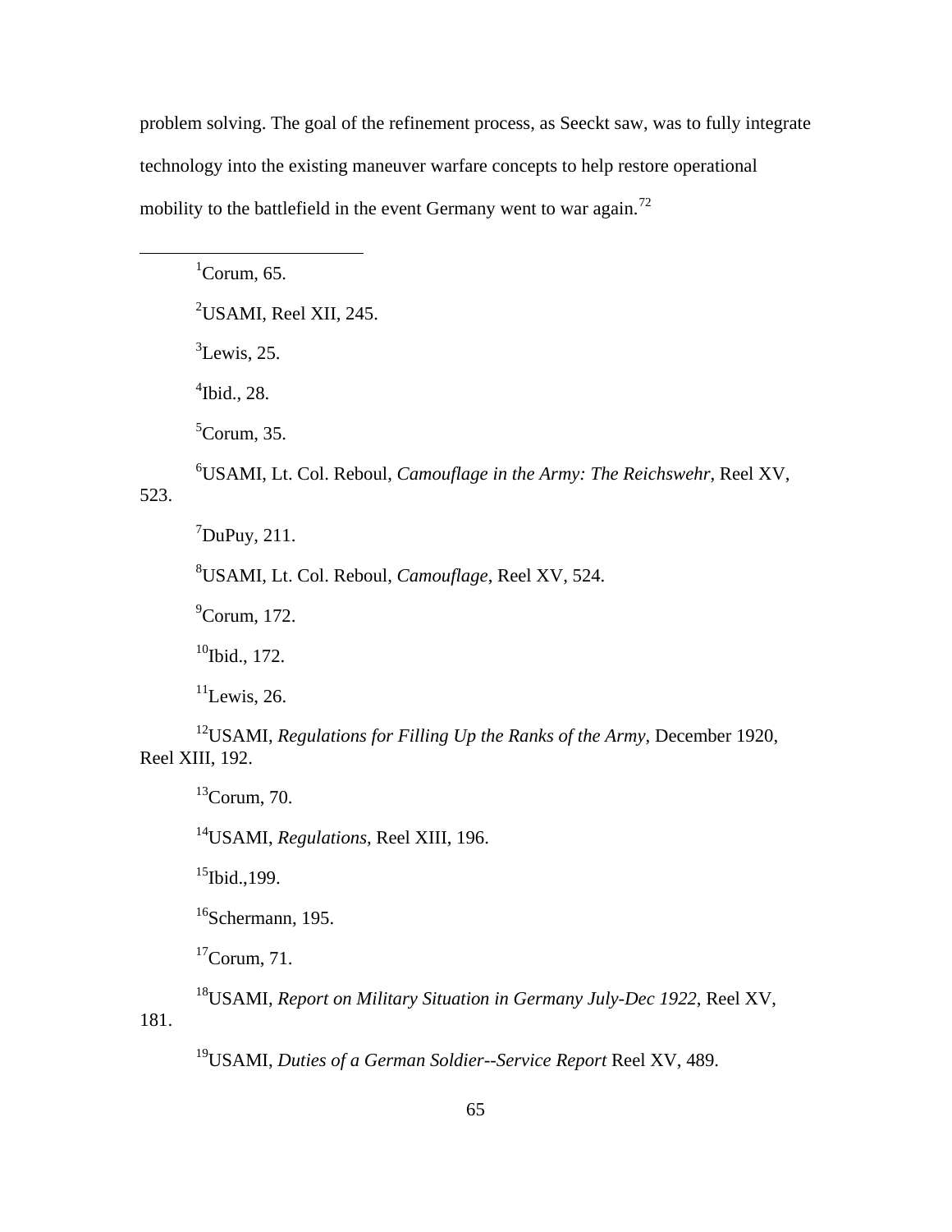problem solving. The goal of the refinement process, as Seeckt saw, was to fully integrate technology into the existing maneuver warfare concepts to help restore operational mobility to the battlefield in the event Germany went to war again.[72]

---

[1]Corum, 65.

[2]USAMI, Reel XII, 245.

[3]Lewis, 25.

[4]Ibid., 28.

[5]Corum, 35.

[6]USAMI, Lt. Col. Reboul, *Camouflage in the Army: The Reichswehr*, Reel XV, 523.

[7]DuPuy, 211.

[8]USAMI, Lt. Col. Reboul, *Camouflage*, Reel XV, 524.

[9]Corum, 172.

[10]Ibid., 172.

[11]Lewis, 26.

[12]USAMI, *Regulations for Filling Up the Ranks of the Army*, December 1920, Reel XIII, 192.

[13]Corum, 70.

[14]USAMI, *Regulations,* Reel XIII, 196.

[15]Ibid.,199.

[16]Schermann, 195.

[17]Corum, 71.

[18]USAMI, *Report on Military Situation in Germany July-Dec 1922*, Reel XV, 181.

[19]USAMI, *Duties of a German Soldier--Service Report* Reel XV, 489.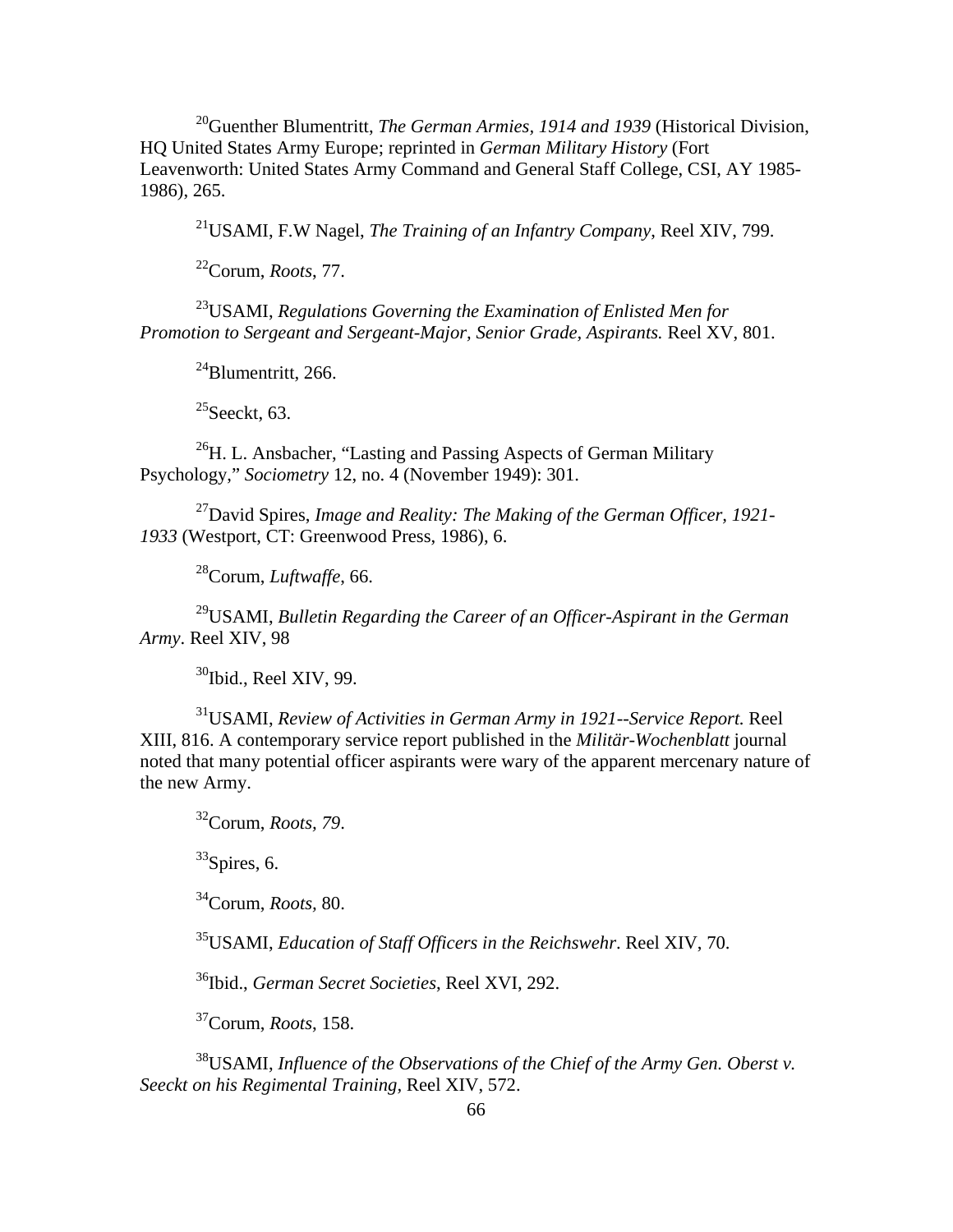[20]Guenther Blumentritt, *The German Armies, 1914 and 1939* (Historical Division, HQ United States Army Europe; reprinted in *German Military History* (Fort Leavenworth: United States Army Command and General Staff College, CSI, AY 1985-1986), 265.

[21]USAMI, F.W Nagel, *The Training of an Infantry Company*, Reel XIV, 799.

[22]Corum, *Roots*, 77.

[23]USAMI, *Regulations Governing the Examination of Enlisted Men for Promotion to Sergeant and Sergeant-Major, Senior Grade, Aspirants.* Reel XV, 801.

[24]Blumentritt, 266.

[25]Seeckt, 63.

[26]H. L. Ansbacher, "Lasting and Passing Aspects of German Military Psychology," *Sociometry* 12, no. 4 (November 1949): 301.

[27]David Spires, *Image and Reality: The Making of the German Officer, 1921-1933* (Westport, CT: Greenwood Press, 1986), 6.

[28]Corum, *Luftwaffe*, 66.

[29]USAMI, *Bulletin Regarding the Career of an Officer-Aspirant in the German Army*. Reel XIV, 98

[30]Ibid., Reel XIV, 99.

[31]USAMI, *Review of Activities in German Army in 1921--Service Report.* Reel XIII, 816. A contemporary service report published in the *Militär-Wochenblatt* journal noted that many potential officer aspirants were wary of the apparent mercenary nature of the new Army.

[32]Corum, *Roots, 79*.

[33]Spires, 6.

[34]Corum, *Roots*, 80.

[35]USAMI, *Education of Staff Officers in the Reichswehr*. Reel XIV, 70.

[36]Ibid., *German Secret Societies*, Reel XVI, 292.

[37]Corum, *Roots*, 158.

[38]USAMI, *Influence of the Observations of the Chief of the Army Gen. Oberst v. Seeckt on his Regimental Training*, Reel XIV, 572.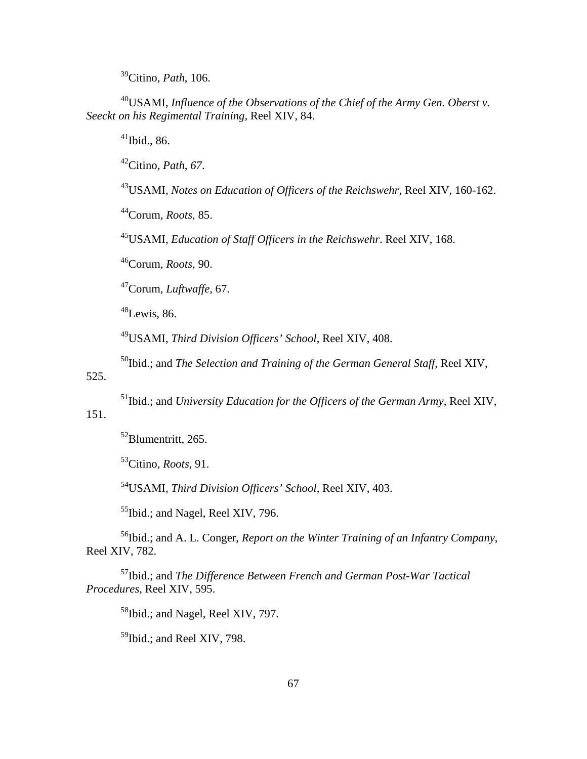[39]Citino, *Path*, 106.

[40]USAMI, *Influence of the Observations of the Chief of the Army Gen. Oberst v. Seeckt on his Regimental Training*, Reel XIV, 84.

[41]Ibid., 86.

[42]Citino, *Path*, *67*.

[43]USAMI, *Notes on Education of Officers of the Reichswehr*, Reel XIV, 160-162.

[44]Corum, *Roots*, 85.

[45]USAMI, *Education of Staff Officers in the Reichswehr*. Reel XIV, 168.

[46]Corum, *Roots*, 90.

[47]Corum, *Luftwaffe*, 67.

[48]Lewis, 86.

[49]USAMI, *Third Division Officers' School*, Reel XIV, 408.

[50]Ibid.; and *The Selection and Training of the German General Staff*, Reel XIV, 525.

[51]Ibid.; and *University Education for the Officers of the German Army*, Reel XIV, 151.

[52]Blumentritt, 265.

[53]Citino, *Roots*, 91.

[54]USAMI, *Third Division Officers' School*, Reel XIV, 403.

[55]Ibid.; and Nagel, Reel XIV, 796.

[56]Ibid.; and A. L. Conger, *Report on the Winter Training of an Infantry Company*, Reel XIV, 782.

[57]Ibid.; and *The Difference Between French and German Post-War Tactical Procedures*, Reel XIV, 595.

[58]Ibid.; and Nagel, Reel XIV, 797.

[59]Ibid.; and Reel XIV, 798.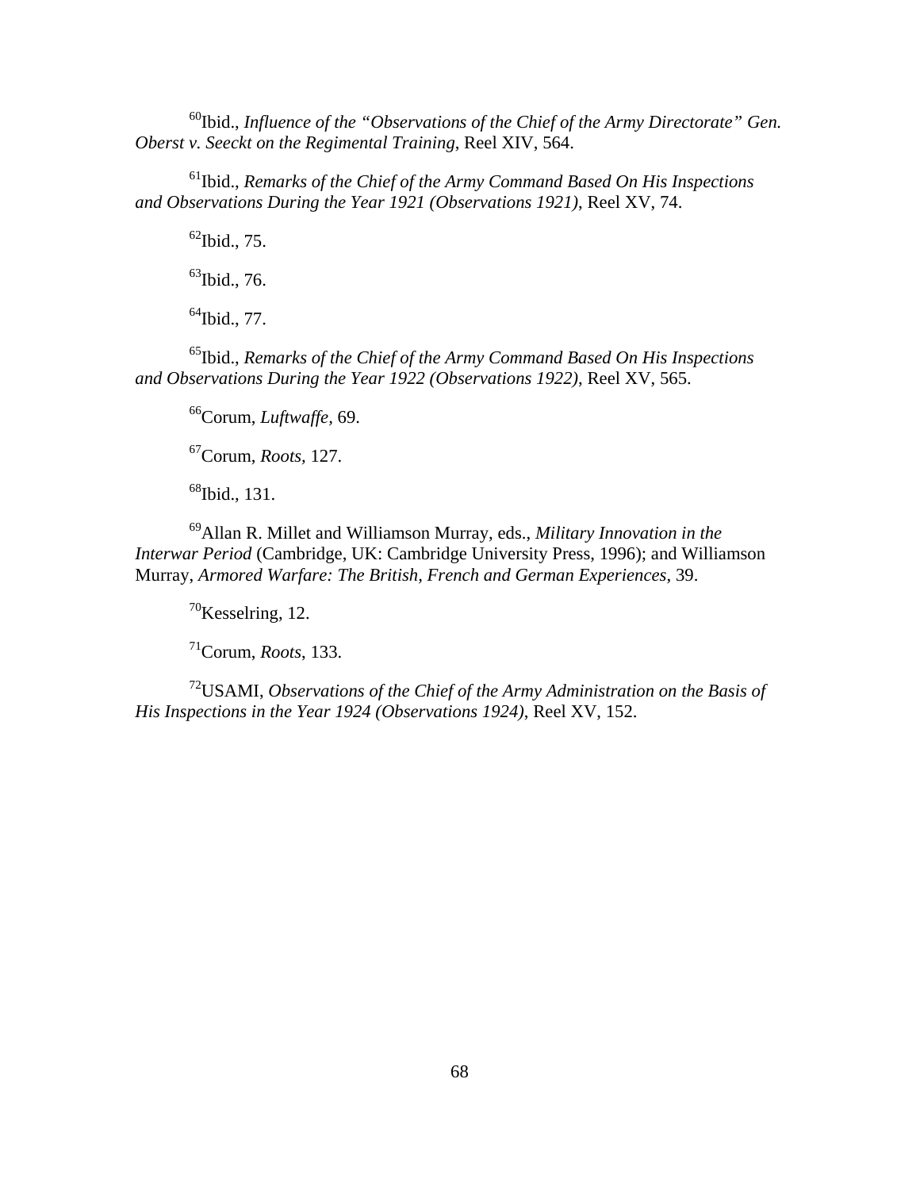[60]Ibid., *Influence of the "Observations of the Chief of the Army Directorate" Gen. Oberst v. Seeckt on the Regimental Training*, Reel XIV, 564.

[61]Ibid., *Remarks of the Chief of the Army Command Based On His Inspections and Observations During the Year 1921 (Observations 1921)*, Reel XV, 74.

[62]Ibid., 75.

[63]Ibid., 76.

[64]Ibid., 77.

[65]Ibid., *Remarks of the Chief of the Army Command Based On His Inspections and Observations During the Year 1922 (Observations 1922)*, Reel XV, 565.

[66]Corum, *Luftwaffe*, 69.

[67]Corum, *Roots*, 127.

[68]Ibid., 131.

[69]Allan R. Millet and Williamson Murray, eds., *Military Innovation in the Interwar Period* (Cambridge, UK: Cambridge University Press, 1996); and Williamson Murray, *Armored Warfare: The British, French and German Experiences*, 39.

[70]Kesselring, 12.

[71]Corum, *Roots*, 133.

[72]USAMI, *Observations of the Chief of the Army Administration on the Basis of His Inspections in the Year 1924 (Observations 1924)*, Reel XV, 152.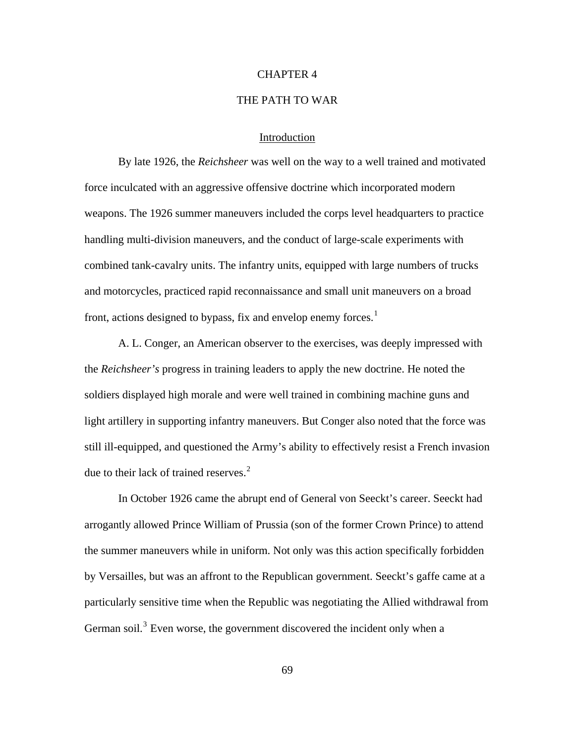# CHAPTER 4

# THE PATH TO WAR

## Introduction

By late 1926, the *Reichsheer* was well on the way to a well trained and motivated force inculcated with an aggressive offensive doctrine which incorporated modern weapons. The 1926 summer maneuvers included the corps level headquarters to practice handling multi-division maneuvers, and the conduct of large-scale experiments with combined tank-cavalry units. The infantry units, equipped with large numbers of trucks and motorcycles, practiced rapid reconnaissance and small unit maneuvers on a broad front, actions designed to bypass, fix and envelop enemy forces.[1]

A. L. Conger, an American observer to the exercises, was deeply impressed with the *Reichsheer's* progress in training leaders to apply the new doctrine. He noted the soldiers displayed high morale and were well trained in combining machine guns and light artillery in supporting infantry maneuvers. But Conger also noted that the force was still ill-equipped, and questioned the Army's ability to effectively resist a French invasion due to their lack of trained reserves.[2]

In October 1926 came the abrupt end of General von Seeckt's career. Seeckt had arrogantly allowed Prince William of Prussia (son of the former Crown Prince) to attend the summer maneuvers while in uniform. Not only was this action specifically forbidden by Versailles, but was an affront to the Republican government. Seeckt's gaffe came at a particularly sensitive time when the Republic was negotiating the Allied withdrawal from German soil.[3] Even worse, the government discovered the incident only when a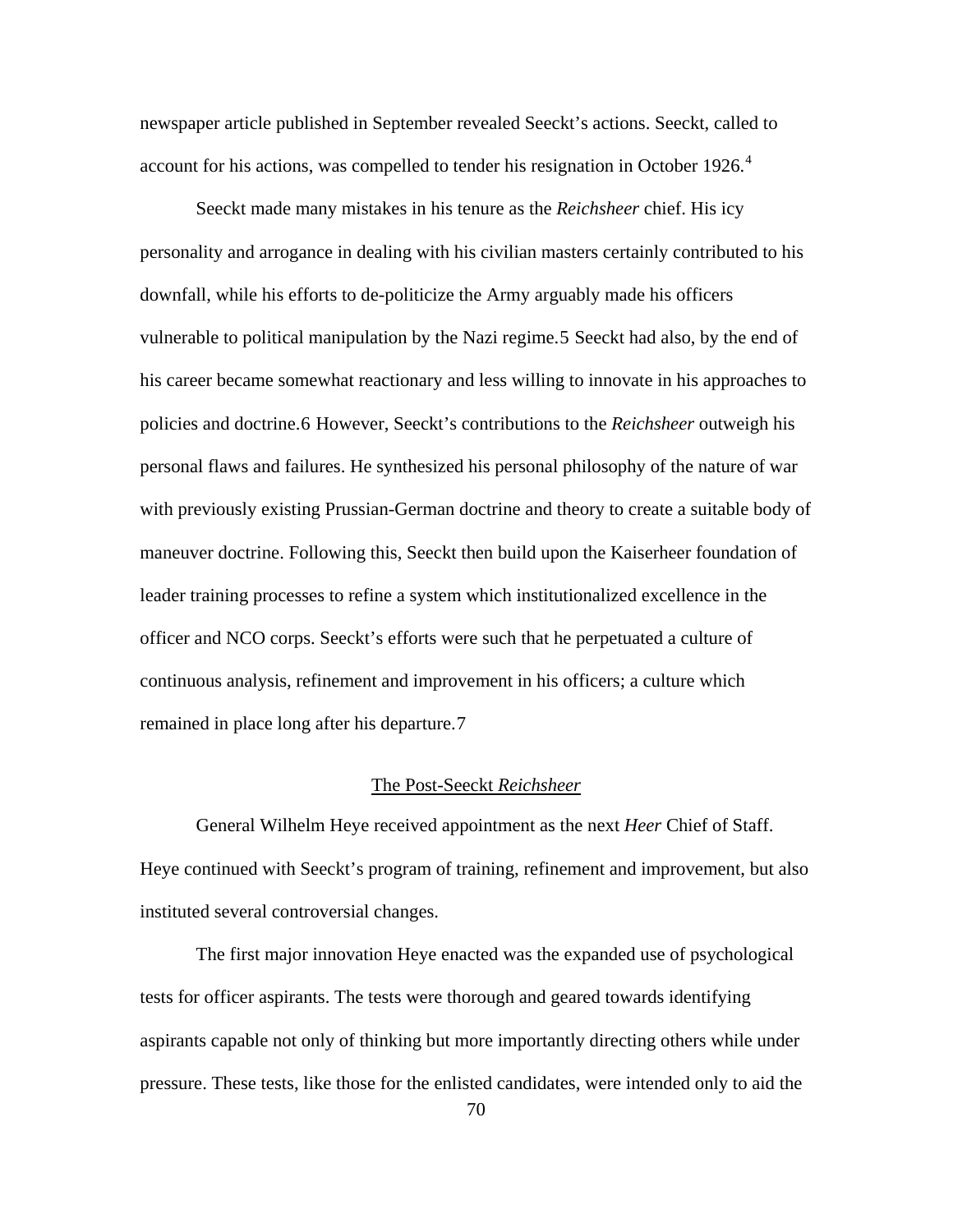newspaper article published in September revealed Seeckt's actions. Seeckt, called to account for his actions, was compelled to tender his resignation in October 1926.[4]

Seeckt made many mistakes in his tenure as the *Reichsheer* chief. His icy personality and arrogance in dealing with his civilian masters certainly contributed to his downfall, while his efforts to de-politicize the Army arguably made his officers vulnerable to political manipulation by the Nazi regime.5 Seeckt had also, by the end of his career became somewhat reactionary and less willing to innovate in his approaches to policies and doctrine.6 However, Seeckt's contributions to the *Reichsheer* outweigh his personal flaws and failures. He synthesized his personal philosophy of the nature of war with previously existing Prussian-German doctrine and theory to create a suitable body of maneuver doctrine. Following this, Seeckt then build upon the Kaiserheer foundation of leader training processes to refine a system which institutionalized excellence in the officer and NCO corps. Seeckt's efforts were such that he perpetuated a culture of continuous analysis, refinement and improvement in his officers; a culture which remained in place long after his departure.7

## The Post-Seeckt *Reichsheer*

General Wilhelm Heye received appointment as the next *Heer* Chief of Staff. Heye continued with Seeckt's program of training, refinement and improvement, but also instituted several controversial changes.

The first major innovation Heye enacted was the expanded use of psychological tests for officer aspirants. The tests were thorough and geared towards identifying aspirants capable not only of thinking but more importantly directing others while under pressure. These tests, like those for the enlisted candidates, were intended only to aid the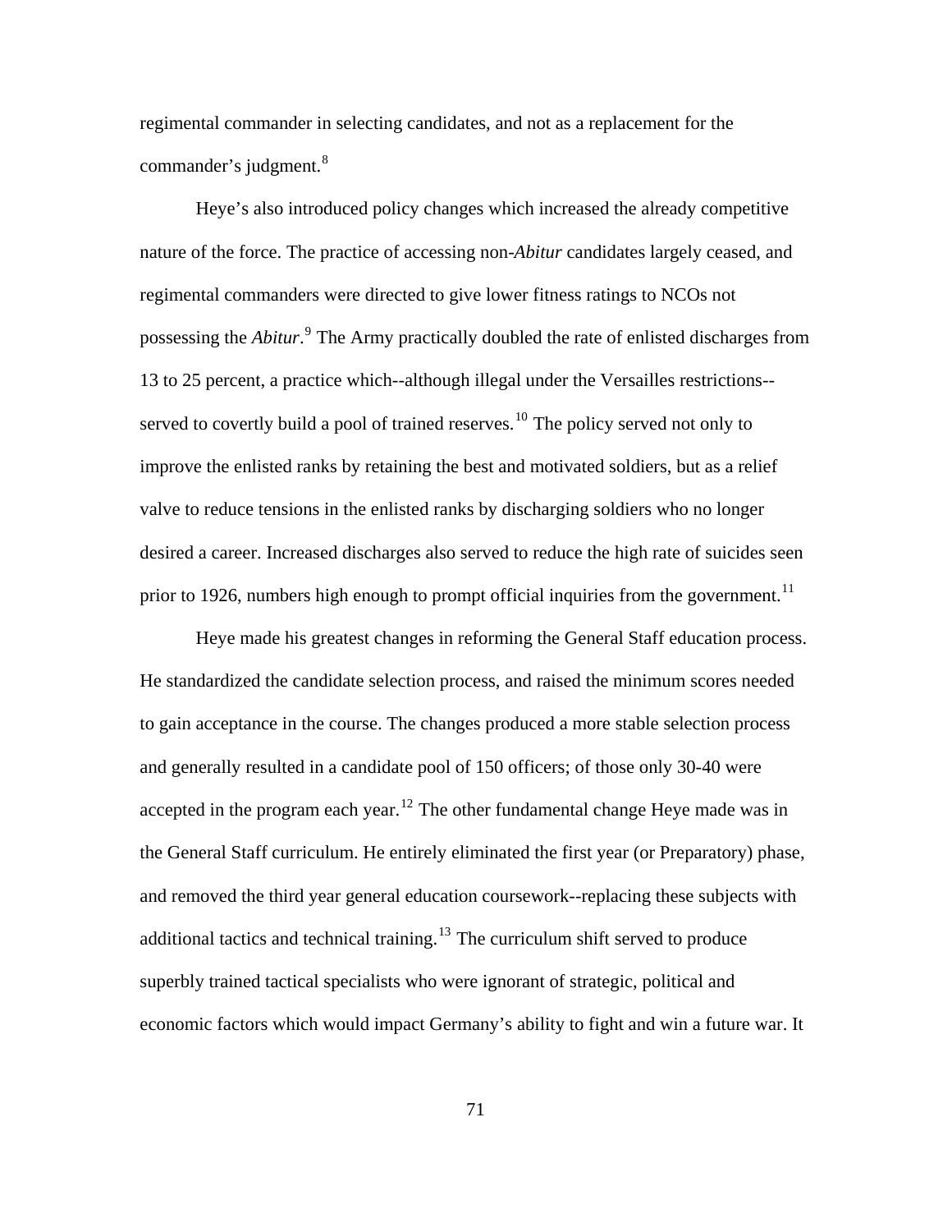regimental commander in selecting candidates, and not as a replacement for the commander's judgment.[8]

Heye's also introduced policy changes which increased the already competitive nature of the force. The practice of accessing non-*Abitur* candidates largely ceased, and regimental commanders were directed to give lower fitness ratings to NCOs not possessing the *Abitur*.[9] The Army practically doubled the rate of enlisted discharges from 13 to 25 percent, a practice which--although illegal under the Versailles restrictions--served to covertly build a pool of trained reserves.[10] The policy served not only to improve the enlisted ranks by retaining the best and motivated soldiers, but as a relief valve to reduce tensions in the enlisted ranks by discharging soldiers who no longer desired a career. Increased discharges also served to reduce the high rate of suicides seen prior to 1926, numbers high enough to prompt official inquiries from the government.[11]

Heye made his greatest changes in reforming the General Staff education process. He standardized the candidate selection process, and raised the minimum scores needed to gain acceptance in the course. The changes produced a more stable selection process and generally resulted in a candidate pool of 150 officers; of those only 30-40 were accepted in the program each year.[12] The other fundamental change Heye made was in the General Staff curriculum. He entirely eliminated the first year (or Preparatory) phase, and removed the third year general education coursework--replacing these subjects with additional tactics and technical training.[13] The curriculum shift served to produce superbly trained tactical specialists who were ignorant of strategic, political and economic factors which would impact Germany's ability to fight and win a future war. It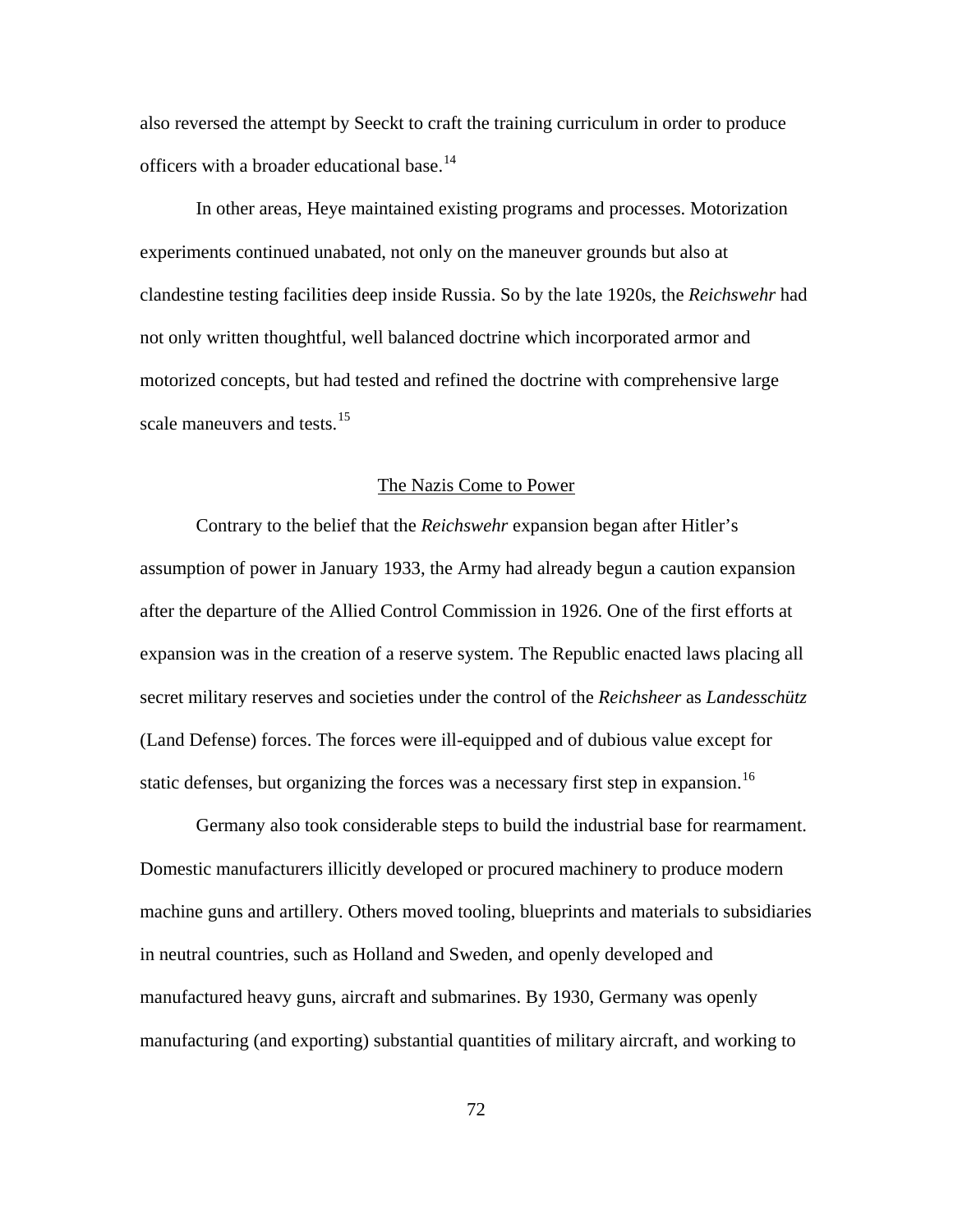also reversed the attempt by Seeckt to craft the training curriculum in order to produce officers with a broader educational base.[14]

In other areas, Heye maintained existing programs and processes. Motorization experiments continued unabated, not only on the maneuver grounds but also at clandestine testing facilities deep inside Russia. So by the late 1920s, the *Reichswehr* had not only written thoughtful, well balanced doctrine which incorporated armor and motorized concepts, but had tested and refined the doctrine with comprehensive large scale maneuvers and tests.[15]

## The Nazis Come to Power

Contrary to the belief that the *Reichswehr* expansion began after Hitler's assumption of power in January 1933, the Army had already begun a caution expansion after the departure of the Allied Control Commission in 1926. One of the first efforts at expansion was in the creation of a reserve system. The Republic enacted laws placing all secret military reserves and societies under the control of the *Reichsheer* as *Landesschütz* (Land Defense) forces. The forces were ill-equipped and of dubious value except for static defenses, but organizing the forces was a necessary first step in expansion.[16]

Germany also took considerable steps to build the industrial base for rearmament. Domestic manufacturers illicitly developed or procured machinery to produce modern machine guns and artillery. Others moved tooling, blueprints and materials to subsidiaries in neutral countries, such as Holland and Sweden, and openly developed and manufactured heavy guns, aircraft and submarines. By 1930, Germany was openly manufacturing (and exporting) substantial quantities of military aircraft, and working to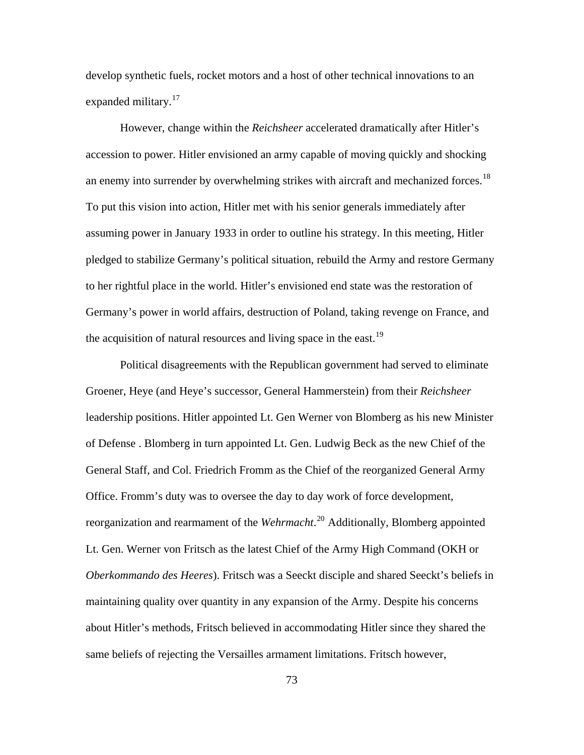develop synthetic fuels, rocket motors and a host of other technical innovations to an expanded military.[17]

However, change within the *Reichsheer* accelerated dramatically after Hitler's accession to power. Hitler envisioned an army capable of moving quickly and shocking an enemy into surrender by overwhelming strikes with aircraft and mechanized forces.[18] To put this vision into action, Hitler met with his senior generals immediately after assuming power in January 1933 in order to outline his strategy. In this meeting, Hitler pledged to stabilize Germany's political situation, rebuild the Army and restore Germany to her rightful place in the world. Hitler's envisioned end state was the restoration of Germany's power in world affairs, destruction of Poland, taking revenge on France, and the acquisition of natural resources and living space in the east.[19]

Political disagreements with the Republican government had served to eliminate Groener, Heye (and Heye's successor, General Hammerstein) from their *Reichsheer* leadership positions. Hitler appointed Lt. Gen Werner von Blomberg as his new Minister of Defense . Blomberg in turn appointed Lt. Gen. Ludwig Beck as the new Chief of the General Staff, and Col. Friedrich Fromm as the Chief of the reorganized General Army Office. Fromm's duty was to oversee the day to day work of force development, reorganization and rearmament of the *Wehrmacht*.[20] Additionally, Blomberg appointed Lt. Gen. Werner von Fritsch as the latest Chief of the Army High Command (OKH or *Oberkommando des Heeres*). Fritsch was a Seeckt disciple and shared Seeckt's beliefs in maintaining quality over quantity in any expansion of the Army. Despite his concerns about Hitler's methods, Fritsch believed in accommodating Hitler since they shared the same beliefs of rejecting the Versailles armament limitations. Fritsch however,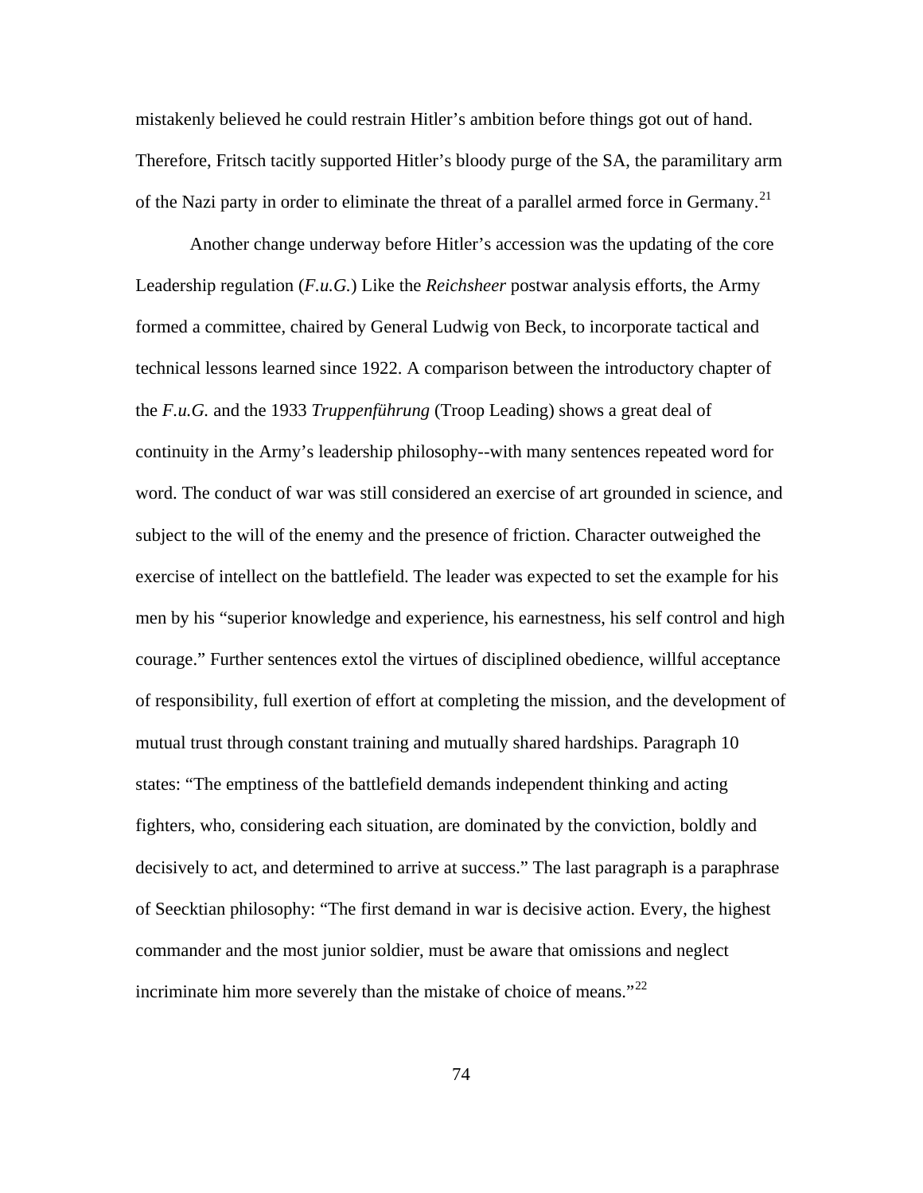mistakenly believed he could restrain Hitler's ambition before things got out of hand. Therefore, Fritsch tacitly supported Hitler's bloody purge of the SA, the paramilitary arm of the Nazi party in order to eliminate the threat of a parallel armed force in Germany.[21]

Another change underway before Hitler's accession was the updating of the core Leadership regulation (*F.u.G.*) Like the *Reichsheer* postwar analysis efforts, the Army formed a committee, chaired by General Ludwig von Beck, to incorporate tactical and technical lessons learned since 1922. A comparison between the introductory chapter of the *F.u.G.* and the 1933 *Truppenführung* (Troop Leading) shows a great deal of continuity in the Army's leadership philosophy--with many sentences repeated word for word. The conduct of war was still considered an exercise of art grounded in science, and subject to the will of the enemy and the presence of friction. Character outweighed the exercise of intellect on the battlefield. The leader was expected to set the example for his men by his "superior knowledge and experience, his earnestness, his self control and high courage." Further sentences extol the virtues of disciplined obedience, willful acceptance of responsibility, full exertion of effort at completing the mission, and the development of mutual trust through constant training and mutually shared hardships. Paragraph 10 states: "The emptiness of the battlefield demands independent thinking and acting fighters, who, considering each situation, are dominated by the conviction, boldly and decisively to act, and determined to arrive at success." The last paragraph is a paraphrase of Seecktian philosophy: "The first demand in war is decisive action. Every, the highest commander and the most junior soldier, must be aware that omissions and neglect incriminate him more severely than the mistake of choice of means."[22]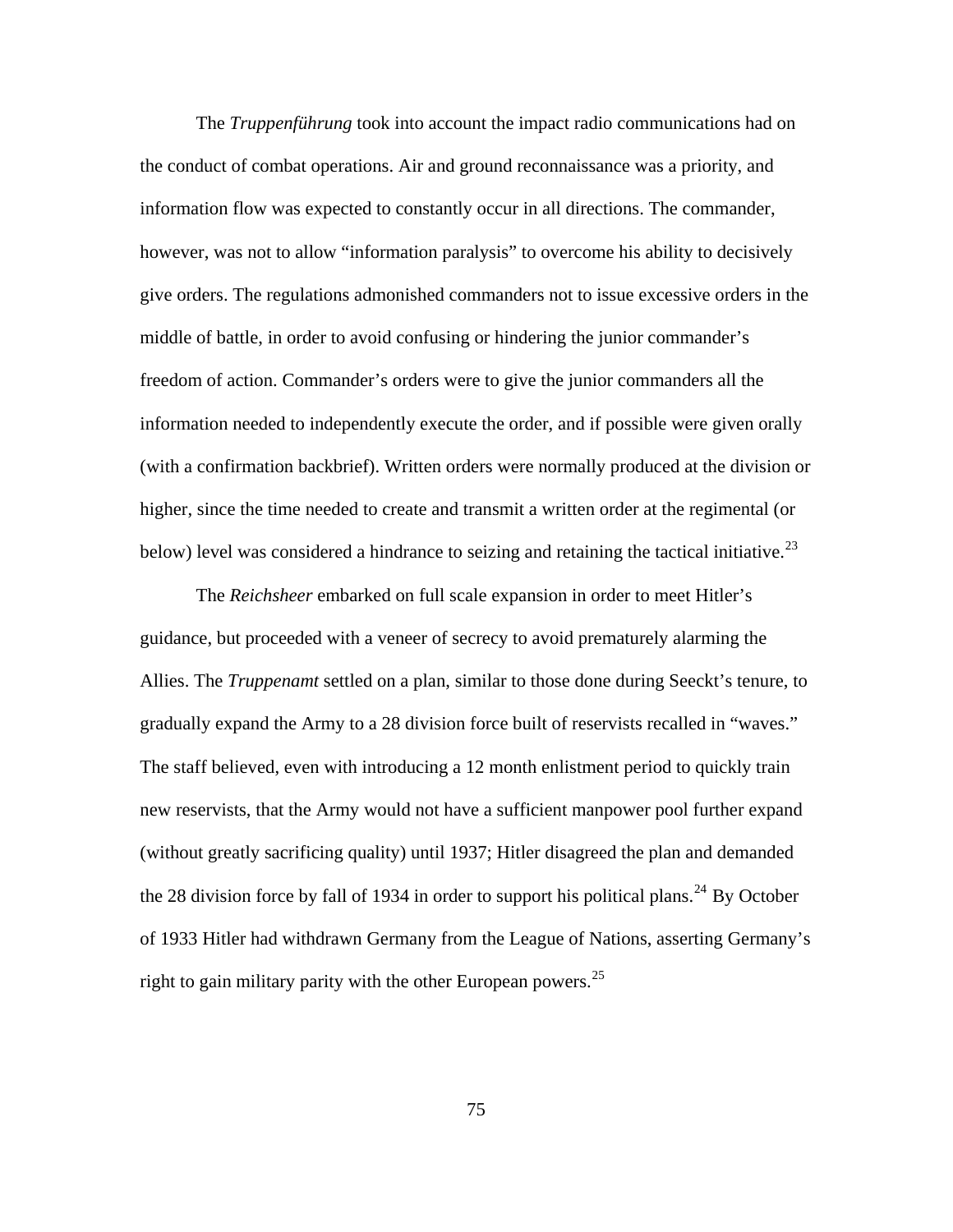The *Truppenführung* took into account the impact radio communications had on the conduct of combat operations. Air and ground reconnaissance was a priority, and information flow was expected to constantly occur in all directions. The commander, however, was not to allow "information paralysis" to overcome his ability to decisively give orders. The regulations admonished commanders not to issue excessive orders in the middle of battle, in order to avoid confusing or hindering the junior commander's freedom of action. Commander's orders were to give the junior commanders all the information needed to independently execute the order, and if possible were given orally (with a confirmation backbrief). Written orders were normally produced at the division or higher, since the time needed to create and transmit a written order at the regimental (or below) level was considered a hindrance to seizing and retaining the tactical initiative.[23]

The *Reichsheer* embarked on full scale expansion in order to meet Hitler's guidance, but proceeded with a veneer of secrecy to avoid prematurely alarming the Allies. The *Truppenamt* settled on a plan, similar to those done during Seeckt's tenure, to gradually expand the Army to a 28 division force built of reservists recalled in "waves." The staff believed, even with introducing a 12 month enlistment period to quickly train new reservists, that the Army would not have a sufficient manpower pool further expand (without greatly sacrificing quality) until 1937; Hitler disagreed the plan and demanded the 28 division force by fall of 1934 in order to support his political plans.[24] By October of 1933 Hitler had withdrawn Germany from the League of Nations, asserting Germany's right to gain military parity with the other European powers.[25]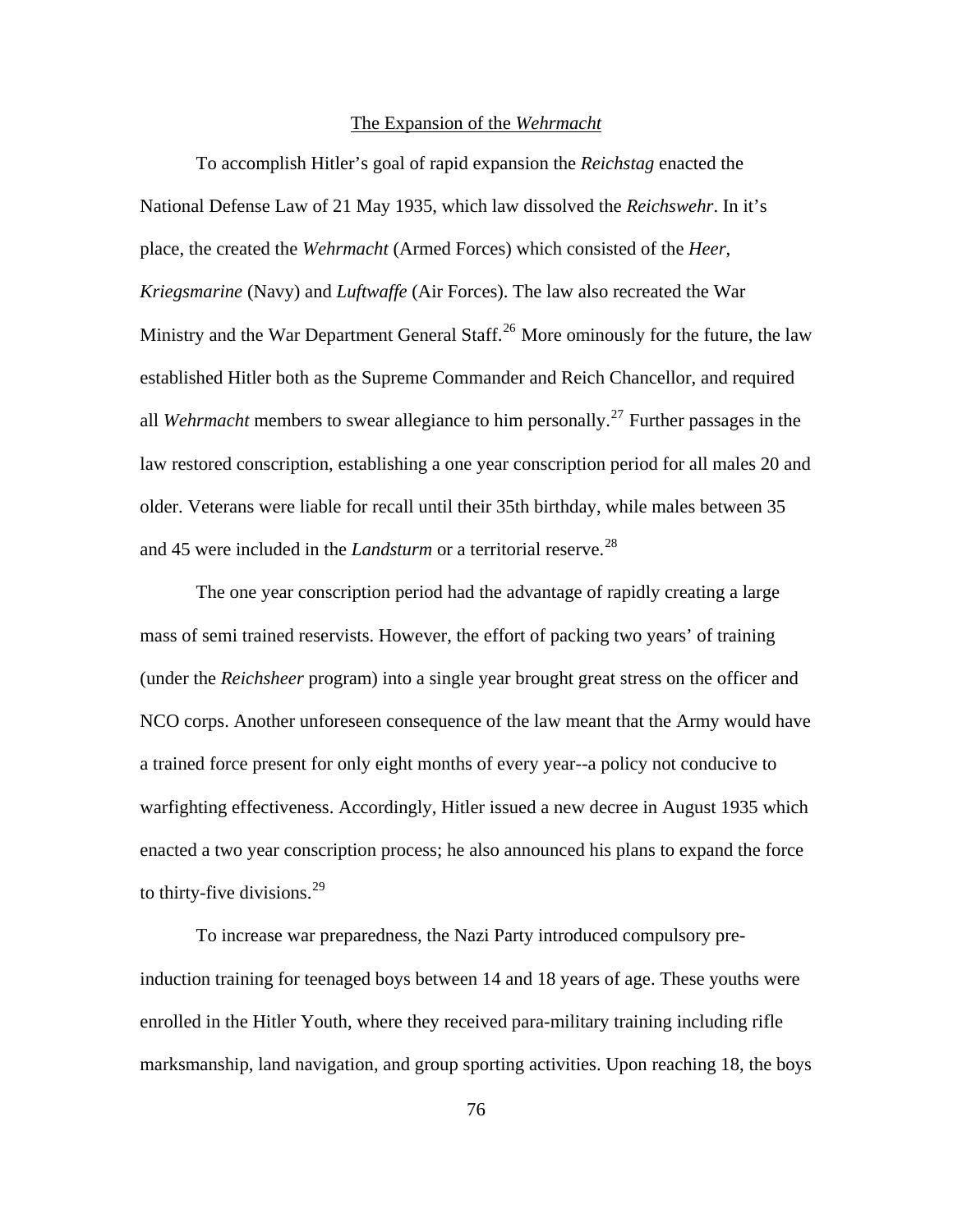## The Expansion of the *Wehrmacht*

To accomplish Hitler's goal of rapid expansion the *Reichstag* enacted the National Defense Law of 21 May 1935, which law dissolved the *Reichswehr*. In it's place, the created the *Wehrmacht* (Armed Forces) which consisted of the *Heer*, *Kriegsmarine* (Navy) and *Luftwaffe* (Air Forces). The law also recreated the War Ministry and the War Department General Staff.[26] More ominously for the future, the law established Hitler both as the Supreme Commander and Reich Chancellor, and required all *Wehrmacht* members to swear allegiance to him personally.[27] Further passages in the law restored conscription, establishing a one year conscription period for all males 20 and older. Veterans were liable for recall until their 35th birthday, while males between 35 and 45 were included in the *Landsturm* or a territorial reserve.[28]

The one year conscription period had the advantage of rapidly creating a large mass of semi trained reservists. However, the effort of packing two years' of training (under the *Reichsheer* program) into a single year brought great stress on the officer and NCO corps. Another unforeseen consequence of the law meant that the Army would have a trained force present for only eight months of every year--a policy not conducive to warfighting effectiveness. Accordingly, Hitler issued a new decree in August 1935 which enacted a two year conscription process; he also announced his plans to expand the force to thirty-five divisions.[29]

To increase war preparedness, the Nazi Party introduced compulsory pre-induction training for teenaged boys between 14 and 18 years of age. These youths were enrolled in the Hitler Youth, where they received para-military training including rifle marksmanship, land navigation, and group sporting activities. Upon reaching 18, the boys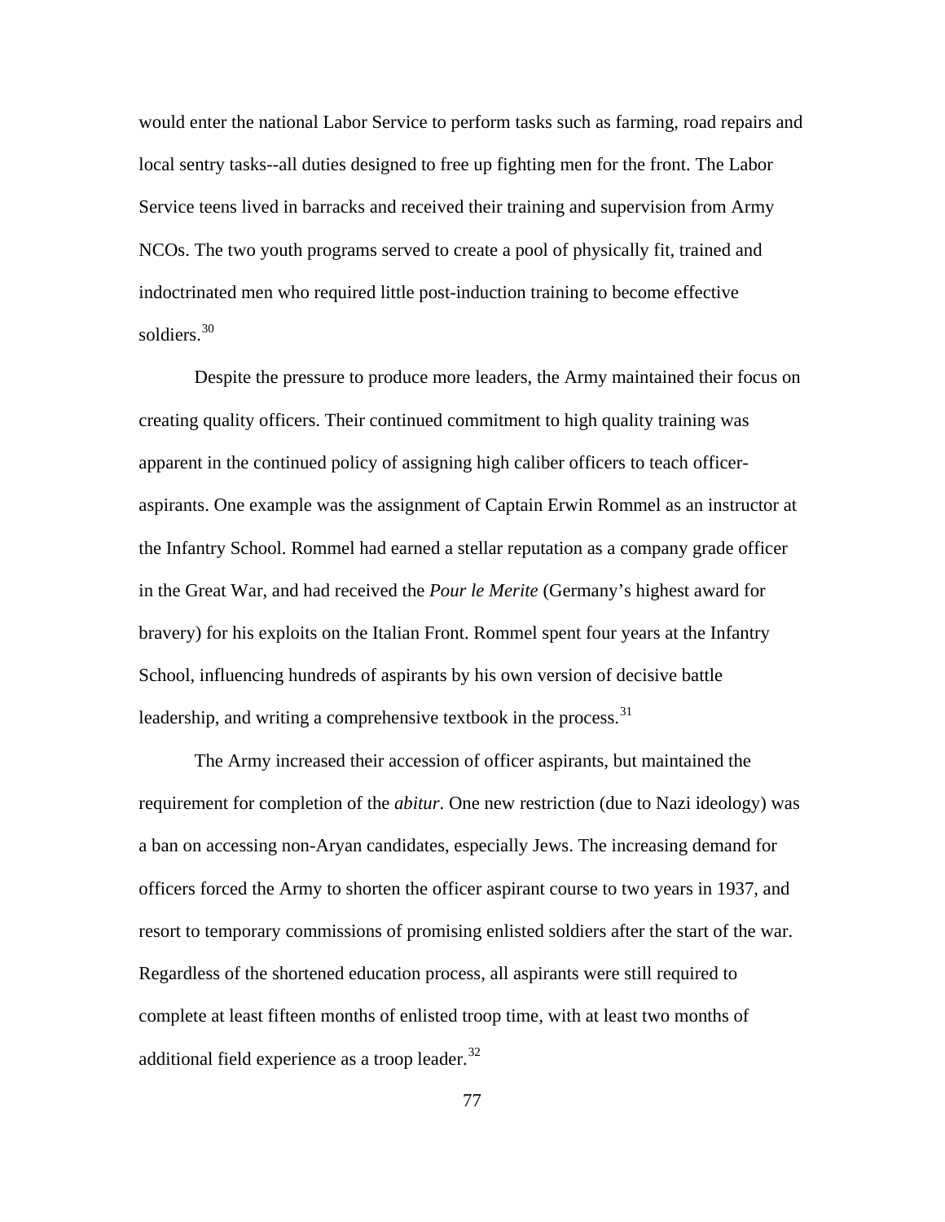would enter the national Labor Service to perform tasks such as farming, road repairs and local sentry tasks--all duties designed to free up fighting men for the front. The Labor Service teens lived in barracks and received their training and supervision from Army NCOs. The two youth programs served to create a pool of physically fit, trained and indoctrinated men who required little post-induction training to become effective soldiers.[30]

Despite the pressure to produce more leaders, the Army maintained their focus on creating quality officers. Their continued commitment to high quality training was apparent in the continued policy of assigning high caliber officers to teach officer-aspirants. One example was the assignment of Captain Erwin Rommel as an instructor at the Infantry School. Rommel had earned a stellar reputation as a company grade officer in the Great War, and had received the *Pour le Merite* (Germany's highest award for bravery) for his exploits on the Italian Front. Rommel spent four years at the Infantry School, influencing hundreds of aspirants by his own version of decisive battle leadership, and writing a comprehensive textbook in the process.[31]

The Army increased their accession of officer aspirants, but maintained the requirement for completion of the *abitur*. One new restriction (due to Nazi ideology) was a ban on accessing non-Aryan candidates, especially Jews. The increasing demand for officers forced the Army to shorten the officer aspirant course to two years in 1937, and resort to temporary commissions of promising enlisted soldiers after the start of the war. Regardless of the shortened education process, all aspirants were still required to complete at least fifteen months of enlisted troop time, with at least two months of additional field experience as a troop leader.[32]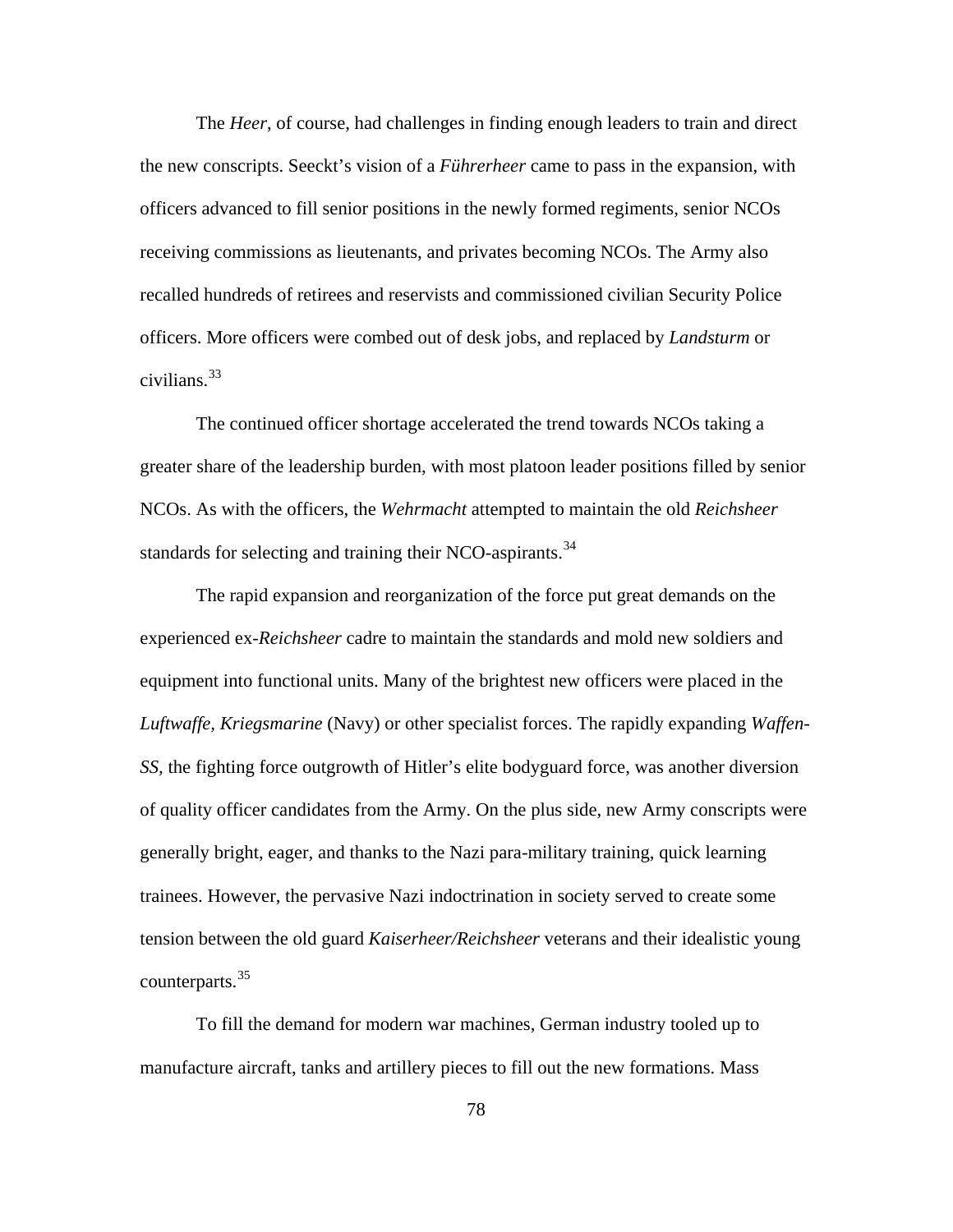The *Heer*, of course, had challenges in finding enough leaders to train and direct the new conscripts. Seeckt's vision of a *Führerheer* came to pass in the expansion, with officers advanced to fill senior positions in the newly formed regiments, senior NCOs receiving commissions as lieutenants, and privates becoming NCOs. The Army also recalled hundreds of retirees and reservists and commissioned civilian Security Police officers. More officers were combed out of desk jobs, and replaced by *Landsturm* or civilians.[33]

The continued officer shortage accelerated the trend towards NCOs taking a greater share of the leadership burden, with most platoon leader positions filled by senior NCOs. As with the officers, the *Wehrmacht* attempted to maintain the old *Reichsheer* standards for selecting and training their NCO-aspirants.[34]

The rapid expansion and reorganization of the force put great demands on the experienced ex-*Reichsheer* cadre to maintain the standards and mold new soldiers and equipment into functional units. Many of the brightest new officers were placed in the *Luftwaffe, Kriegsmarine* (Navy) or other specialist forces. The rapidly expanding *Waffen-SS,* the fighting force outgrowth of Hitler's elite bodyguard force, was another diversion of quality officer candidates from the Army. On the plus side, new Army conscripts were generally bright, eager, and thanks to the Nazi para-military training, quick learning trainees. However, the pervasive Nazi indoctrination in society served to create some tension between the old guard *Kaiserheer/Reichsheer* veterans and their idealistic young counterparts.[35]

To fill the demand for modern war machines, German industry tooled up to manufacture aircraft, tanks and artillery pieces to fill out the new formations. Mass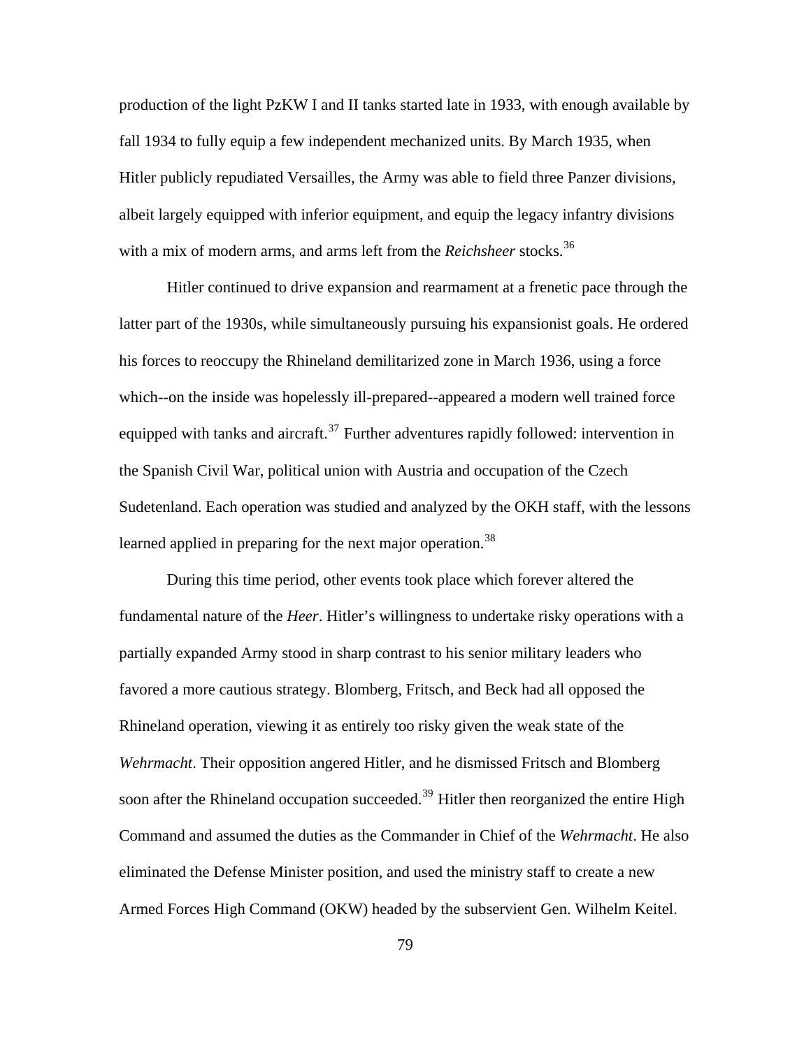production of the light PzKW I and II tanks started late in 1933, with enough available by fall 1934 to fully equip a few independent mechanized units. By March 1935, when Hitler publicly repudiated Versailles, the Army was able to field three Panzer divisions, albeit largely equipped with inferior equipment, and equip the legacy infantry divisions with a mix of modern arms, and arms left from the *Reichsheer* stocks.[36]

Hitler continued to drive expansion and rearmament at a frenetic pace through the latter part of the 1930s, while simultaneously pursuing his expansionist goals. He ordered his forces to reoccupy the Rhineland demilitarized zone in March 1936, using a force which--on the inside was hopelessly ill-prepared--appeared a modern well trained force equipped with tanks and aircraft.[37] Further adventures rapidly followed: intervention in the Spanish Civil War, political union with Austria and occupation of the Czech Sudetenland. Each operation was studied and analyzed by the OKH staff, with the lessons learned applied in preparing for the next major operation.[38]

During this time period, other events took place which forever altered the fundamental nature of the *Heer*. Hitler's willingness to undertake risky operations with a partially expanded Army stood in sharp contrast to his senior military leaders who favored a more cautious strategy. Blomberg, Fritsch, and Beck had all opposed the Rhineland operation, viewing it as entirely too risky given the weak state of the *Wehrmacht*. Their opposition angered Hitler, and he dismissed Fritsch and Blomberg soon after the Rhineland occupation succeeded.[39] Hitler then reorganized the entire High Command and assumed the duties as the Commander in Chief of the *Wehrmacht*. He also eliminated the Defense Minister position, and used the ministry staff to create a new Armed Forces High Command (OKW) headed by the subservient Gen. Wilhelm Keitel.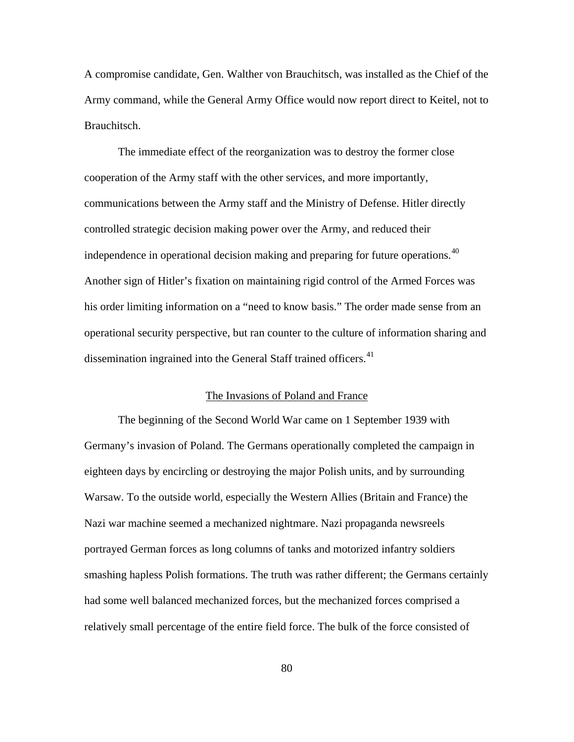A compromise candidate, Gen. Walther von Brauchitsch, was installed as the Chief of the Army command, while the General Army Office would now report direct to Keitel, not to Brauchitsch.

The immediate effect of the reorganization was to destroy the former close cooperation of the Army staff with the other services, and more importantly, communications between the Army staff and the Ministry of Defense. Hitler directly controlled strategic decision making power over the Army, and reduced their independence in operational decision making and preparing for future operations.[40] Another sign of Hitler's fixation on maintaining rigid control of the Armed Forces was his order limiting information on a "need to know basis." The order made sense from an operational security perspective, but ran counter to the culture of information sharing and dissemination ingrained into the General Staff trained officers.[41]

## The Invasions of Poland and France

The beginning of the Second World War came on 1 September 1939 with Germany's invasion of Poland. The Germans operationally completed the campaign in eighteen days by encircling or destroying the major Polish units, and by surrounding Warsaw. To the outside world, especially the Western Allies (Britain and France) the Nazi war machine seemed a mechanized nightmare. Nazi propaganda newsreels portrayed German forces as long columns of tanks and motorized infantry soldiers smashing hapless Polish formations. The truth was rather different; the Germans certainly had some well balanced mechanized forces, but the mechanized forces comprised a relatively small percentage of the entire field force. The bulk of the force consisted of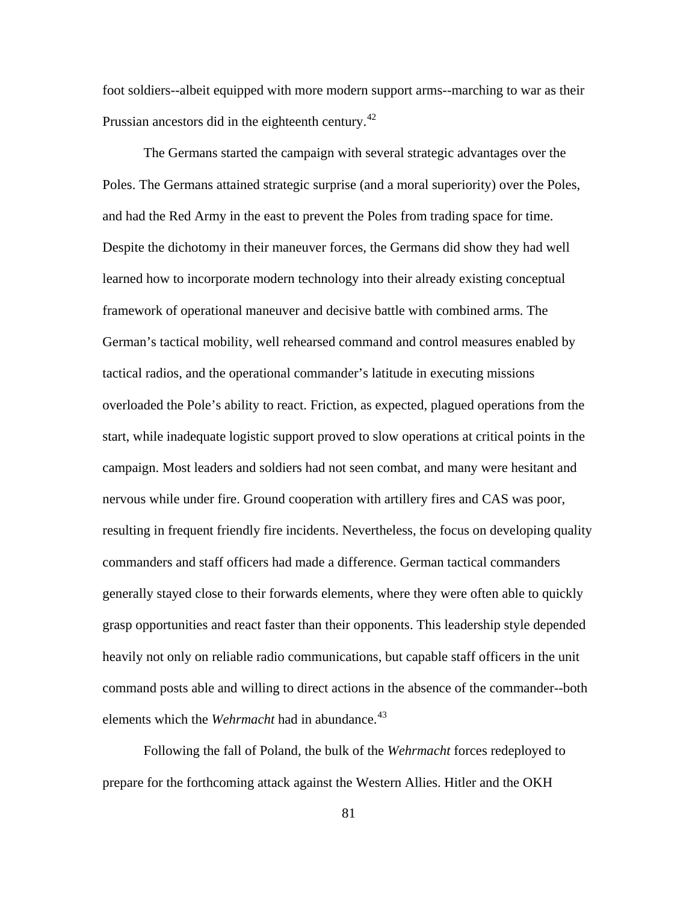foot soldiers--albeit equipped with more modern support arms--marching to war as their Prussian ancestors did in the eighteenth century.[42]

The Germans started the campaign with several strategic advantages over the Poles. The Germans attained strategic surprise (and a moral superiority) over the Poles, and had the Red Army in the east to prevent the Poles from trading space for time. Despite the dichotomy in their maneuver forces, the Germans did show they had well learned how to incorporate modern technology into their already existing conceptual framework of operational maneuver and decisive battle with combined arms. The German's tactical mobility, well rehearsed command and control measures enabled by tactical radios, and the operational commander's latitude in executing missions overloaded the Pole's ability to react. Friction, as expected, plagued operations from the start, while inadequate logistic support proved to slow operations at critical points in the campaign. Most leaders and soldiers had not seen combat, and many were hesitant and nervous while under fire. Ground cooperation with artillery fires and CAS was poor, resulting in frequent friendly fire incidents. Nevertheless, the focus on developing quality commanders and staff officers had made a difference. German tactical commanders generally stayed close to their forwards elements, where they were often able to quickly grasp opportunities and react faster than their opponents. This leadership style depended heavily not only on reliable radio communications, but capable staff officers in the unit command posts able and willing to direct actions in the absence of the commander--both elements which the *Wehrmacht* had in abundance.[43]

Following the fall of Poland, the bulk of the *Wehrmacht* forces redeployed to prepare for the forthcoming attack against the Western Allies. Hitler and the OKH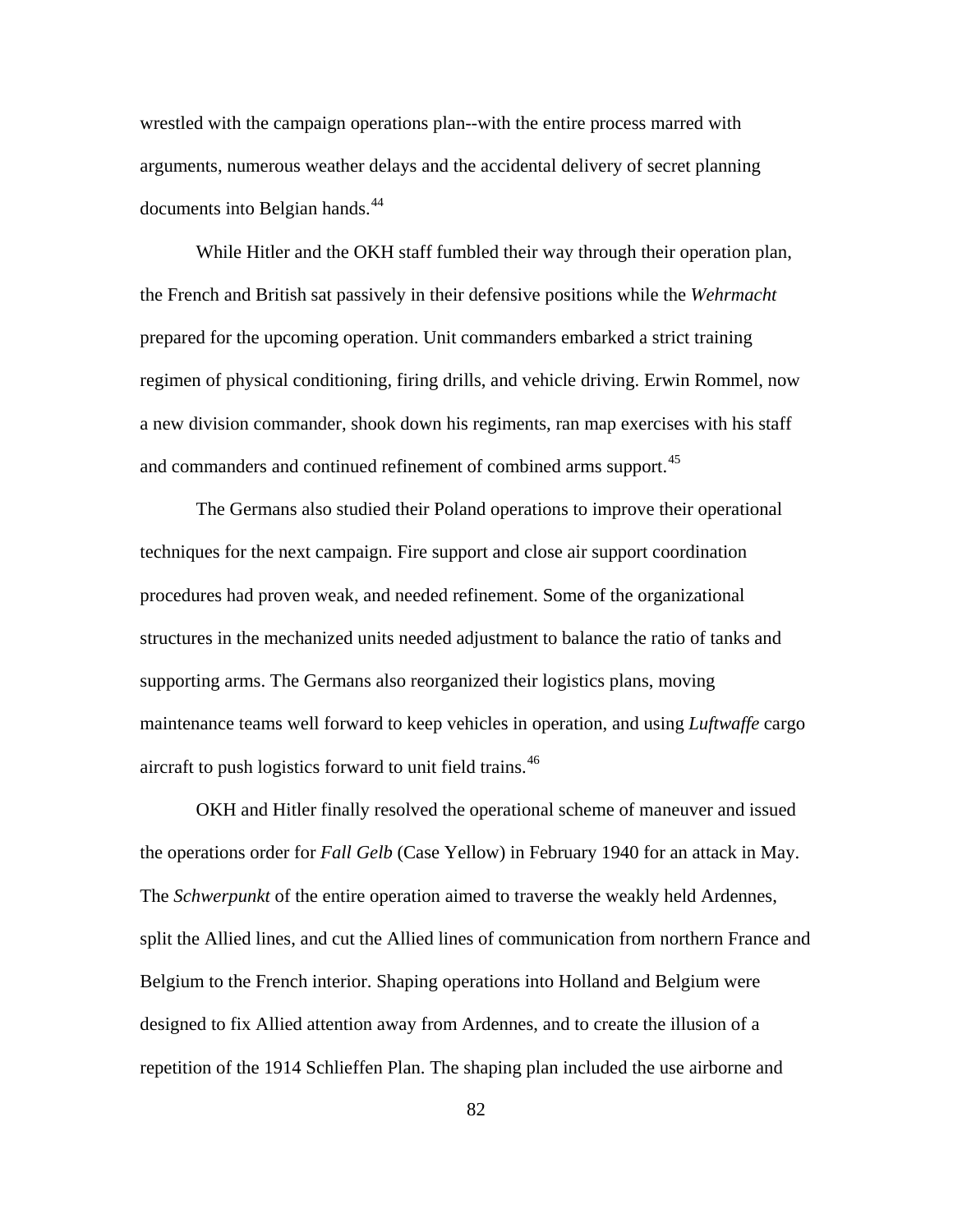wrestled with the campaign operations plan--with the entire process marred with arguments, numerous weather delays and the accidental delivery of secret planning documents into Belgian hands.[44]

While Hitler and the OKH staff fumbled their way through their operation plan, the French and British sat passively in their defensive positions while the *Wehrmacht* prepared for the upcoming operation. Unit commanders embarked a strict training regimen of physical conditioning, firing drills, and vehicle driving. Erwin Rommel, now a new division commander, shook down his regiments, ran map exercises with his staff and commanders and continued refinement of combined arms support.[45]

The Germans also studied their Poland operations to improve their operational techniques for the next campaign. Fire support and close air support coordination procedures had proven weak, and needed refinement. Some of the organizational structures in the mechanized units needed adjustment to balance the ratio of tanks and supporting arms. The Germans also reorganized their logistics plans, moving maintenance teams well forward to keep vehicles in operation, and using *Luftwaffe* cargo aircraft to push logistics forward to unit field trains.[46]

OKH and Hitler finally resolved the operational scheme of maneuver and issued the operations order for *Fall Gelb* (Case Yellow) in February 1940 for an attack in May. The *Schwerpunkt* of the entire operation aimed to traverse the weakly held Ardennes, split the Allied lines, and cut the Allied lines of communication from northern France and Belgium to the French interior. Shaping operations into Holland and Belgium were designed to fix Allied attention away from Ardennes, and to create the illusion of a repetition of the 1914 Schlieffen Plan. The shaping plan included the use airborne and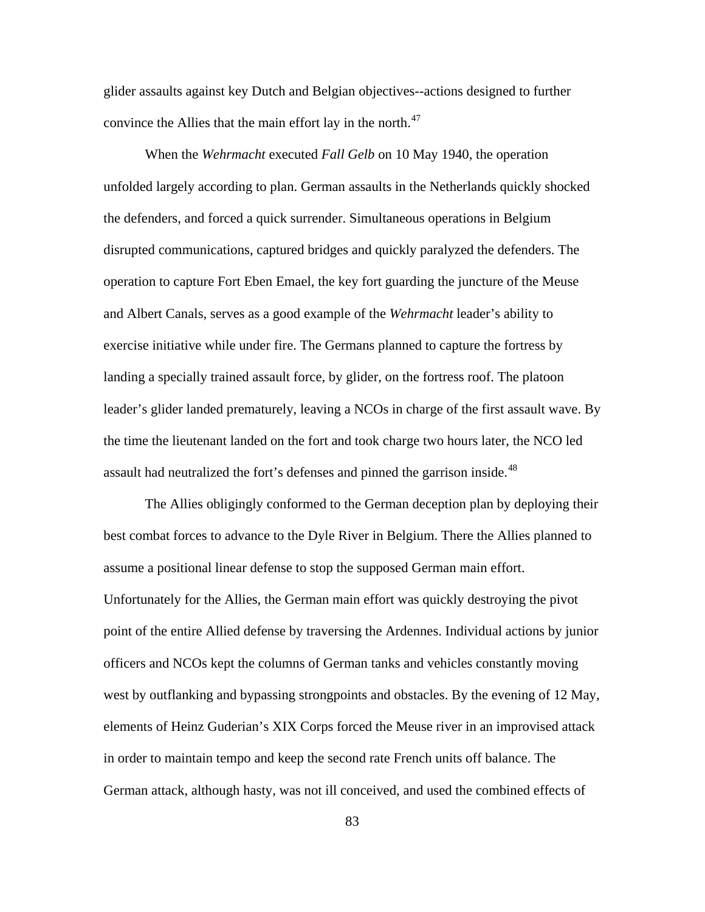glider assaults against key Dutch and Belgian objectives--actions designed to further convince the Allies that the main effort lay in the north.[47]

When the *Wehrmacht* executed *Fall Gelb* on 10 May 1940, the operation unfolded largely according to plan. German assaults in the Netherlands quickly shocked the defenders, and forced a quick surrender. Simultaneous operations in Belgium disrupted communications, captured bridges and quickly paralyzed the defenders. The operation to capture Fort Eben Emael, the key fort guarding the juncture of the Meuse and Albert Canals, serves as a good example of the *Wehrmacht* leader's ability to exercise initiative while under fire. The Germans planned to capture the fortress by landing a specially trained assault force, by glider, on the fortress roof. The platoon leader's glider landed prematurely, leaving a NCOs in charge of the first assault wave. By the time the lieutenant landed on the fort and took charge two hours later, the NCO led assault had neutralized the fort's defenses and pinned the garrison inside.[48]

The Allies obligingly conformed to the German deception plan by deploying their best combat forces to advance to the Dyle River in Belgium. There the Allies planned to assume a positional linear defense to stop the supposed German main effort. Unfortunately for the Allies, the German main effort was quickly destroying the pivot point of the entire Allied defense by traversing the Ardennes. Individual actions by junior officers and NCOs kept the columns of German tanks and vehicles constantly moving west by outflanking and bypassing strongpoints and obstacles. By the evening of 12 May, elements of Heinz Guderian's XIX Corps forced the Meuse river in an improvised attack in order to maintain tempo and keep the second rate French units off balance. The German attack, although hasty, was not ill conceived, and used the combined effects of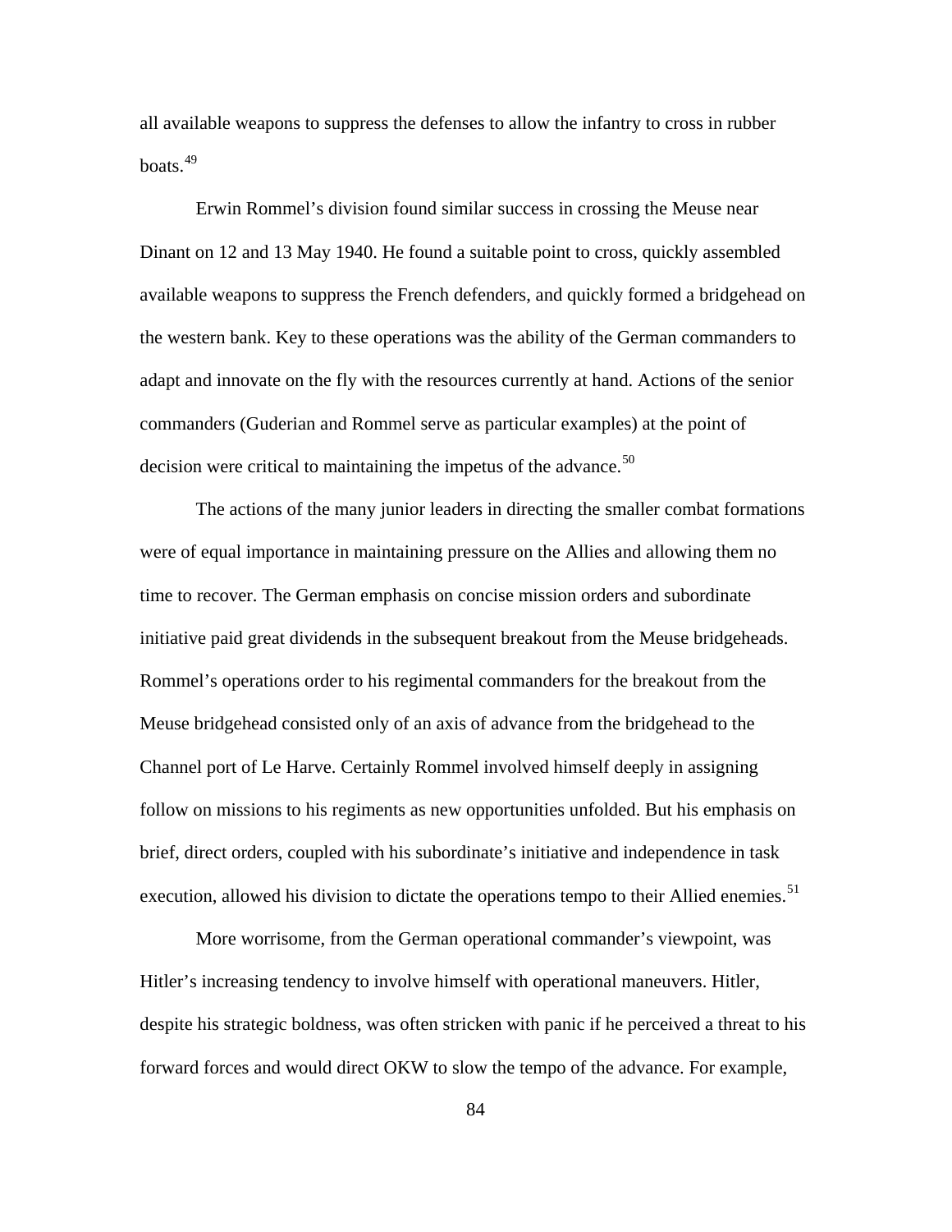all available weapons to suppress the defenses to allow the infantry to cross in rubber boats.[49]

Erwin Rommel's division found similar success in crossing the Meuse near Dinant on 12 and 13 May 1940. He found a suitable point to cross, quickly assembled available weapons to suppress the French defenders, and quickly formed a bridgehead on the western bank. Key to these operations was the ability of the German commanders to adapt and innovate on the fly with the resources currently at hand. Actions of the senior commanders (Guderian and Rommel serve as particular examples) at the point of decision were critical to maintaining the impetus of the advance.[50]

The actions of the many junior leaders in directing the smaller combat formations were of equal importance in maintaining pressure on the Allies and allowing them no time to recover. The German emphasis on concise mission orders and subordinate initiative paid great dividends in the subsequent breakout from the Meuse bridgeheads. Rommel's operations order to his regimental commanders for the breakout from the Meuse bridgehead consisted only of an axis of advance from the bridgehead to the Channel port of Le Harve. Certainly Rommel involved himself deeply in assigning follow on missions to his regiments as new opportunities unfolded. But his emphasis on brief, direct orders, coupled with his subordinate's initiative and independence in task execution, allowed his division to dictate the operations tempo to their Allied enemies.[51]

More worrisome, from the German operational commander's viewpoint, was Hitler's increasing tendency to involve himself with operational maneuvers. Hitler, despite his strategic boldness, was often stricken with panic if he perceived a threat to his forward forces and would direct OKW to slow the tempo of the advance. For example,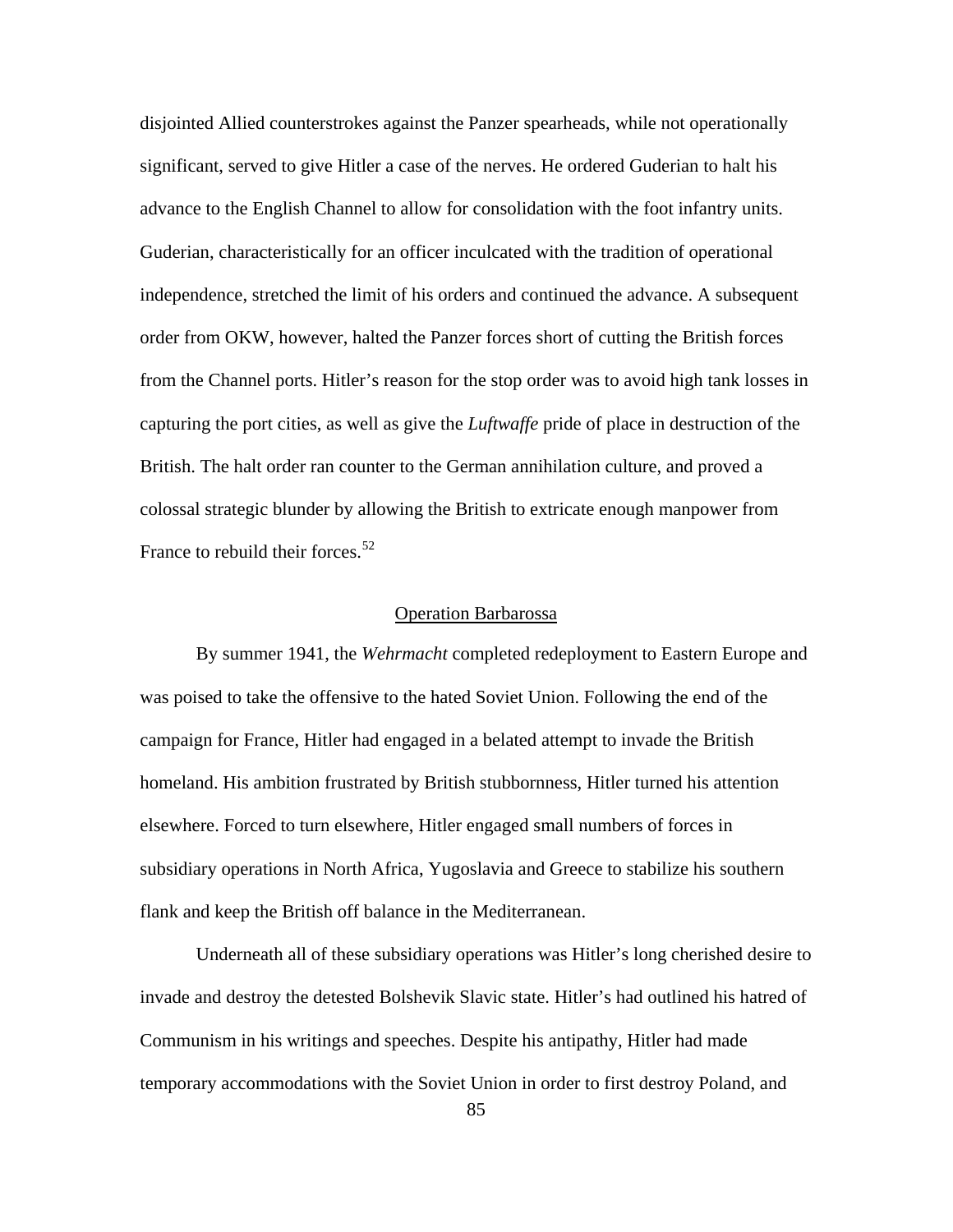disjointed Allied counterstrokes against the Panzer spearheads, while not operationally significant, served to give Hitler a case of the nerves. He ordered Guderian to halt his advance to the English Channel to allow for consolidation with the foot infantry units. Guderian, characteristically for an officer inculcated with the tradition of operational independence, stretched the limit of his orders and continued the advance. A subsequent order from OKW, however, halted the Panzer forces short of cutting the British forces from the Channel ports. Hitler's reason for the stop order was to avoid high tank losses in capturing the port cities, as well as give the *Luftwaffe* pride of place in destruction of the British. The halt order ran counter to the German annihilation culture, and proved a colossal strategic blunder by allowing the British to extricate enough manpower from France to rebuild their forces.[52]

## Operation Barbarossa

By summer 1941, the *Wehrmacht* completed redeployment to Eastern Europe and was poised to take the offensive to the hated Soviet Union. Following the end of the campaign for France, Hitler had engaged in a belated attempt to invade the British homeland. His ambition frustrated by British stubbornness, Hitler turned his attention elsewhere. Forced to turn elsewhere, Hitler engaged small numbers of forces in subsidiary operations in North Africa, Yugoslavia and Greece to stabilize his southern flank and keep the British off balance in the Mediterranean.

Underneath all of these subsidiary operations was Hitler's long cherished desire to invade and destroy the detested Bolshevik Slavic state. Hitler's had outlined his hatred of Communism in his writings and speeches. Despite his antipathy, Hitler had made temporary accommodations with the Soviet Union in order to first destroy Poland, and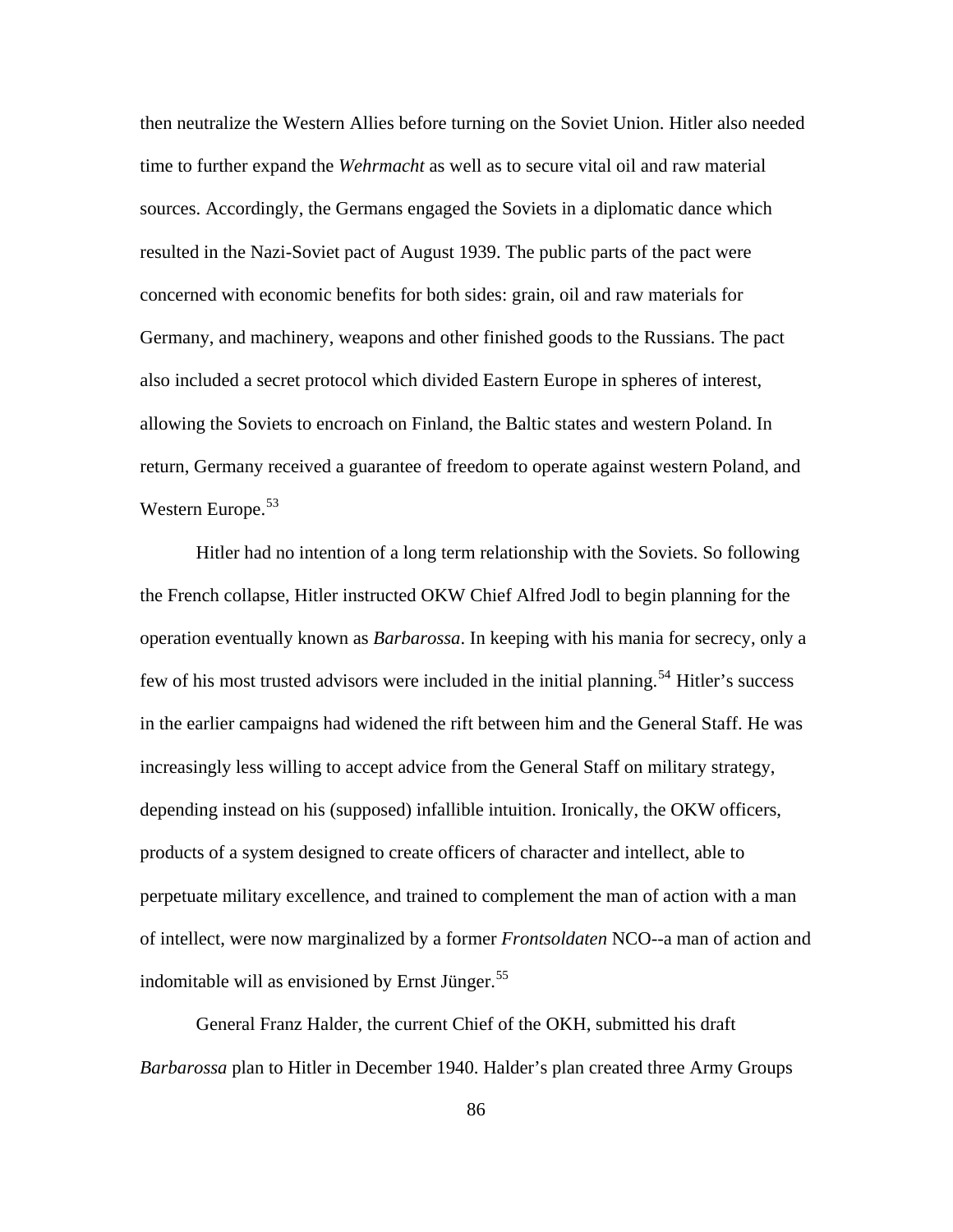then neutralize the Western Allies before turning on the Soviet Union. Hitler also needed time to further expand the *Wehrmacht* as well as to secure vital oil and raw material sources. Accordingly, the Germans engaged the Soviets in a diplomatic dance which resulted in the Nazi-Soviet pact of August 1939. The public parts of the pact were concerned with economic benefits for both sides: grain, oil and raw materials for Germany, and machinery, weapons and other finished goods to the Russians. The pact also included a secret protocol which divided Eastern Europe in spheres of interest, allowing the Soviets to encroach on Finland, the Baltic states and western Poland. In return, Germany received a guarantee of freedom to operate against western Poland, and Western Europe.[53]

Hitler had no intention of a long term relationship with the Soviets. So following the French collapse, Hitler instructed OKW Chief Alfred Jodl to begin planning for the operation eventually known as *Barbarossa*. In keeping with his mania for secrecy, only a few of his most trusted advisors were included in the initial planning.[54] Hitler's success in the earlier campaigns had widened the rift between him and the General Staff. He was increasingly less willing to accept advice from the General Staff on military strategy, depending instead on his (supposed) infallible intuition. Ironically, the OKW officers, products of a system designed to create officers of character and intellect, able to perpetuate military excellence, and trained to complement the man of action with a man of intellect, were now marginalized by a former *Frontsoldaten* NCO--a man of action and indomitable will as envisioned by Ernst Jünger.[55]

General Franz Halder, the current Chief of the OKH, submitted his draft *Barbarossa* plan to Hitler in December 1940. Halder's plan created three Army Groups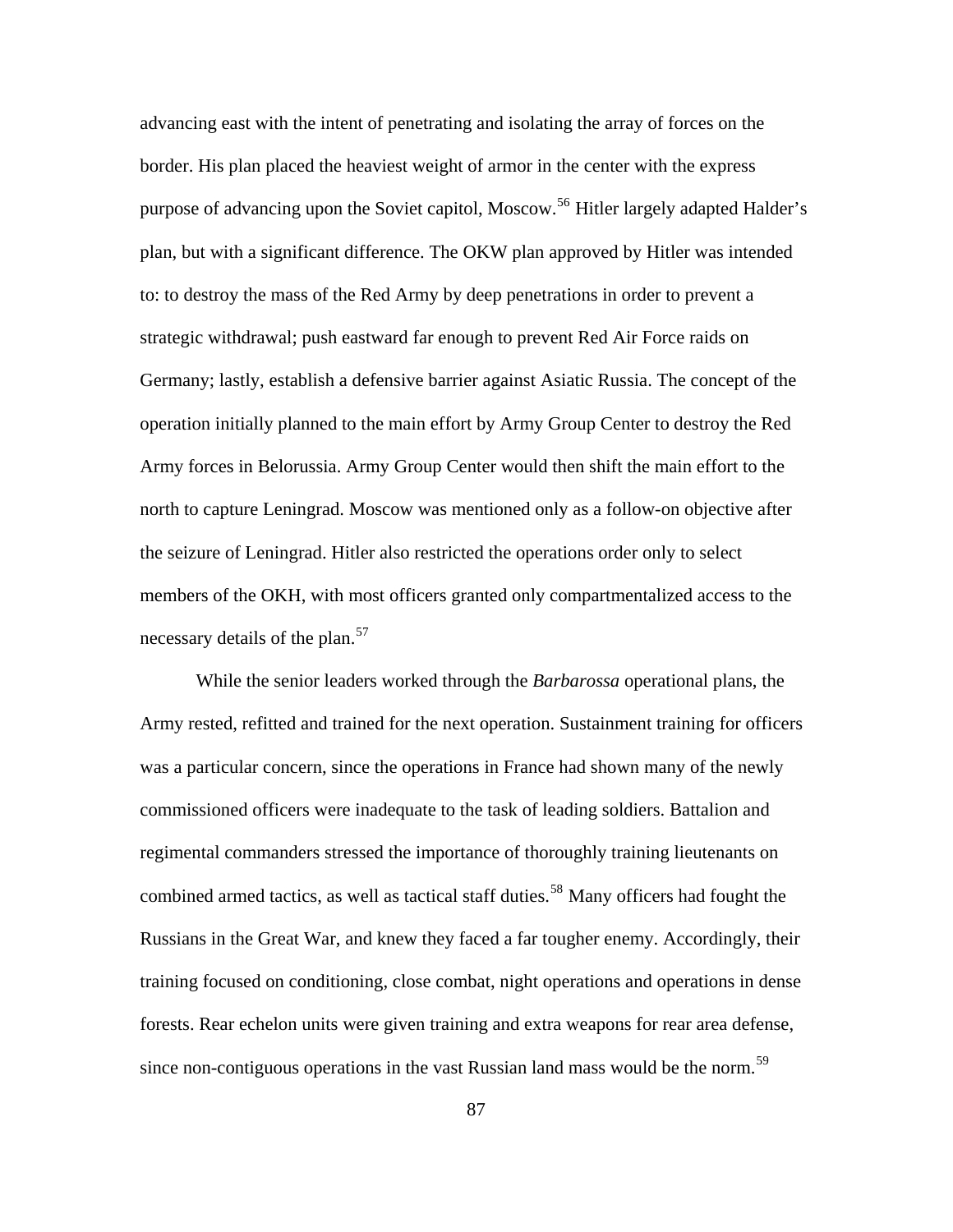advancing east with the intent of penetrating and isolating the array of forces on the border. His plan placed the heaviest weight of armor in the center with the express purpose of advancing upon the Soviet capitol, Moscow.[56] Hitler largely adapted Halder's plan, but with a significant difference. The OKW plan approved by Hitler was intended to: to destroy the mass of the Red Army by deep penetrations in order to prevent a strategic withdrawal; push eastward far enough to prevent Red Air Force raids on Germany; lastly, establish a defensive barrier against Asiatic Russia. The concept of the operation initially planned to the main effort by Army Group Center to destroy the Red Army forces in Belorussia. Army Group Center would then shift the main effort to the north to capture Leningrad. Moscow was mentioned only as a follow-on objective after the seizure of Leningrad. Hitler also restricted the operations order only to select members of the OKH, with most officers granted only compartmentalized access to the necessary details of the plan.[57]

While the senior leaders worked through the *Barbarossa* operational plans, the Army rested, refitted and trained for the next operation. Sustainment training for officers was a particular concern, since the operations in France had shown many of the newly commissioned officers were inadequate to the task of leading soldiers. Battalion and regimental commanders stressed the importance of thoroughly training lieutenants on combined armed tactics, as well as tactical staff duties.[58] Many officers had fought the Russians in the Great War, and knew they faced a far tougher enemy. Accordingly, their training focused on conditioning, close combat, night operations and operations in dense forests. Rear echelon units were given training and extra weapons for rear area defense, since non-contiguous operations in the vast Russian land mass would be the norm.[59]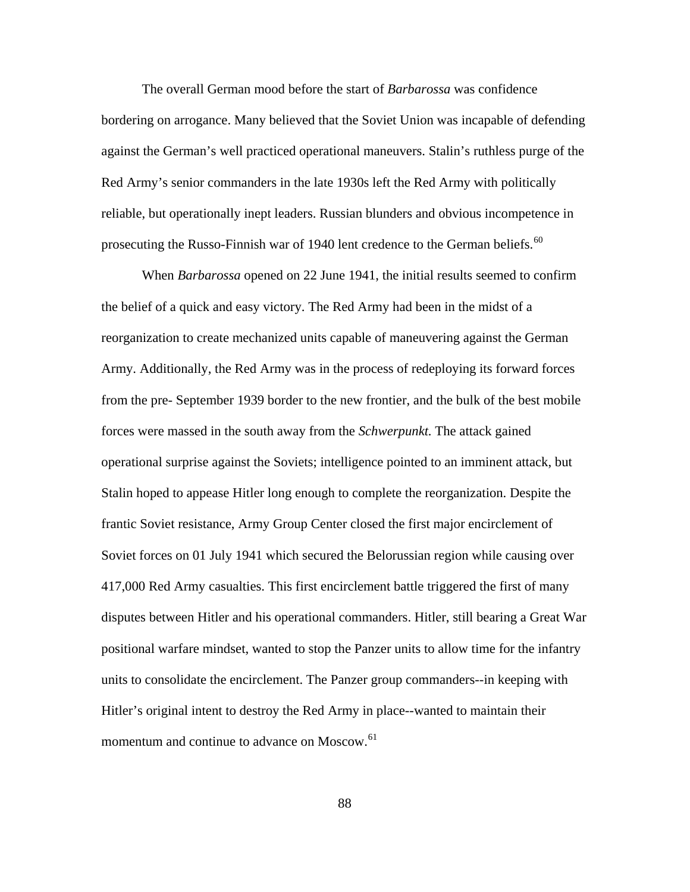The overall German mood before the start of *Barbarossa* was confidence bordering on arrogance. Many believed that the Soviet Union was incapable of defending against the German's well practiced operational maneuvers. Stalin's ruthless purge of the Red Army's senior commanders in the late 1930s left the Red Army with politically reliable, but operationally inept leaders. Russian blunders and obvious incompetence in prosecuting the Russo-Finnish war of 1940 lent credence to the German beliefs.[60]

When *Barbarossa* opened on 22 June 1941, the initial results seemed to confirm the belief of a quick and easy victory. The Red Army had been in the midst of a reorganization to create mechanized units capable of maneuvering against the German Army. Additionally, the Red Army was in the process of redeploying its forward forces from the pre- September 1939 border to the new frontier, and the bulk of the best mobile forces were massed in the south away from the *Schwerpunkt*. The attack gained operational surprise against the Soviets; intelligence pointed to an imminent attack, but Stalin hoped to appease Hitler long enough to complete the reorganization. Despite the frantic Soviet resistance, Army Group Center closed the first major encirclement of Soviet forces on 01 July 1941 which secured the Belorussian region while causing over 417,000 Red Army casualties. This first encirclement battle triggered the first of many disputes between Hitler and his operational commanders. Hitler, still bearing a Great War positional warfare mindset, wanted to stop the Panzer units to allow time for the infantry units to consolidate the encirclement. The Panzer group commanders--in keeping with Hitler's original intent to destroy the Red Army in place--wanted to maintain their momentum and continue to advance on Moscow.[61]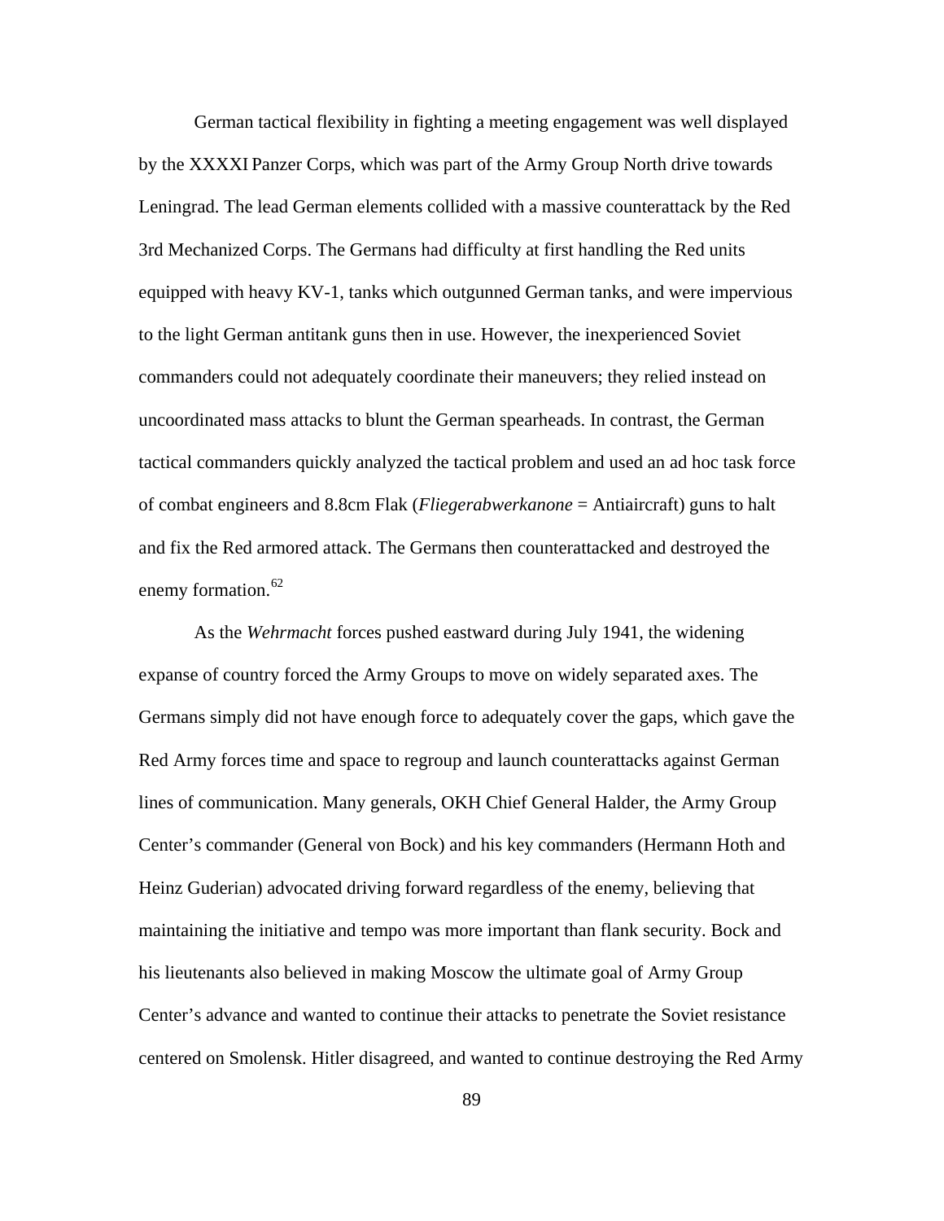German tactical flexibility in fighting a meeting engagement was well displayed by the XXXXI Panzer Corps, which was part of the Army Group North drive towards Leningrad. The lead German elements collided with a massive counterattack by the Red 3rd Mechanized Corps. The Germans had difficulty at first handling the Red units equipped with heavy KV-1, tanks which outgunned German tanks, and were impervious to the light German antitank guns then in use. However, the inexperienced Soviet commanders could not adequately coordinate their maneuvers; they relied instead on uncoordinated mass attacks to blunt the German spearheads. In contrast, the German tactical commanders quickly analyzed the tactical problem and used an ad hoc task force of combat engineers and 8.8cm Flak (*Fliegerabwerkanone* = Antiaircraft) guns to halt and fix the Red armored attack. The Germans then counterattacked and destroyed the enemy formation.[62]

As the *Wehrmacht* forces pushed eastward during July 1941, the widening expanse of country forced the Army Groups to move on widely separated axes. The Germans simply did not have enough force to adequately cover the gaps, which gave the Red Army forces time and space to regroup and launch counterattacks against German lines of communication. Many generals, OKH Chief General Halder, the Army Group Center's commander (General von Bock) and his key commanders (Hermann Hoth and Heinz Guderian) advocated driving forward regardless of the enemy, believing that maintaining the initiative and tempo was more important than flank security. Bock and his lieutenants also believed in making Moscow the ultimate goal of Army Group Center's advance and wanted to continue their attacks to penetrate the Soviet resistance centered on Smolensk. Hitler disagreed, and wanted to continue destroying the Red Army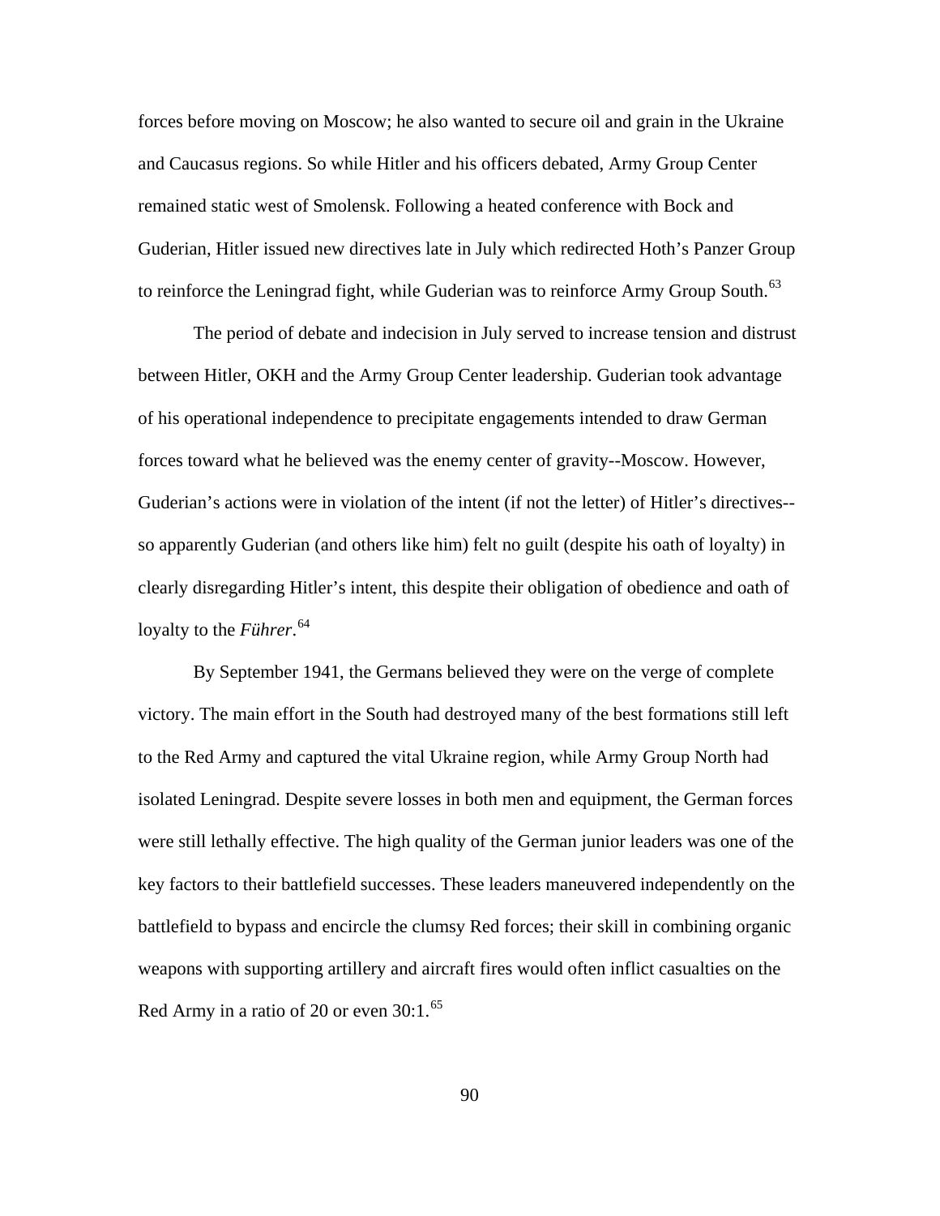forces before moving on Moscow; he also wanted to secure oil and grain in the Ukraine and Caucasus regions. So while Hitler and his officers debated, Army Group Center remained static west of Smolensk. Following a heated conference with Bock and Guderian, Hitler issued new directives late in July which redirected Hoth's Panzer Group to reinforce the Leningrad fight, while Guderian was to reinforce Army Group South.[63]

The period of debate and indecision in July served to increase tension and distrust between Hitler, OKH and the Army Group Center leadership. Guderian took advantage of his operational independence to precipitate engagements intended to draw German forces toward what he believed was the enemy center of gravity--Moscow. However, Guderian's actions were in violation of the intent (if not the letter) of Hitler's directives--so apparently Guderian (and others like him) felt no guilt (despite his oath of loyalty) in clearly disregarding Hitler's intent, this despite their obligation of obedience and oath of loyalty to the *Führer*.[64]

By September 1941, the Germans believed they were on the verge of complete victory. The main effort in the South had destroyed many of the best formations still left to the Red Army and captured the vital Ukraine region, while Army Group North had isolated Leningrad. Despite severe losses in both men and equipment, the German forces were still lethally effective. The high quality of the German junior leaders was one of the key factors to their battlefield successes. These leaders maneuvered independently on the battlefield to bypass and encircle the clumsy Red forces; their skill in combining organic weapons with supporting artillery and aircraft fires would often inflict casualties on the Red Army in a ratio of 20 or even 30:1.[65]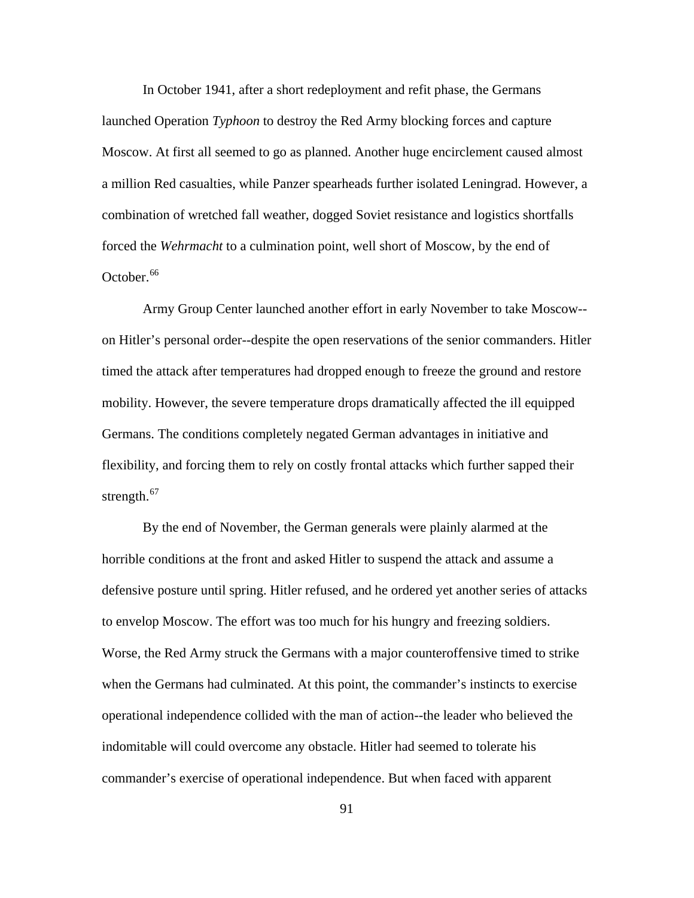In October 1941, after a short redeployment and refit phase, the Germans launched Operation *Typhoon* to destroy the Red Army blocking forces and capture Moscow. At first all seemed to go as planned. Another huge encirclement caused almost a million Red casualties, while Panzer spearheads further isolated Leningrad. However, a combination of wretched fall weather, dogged Soviet resistance and logistics shortfalls forced the *Wehrmacht* to a culmination point, well short of Moscow, by the end of October.[66]

Army Group Center launched another effort in early November to take Moscow--on Hitler's personal order--despite the open reservations of the senior commanders. Hitler timed the attack after temperatures had dropped enough to freeze the ground and restore mobility. However, the severe temperature drops dramatically affected the ill equipped Germans. The conditions completely negated German advantages in initiative and flexibility, and forcing them to rely on costly frontal attacks which further sapped their strength.[67]

By the end of November, the German generals were plainly alarmed at the horrible conditions at the front and asked Hitler to suspend the attack and assume a defensive posture until spring. Hitler refused, and he ordered yet another series of attacks to envelop Moscow. The effort was too much for his hungry and freezing soldiers. Worse, the Red Army struck the Germans with a major counteroffensive timed to strike when the Germans had culminated. At this point, the commander's instincts to exercise operational independence collided with the man of action--the leader who believed the indomitable will could overcome any obstacle. Hitler had seemed to tolerate his commander's exercise of operational independence. But when faced with apparent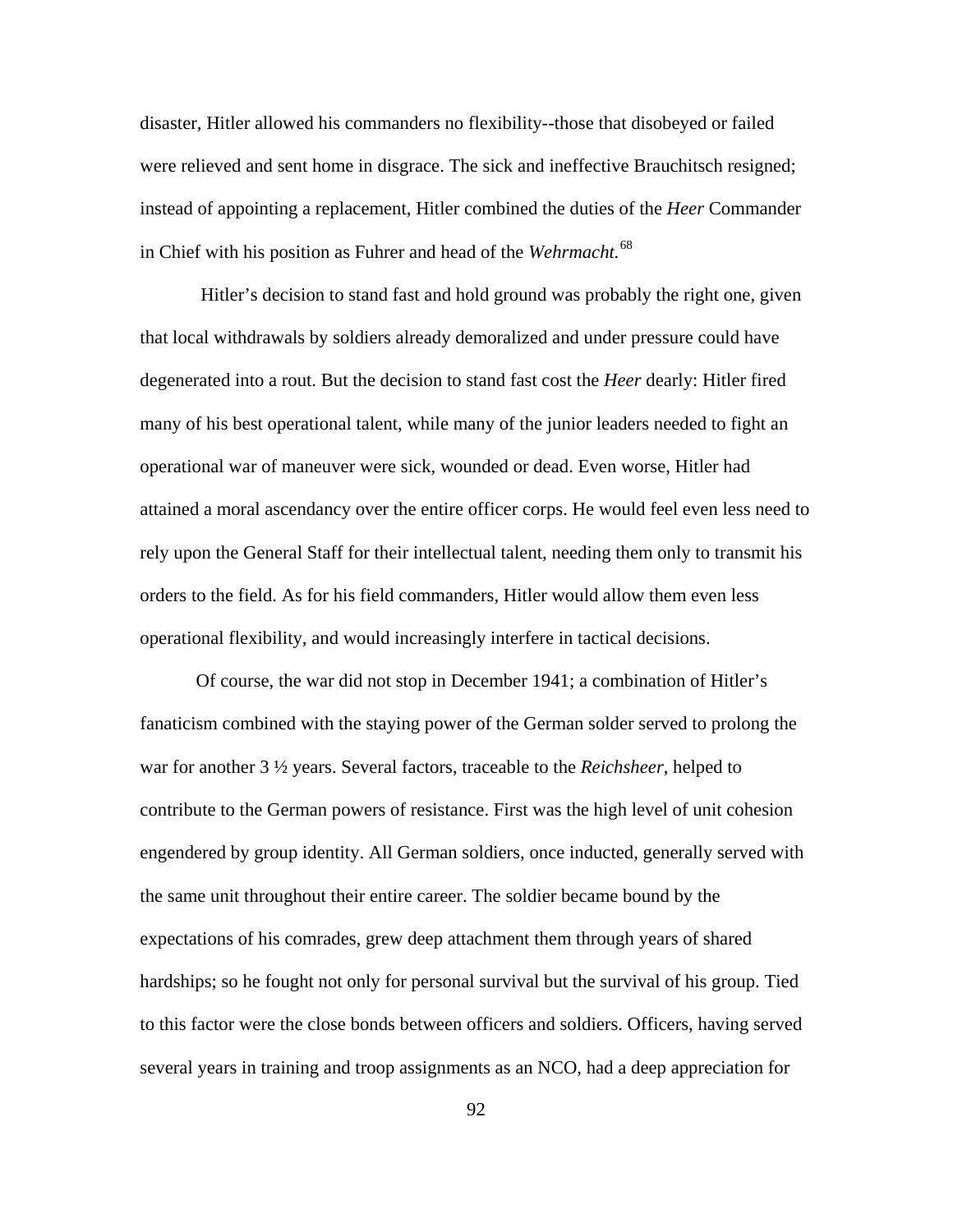disaster, Hitler allowed his commanders no flexibility--those that disobeyed or failed were relieved and sent home in disgrace. The sick and ineffective Brauchitsch resigned; instead of appointing a replacement, Hitler combined the duties of the *Heer* Commander in Chief with his position as Fuhrer and head of the *Wehrmacht.*[68]

Hitler's decision to stand fast and hold ground was probably the right one, given that local withdrawals by soldiers already demoralized and under pressure could have degenerated into a rout. But the decision to stand fast cost the *Heer* dearly: Hitler fired many of his best operational talent, while many of the junior leaders needed to fight an operational war of maneuver were sick, wounded or dead. Even worse, Hitler had attained a moral ascendancy over the entire officer corps. He would feel even less need to rely upon the General Staff for their intellectual talent, needing them only to transmit his orders to the field. As for his field commanders, Hitler would allow them even less operational flexibility, and would increasingly interfere in tactical decisions.

Of course, the war did not stop in December 1941; a combination of Hitler's fanaticism combined with the staying power of the German solder served to prolong the war for another 3 ½ years. Several factors, traceable to the *Reichsheer*, helped to contribute to the German powers of resistance. First was the high level of unit cohesion engendered by group identity. All German soldiers, once inducted, generally served with the same unit throughout their entire career. The soldier became bound by the expectations of his comrades, grew deep attachment them through years of shared hardships; so he fought not only for personal survival but the survival of his group. Tied to this factor were the close bonds between officers and soldiers. Officers, having served several years in training and troop assignments as an NCO, had a deep appreciation for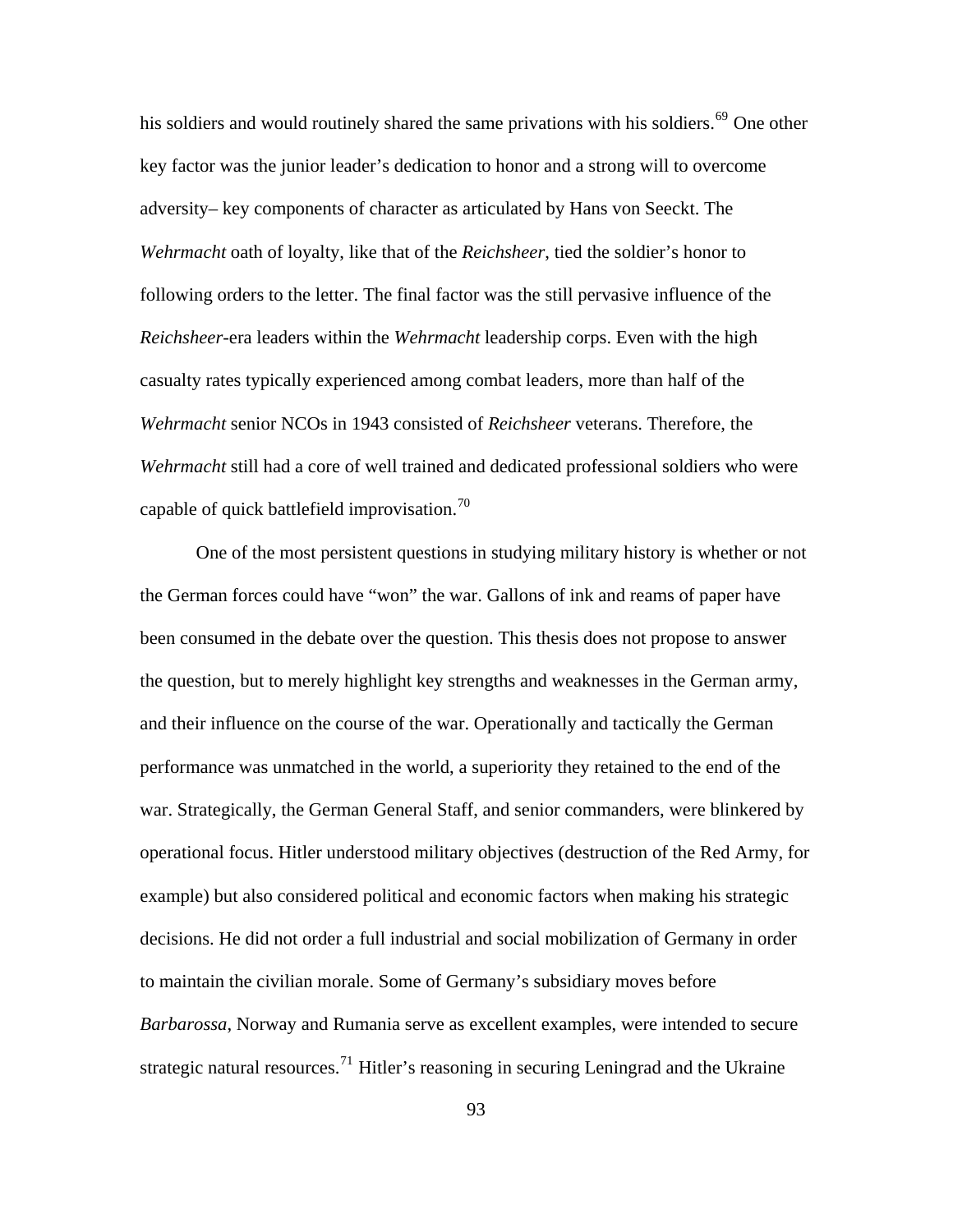his soldiers and would routinely shared the same privations with his soldiers.[69] One other key factor was the junior leader's dedication to honor and a strong will to overcome adversity– key components of character as articulated by Hans von Seeckt. The *Wehrmacht* oath of loyalty, like that of the *Reichsheer*, tied the soldier's honor to following orders to the letter. The final factor was the still pervasive influence of the *Reichsheer*-era leaders within the *Wehrmacht* leadership corps. Even with the high casualty rates typically experienced among combat leaders, more than half of the *Wehrmacht* senior NCOs in 1943 consisted of *Reichsheer* veterans. Therefore, the *Wehrmacht* still had a core of well trained and dedicated professional soldiers who were capable of quick battlefield improvisation.[70]

One of the most persistent questions in studying military history is whether or not the German forces could have "won" the war. Gallons of ink and reams of paper have been consumed in the debate over the question. This thesis does not propose to answer the question, but to merely highlight key strengths and weaknesses in the German army, and their influence on the course of the war. Operationally and tactically the German performance was unmatched in the world, a superiority they retained to the end of the war. Strategically, the German General Staff, and senior commanders, were blinkered by operational focus. Hitler understood military objectives (destruction of the Red Army, for example) but also considered political and economic factors when making his strategic decisions. He did not order a full industrial and social mobilization of Germany in order to maintain the civilian morale. Some of Germany's subsidiary moves before *Barbarossa*, Norway and Rumania serve as excellent examples, were intended to secure strategic natural resources.[71] Hitler's reasoning in securing Leningrad and the Ukraine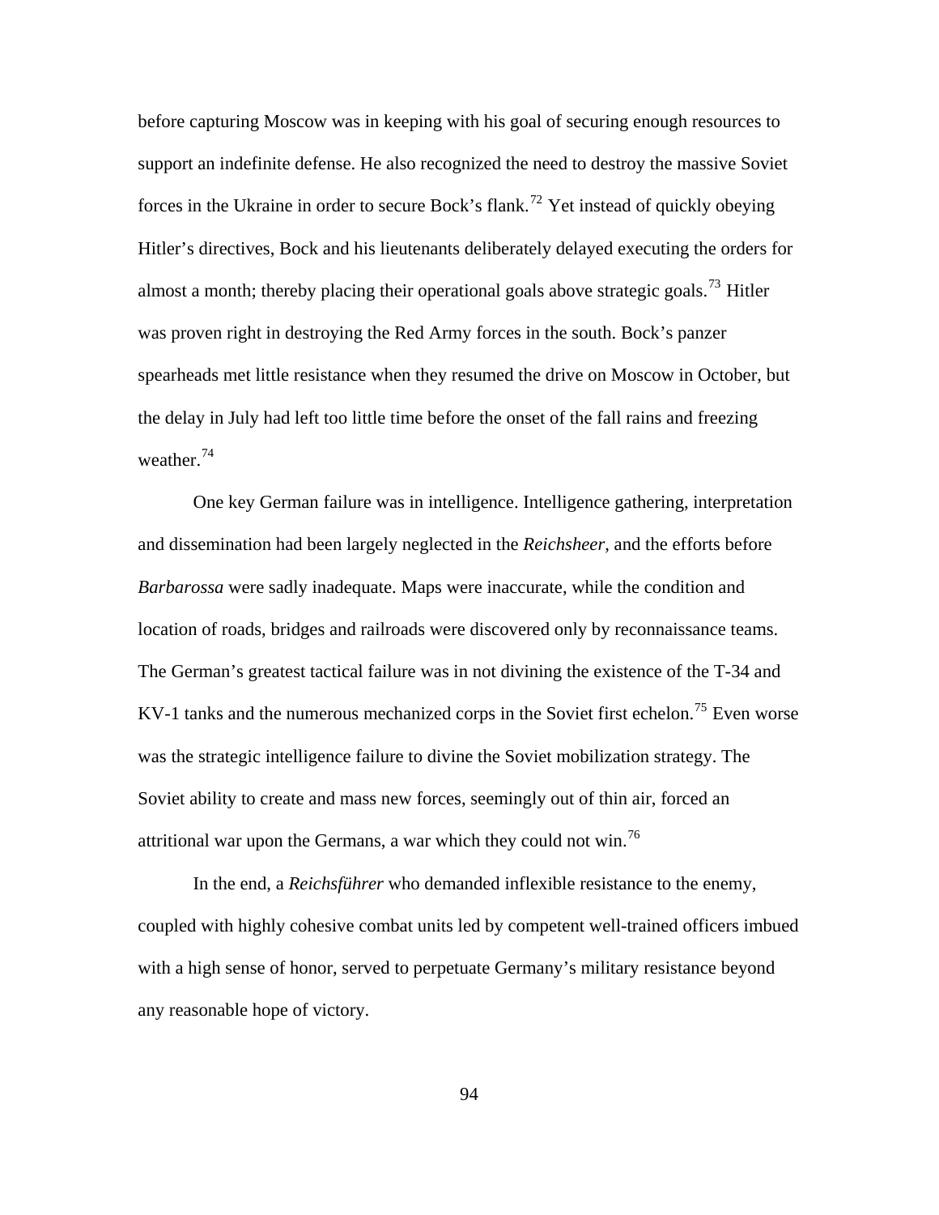before capturing Moscow was in keeping with his goal of securing enough resources to support an indefinite defense. He also recognized the need to destroy the massive Soviet forces in the Ukraine in order to secure Bock's flank.[72] Yet instead of quickly obeying Hitler's directives, Bock and his lieutenants deliberately delayed executing the orders for almost a month; thereby placing their operational goals above strategic goals.[73] Hitler was proven right in destroying the Red Army forces in the south. Bock's panzer spearheads met little resistance when they resumed the drive on Moscow in October, but the delay in July had left too little time before the onset of the fall rains and freezing weather.[74]

One key German failure was in intelligence. Intelligence gathering, interpretation and dissemination had been largely neglected in the *Reichsheer*, and the efforts before *Barbarossa* were sadly inadequate. Maps were inaccurate, while the condition and location of roads, bridges and railroads were discovered only by reconnaissance teams. The German's greatest tactical failure was in not divining the existence of the T-34 and KV-1 tanks and the numerous mechanized corps in the Soviet first echelon.[75] Even worse was the strategic intelligence failure to divine the Soviet mobilization strategy. The Soviet ability to create and mass new forces, seemingly out of thin air, forced an attritional war upon the Germans, a war which they could not win.[76]

In the end, a *Reichsführer* who demanded inflexible resistance to the enemy, coupled with highly cohesive combat units led by competent well-trained officers imbued with a high sense of honor, served to perpetuate Germany's military resistance beyond any reasonable hope of victory.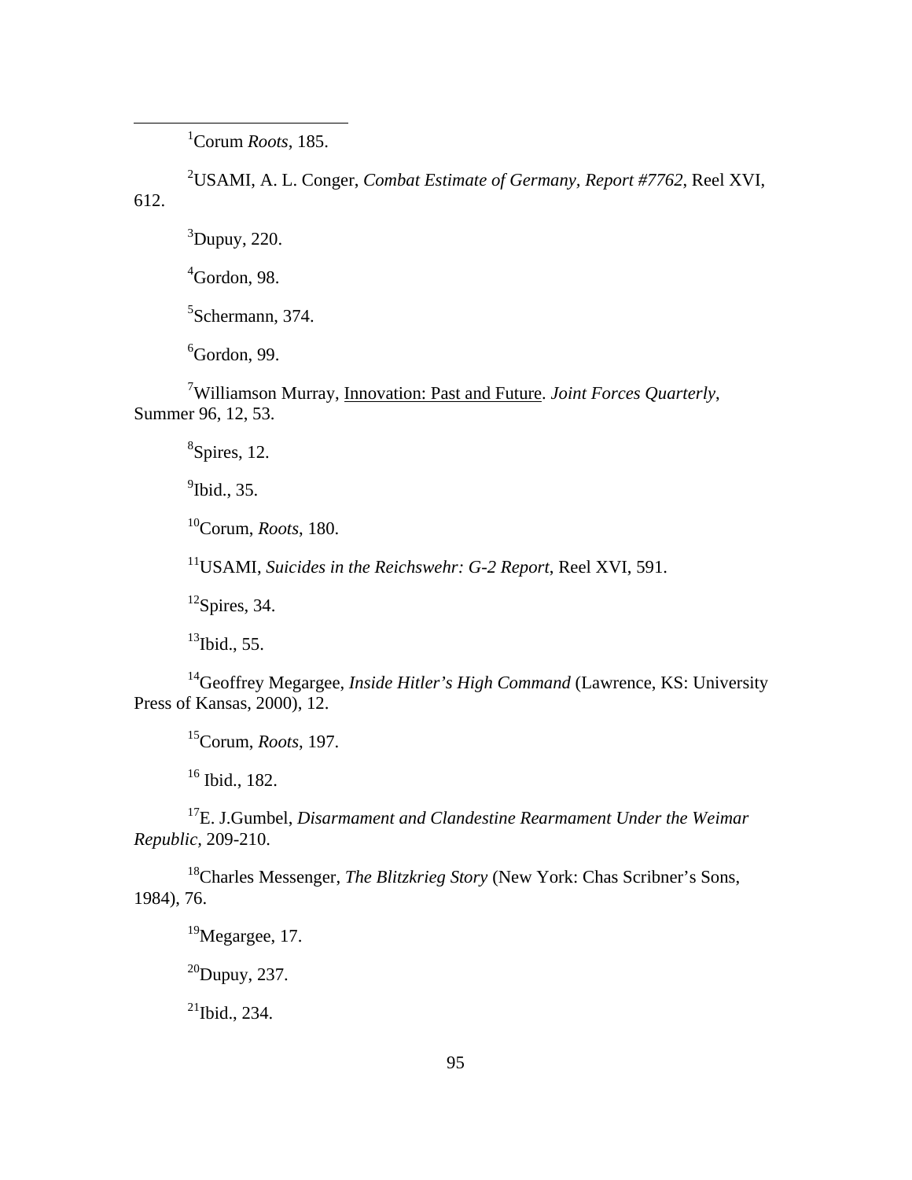[1]Corum *Roots*, 185.

[2]USAMI, A. L. Conger, *Combat Estimate of Germany, Report #7762*, Reel XVI, 612.

[3]Dupuy, 220.

[4]Gordon, 98.

[5]Schermann, 374.

[6]Gordon, 99.

[7]Williamson Murray, Innovation: Past and Future. *Joint Forces Quarterly*, Summer 96, 12, 53.

[8]Spires, 12.

[9]Ibid., 35.

[10]Corum, *Roots*, 180.

[11]USAMI, *Suicides in the Reichswehr: G-2 Report*, Reel XVI, 591.

[12]Spires, 34.

[13]Ibid., 55.

[14]Geoffrey Megargee, *Inside Hitler's High Command* (Lawrence, KS: University Press of Kansas, 2000), 12.

[15]Corum, *Roots*, 197.

[16] Ibid., 182.

[17]E. J.Gumbel, *Disarmament and Clandestine Rearmament Under the Weimar Republic*, 209-210.

[18]Charles Messenger, *The Blitzkrieg Story* (New York: Chas Scribner's Sons, 1984), 76.

[19]Megargee, 17.

[20]Dupuy, 237.

[21]Ibid., 234.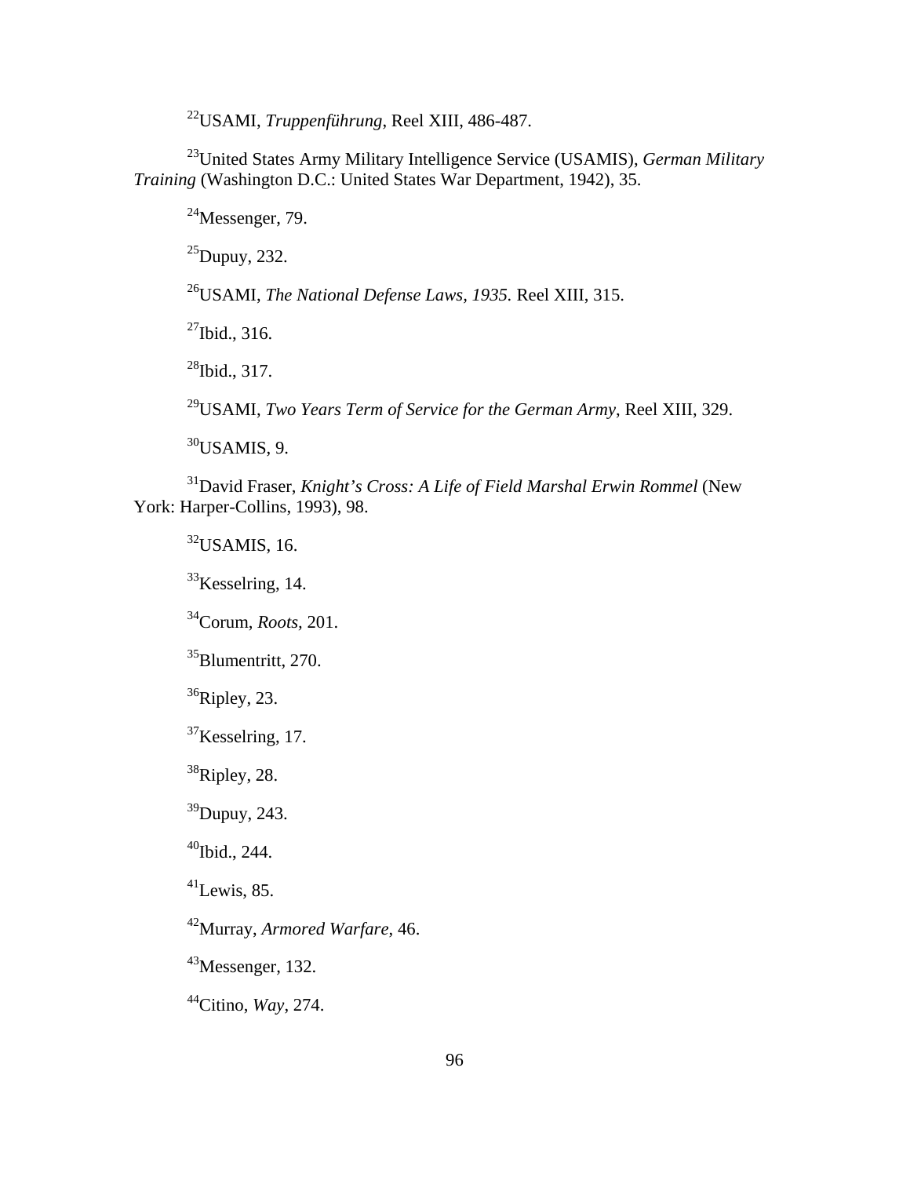[22]USAMI, *Truppenführung*, Reel XIII, 486-487.

[23]United States Army Military Intelligence Service (USAMIS), *German Military Training* (Washington D.C.: United States War Department, 1942), 35.

[24]Messenger, 79.

[25]Dupuy, 232.

[26]USAMI, *The National Defense Laws, 1935.* Reel XIII, 315.

[27]Ibid., 316.

[28]Ibid., 317.

[29]USAMI, *Two Years Term of Service for the German Army*, Reel XIII, 329.

[30]USAMIS, 9.

[31]David Fraser, *Knight's Cross: A Life of Field Marshal Erwin Rommel* (New York: Harper-Collins, 1993), 98.

[32]USAMIS, 16.

[33]Kesselring, 14.

[34]Corum, *Roots,* 201.

[35]Blumentritt, 270.

[36]Ripley, 23.

[37]Kesselring, 17.

[38]Ripley, 28.

[39]Dupuy, 243.

[40]Ibid., 244.

[41]Lewis, 85.

[42]Murray, *Armored Warfare*, 46.

[43]Messenger, 132.

[44]Citino, *Way*, 274.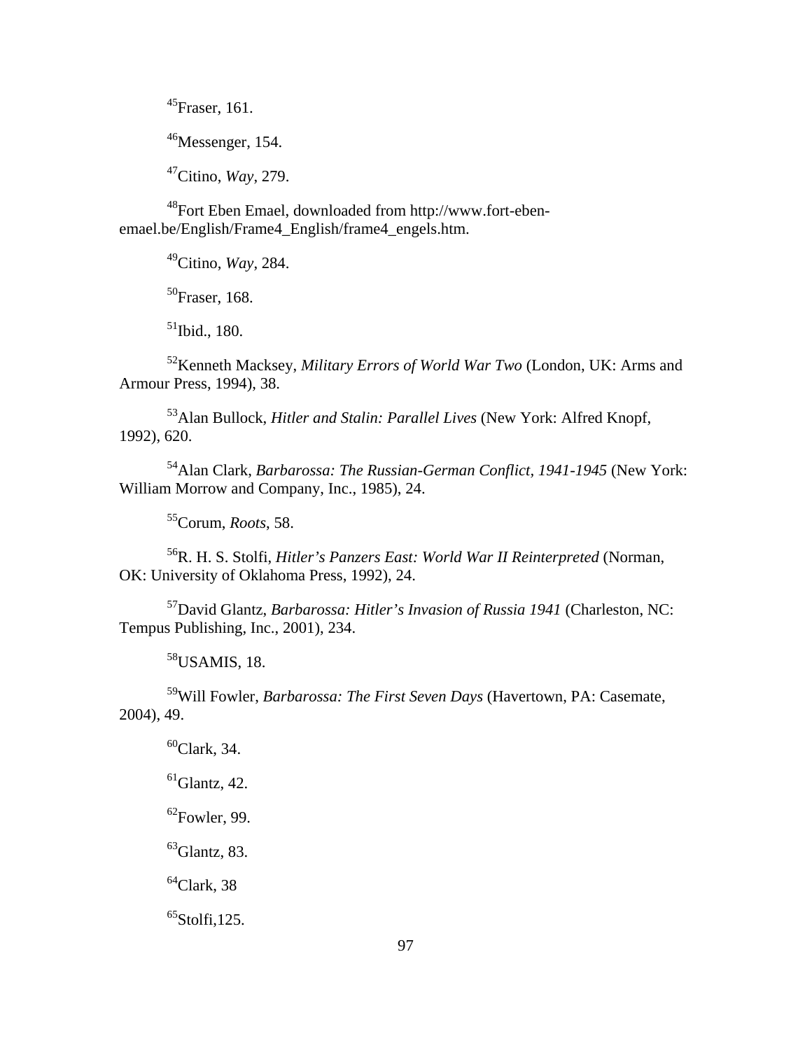[45]Fraser, 161.

[46]Messenger, 154.

[47]Citino, *Way*, 279.

[48]Fort Eben Emael, downloaded from http://www.fort-eben-emael.be/English/Frame4_English/frame4_engels.htm.

[49]Citino, *Way*, 284.

[50]Fraser, 168.

[51]Ibid., 180.

[52]Kenneth Macksey, *Military Errors of World War Two* (London, UK: Arms and Armour Press, 1994), 38.

[53]Alan Bullock, *Hitler and Stalin: Parallel Lives* (New York: Alfred Knopf, 1992), 620.

[54]Alan Clark, *Barbarossa: The Russian-German Conflict, 1941-1945* (New York: William Morrow and Company, Inc., 1985), 24.

[55]Corum, *Roots*, 58.

[56]R. H. S. Stolfi, *Hitler's Panzers East: World War II Reinterpreted* (Norman, OK: University of Oklahoma Press, 1992), 24.

[57]David Glantz, *Barbarossa: Hitler's Invasion of Russia 1941* (Charleston, NC: Tempus Publishing, Inc., 2001), 234.

[58]USAMIS, 18.

[59]Will Fowler, *Barbarossa: The First Seven Days* (Havertown, PA: Casemate, 2004), 49.

[60]Clark, 34.

[61]Glantz, 42.

[62]Fowler, 99.

[63]Glantz, 83.

[64]Clark, 38

[65]Stolfi,125.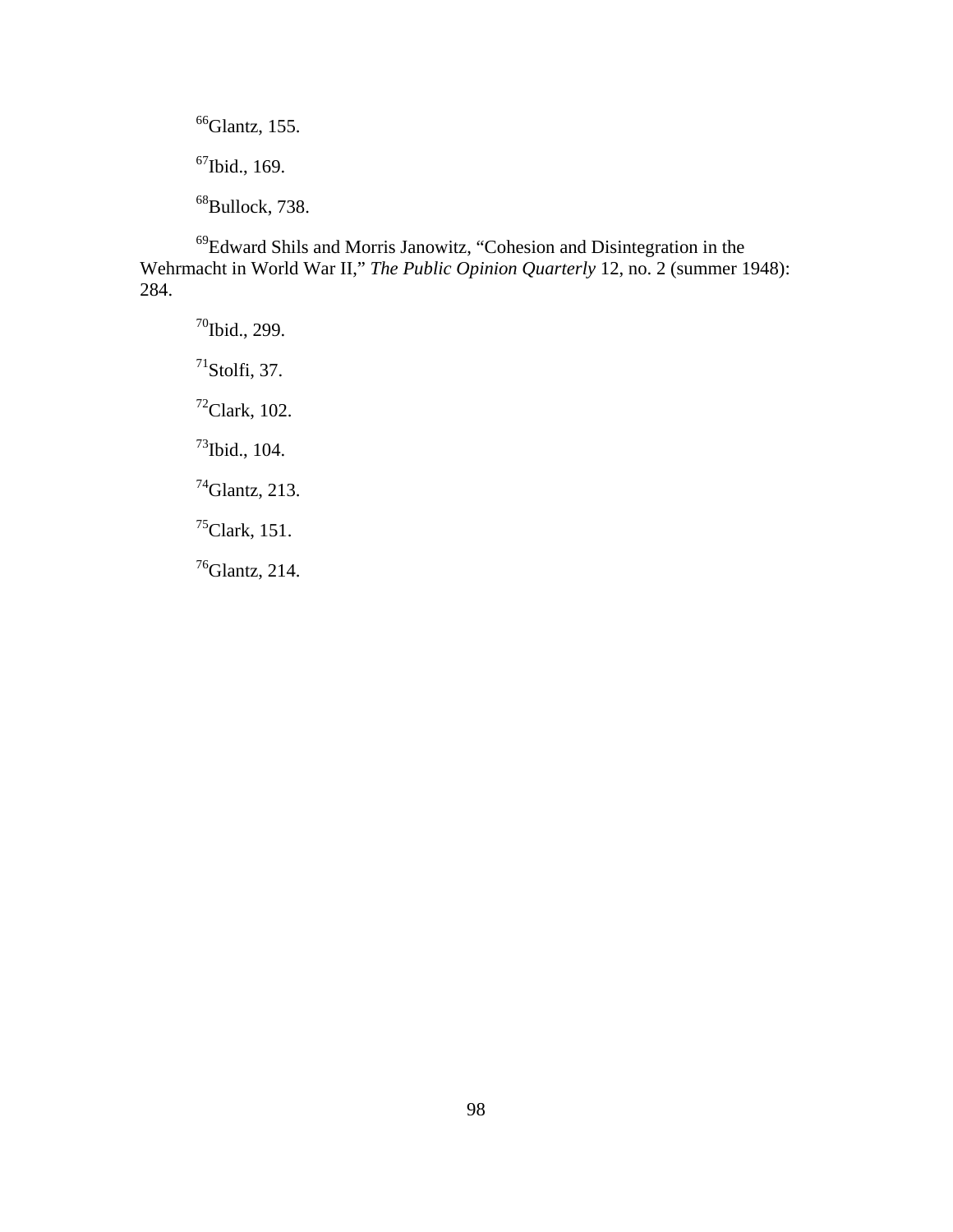[66]Glantz, 155.

[67]Ibid., 169.

[68]Bullock, 738.

[69]Edward Shils and Morris Janowitz, "Cohesion and Disintegration in the Wehrmacht in World War II," *The Public Opinion Quarterly* 12, no. 2 (summer 1948): 284.

[70]Ibid., 299.

[71]Stolfi, 37.

[72]Clark, 102.

[73]Ibid., 104.

[74]Glantz, 213.

[75]Clark, 151.

[76]Glantz, 214.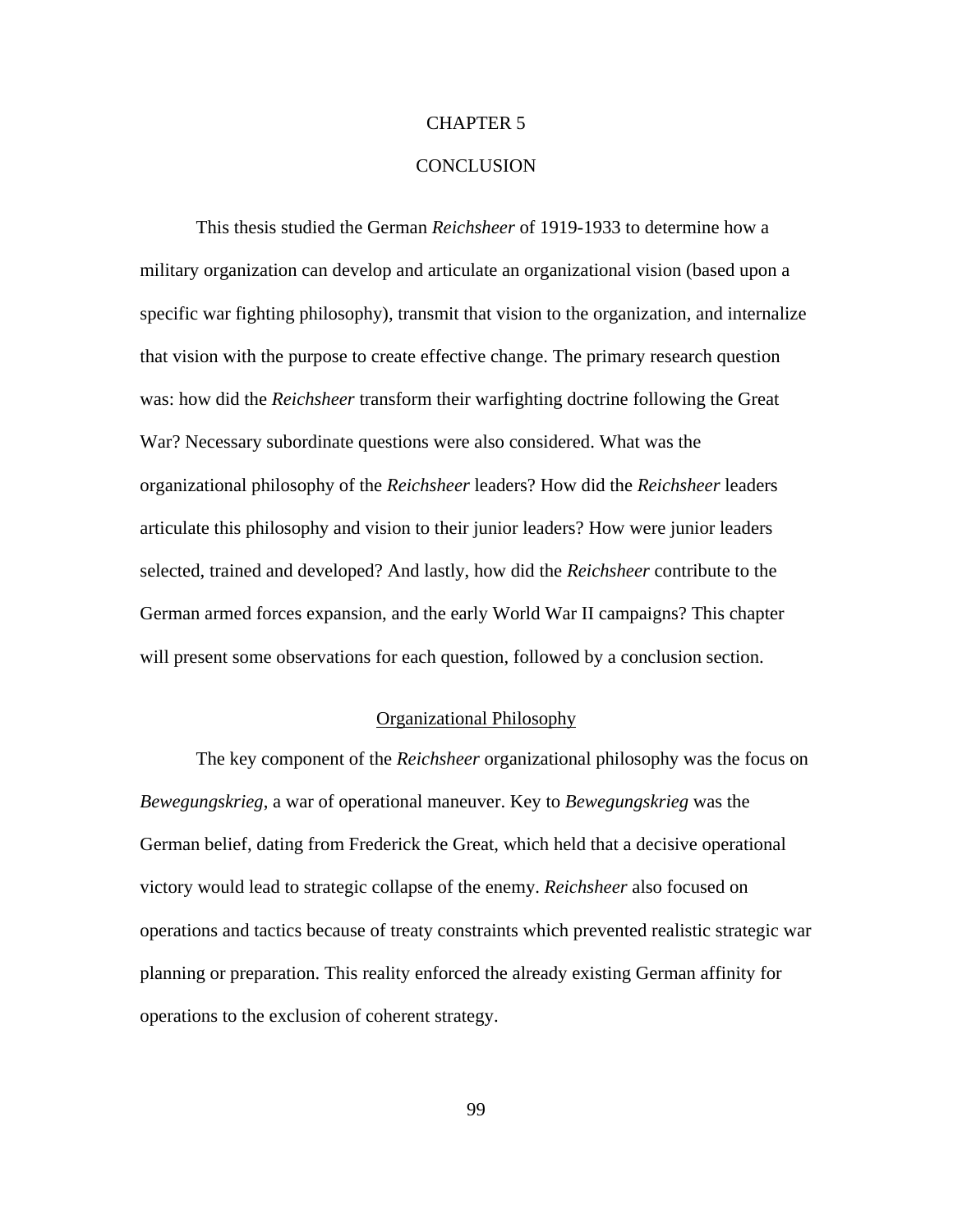# CHAPTER 5

# CONCLUSION

This thesis studied the German *Reichsheer* of 1919-1933 to determine how a military organization can develop and articulate an organizational vision (based upon a specific war fighting philosophy), transmit that vision to the organization, and internalize that vision with the purpose to create effective change. The primary research question was: how did the *Reichsheer* transform their warfighting doctrine following the Great War? Necessary subordinate questions were also considered. What was the organizational philosophy of the *Reichsheer* leaders? How did the *Reichsheer* leaders articulate this philosophy and vision to their junior leaders? How were junior leaders selected, trained and developed? And lastly, how did the *Reichsheer* contribute to the German armed forces expansion, and the early World War II campaigns? This chapter will present some observations for each question, followed by a conclusion section.

## Organizational Philosophy

The key component of the *Reichsheer* organizational philosophy was the focus on *Bewegungskrieg*, a war of operational maneuver. Key to *Bewegungskrieg* was the German belief, dating from Frederick the Great, which held that a decisive operational victory would lead to strategic collapse of the enemy. *Reichsheer* also focused on operations and tactics because of treaty constraints which prevented realistic strategic war planning or preparation. This reality enforced the already existing German affinity for operations to the exclusion of coherent strategy.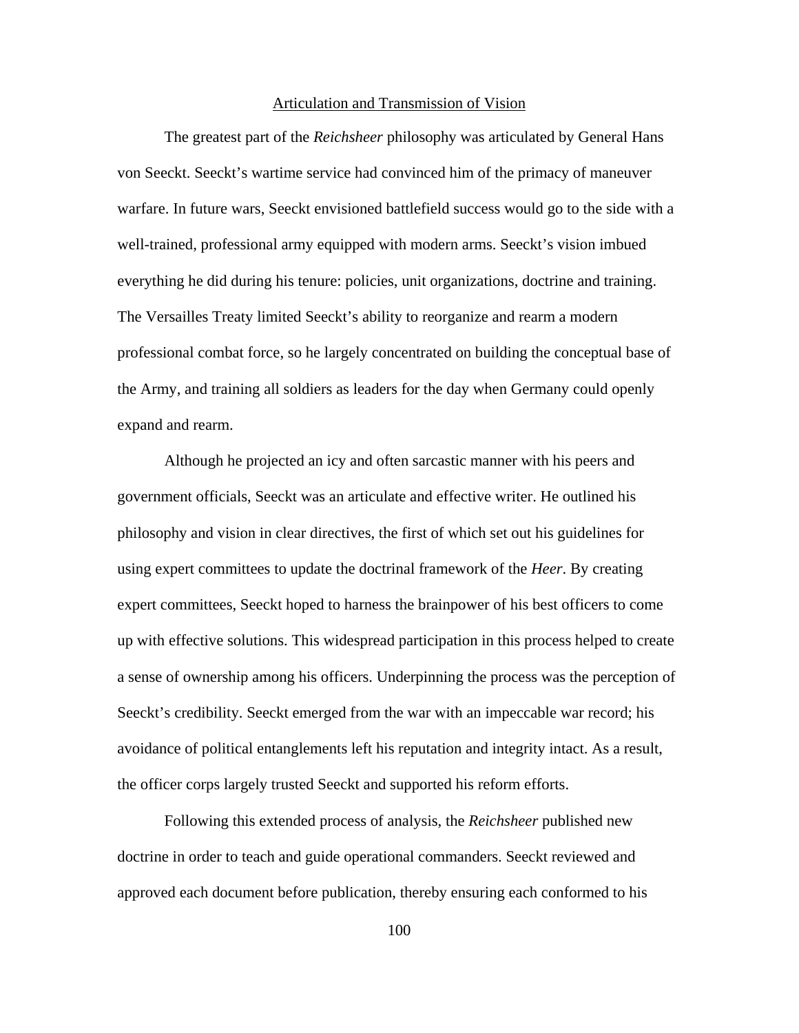## Articulation and Transmission of Vision

The greatest part of the *Reichsheer* philosophy was articulated by General Hans von Seeckt. Seeckt's wartime service had convinced him of the primacy of maneuver warfare. In future wars, Seeckt envisioned battlefield success would go to the side with a well-trained, professional army equipped with modern arms. Seeckt's vision imbued everything he did during his tenure: policies, unit organizations, doctrine and training. The Versailles Treaty limited Seeckt's ability to reorganize and rearm a modern professional combat force, so he largely concentrated on building the conceptual base of the Army, and training all soldiers as leaders for the day when Germany could openly expand and rearm.

Although he projected an icy and often sarcastic manner with his peers and government officials, Seeckt was an articulate and effective writer. He outlined his philosophy and vision in clear directives, the first of which set out his guidelines for using expert committees to update the doctrinal framework of the *Heer*. By creating expert committees, Seeckt hoped to harness the brainpower of his best officers to come up with effective solutions. This widespread participation in this process helped to create a sense of ownership among his officers. Underpinning the process was the perception of Seeckt's credibility. Seeckt emerged from the war with an impeccable war record; his avoidance of political entanglements left his reputation and integrity intact. As a result, the officer corps largely trusted Seeckt and supported his reform efforts.

Following this extended process of analysis, the *Reichsheer* published new doctrine in order to teach and guide operational commanders. Seeckt reviewed and approved each document before publication, thereby ensuring each conformed to his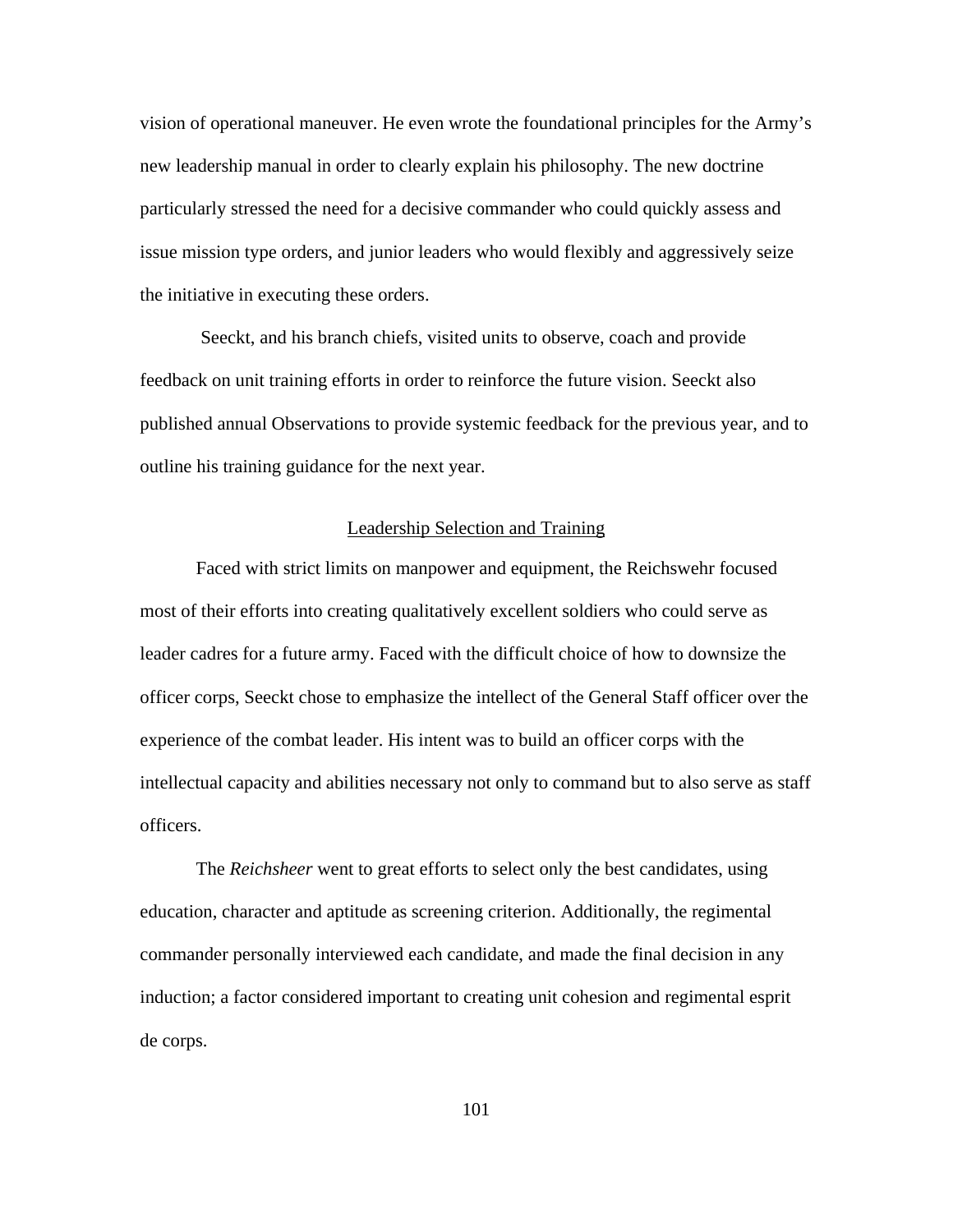vision of operational maneuver. He even wrote the foundational principles for the Army's new leadership manual in order to clearly explain his philosophy. The new doctrine particularly stressed the need for a decisive commander who could quickly assess and issue mission type orders, and junior leaders who would flexibly and aggressively seize the initiative in executing these orders.

Seeckt, and his branch chiefs, visited units to observe, coach and provide feedback on unit training efforts in order to reinforce the future vision. Seeckt also published annual Observations to provide systemic feedback for the previous year, and to outline his training guidance for the next year.

## Leadership Selection and Training

Faced with strict limits on manpower and equipment, the Reichswehr focused most of their efforts into creating qualitatively excellent soldiers who could serve as leader cadres for a future army. Faced with the difficult choice of how to downsize the officer corps, Seeckt chose to emphasize the intellect of the General Staff officer over the experience of the combat leader. His intent was to build an officer corps with the intellectual capacity and abilities necessary not only to command but to also serve as staff officers.

The *Reichsheer* went to great efforts to select only the best candidates, using education, character and aptitude as screening criterion. Additionally, the regimental commander personally interviewed each candidate, and made the final decision in any induction; a factor considered important to creating unit cohesion and regimental esprit de corps.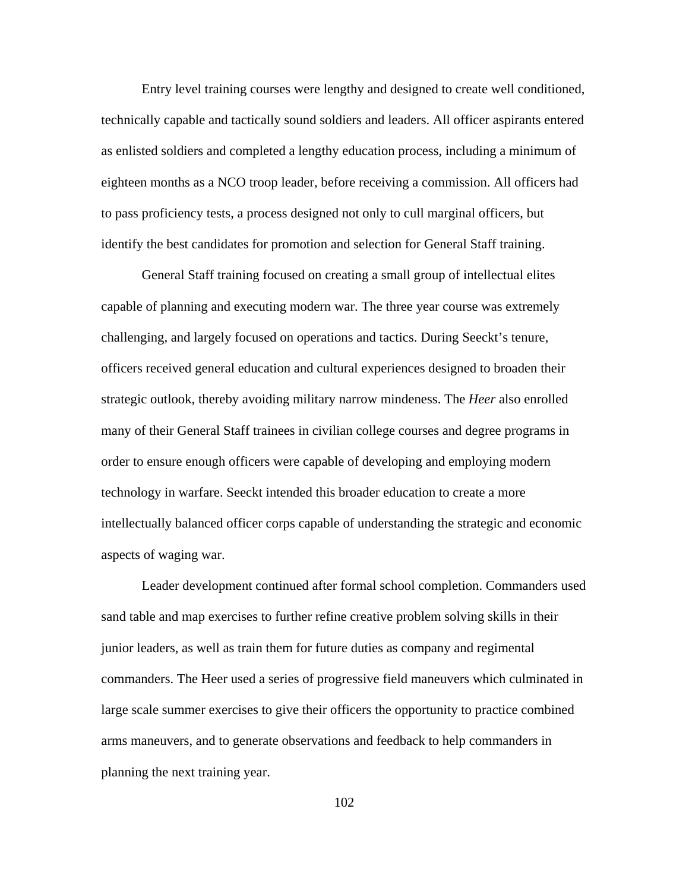Entry level training courses were lengthy and designed to create well conditioned, technically capable and tactically sound soldiers and leaders. All officer aspirants entered as enlisted soldiers and completed a lengthy education process, including a minimum of eighteen months as a NCO troop leader, before receiving a commission. All officers had to pass proficiency tests, a process designed not only to cull marginal officers, but identify the best candidates for promotion and selection for General Staff training.

General Staff training focused on creating a small group of intellectual elites capable of planning and executing modern war. The three year course was extremely challenging, and largely focused on operations and tactics. During Seeckt's tenure, officers received general education and cultural experiences designed to broaden their strategic outlook, thereby avoiding military narrow mindeness. The *Heer* also enrolled many of their General Staff trainees in civilian college courses and degree programs in order to ensure enough officers were capable of developing and employing modern technology in warfare. Seeckt intended this broader education to create a more intellectually balanced officer corps capable of understanding the strategic and economic aspects of waging war.

Leader development continued after formal school completion. Commanders used sand table and map exercises to further refine creative problem solving skills in their junior leaders, as well as train them for future duties as company and regimental commanders. The Heer used a series of progressive field maneuvers which culminated in large scale summer exercises to give their officers the opportunity to practice combined arms maneuvers, and to generate observations and feedback to help commanders in planning the next training year.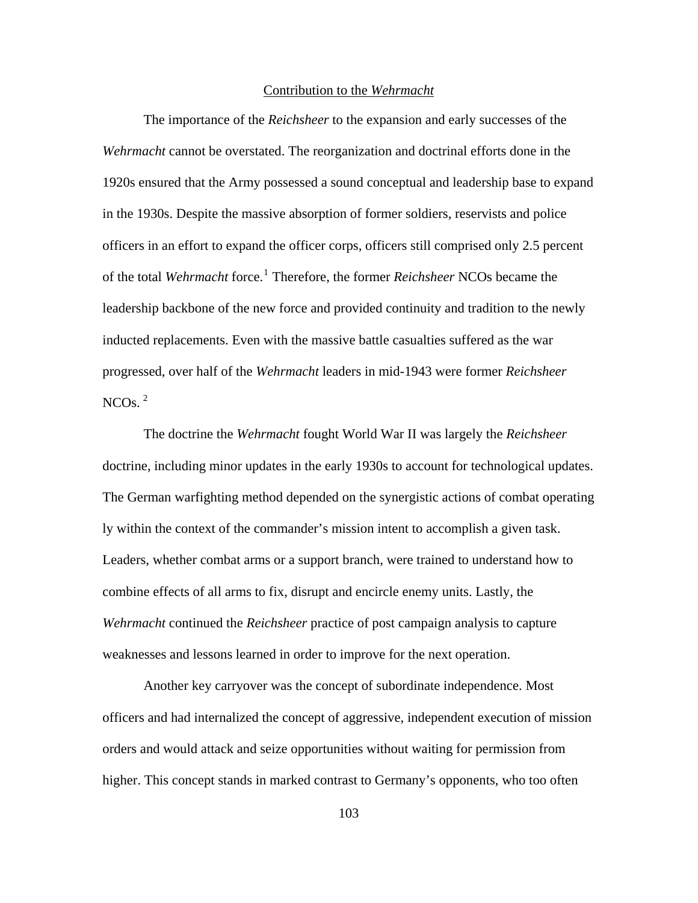## Contribution to the *Wehrmacht*

The importance of the *Reichsheer* to the expansion and early successes of the *Wehrmacht* cannot be overstated. The reorganization and doctrinal efforts done in the 1920s ensured that the Army possessed a sound conceptual and leadership base to expand in the 1930s. Despite the massive absorption of former soldiers, reservists and police officers in an effort to expand the officer corps, officers still comprised only 2.5 percent of the total *Wehrmacht* force.[1] Therefore, the former *Reichsheer* NCOs became the leadership backbone of the new force and provided continuity and tradition to the newly inducted replacements. Even with the massive battle casualties suffered as the war progressed, over half of the *Wehrmacht* leaders in mid-1943 were former *Reichsheer* NCOs.[2]

The doctrine the *Wehrmacht* fought World War II was largely the *Reichsheer* doctrine, including minor updates in the early 1930s to account for technological updates. The German warfighting method depended on the synergistic actions of combat operating ly within the context of the commander's mission intent to accomplish a given task. Leaders, whether combat arms or a support branch, were trained to understand how to combine effects of all arms to fix, disrupt and encircle enemy units. Lastly, the *Wehrmacht* continued the *Reichsheer* practice of post campaign analysis to capture weaknesses and lessons learned in order to improve for the next operation.

Another key carryover was the concept of subordinate independence. Most officers and had internalized the concept of aggressive, independent execution of mission orders and would attack and seize opportunities without waiting for permission from higher. This concept stands in marked contrast to Germany's opponents, who too often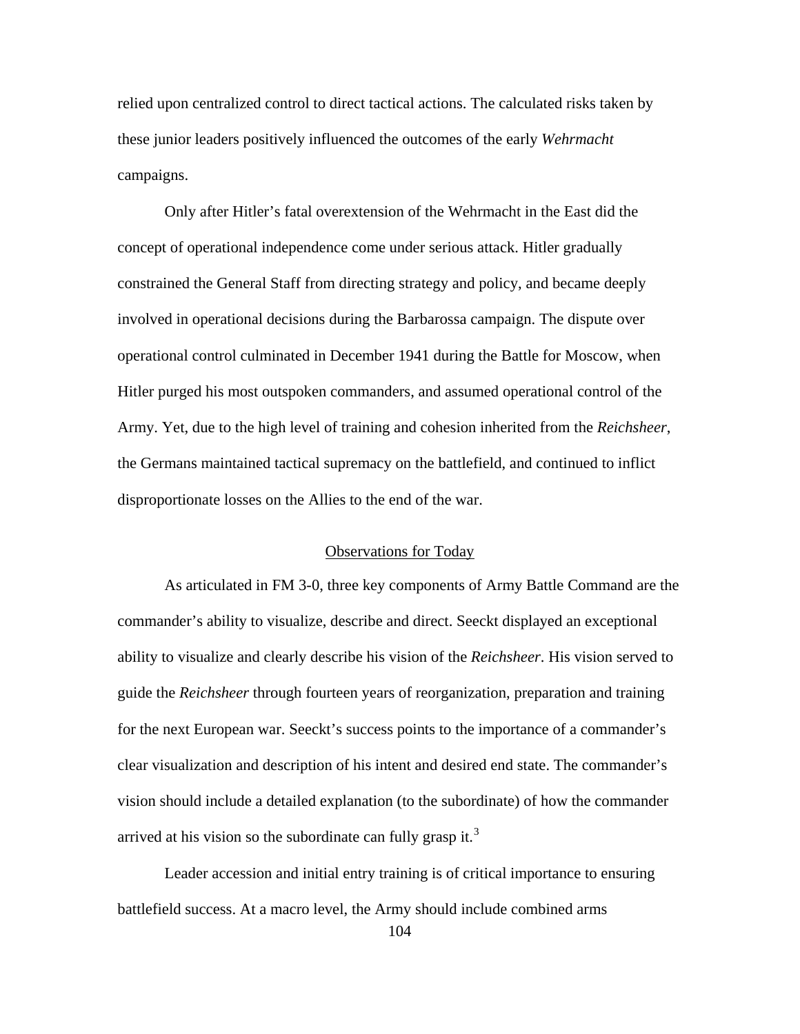relied upon centralized control to direct tactical actions. The calculated risks taken by these junior leaders positively influenced the outcomes of the early *Wehrmacht* campaigns.

Only after Hitler's fatal overextension of the Wehrmacht in the East did the concept of operational independence come under serious attack. Hitler gradually constrained the General Staff from directing strategy and policy, and became deeply involved in operational decisions during the Barbarossa campaign. The dispute over operational control culminated in December 1941 during the Battle for Moscow, when Hitler purged his most outspoken commanders, and assumed operational control of the Army. Yet, due to the high level of training and cohesion inherited from the *Reichsheer*, the Germans maintained tactical supremacy on the battlefield, and continued to inflict disproportionate losses on the Allies to the end of the war.

## Observations for Today

As articulated in FM 3-0, three key components of Army Battle Command are the commander's ability to visualize, describe and direct. Seeckt displayed an exceptional ability to visualize and clearly describe his vision of the *Reichsheer*. His vision served to guide the *Reichsheer* through fourteen years of reorganization, preparation and training for the next European war. Seeckt's success points to the importance of a commander's clear visualization and description of his intent and desired end state. The commander's vision should include a detailed explanation (to the subordinate) of how the commander arrived at his vision so the subordinate can fully grasp it.[3]

Leader accession and initial entry training is of critical importance to ensuring battlefield success. At a macro level, the Army should include combined arms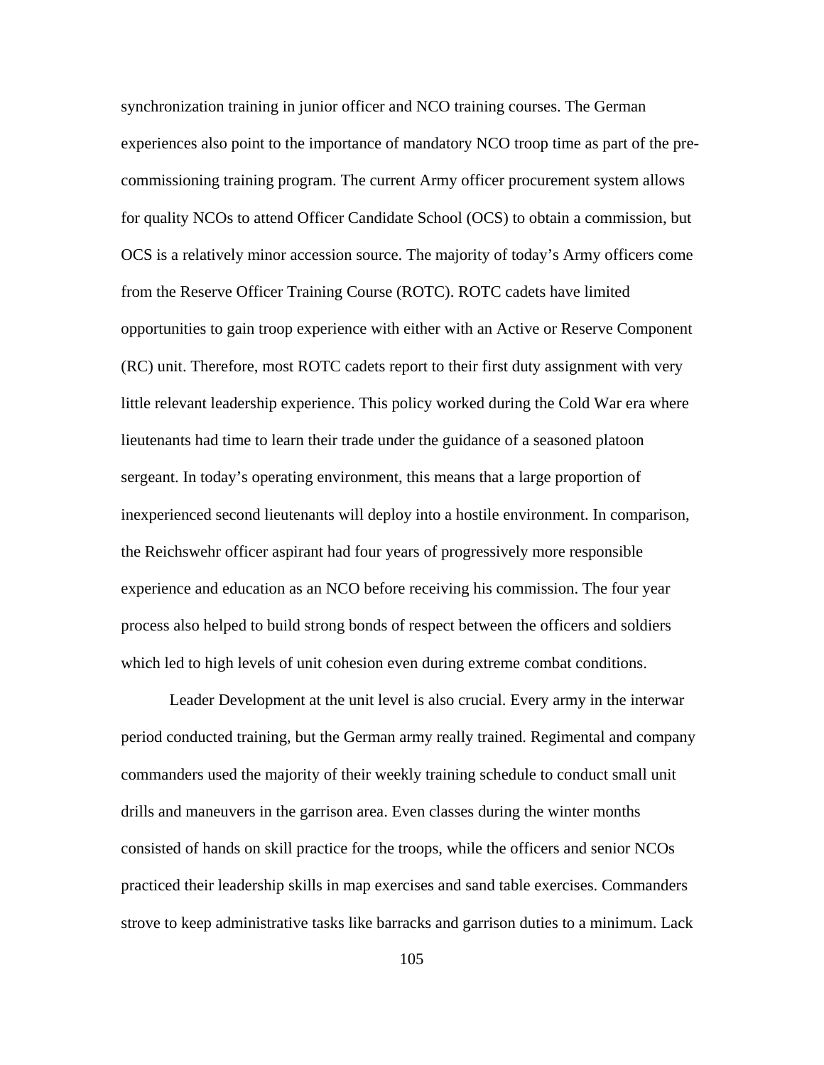synchronization training in junior officer and NCO training courses. The German experiences also point to the importance of mandatory NCO troop time as part of the pre-commissioning training program. The current Army officer procurement system allows for quality NCOs to attend Officer Candidate School (OCS) to obtain a commission, but OCS is a relatively minor accession source. The majority of today's Army officers come from the Reserve Officer Training Course (ROTC). ROTC cadets have limited opportunities to gain troop experience with either with an Active or Reserve Component (RC) unit. Therefore, most ROTC cadets report to their first duty assignment with very little relevant leadership experience. This policy worked during the Cold War era where lieutenants had time to learn their trade under the guidance of a seasoned platoon sergeant. In today's operating environment, this means that a large proportion of inexperienced second lieutenants will deploy into a hostile environment. In comparison, the Reichswehr officer aspirant had four years of progressively more responsible experience and education as an NCO before receiving his commission. The four year process also helped to build strong bonds of respect between the officers and soldiers which led to high levels of unit cohesion even during extreme combat conditions.

Leader Development at the unit level is also crucial. Every army in the interwar period conducted training, but the German army really trained. Regimental and company commanders used the majority of their weekly training schedule to conduct small unit drills and maneuvers in the garrison area. Even classes during the winter months consisted of hands on skill practice for the troops, while the officers and senior NCOs practiced their leadership skills in map exercises and sand table exercises. Commanders strove to keep administrative tasks like barracks and garrison duties to a minimum. Lack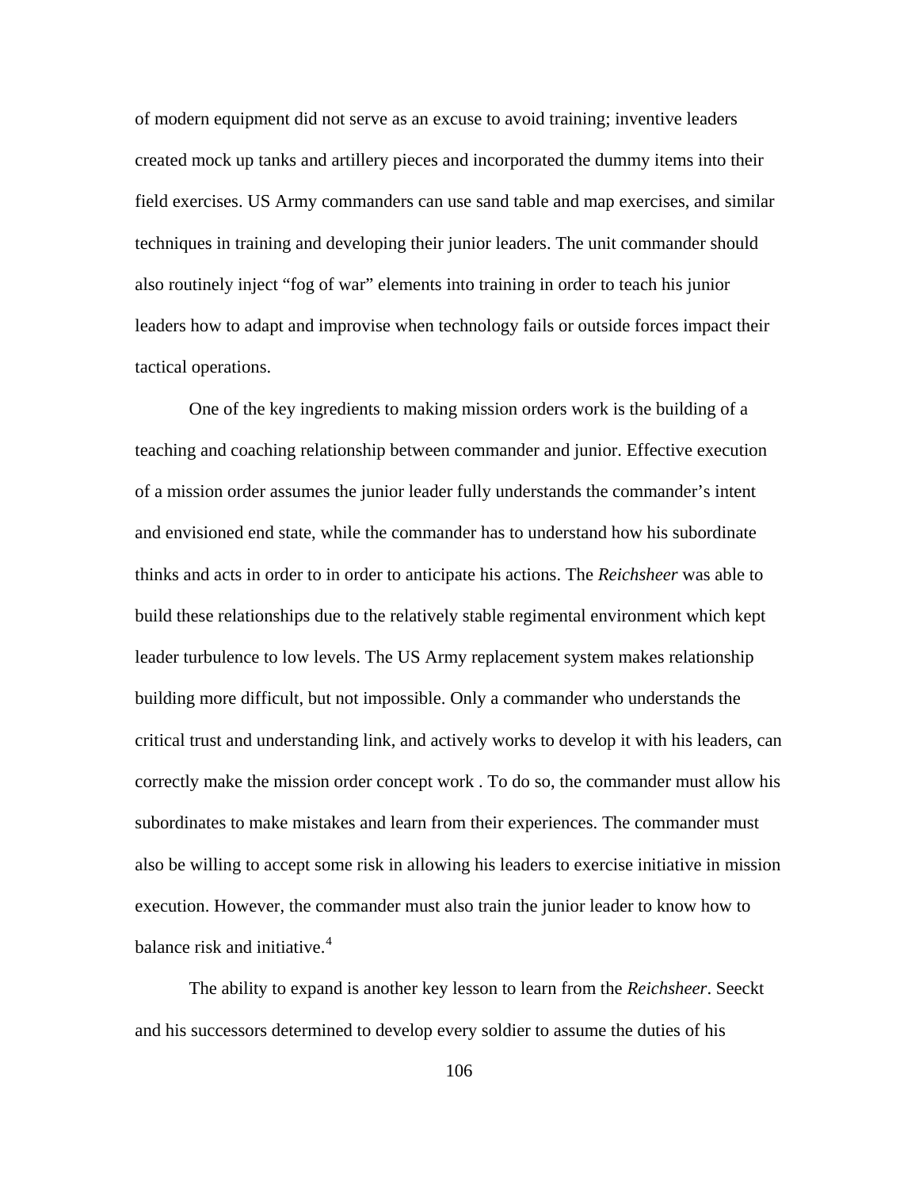of modern equipment did not serve as an excuse to avoid training; inventive leaders created mock up tanks and artillery pieces and incorporated the dummy items into their field exercises. US Army commanders can use sand table and map exercises, and similar techniques in training and developing their junior leaders. The unit commander should also routinely inject "fog of war" elements into training in order to teach his junior leaders how to adapt and improvise when technology fails or outside forces impact their tactical operations.

One of the key ingredients to making mission orders work is the building of a teaching and coaching relationship between commander and junior. Effective execution of a mission order assumes the junior leader fully understands the commander's intent and envisioned end state, while the commander has to understand how his subordinate thinks and acts in order to in order to anticipate his actions. The *Reichsheer* was able to build these relationships due to the relatively stable regimental environment which kept leader turbulence to low levels. The US Army replacement system makes relationship building more difficult, but not impossible. Only a commander who understands the critical trust and understanding link, and actively works to develop it with his leaders, can correctly make the mission order concept work . To do so, the commander must allow his subordinates to make mistakes and learn from their experiences. The commander must also be willing to accept some risk in allowing his leaders to exercise initiative in mission execution. However, the commander must also train the junior leader to know how to balance risk and initiative.[4]

The ability to expand is another key lesson to learn from the *Reichsheer*. Seeckt and his successors determined to develop every soldier to assume the duties of his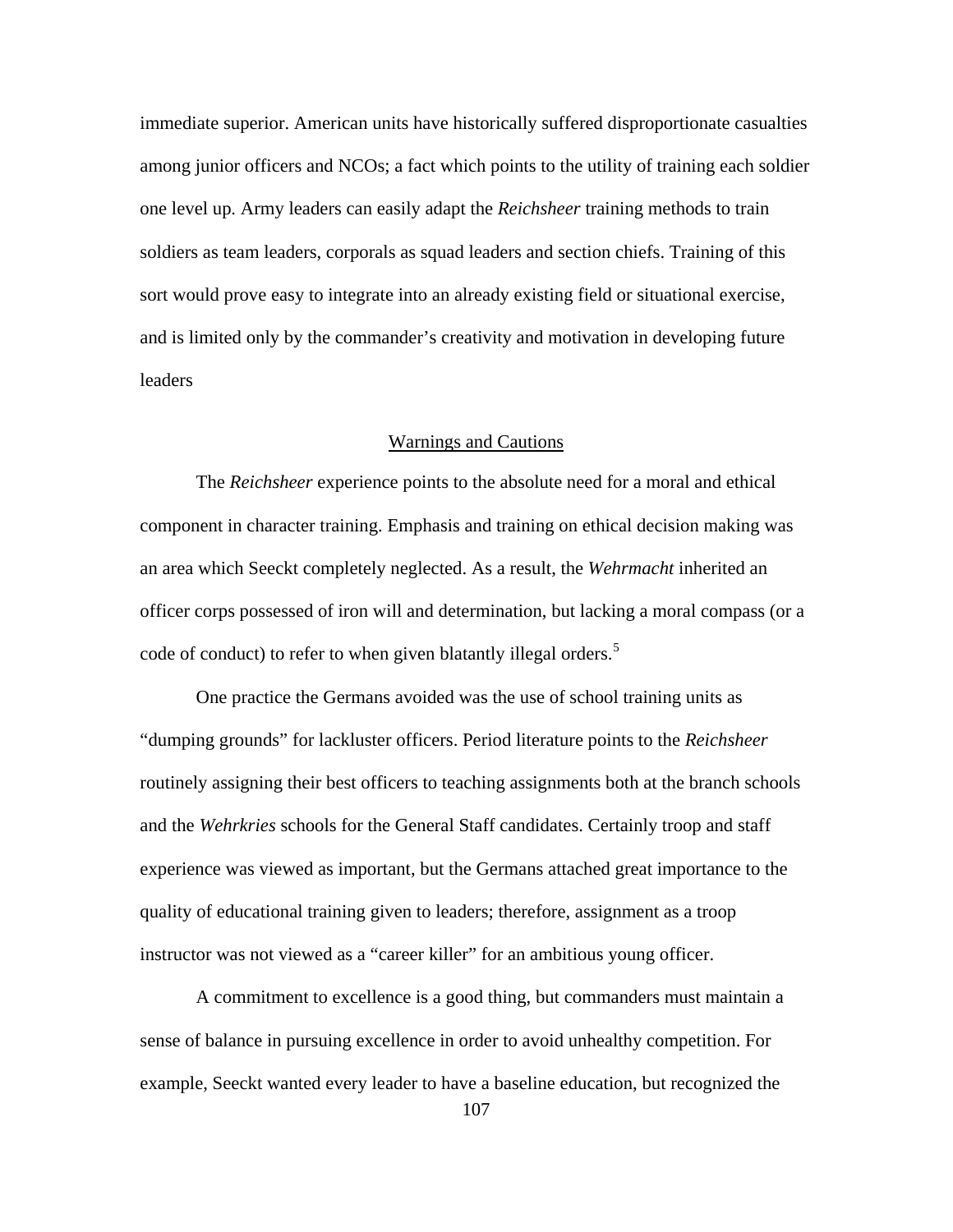immediate superior. American units have historically suffered disproportionate casualties among junior officers and NCOs; a fact which points to the utility of training each soldier one level up. Army leaders can easily adapt the *Reichsheer* training methods to train soldiers as team leaders, corporals as squad leaders and section chiefs. Training of this sort would prove easy to integrate into an already existing field or situational exercise, and is limited only by the commander's creativity and motivation in developing future leaders

## Warnings and Cautions

The *Reichsheer* experience points to the absolute need for a moral and ethical component in character training. Emphasis and training on ethical decision making was an area which Seeckt completely neglected. As a result, the *Wehrmacht* inherited an officer corps possessed of iron will and determination, but lacking a moral compass (or a code of conduct) to refer to when given blatantly illegal orders.[5]

One practice the Germans avoided was the use of school training units as "dumping grounds" for lackluster officers. Period literature points to the *Reichsheer* routinely assigning their best officers to teaching assignments both at the branch schools and the *Wehrkries* schools for the General Staff candidates. Certainly troop and staff experience was viewed as important, but the Germans attached great importance to the quality of educational training given to leaders; therefore, assignment as a troop instructor was not viewed as a "career killer" for an ambitious young officer.

A commitment to excellence is a good thing, but commanders must maintain a sense of balance in pursuing excellence in order to avoid unhealthy competition. For example, Seeckt wanted every leader to have a baseline education, but recognized the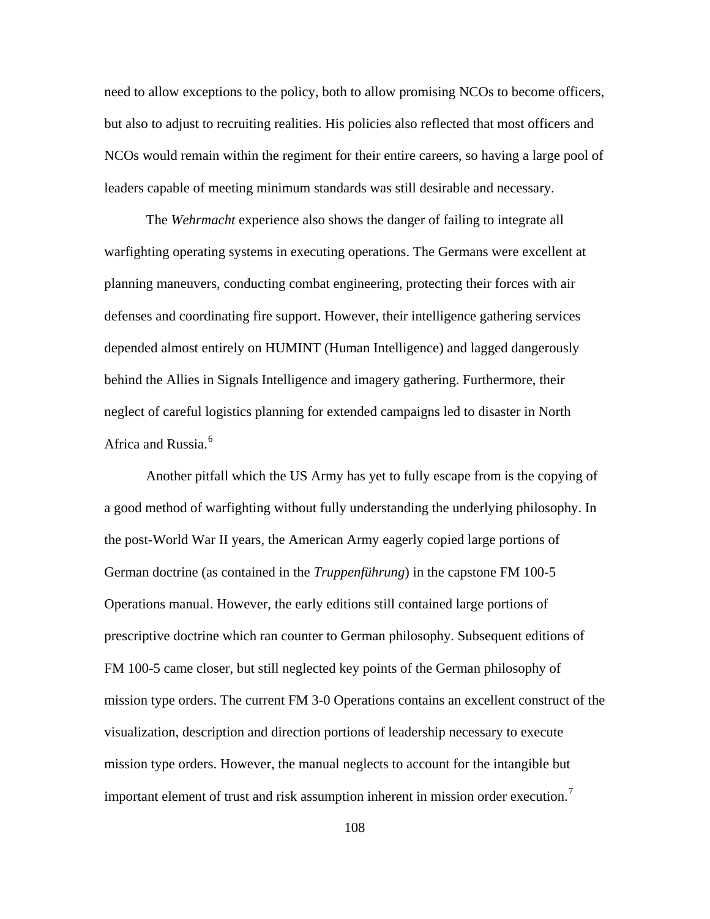need to allow exceptions to the policy, both to allow promising NCOs to become officers, but also to adjust to recruiting realities. His policies also reflected that most officers and NCOs would remain within the regiment for their entire careers, so having a large pool of leaders capable of meeting minimum standards was still desirable and necessary.

The *Wehrmacht* experience also shows the danger of failing to integrate all warfighting operating systems in executing operations. The Germans were excellent at planning maneuvers, conducting combat engineering, protecting their forces with air defenses and coordinating fire support. However, their intelligence gathering services depended almost entirely on HUMINT (Human Intelligence) and lagged dangerously behind the Allies in Signals Intelligence and imagery gathering. Furthermore, their neglect of careful logistics planning for extended campaigns led to disaster in North Africa and Russia.[6]

Another pitfall which the US Army has yet to fully escape from is the copying of a good method of warfighting without fully understanding the underlying philosophy. In the post-World War II years, the American Army eagerly copied large portions of German doctrine (as contained in the *Truppenführung*) in the capstone FM 100-5 Operations manual. However, the early editions still contained large portions of prescriptive doctrine which ran counter to German philosophy. Subsequent editions of FM 100-5 came closer, but still neglected key points of the German philosophy of mission type orders. The current FM 3-0 Operations contains an excellent construct of the visualization, description and direction portions of leadership necessary to execute mission type orders. However, the manual neglects to account for the intangible but important element of trust and risk assumption inherent in mission order execution.[7]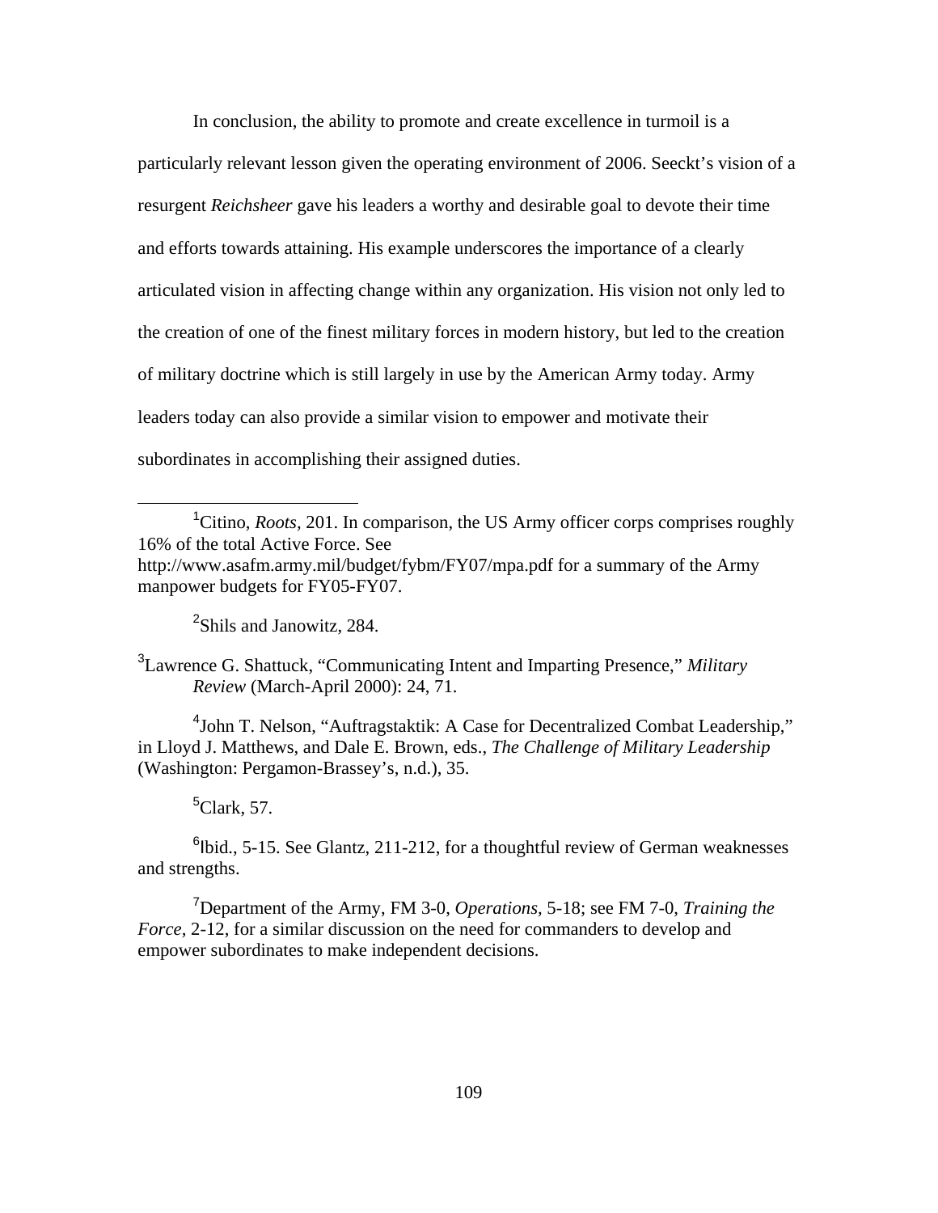In conclusion, the ability to promote and create excellence in turmoil is a particularly relevant lesson given the operating environment of 2006. Seeckt's vision of a resurgent *Reichsheer* gave his leaders a worthy and desirable goal to devote their time and efforts towards attaining. His example underscores the importance of a clearly articulated vision in affecting change within any organization. His vision not only led to the creation of one of the finest military forces in modern history, but led to the creation of military doctrine which is still largely in use by the American Army today. Army leaders today can also provide a similar vision to empower and motivate their subordinates in accomplishing their assigned duties.

---

[1]Citino, *Roots*, 201. In comparison, the US Army officer corps comprises roughly 16% of the total Active Force. See http://www.asafm.army.mil/budget/fybm/FY07/mpa.pdf for a summary of the Army manpower budgets for FY05-FY07.

[2]Shils and Janowitz, 284.

[3]Lawrence G. Shattuck, "Communicating Intent and Imparting Presence," *Military Review* (March-April 2000): 24, 71.

[4]John T. Nelson, "Auftragstaktik: A Case for Decentralized Combat Leadership," in Lloyd J. Matthews, and Dale E. Brown, eds., *The Challenge of Military Leadership* (Washington: Pergamon-Brassey's, n.d.), 35.

[5]Clark, 57.

[6]Ibid., 5-15. See Glantz, 211-212, for a thoughtful review of German weaknesses and strengths.

[7]Department of the Army, FM 3-0, *Operations,* 5-18; see FM 7-0, *Training the Force,* 2-12, for a similar discussion on the need for commanders to develop and empower subordinates to make independent decisions.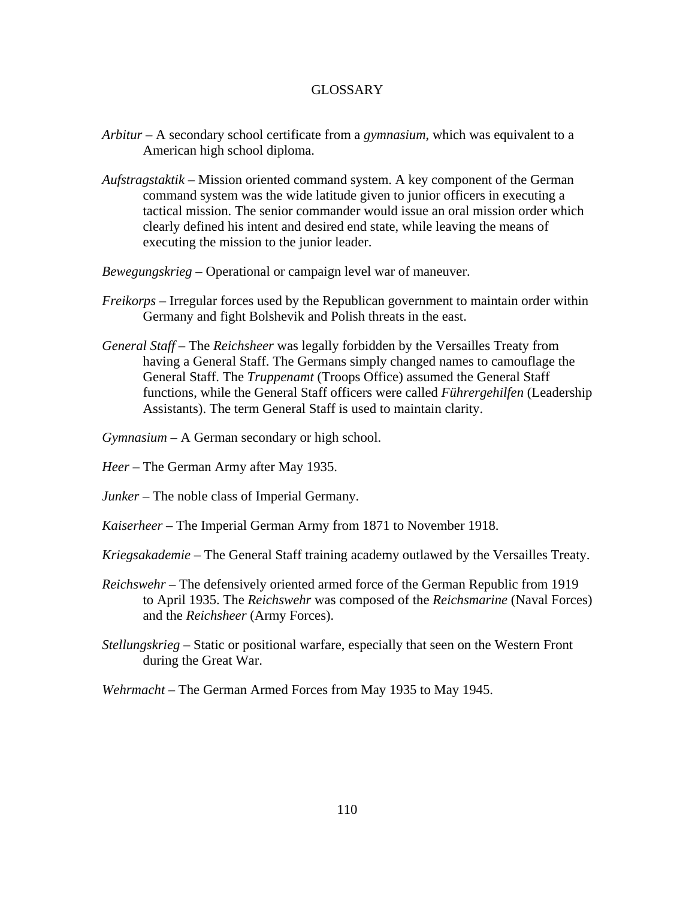# GLOSSARY

*Arbitur* – A secondary school certificate from a *gymnasium*, which was equivalent to a American high school diploma.

*Aufstragstaktik* – Mission oriented command system. A key component of the German command system was the wide latitude given to junior officers in executing a tactical mission. The senior commander would issue an oral mission order which clearly defined his intent and desired end state, while leaving the means of executing the mission to the junior leader.

*Bewegungskrieg* – Operational or campaign level war of maneuver.

*Freikorps* – Irregular forces used by the Republican government to maintain order within Germany and fight Bolshevik and Polish threats in the east.

*General Staff* – The *Reichsheer* was legally forbidden by the Versailles Treaty from having a General Staff. The Germans simply changed names to camouflage the General Staff. The *Truppenamt* (Troops Office) assumed the General Staff functions, while the General Staff officers were called *Führergehilfen* (Leadership Assistants). The term General Staff is used to maintain clarity.

*Gymnasium* – A German secondary or high school.

*Heer* – The German Army after May 1935.

*Junker* – The noble class of Imperial Germany.

*Kaiserheer* – The Imperial German Army from 1871 to November 1918.

*Kriegsakademie* – The General Staff training academy outlawed by the Versailles Treaty.

*Reichswehr* – The defensively oriented armed force of the German Republic from 1919 to April 1935. The *Reichswehr* was composed of the *Reichsmarine* (Naval Forces) and the *Reichsheer* (Army Forces).

*Stellungskrieg* – Static or positional warfare, especially that seen on the Western Front during the Great War.

*Wehrmacht* – The German Armed Forces from May 1935 to May 1945.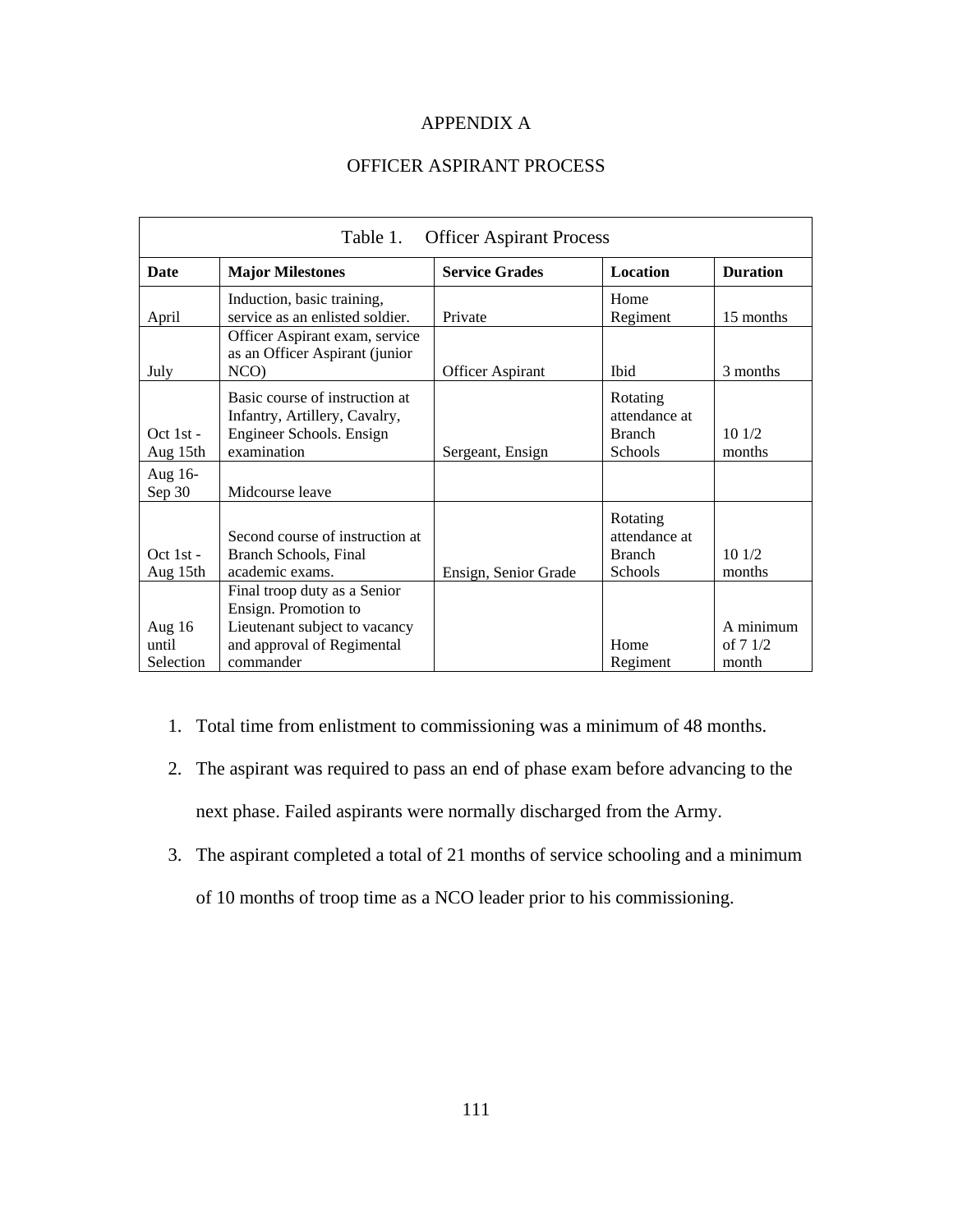# APPENDIX A

## OFFICER ASPIRANT PROCESS

Table 1. Officer Aspirant Process

| Date | Major Milestones | Service Grades | Location | Duration |
|---|---|---|---|---|
| April | Induction, basic training, service as an enlisted soldier. | Private | Home Regiment | 15 months |
| July | Officer Aspirant exam, service as an Officer Aspirant (junior NCO) | Officer Aspirant | Ibid | 3 months |
| Oct 1st - Aug 15th | Basic course of instruction at Infantry, Artillery, Cavalry, Engineer Schools. Ensign examination | Sergeant, Ensign | Rotating attendance at Branch Schools | 10 1/2 months |
| Aug 16- Sep 30 | Midcourse leave | | | |
| Oct 1st - Aug 15th | Second course of instruction at Branch Schools, Final academic exams. | Ensign, Senior Grade | Rotating attendance at Branch Schools | 10 1/2 months |
| Aug 16 until Selection | Final troop duty as a Senior Ensign. Promotion to Lieutenant subject to vacancy and approval of Regimental commander | | Home Regiment | A minimum of 7 1/2 month |

1. Total time from enlistment to commissioning was a minimum of 48 months.
2. The aspirant was required to pass an end of phase exam before advancing to the next phase. Failed aspirants were normally discharged from the Army.
3. The aspirant completed a total of 21 months of service schooling and a minimum of 10 months of troop time as a NCO leader prior to his commissioning.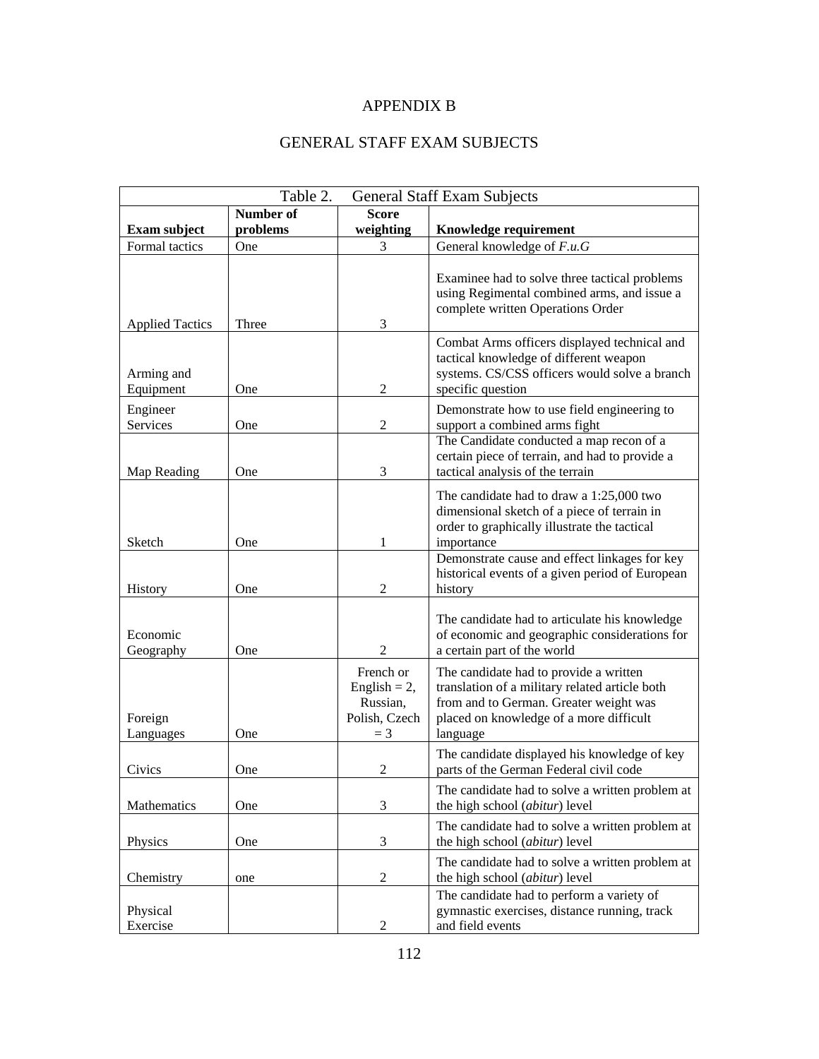# APPENDIX B

## GENERAL STAFF EXAM SUBJECTS

Table 2. General Staff Exam Subjects

| Exam subject | Number of problems | Score weighting | Knowledge requirement |
|---|---|---|---|
| Formal tactics | One | 3 | General knowledge of *F.u.G* |
| Applied Tactics | Three | 3 | Examinee had to solve three tactical problems using Regimental combined arms, and issue a complete written Operations Order |
| Arming and Equipment | One | 2 | Combat Arms officers displayed technical and tactical knowledge of different weapon systems. CS/CSS officers would solve a branch specific question |
| Engineer Services | One | 2 | Demonstrate how to use field engineering to support a combined arms fight |
| Map Reading | One | 3 | The Candidate conducted a map recon of a certain piece of terrain, and had to provide a tactical analysis of the terrain |
| Sketch | One | 1 | The candidate had to draw a 1:25,000 two dimensional sketch of a piece of terrain in order to graphically illustrate the tactical importance |
| History | One | 2 | Demonstrate cause and effect linkages for key historical events of a given period of European history |
| Economic Geography | One | 2 | The candidate had to articulate his knowledge of economic and geographic considerations for a certain part of the world |
| Foreign Languages | One | French or English = 2, Russian, Polish, Czech = 3 | The candidate had to provide a written translation of a military related article both from and to German. Greater weight was placed on knowledge of a more difficult language |
| Civics | One | 2 | The candidate displayed his knowledge of key parts of the German Federal civil code |
| Mathematics | One | 3 | The candidate had to solve a written problem at the high school (*abitur*) level |
| Physics | One | 3 | The candidate had to solve a written problem at the high school (*abitur*) level |
| Chemistry | one | 2 | The candidate had to solve a written problem at the high school (*abitur*) level |
| Physical Exercise | | 2 | The candidate had to perform a variety of gymnastic exercises, distance running, track and field events |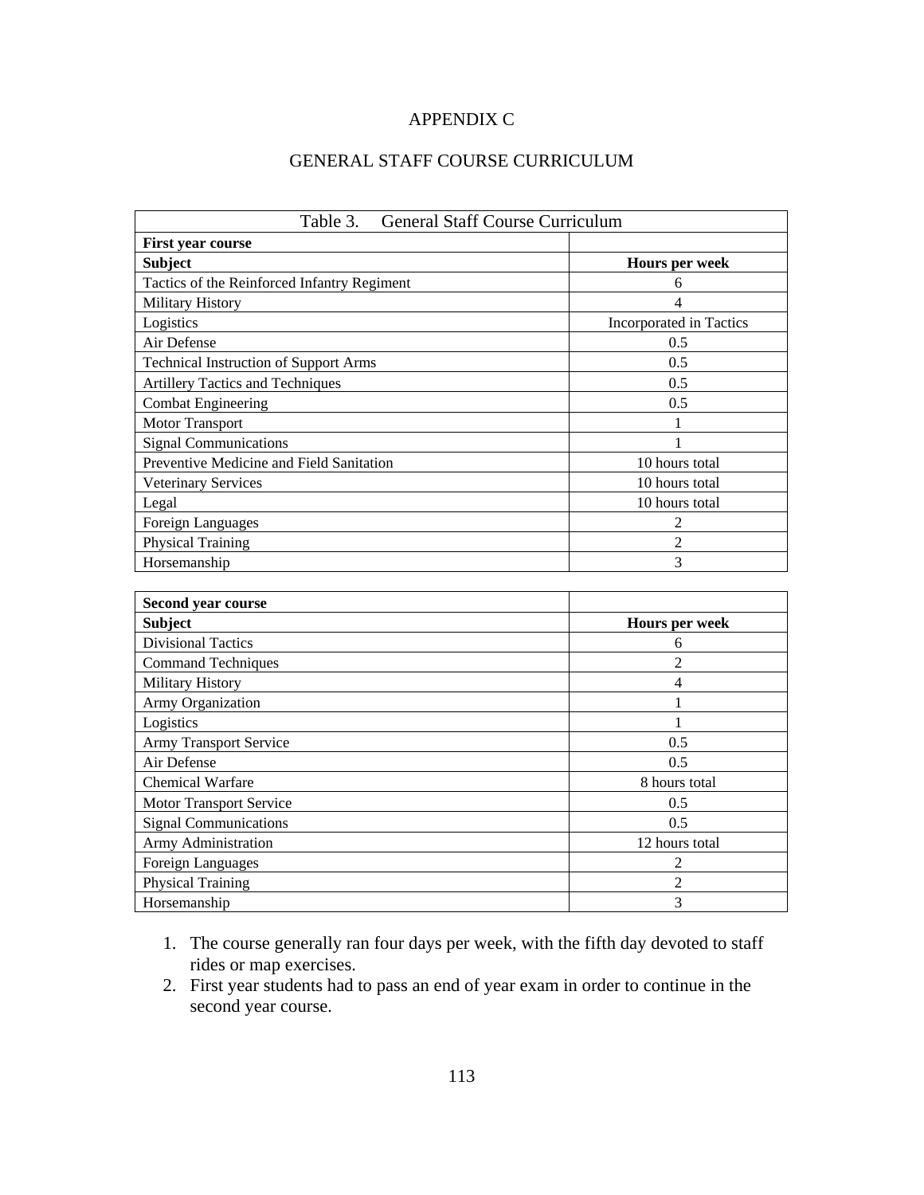# APPENDIX C

## GENERAL STAFF COURSE CURRICULUM

Table 3. General Staff Course Curriculum

| **First year course** | |
|---|---|
| **Subject** | **Hours per week** |
| Tactics of the Reinforced Infantry Regiment | 6 |
| Military History | 4 |
| Logistics | Incorporated in Tactics |
| Air Defense | 0.5 |
| Technical Instruction of Support Arms | 0.5 |
| Artillery Tactics and Techniques | 0.5 |
| Combat Engineering | 0.5 |
| Motor Transport | 1 |
| Signal Communications | 1 |
| Preventive Medicine and Field Sanitation | 10 hours total |
| Veterinary Services | 10 hours total |
| Legal | 10 hours total |
| Foreign Languages | 2 |
| Physical Training | 2 |
| Horsemanship | 3 |

| **Second year course** | |
|---|---|
| **Subject** | **Hours per week** |
| Divisional Tactics | 6 |
| Command Techniques | 2 |
| Military History | 4 |
| Army Organization | 1 |
| Logistics | 1 |
| Army Transport Service | 0.5 |
| Air Defense | 0.5 |
| Chemical Warfare | 8 hours total |
| Motor Transport Service | 0.5 |
| Signal Communications | 0.5 |
| Army Administration | 12 hours total |
| Foreign Languages | 2 |
| Physical Training | 2 |
| Horsemanship | 3 |

1. The course generally ran four days per week, with the fifth day devoted to staff rides or map exercises.
2. First year students had to pass an end of year exam in order to continue in the second year course.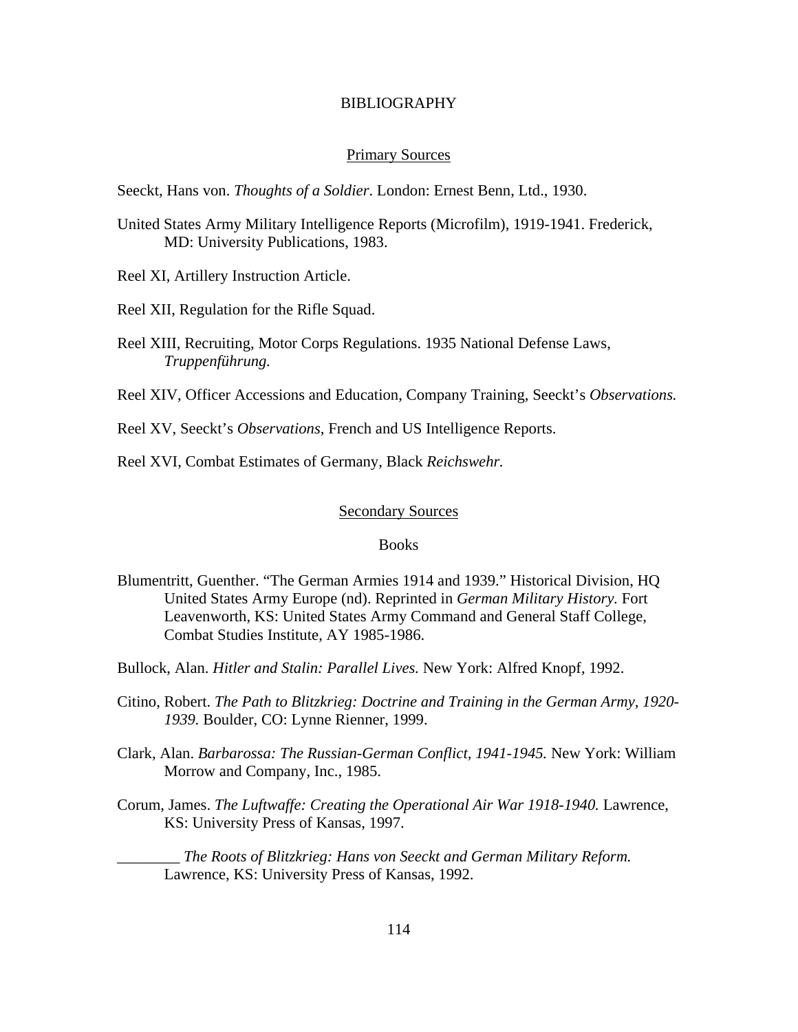# BIBLIOGRAPHY

## Primary Sources

Seeckt, Hans von. *Thoughts of a Soldier*. London: Ernest Benn, Ltd., 1930.

United States Army Military Intelligence Reports (Microfilm), 1919-1941. Frederick, MD: University Publications, 1983.

Reel XI, Artillery Instruction Article.

Reel XII, Regulation for the Rifle Squad.

Reel XIII, Recruiting, Motor Corps Regulations. 1935 National Defense Laws, *Truppenführung.*

Reel XIV, Officer Accessions and Education, Company Training, Seeckt's *Observations.*

Reel XV, Seeckt's *Observations*, French and US Intelligence Reports.

Reel XVI, Combat Estimates of Germany, Black *Reichswehr.*

## Secondary Sources

### Books

Blumentritt, Guenther. "The German Armies 1914 and 1939." Historical Division, HQ United States Army Europe (nd). Reprinted in *German Military History.* Fort Leavenworth, KS: United States Army Command and General Staff College, Combat Studies Institute, AY 1985-1986.

Bullock, Alan. *Hitler and Stalin: Parallel Lives.* New York: Alfred Knopf, 1992.

Citino, Robert. *The Path to Blitzkrieg: Doctrine and Training in the German Army, 1920-1939.* Boulder, CO: Lynne Rienner, 1999.

Clark, Alan. *Barbarossa: The Russian-German Conflict, 1941-1945.* New York: William Morrow and Company, Inc., 1985.

Corum, James. *The Luftwaffe: Creating the Operational Air War 1918-1940.* Lawrence, KS: University Press of Kansas, 1997.

________ *The Roots of Blitzkrieg: Hans von Seeckt and German Military Reform.* Lawrence, KS: University Press of Kansas, 1992.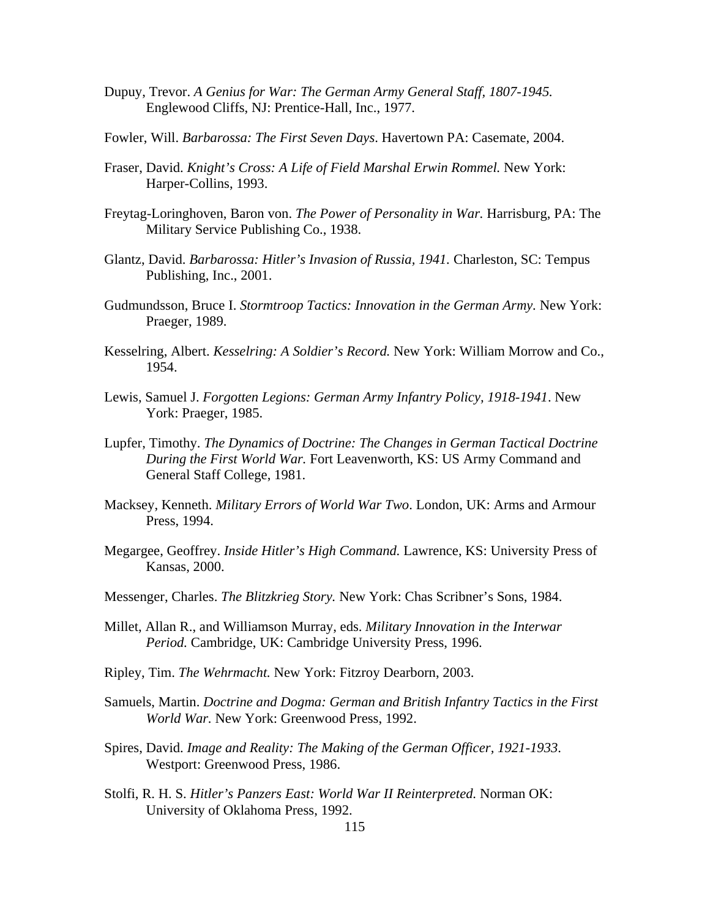Dupuy, Trevor. *A Genius for War: The German Army General Staff, 1807-1945.* Englewood Cliffs, NJ: Prentice-Hall, Inc., 1977.

Fowler, Will. *Barbarossa: The First Seven Days*. Havertown PA: Casemate, 2004.

Fraser, David. *Knight's Cross: A Life of Field Marshal Erwin Rommel.* New York: Harper-Collins, 1993.

Freytag-Loringhoven, Baron von. *The Power of Personality in War.* Harrisburg, PA: The Military Service Publishing Co., 1938.

Glantz, David. *Barbarossa: Hitler's Invasion of Russia, 1941.* Charleston, SC: Tempus Publishing, Inc., 2001.

Gudmundsson, Bruce I. *Stormtroop Tactics: Innovation in the German Army.* New York: Praeger, 1989.

Kesselring, Albert. *Kesselring: A Soldier's Record.* New York: William Morrow and Co., 1954.

Lewis, Samuel J. *Forgotten Legions: German Army Infantry Policy, 1918-1941*. New York: Praeger, 1985.

Lupfer, Timothy. *The Dynamics of Doctrine: The Changes in German Tactical Doctrine During the First World War.* Fort Leavenworth, KS: US Army Command and General Staff College, 1981.

Macksey, Kenneth. *Military Errors of World War Two*. London, UK: Arms and Armour Press, 1994.

Megargee, Geoffrey. *Inside Hitler's High Command.* Lawrence, KS: University Press of Kansas, 2000.

Messenger, Charles. *The Blitzkrieg Story.* New York: Chas Scribner's Sons, 1984.

Millet, Allan R., and Williamson Murray, eds. *Military Innovation in the Interwar Period.* Cambridge, UK: Cambridge University Press, 1996.

Ripley, Tim. *The Wehrmacht.* New York: Fitzroy Dearborn, 2003.

Samuels, Martin. *Doctrine and Dogma: German and British Infantry Tactics in the First World War.* New York: Greenwood Press, 1992.

Spires, David. *Image and Reality: The Making of the German Officer, 1921-1933*. Westport: Greenwood Press, 1986.

Stolfi, R. H. S. *Hitler's Panzers East: World War II Reinterpreted.* Norman OK: University of Oklahoma Press, 1992.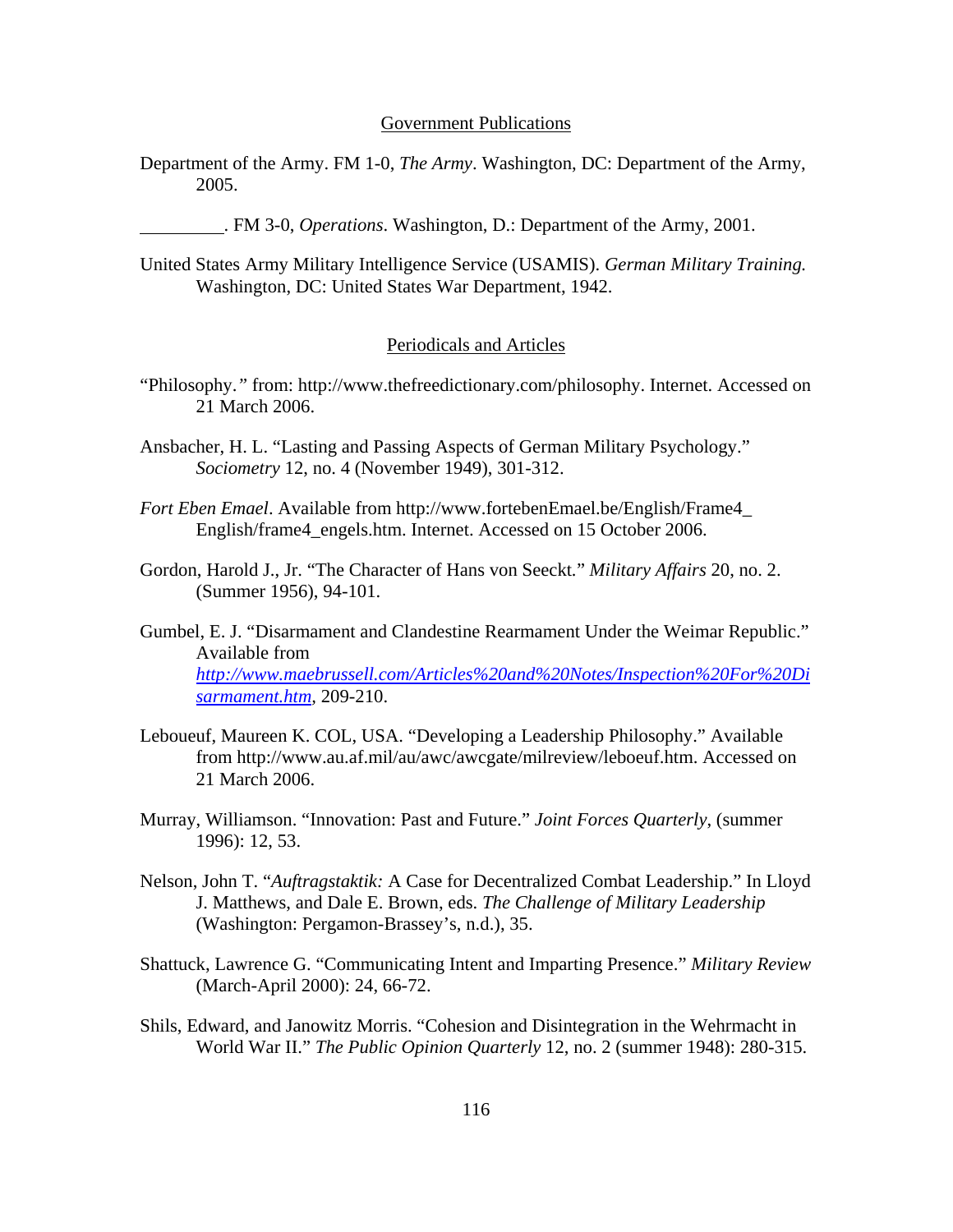## Government Publications

Department of the Army. FM 1-0, *The Army*. Washington, DC: Department of the Army, 2005.

_________. FM 3-0, *Operations*. Washington, D.: Department of the Army, 2001.

United States Army Military Intelligence Service (USAMIS). *German Military Training.* Washington, DC: United States War Department, 1942.

## Periodicals and Articles

"Philosophy." from: http://www.thefreedictionary.com/philosophy. Internet. Accessed on 21 March 2006.

Ansbacher, H. L. "Lasting and Passing Aspects of German Military Psychology." *Sociometry* 12, no. 4 (November 1949), 301-312.

*Fort Eben Emael*. Available from http://www.fortebenEmael.be/English/Frame4_English/frame4_engels.htm. Internet. Accessed on 15 October 2006.

Gordon, Harold J., Jr. "The Character of Hans von Seeckt." *Military Affairs* 20, no. 2. (Summer 1956), 94-101.

Gumbel, E. J. "Disarmament and Clandestine Rearmament Under the Weimar Republic." Available from *http://www.maebrussell.com/Articles%20and%20Notes/Inspection%20For%20Disarmament.htm*, 209-210.

Leboueuf, Maureen K. COL, USA. "Developing a Leadership Philosophy." Available from http://www.au.af.mil/au/awc/awcgate/milreview/leboeuf.htm. Accessed on 21 March 2006.

Murray, Williamson. "Innovation: Past and Future." *Joint Forces Quarterly*, (summer 1996): 12, 53.

Nelson, John T. "*Auftragstaktik:* A Case for Decentralized Combat Leadership." In Lloyd J. Matthews, and Dale E. Brown, eds. *The Challenge of Military Leadership* (Washington: Pergamon-Brassey's, n.d.), 35.

Shattuck, Lawrence G. "Communicating Intent and Imparting Presence." *Military Review* (March-April 2000): 24, 66-72.

Shils, Edward, and Janowitz Morris. "Cohesion and Disintegration in the Wehrmacht in World War II." *The Public Opinion Quarterly* 12, no. 2 (summer 1948): 280-315.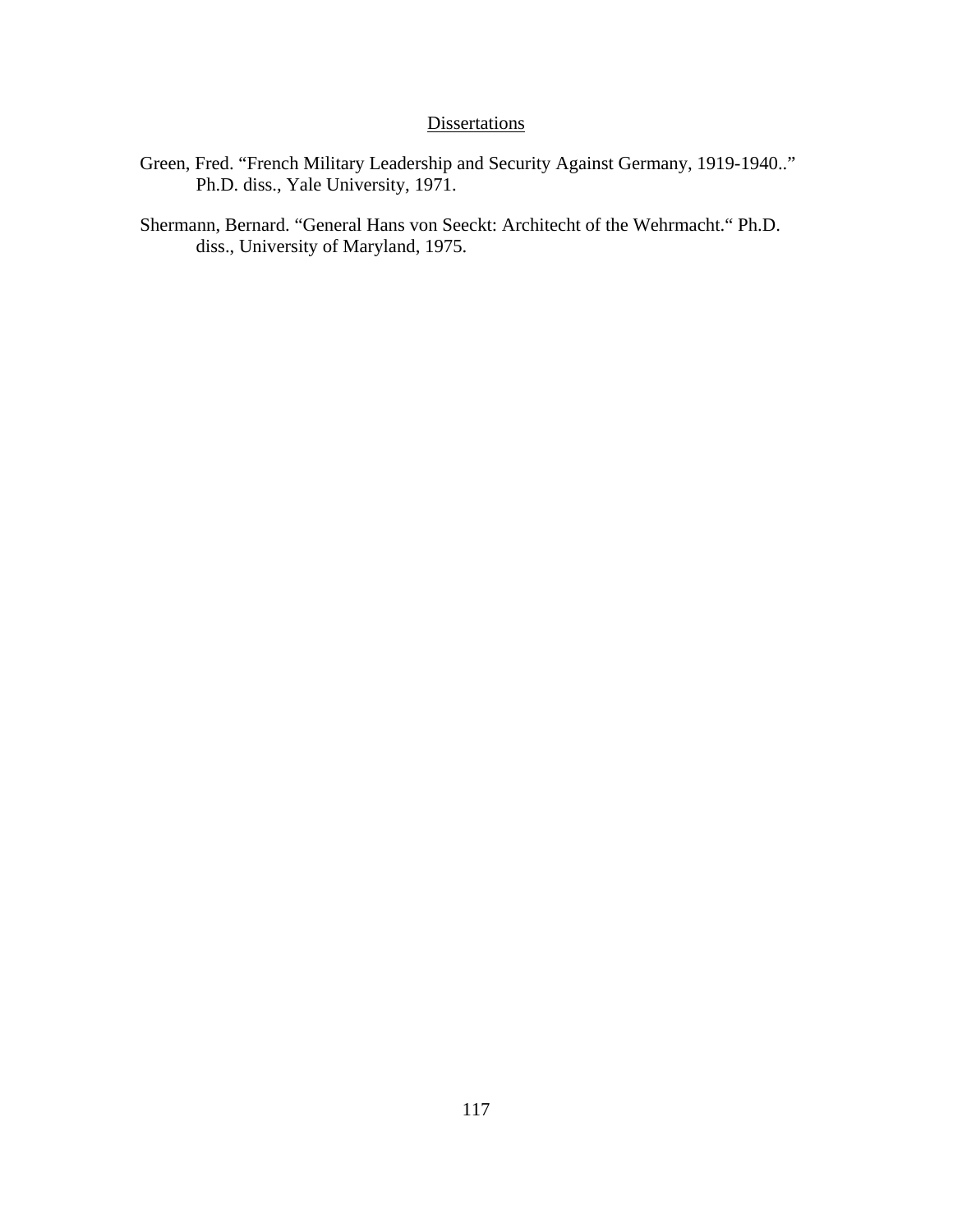## Dissertations

Green, Fred. “French Military Leadership and Security Against Germany, 1919-1940..” Ph.D. diss., Yale University, 1971.

Shermann, Bernard. “General Hans von Seeckt: Architecht of the Wehrmacht.“ Ph.D. diss., University of Maryland, 1975.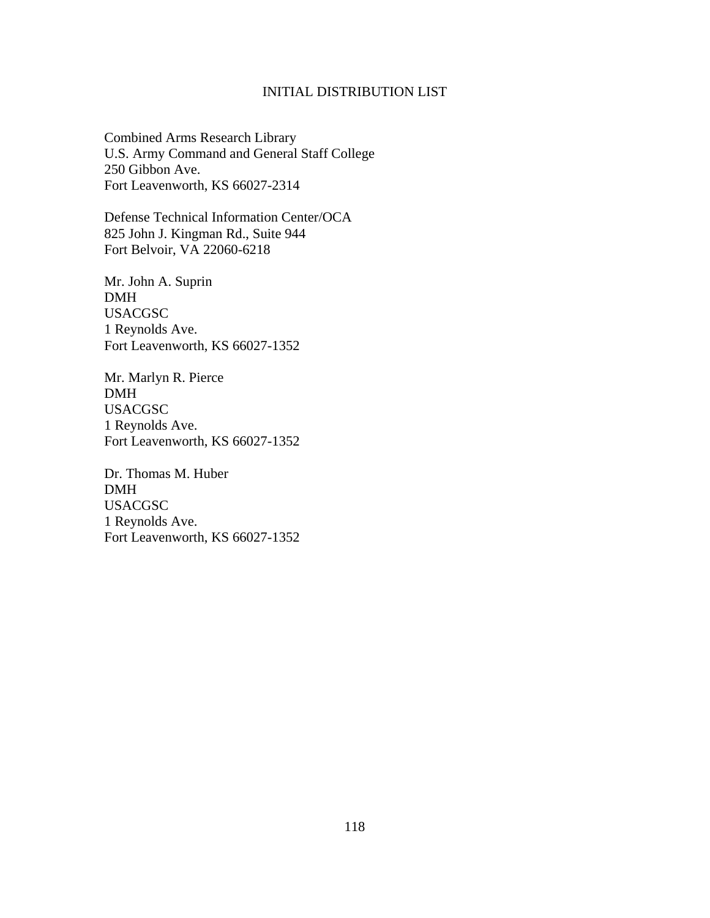# INITIAL DISTRIBUTION LIST

Combined Arms Research Library
U.S. Army Command and General Staff College
250 Gibbon Ave.
Fort Leavenworth, KS 66027-2314

Defense Technical Information Center/OCA
825 John J. Kingman Rd., Suite 944
Fort Belvoir, VA 22060-6218

Mr. John A. Suprin
DMH
USACGSC
1 Reynolds Ave.
Fort Leavenworth, KS 66027-1352

Mr. Marlyn R. Pierce
DMH
USACGSC
1 Reynolds Ave.
Fort Leavenworth, KS 66027-1352

Dr. Thomas M. Huber
DMH
USACGSC
1 Reynolds Ave.
Fort Leavenworth, KS 66027-1352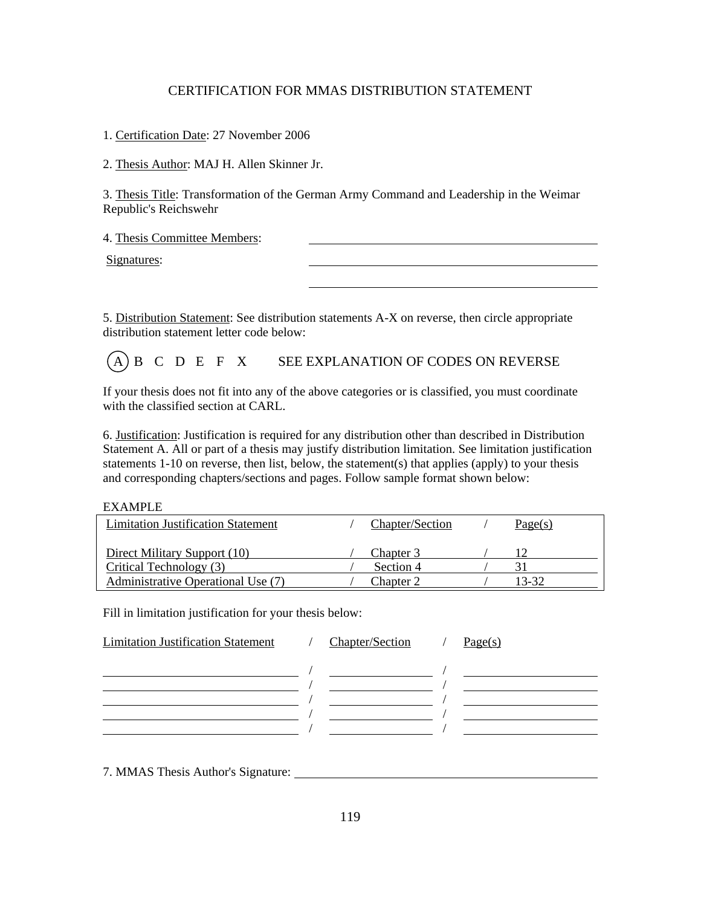# CERTIFICATION FOR MMAS DISTRIBUTION STATEMENT

1. Certification Date: 27 November 2006

2. Thesis Author: MAJ H. Allen Skinner Jr.

3. Thesis Title: Transformation of the German Army Command and Leadership in the Weimar Republic's Reichswehr

4. Thesis Committee Members: \_\_\_\_\_\_\_\_\_\_\_\_\_\_\_\_\_\_\_\_\_\_\_\_\_\_\_\_\_\_\_\_

   Signatures: \_\_\_\_\_\_\_\_\_\_\_\_\_\_\_\_\_\_\_\_\_\_\_\_\_\_\_\_\_\_\_\_

   \_\_\_\_\_\_\_\_\_\_\_\_\_\_\_\_\_\_\_\_\_\_\_\_\_\_\_\_\_\_\_\_

5. Distribution Statement: See distribution statements A-X on reverse, then circle appropriate distribution statement letter code below:

(A) B C D E F X SEE EXPLANATION OF CODES ON REVERSE

If your thesis does not fit into any of the above categories or is classified, you must coordinate with the classified section at CARL.

6. Justification: Justification is required for any distribution other than described in Distribution Statement A. All or part of a thesis may justify distribution limitation. See limitation justification statements 1-10 on reverse, then list, below, the statement(s) that applies (apply) to your thesis and corresponding chapters/sections and pages. Follow sample format shown below:

EXAMPLE

| Limitation Justification Statement | / | Chapter/Section | / | Page(s) |
|---|---|---|---|---|
| Direct Military Support (10) | / | Chapter 3 | / | 12 |
| Critical Technology (3) | / | Section 4 | / | 31 |
| Administrative Operational Use (7) | / | Chapter 2 | / | 13-32 |

Fill in limitation justification for your thesis below:

| Limitation Justification Statement | / | Chapter/Section | / | Page(s) |
|---|---|---|---|---|
| | / | | / | |
| | / | | / | |
| | / | | / | |
| | / | | / | |
| | / | | / | |

7. MMAS Thesis Author's Signature: \_\_\_\_\_\_\_\_\_\_\_\_\_\_\_\_\_\_\_\_\_\_\_\_\_\_\_\_\_\_\_\_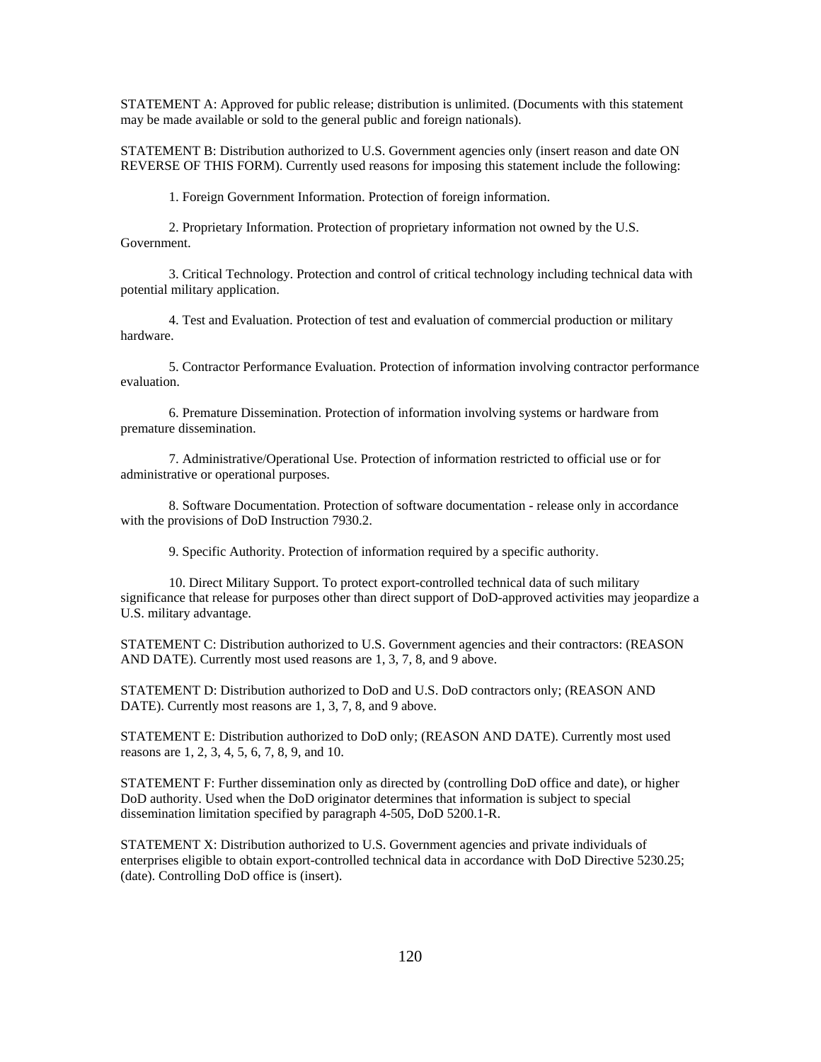STATEMENT A: Approved for public release; distribution is unlimited. (Documents with this statement may be made available or sold to the general public and foreign nationals).

STATEMENT B: Distribution authorized to U.S. Government agencies only (insert reason and date ON REVERSE OF THIS FORM). Currently used reasons for imposing this statement include the following:

1. Foreign Government Information. Protection of foreign information.

2. Proprietary Information. Protection of proprietary information not owned by the U.S. Government.

3. Critical Technology. Protection and control of critical technology including technical data with potential military application.

4. Test and Evaluation. Protection of test and evaluation of commercial production or military hardware.

5. Contractor Performance Evaluation. Protection of information involving contractor performance evaluation.

6. Premature Dissemination. Protection of information involving systems or hardware from premature dissemination.

7. Administrative/Operational Use. Protection of information restricted to official use or for administrative or operational purposes.

8. Software Documentation. Protection of software documentation - release only in accordance with the provisions of DoD Instruction 7930.2.

9. Specific Authority. Protection of information required by a specific authority.

10. Direct Military Support. To protect export-controlled technical data of such military significance that release for purposes other than direct support of DoD-approved activities may jeopardize a U.S. military advantage.

STATEMENT C: Distribution authorized to U.S. Government agencies and their contractors: (REASON AND DATE). Currently most used reasons are 1, 3, 7, 8, and 9 above.

STATEMENT D: Distribution authorized to DoD and U.S. DoD contractors only; (REASON AND DATE). Currently most reasons are 1, 3, 7, 8, and 9 above.

STATEMENT E: Distribution authorized to DoD only; (REASON AND DATE). Currently most used reasons are 1, 2, 3, 4, 5, 6, 7, 8, 9, and 10.

STATEMENT F: Further dissemination only as directed by (controlling DoD office and date), or higher DoD authority. Used when the DoD originator determines that information is subject to special dissemination limitation specified by paragraph 4-505, DoD 5200.1-R.

STATEMENT X: Distribution authorized to U.S. Government agencies and private individuals of enterprises eligible to obtain export-controlled technical data in accordance with DoD Directive 5230.25; (date). Controlling DoD office is (insert).